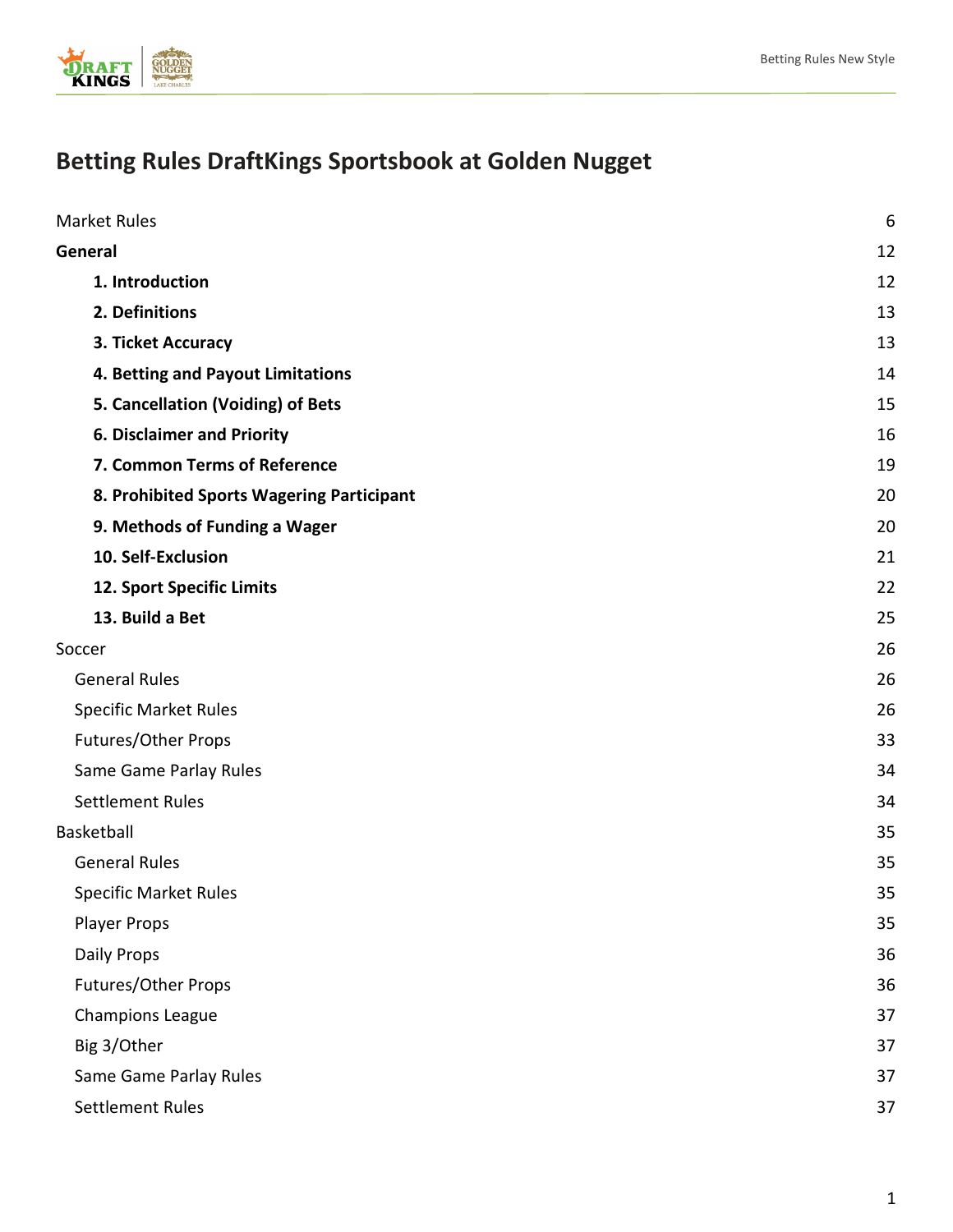# Betting Rules DraftKings Sportsbook at Golden Nugget

| | |
|---|---|
| Market Rules | 6 |
| **General** | **12** |
| **1. Introduction** | **12** |
| **2. Definitions** | **13** |
| **3. Ticket Accuracy** | **13** |
| **4. Betting and Payout Limitations** | **14** |
| **5. Cancellation (Voiding) of Bets** | **15** |
| **6. Disclaimer and Priority** | **16** |
| **7. Common Terms of Reference** | **19** |
| **8. Prohibited Sports Wagering Participant** | **20** |
| **9. Methods of Funding a Wager** | **20** |
| **10. Self-Exclusion** | **21** |
| **12. Sport Specific Limits** | **22** |
| **13. Build a Bet** | **25** |
| Soccer | 26 |
| General Rules | 26 |
| Specific Market Rules | 26 |
| Futures/Other Props | 33 |
| Same Game Parlay Rules | 34 |
| Settlement Rules | 34 |
| Basketball | 35 |
| General Rules | 35 |
| Specific Market Rules | 35 |
| Player Props | 35 |
| Daily Props | 36 |
| Futures/Other Props | 36 |
| Champions League | 37 |
| Big 3/Other | 37 |
| Same Game Parlay Rules | 37 |
| Settlement Rules | 37 |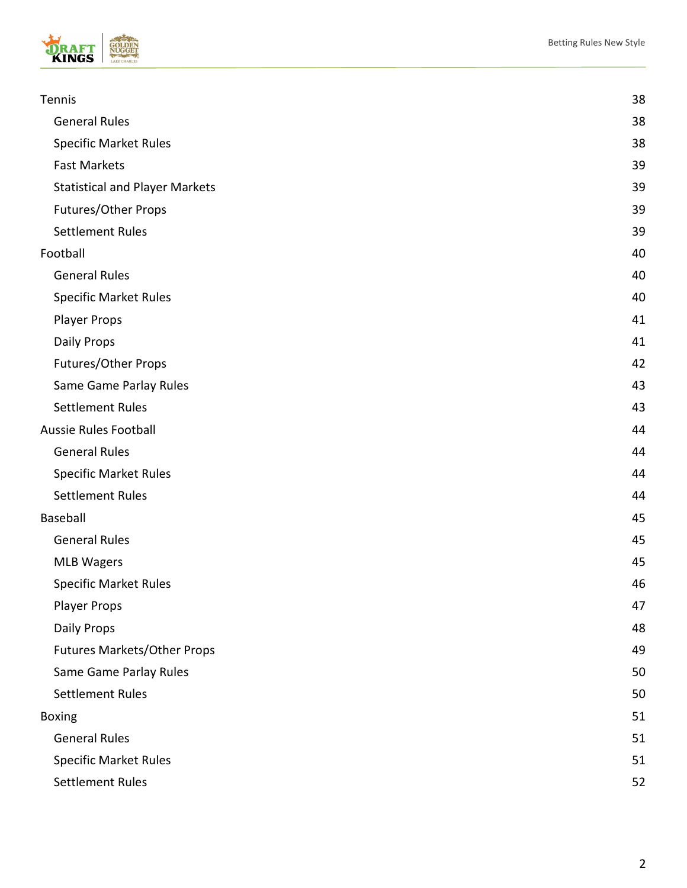Tennis 38
- General Rules 38
- Specific Market Rules 38
- Fast Markets 39
- Statistical and Player Markets 39
- Futures/Other Props 39
- Settlement Rules 39

Football 40
- General Rules 40
- Specific Market Rules 40
- Player Props 41
- Daily Props 41
- Futures/Other Props 42
- Same Game Parlay Rules 43
- Settlement Rules 43

Aussie Rules Football 44
- General Rules 44
- Specific Market Rules 44
- Settlement Rules 44

Baseball 45
- General Rules 45
- MLB Wagers 45
- Specific Market Rules 46
- Player Props 47
- Daily Props 48
- Futures Markets/Other Props 49
- Same Game Parlay Rules 50
- Settlement Rules 50

Boxing 51
- General Rules 51
- Specific Market Rules 51
- Settlement Rules 52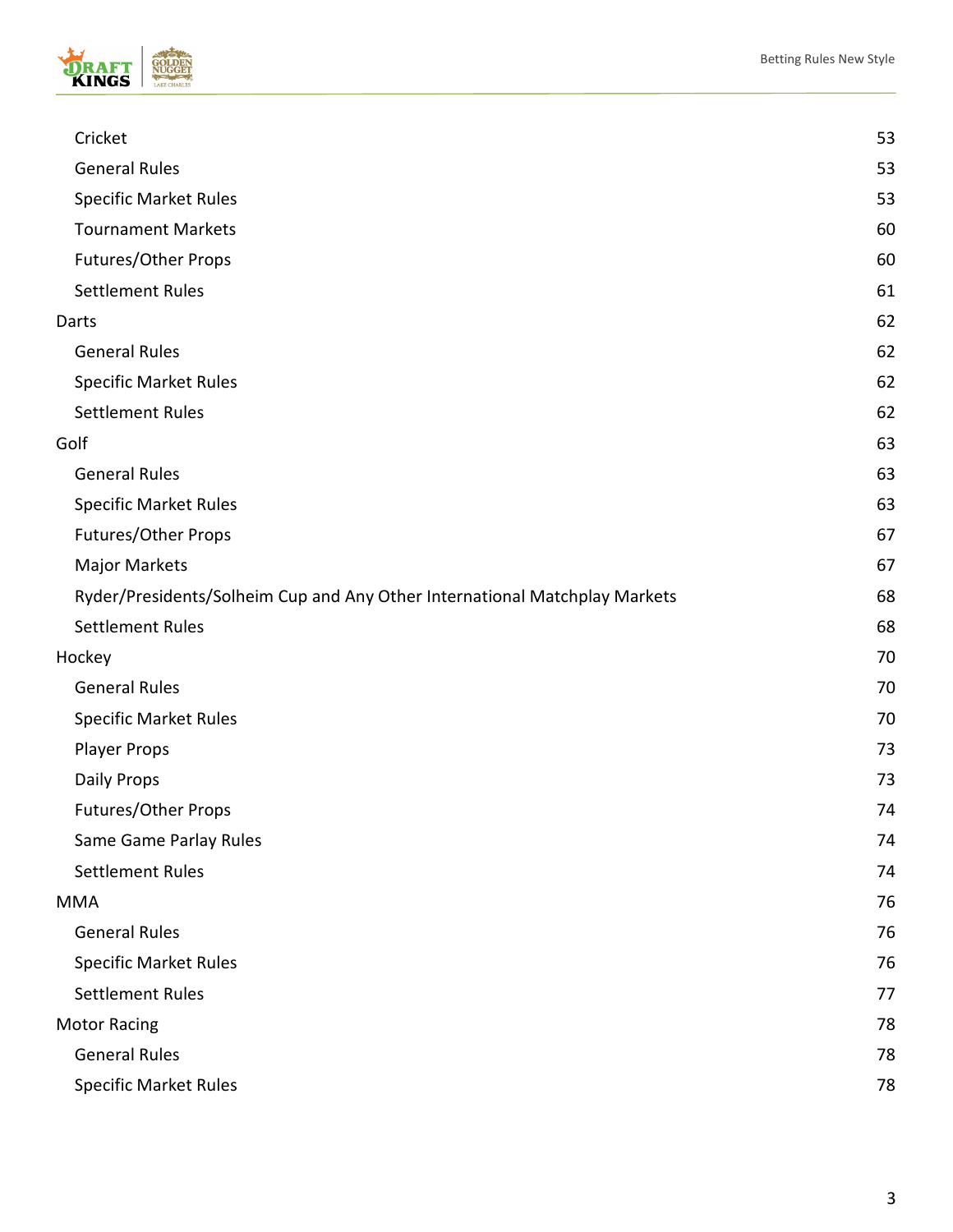- Cricket 53
  - General Rules 53
  - Specific Market Rules 53
  - Tournament Markets 60
  - Futures/Other Props 60
  - Settlement Rules 61
- Darts 62
  - General Rules 62
  - Specific Market Rules 62
  - Settlement Rules 62
- Golf 63
  - General Rules 63
  - Specific Market Rules 63
  - Futures/Other Props 67
  - Major Markets 67
  - Ryder/Presidents/Solheim Cup and Any Other International Matchplay Markets 68
  - Settlement Rules 68
- Hockey 70
  - General Rules 70
  - Specific Market Rules 70
  - Player Props 73
  - Daily Props 73
  - Futures/Other Props 74
  - Same Game Parlay Rules 74
  - Settlement Rules 74
- MMA 76
  - General Rules 76
  - Specific Market Rules 76
  - Settlement Rules 77
- Motor Racing 78
  - General Rules 78
  - Specific Market Rules 78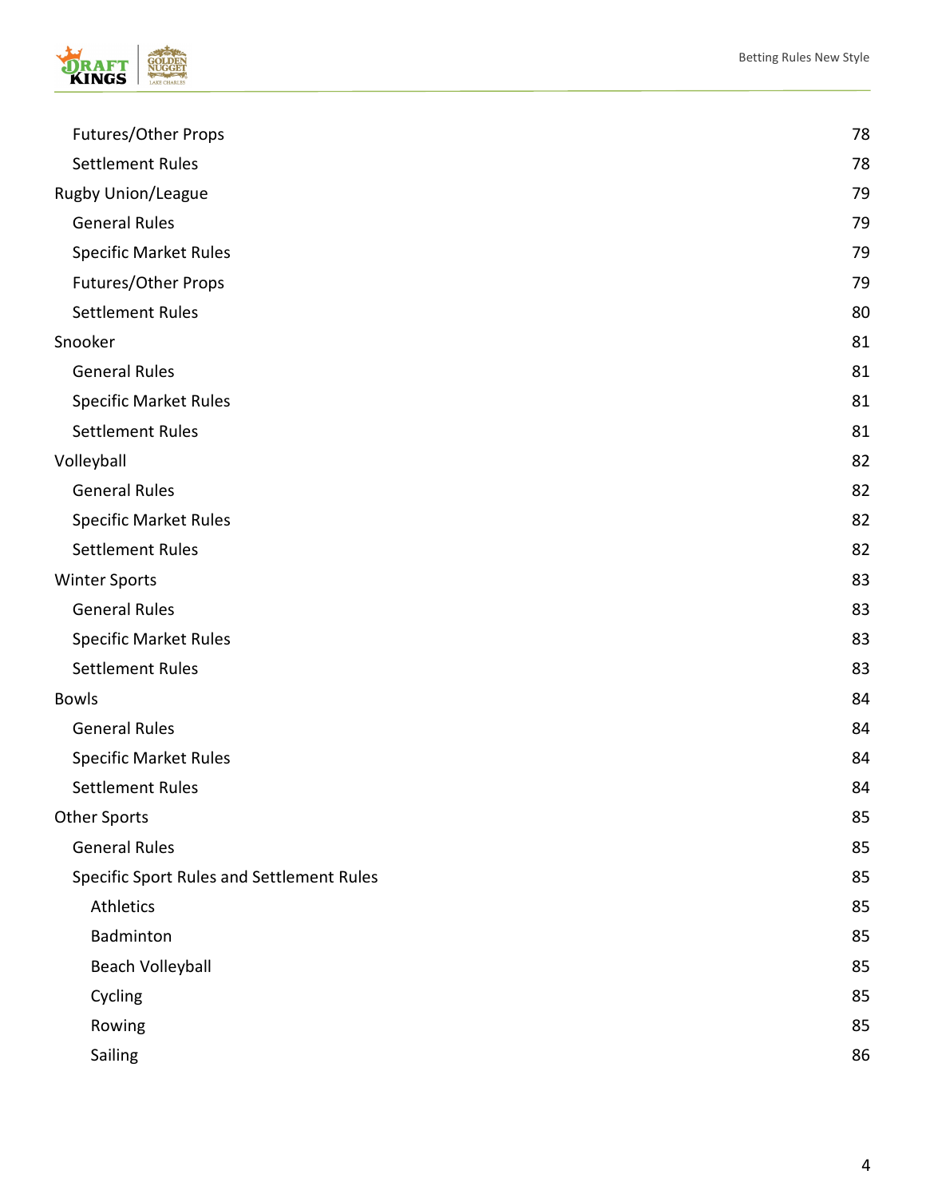- Futures/Other Props 78
- Settlement Rules 78

Rugby Union/League 79

- General Rules 79
- Specific Market Rules 79
- Futures/Other Props 79
- Settlement Rules 80

Snooker 81

- General Rules 81
- Specific Market Rules 81
- Settlement Rules 81

Volleyball 82

- General Rules 82
- Specific Market Rules 82
- Settlement Rules 82

Winter Sports 83

- General Rules 83
- Specific Market Rules 83
- Settlement Rules 83

Bowls 84

- General Rules 84
- Specific Market Rules 84
- Settlement Rules 84

Other Sports 85

- General Rules 85
- Specific Sport Rules and Settlement Rules 85
  - Athletics 85
  - Badminton 85
  - Beach Volleyball 85
  - Cycling 85
  - Rowing 85
  - Sailing 86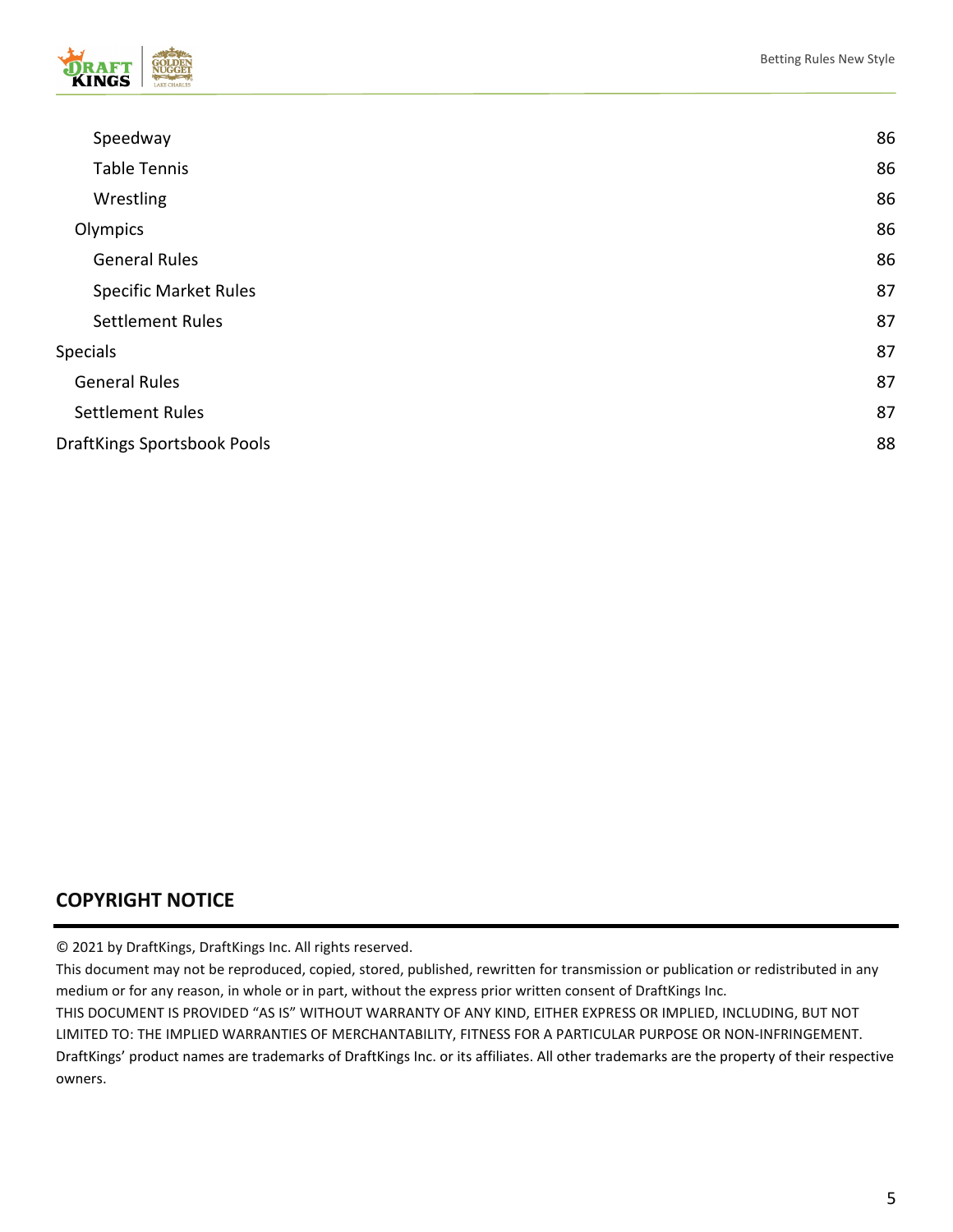Speedway 86
Table Tennis 86
Wrestling 86
Olympics 86
General Rules 86
Specific Market Rules 87
Settlement Rules 87
Specials 87
General Rules 87
Settlement Rules 87
DraftKings Sportsbook Pools 88

## COPYRIGHT NOTICE

© 2021 by DraftKings, DraftKings Inc. All rights reserved.
This document may not be reproduced, copied, stored, published, rewritten for transmission or publication or redistributed in any medium or for any reason, in whole or in part, without the express prior written consent of DraftKings Inc.
THIS DOCUMENT IS PROVIDED "AS IS" WITHOUT WARRANTY OF ANY KIND, EITHER EXPRESS OR IMPLIED, INCLUDING, BUT NOT LIMITED TO: THE IMPLIED WARRANTIES OF MERCHANTABILITY, FITNESS FOR A PARTICULAR PURPOSE OR NON-INFRINGEMENT.
DraftKings' product names are trademarks of DraftKings Inc. or its affiliates. All other trademarks are the property of their respective owners.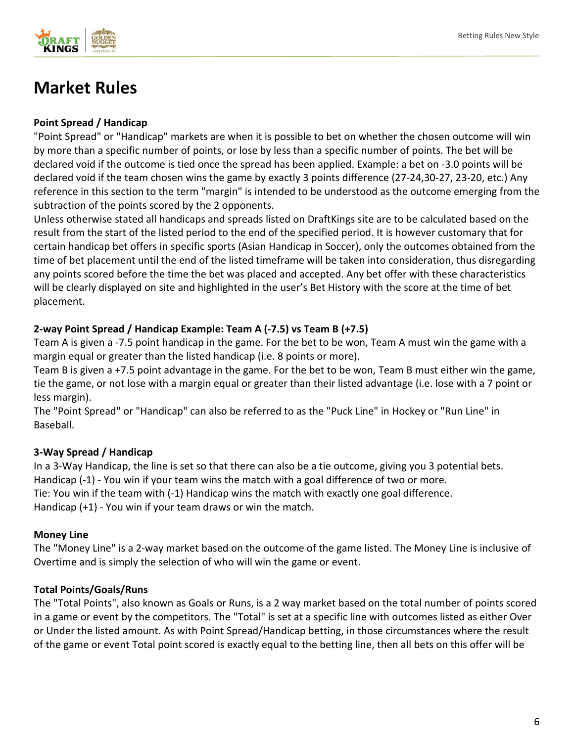# Market Rules

**Point Spread / Handicap**

"Point Spread" or "Handicap" markets are when it is possible to bet on whether the chosen outcome will win by more than a specific number of points, or lose by less than a specific number of points. The bet will be declared void if the outcome is tied once the spread has been applied. Example: a bet on -3.0 points will be declared void if the team chosen wins the game by exactly 3 points difference (27-24,30-27, 23-20, etc.) Any reference in this section to the term "margin" is intended to be understood as the outcome emerging from the subtraction of the points scored by the 2 opponents.

Unless otherwise stated all handicaps and spreads listed on DraftKings site are to be calculated based on the result from the start of the listed period to the end of the specified period. It is however customary that for certain handicap bet offers in specific sports (Asian Handicap in Soccer), only the outcomes obtained from the time of bet placement until the end of the listed timeframe will be taken into consideration, thus disregarding any points scored before the time the bet was placed and accepted. Any bet offer with these characteristics will be clearly displayed on site and highlighted in the user's Bet History with the score at the time of bet placement.

**2-way Point Spread / Handicap Example: Team A (-7.5) vs Team B (+7.5)**

Team A is given a -7.5 point handicap in the game. For the bet to be won, Team A must win the game with a margin equal or greater than the listed handicap (i.e. 8 points or more).

Team B is given a +7.5 point advantage in the game. For the bet to be won, Team B must either win the game, tie the game, or not lose with a margin equal or greater than their listed advantage (i.e. lose with a 7 point or less margin).

The "Point Spread" or "Handicap" can also be referred to as the "Puck Line" in Hockey or "Run Line" in Baseball.

**3-Way Spread / Handicap**

In a 3-Way Handicap, the line is set so that there can also be a tie outcome, giving you 3 potential bets.
Handicap (-1) - You win if your team wins the match with a goal difference of two or more.
Tie: You win if the team with (-1) Handicap wins the match with exactly one goal difference.
Handicap (+1) - You win if your team draws or win the match.

**Money Line**

The "Money Line" is a 2-way market based on the outcome of the game listed. The Money Line is inclusive of Overtime and is simply the selection of who will win the game or event.

**Total Points/Goals/Runs**

The "Total Points", also known as Goals or Runs, is a 2 way market based on the total number of points scored in a game or event by the competitors. The "Total" is set at a specific line with outcomes listed as either Over or Under the listed amount. As with Point Spread/Handicap betting, in those circumstances where the result of the game or event Total point scored is exactly equal to the betting line, then all bets on this offer will be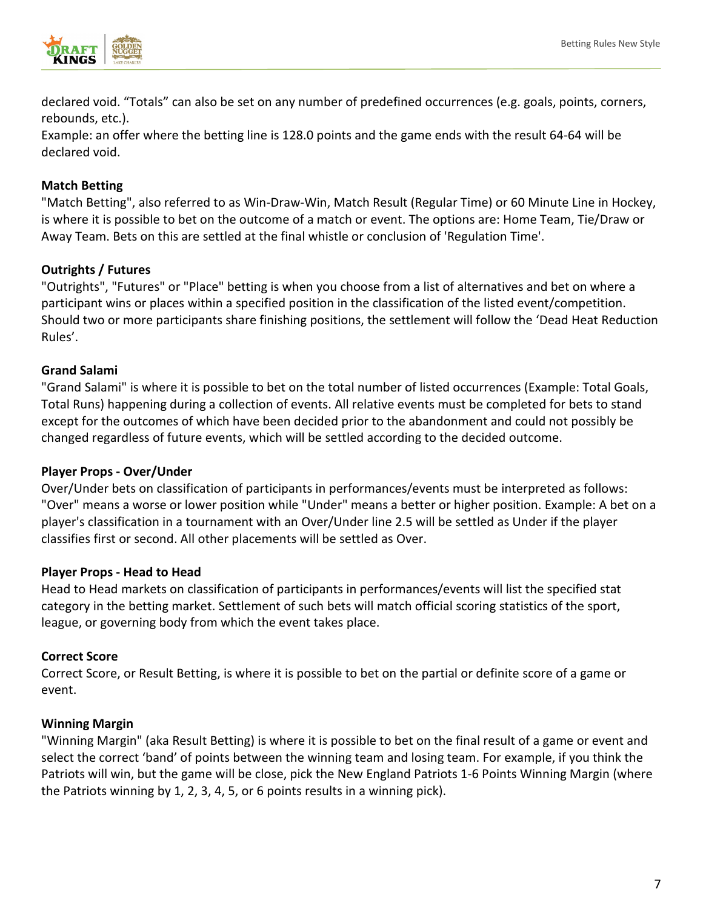declared void. “Totals” can also be set on any number of predefined occurrences (e.g. goals, points, corners, rebounds, etc.).
Example: an offer where the betting line is 128.0 points and the game ends with the result 64-64 will be declared void.

**Match Betting**
"Match Betting", also referred to as Win-Draw-Win, Match Result (Regular Time) or 60 Minute Line in Hockey, is where it is possible to bet on the outcome of a match or event. The options are: Home Team, Tie/Draw or Away Team. Bets on this are settled at the final whistle or conclusion of 'Regulation Time'.

**Outrights / Futures**
"Outrights", "Futures" or "Place" betting is when you choose from a list of alternatives and bet on where a participant wins or places within a specified position in the classification of the listed event/competition. Should two or more participants share finishing positions, the settlement will follow the ‘Dead Heat Reduction Rules’.

**Grand Salami**
"Grand Salami" is where it is possible to bet on the total number of listed occurrences (Example: Total Goals, Total Runs) happening during a collection of events. All relative events must be completed for bets to stand except for the outcomes of which have been decided prior to the abandonment and could not possibly be changed regardless of future events, which will be settled according to the decided outcome.

**Player Props - Over/Under**
Over/Under bets on classification of participants in performances/events must be interpreted as follows: "Over" means a worse or lower position while "Under" means a better or higher position. Example: A bet on a player's classification in a tournament with an Over/Under line 2.5 will be settled as Under if the player classifies first or second. All other placements will be settled as Over.

**Player Props - Head to Head**
Head to Head markets on classification of participants in performances/events will list the specified stat category in the betting market. Settlement of such bets will match official scoring statistics of the sport, league, or governing body from which the event takes place.

**Correct Score**
Correct Score, or Result Betting, is where it is possible to bet on the partial or definite score of a game or event.

**Winning Margin**
"Winning Margin" (aka Result Betting) is where it is possible to bet on the final result of a game or event and select the correct ‘band’ of points between the winning team and losing team. For example, if you think the Patriots will win, but the game will be close, pick the New England Patriots 1-6 Points Winning Margin (where the Patriots winning by 1, 2, 3, 4, 5, or 6 points results in a winning pick).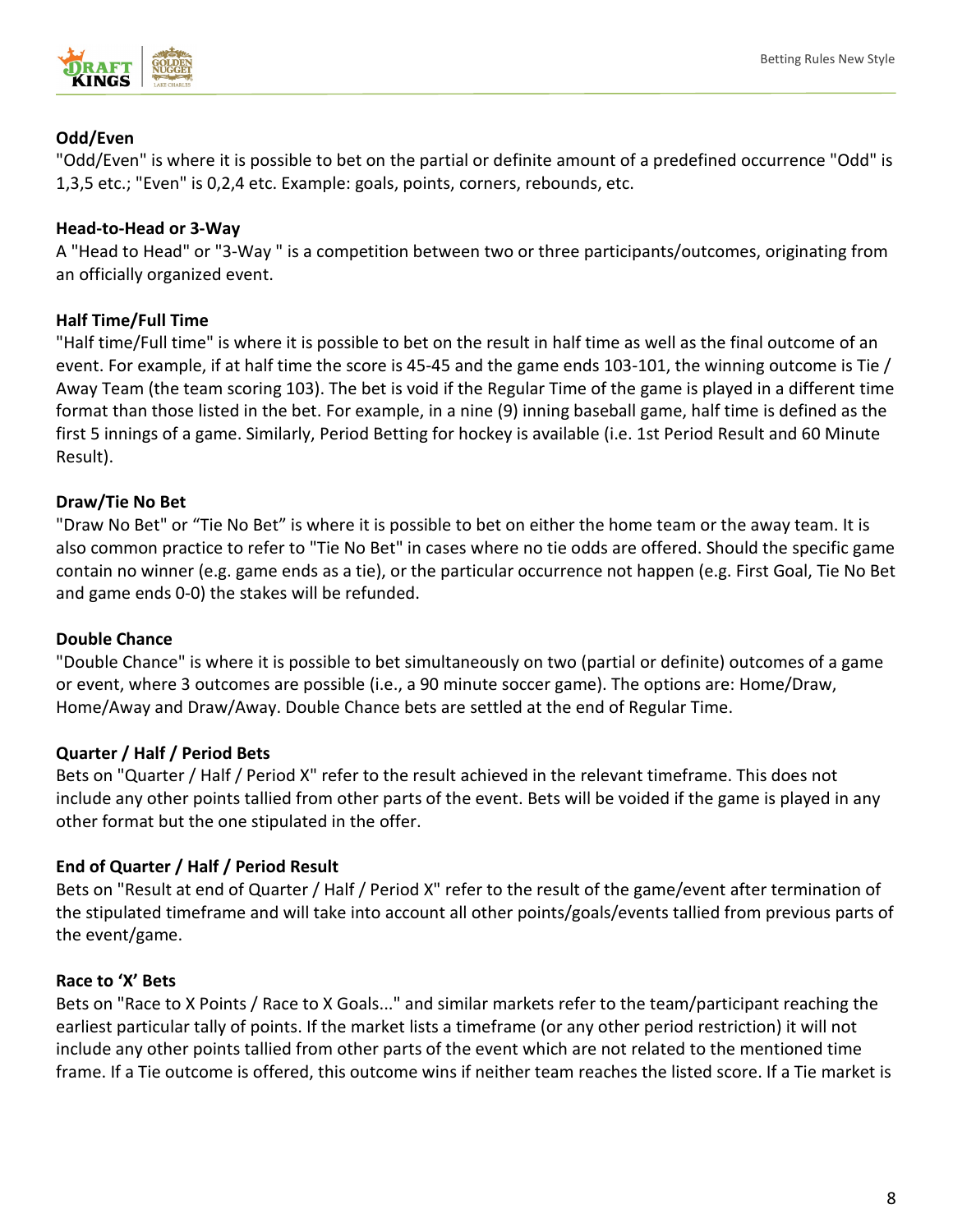**Odd/Even**

"Odd/Even" is where it is possible to bet on the partial or definite amount of a predefined occurrence "Odd" is 1,3,5 etc.; "Even" is 0,2,4 etc. Example: goals, points, corners, rebounds, etc.

**Head-to-Head or 3-Way**

A "Head to Head" or "3-Way " is a competition between two or three participants/outcomes, originating from an officially organized event.

**Half Time/Full Time**

"Half time/Full time" is where it is possible to bet on the result in half time as well as the final outcome of an event. For example, if at half time the score is 45-45 and the game ends 103-101, the winning outcome is Tie / Away Team (the team scoring 103). The bet is void if the Regular Time of the game is played in a different time format than those listed in the bet. For example, in a nine (9) inning baseball game, half time is defined as the first 5 innings of a game. Similarly, Period Betting for hockey is available (i.e. 1st Period Result and 60 Minute Result).

**Draw/Tie No Bet**

"Draw No Bet" or "Tie No Bet" is where it is possible to bet on either the home team or the away team. It is also common practice to refer to "Tie No Bet" in cases where no tie odds are offered. Should the specific game contain no winner (e.g. game ends as a tie), or the particular occurrence not happen (e.g. First Goal, Tie No Bet and game ends 0-0) the stakes will be refunded.

**Double Chance**

"Double Chance" is where it is possible to bet simultaneously on two (partial or definite) outcomes of a game or event, where 3 outcomes are possible (i.e., a 90 minute soccer game). The options are: Home/Draw, Home/Away and Draw/Away. Double Chance bets are settled at the end of Regular Time.

**Quarter / Half / Period Bets**

Bets on "Quarter / Half / Period X" refer to the result achieved in the relevant timeframe. This does not include any other points tallied from other parts of the event. Bets will be voided if the game is played in any other format but the one stipulated in the offer.

**End of Quarter / Half / Period Result**

Bets on "Result at end of Quarter / Half / Period X" refer to the result of the game/event after termination of the stipulated timeframe and will take into account all other points/goals/events tallied from previous parts of the event/game.

**Race to 'X' Bets**

Bets on "Race to X Points / Race to X Goals..." and similar markets refer to the team/participant reaching the earliest particular tally of points. If the market lists a timeframe (or any other period restriction) it will not include any other points tallied from other parts of the event which are not related to the mentioned time frame. If a Tie outcome is offered, this outcome wins if neither team reaches the listed score. If a Tie market is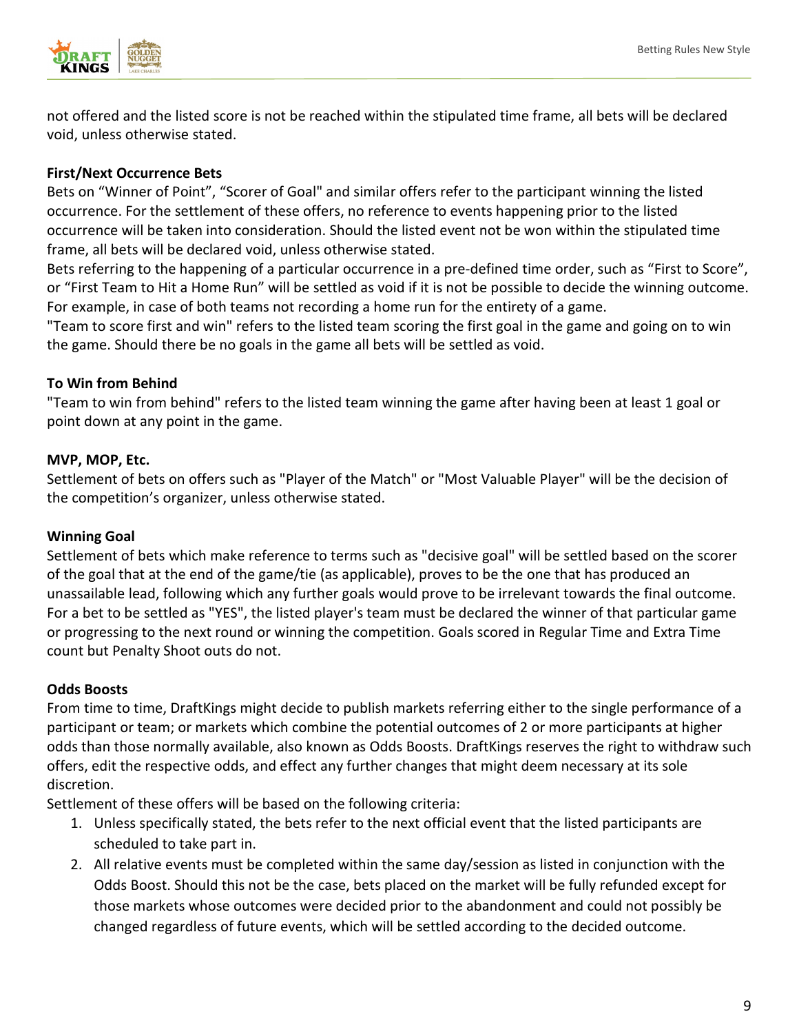not offered and the listed score is not be reached within the stipulated time frame, all bets will be declared void, unless otherwise stated.

### First/Next Occurrence Bets

Bets on "Winner of Point", "Scorer of Goal" and similar offers refer to the participant winning the listed occurrence. For the settlement of these offers, no reference to events happening prior to the listed occurrence will be taken into consideration. Should the listed event not be won within the stipulated time frame, all bets will be declared void, unless otherwise stated.

Bets referring to the happening of a particular occurrence in a pre-defined time order, such as "First to Score", or "First Team to Hit a Home Run" will be settled as void if it is not be possible to decide the winning outcome. For example, in case of both teams not recording a home run for the entirety of a game.

"Team to score first and win" refers to the listed team scoring the first goal in the game and going on to win the game. Should there be no goals in the game all bets will be settled as void.

### To Win from Behind

"Team to win from behind" refers to the listed team winning the game after having been at least 1 goal or point down at any point in the game.

### MVP, MOP, Etc.

Settlement of bets on offers such as "Player of the Match" or "Most Valuable Player" will be the decision of the competition's organizer, unless otherwise stated.

### Winning Goal

Settlement of bets which make reference to terms such as "decisive goal" will be settled based on the scorer of the goal that at the end of the game/tie (as applicable), proves to be the one that has produced an unassailable lead, following which any further goals would prove to be irrelevant towards the final outcome. For a bet to be settled as "YES", the listed player's team must be declared the winner of that particular game or progressing to the next round or winning the competition. Goals scored in Regular Time and Extra Time count but Penalty Shoot outs do not.

### Odds Boosts

From time to time, DraftKings might decide to publish markets referring either to the single performance of a participant or team; or markets which combine the potential outcomes of 2 or more participants at higher odds than those normally available, also known as Odds Boosts. DraftKings reserves the right to withdraw such offers, edit the respective odds, and effect any further changes that might deem necessary at its sole discretion.

Settlement of these offers will be based on the following criteria:

1. Unless specifically stated, the bets refer to the next official event that the listed participants are scheduled to take part in.
2. All relative events must be completed within the same day/session as listed in conjunction with the Odds Boost. Should this not be the case, bets placed on the market will be fully refunded except for those markets whose outcomes were decided prior to the abandonment and could not possibly be changed regardless of future events, which will be settled according to the decided outcome.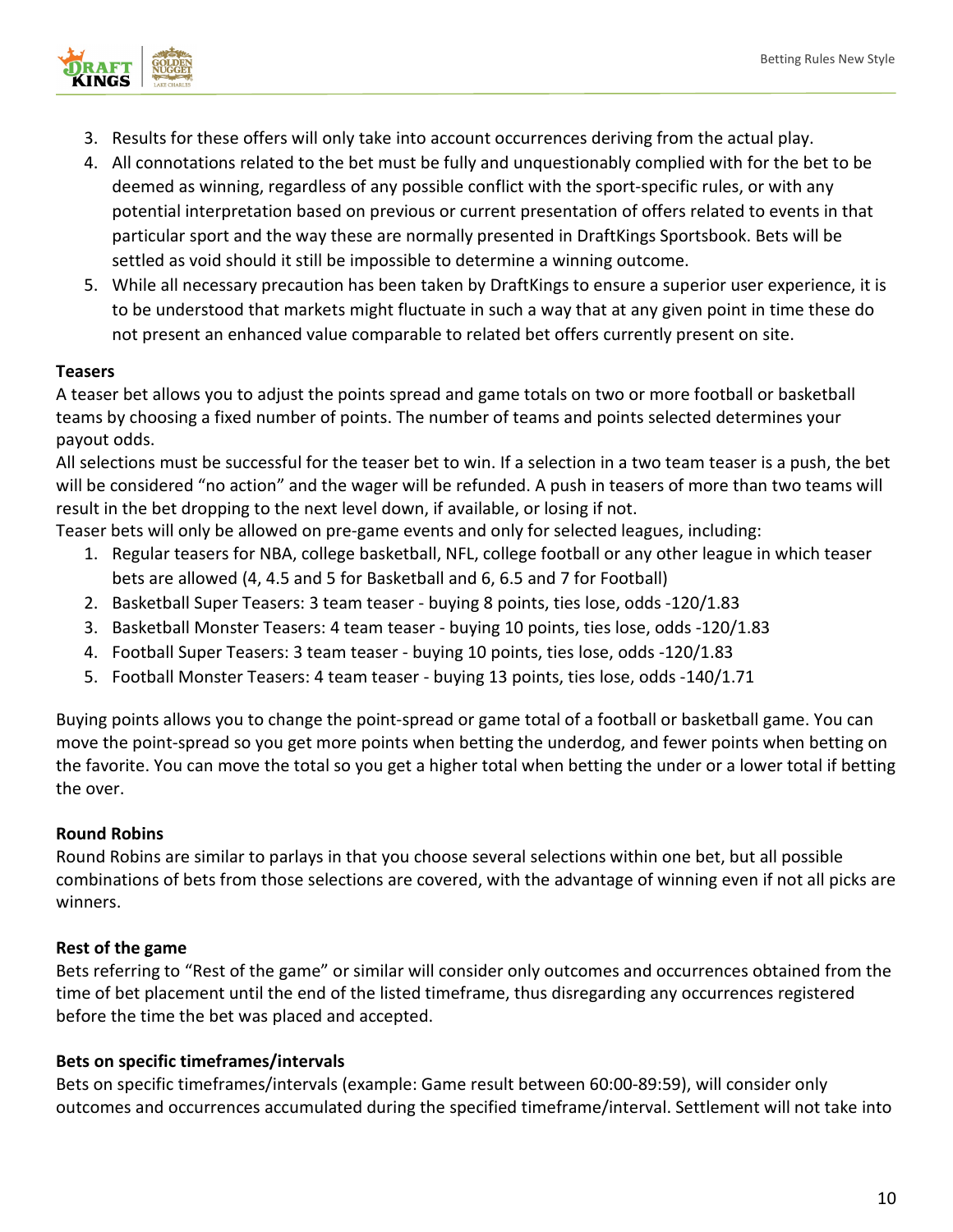3. Results for these offers will only take into account occurrences deriving from the actual play.
4. All connotations related to the bet must be fully and unquestionably complied with for the bet to be deemed as winning, regardless of any possible conflict with the sport-specific rules, or with any potential interpretation based on previous or current presentation of offers related to events in that particular sport and the way these are normally presented in DraftKings Sportsbook. Bets will be settled as void should it still be impossible to determine a winning outcome.
5. While all necessary precaution has been taken by DraftKings to ensure a superior user experience, it is to be understood that markets might fluctuate in such a way that at any given point in time these do not present an enhanced value comparable to related bet offers currently present on site.

**Teasers**

A teaser bet allows you to adjust the points spread and game totals on two or more football or basketball teams by choosing a fixed number of points. The number of teams and points selected determines your payout odds.

All selections must be successful for the teaser bet to win. If a selection in a two team teaser is a push, the bet will be considered "no action" and the wager will be refunded. A push in teasers of more than two teams will result in the bet dropping to the next level down, if available, or losing if not.

Teaser bets will only be allowed on pre-game events and only for selected leagues, including:

1. Regular teasers for NBA, college basketball, NFL, college football or any other league in which teaser bets are allowed (4, 4.5 and 5 for Basketball and 6, 6.5 and 7 for Football)
2. Basketball Super Teasers: 3 team teaser - buying 8 points, ties lose, odds -120/1.83
3. Basketball Monster Teasers: 4 team teaser - buying 10 points, ties lose, odds -120/1.83
4. Football Super Teasers: 3 team teaser - buying 10 points, ties lose, odds -120/1.83
5. Football Monster Teasers: 4 team teaser - buying 13 points, ties lose, odds -140/1.71

Buying points allows you to change the point-spread or game total of a football or basketball game. You can move the point-spread so you get more points when betting the underdog, and fewer points when betting on the favorite. You can move the total so you get a higher total when betting the under or a lower total if betting the over.

**Round Robins**

Round Robins are similar to parlays in that you choose several selections within one bet, but all possible combinations of bets from those selections are covered, with the advantage of winning even if not all picks are winners.

**Rest of the game**

Bets referring to "Rest of the game" or similar will consider only outcomes and occurrences obtained from the time of bet placement until the end of the listed timeframe, thus disregarding any occurrences registered before the time the bet was placed and accepted.

**Bets on specific timeframes/intervals**

Bets on specific timeframes/intervals (example: Game result between 60:00-89:59), will consider only outcomes and occurrences accumulated during the specified timeframe/interval. Settlement will not take into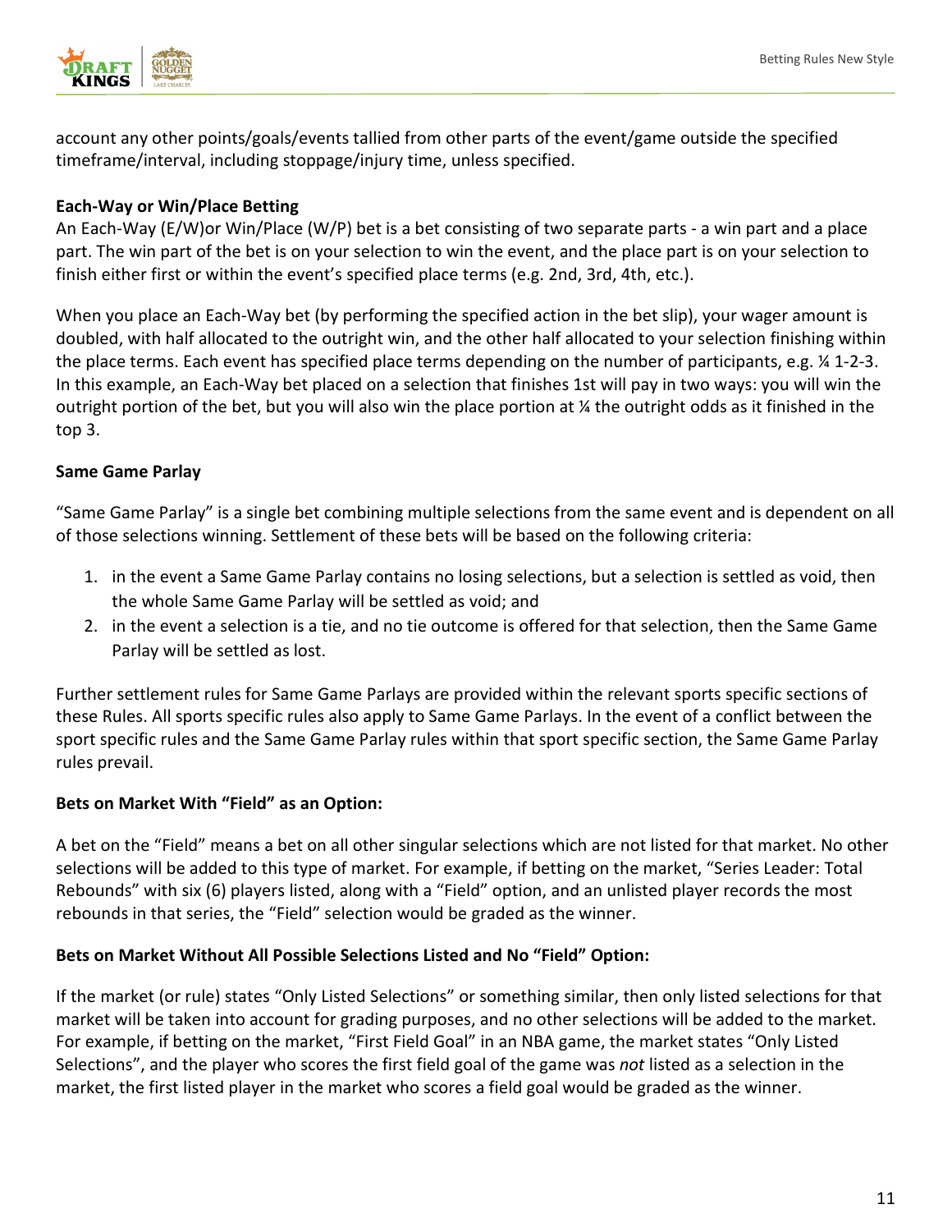account any other points/goals/events tallied from other parts of the event/game outside the specified timeframe/interval, including stoppage/injury time, unless specified.

**Each-Way or Win/Place Betting**

An Each-Way (E/W)or Win/Place (W/P) bet is a bet consisting of two separate parts - a win part and a place part. The win part of the bet is on your selection to win the event, and the place part is on your selection to finish either first or within the event's specified place terms (e.g. 2nd, 3rd, 4th, etc.).

When you place an Each-Way bet (by performing the specified action in the bet slip), your wager amount is doubled, with half allocated to the outright win, and the other half allocated to your selection finishing within the place terms. Each event has specified place terms depending on the number of participants, e.g. ¼ 1-2-3. In this example, an Each-Way bet placed on a selection that finishes 1st will pay in two ways: you will win the outright portion of the bet, but you will also win the place portion at ¼ the outright odds as it finished in the top 3.

**Same Game Parlay**

"Same Game Parlay" is a single bet combining multiple selections from the same event and is dependent on all of those selections winning. Settlement of these bets will be based on the following criteria:

1. in the event a Same Game Parlay contains no losing selections, but a selection is settled as void, then the whole Same Game Parlay will be settled as void; and
2. in the event a selection is a tie, and no tie outcome is offered for that selection, then the Same Game Parlay will be settled as lost.

Further settlement rules for Same Game Parlays are provided within the relevant sports specific sections of these Rules. All sports specific rules also apply to Same Game Parlays. In the event of a conflict between the sport specific rules and the Same Game Parlay rules within that sport specific section, the Same Game Parlay rules prevail.

**Bets on Market With "Field" as an Option:**

A bet on the "Field" means a bet on all other singular selections which are not listed for that market. No other selections will be added to this type of market. For example, if betting on the market, "Series Leader: Total Rebounds" with six (6) players listed, along with a "Field" option, and an unlisted player records the most rebounds in that series, the "Field" selection would be graded as the winner.

**Bets on Market Without All Possible Selections Listed and No "Field" Option:**

If the market (or rule) states "Only Listed Selections" or something similar, then only listed selections for that market will be taken into account for grading purposes, and no other selections will be added to the market. For example, if betting on the market, "First Field Goal" in an NBA game, the market states "Only Listed Selections", and the player who scores the first field goal of the game was *not* listed as a selection in the market, the first listed player in the market who scores a field goal would be graded as the winner.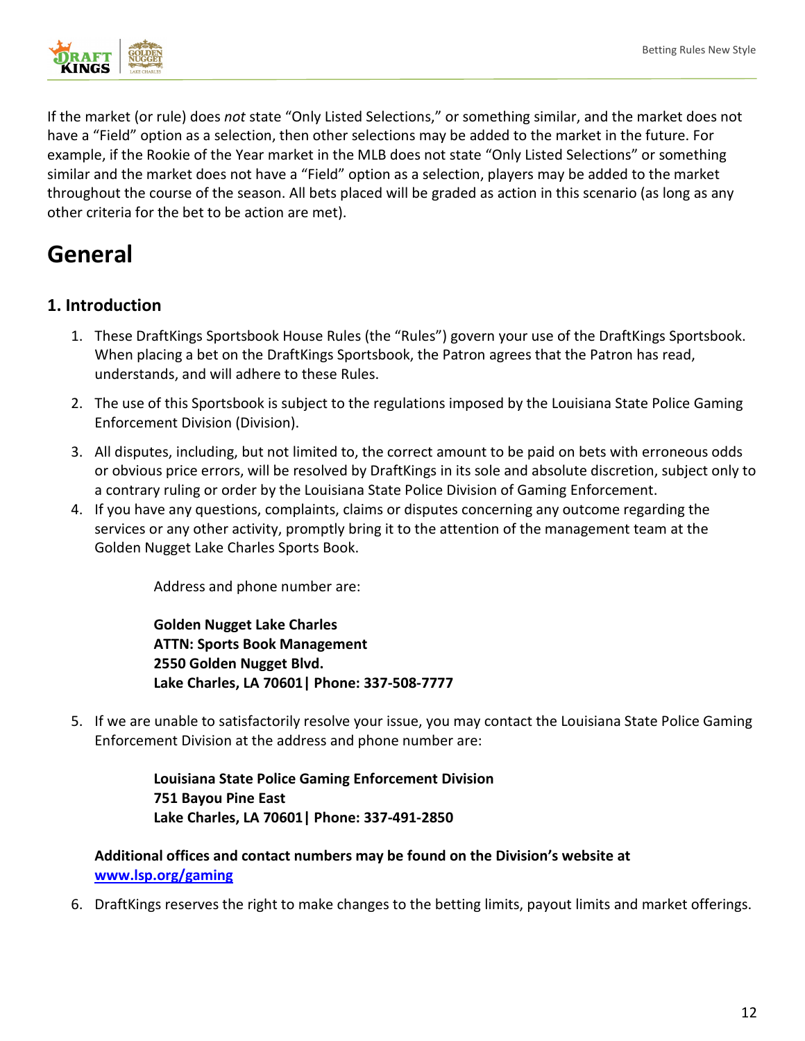If the market (or rule) does *not* state "Only Listed Selections," or something similar, and the market does not have a "Field" option as a selection, then other selections may be added to the market in the future. For example, if the Rookie of the Year market in the MLB does not state "Only Listed Selections" or something similar and the market does not have a "Field" option as a selection, players may be added to the market throughout the course of the season. All bets placed will be graded as action in this scenario (as long as any other criteria for the bet to be action are met).

# General

## 1. Introduction

1. These DraftKings Sportsbook House Rules (the "Rules") govern your use of the DraftKings Sportsbook. When placing a bet on the DraftKings Sportsbook, the Patron agrees that the Patron has read, understands, and will adhere to these Rules.
2. The use of this Sportsbook is subject to the regulations imposed by the Louisiana State Police Gaming Enforcement Division (Division).
3. All disputes, including, but not limited to, the correct amount to be paid on bets with erroneous odds or obvious price errors, will be resolved by DraftKings in its sole and absolute discretion, subject only to a contrary ruling or order by the Louisiana State Police Division of Gaming Enforcement.
4. If you have any questions, complaints, claims or disputes concerning any outcome regarding the services or any other activity, promptly bring it to the attention of the management team at the Golden Nugget Lake Charles Sports Book.

   Address and phone number are:

   **Golden Nugget Lake Charles**
   **ATTN: Sports Book Management**
   **2550 Golden Nugget Blvd.**
   **Lake Charles, LA 70601| Phone: 337-508-7777**

5. If we are unable to satisfactorily resolve your issue, you may contact the Louisiana State Police Gaming Enforcement Division at the address and phone number are:

   **Louisiana State Police Gaming Enforcement Division**
   **751 Bayou Pine East**
   **Lake Charles, LA 70601| Phone: 337-491-2850**

   **Additional offices and contact numbers may be found on the Division's website at [www.lsp.org/gaming](http://www.lsp.org/gaming)**

6. DraftKings reserves the right to make changes to the betting limits, payout limits and market offerings.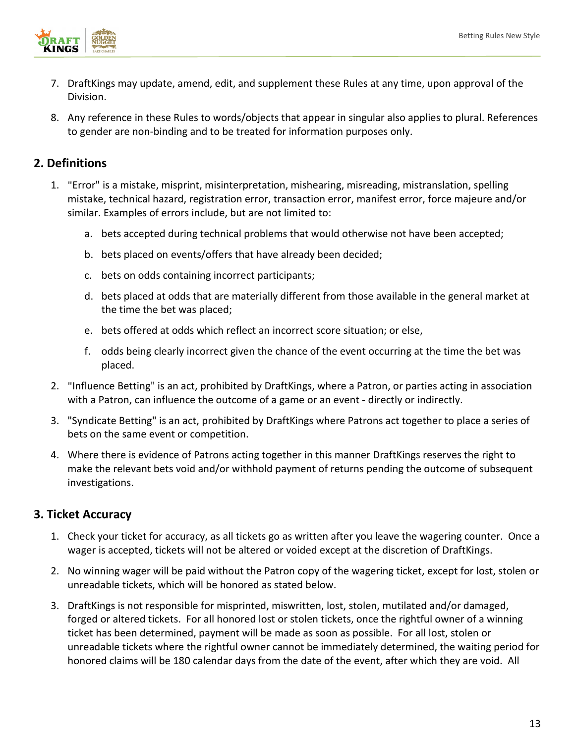7. DraftKings may update, amend, edit, and supplement these Rules at any time, upon approval of the Division.

8. Any reference in these Rules to words/objects that appear in singular also applies to plural. References to gender are non-binding and to be treated for information purposes only.

## 2. Definitions

1. "Error" is a mistake, misprint, misinterpretation, mishearing, misreading, mistranslation, spelling mistake, technical hazard, registration error, transaction error, manifest error, force majeure and/or similar. Examples of errors include, but are not limited to:

   a. bets accepted during technical problems that would otherwise not have been accepted;

   b. bets placed on events/offers that have already been decided;

   c. bets on odds containing incorrect participants;

   d. bets placed at odds that are materially different from those available in the general market at the time the bet was placed;

   e. bets offered at odds which reflect an incorrect score situation; or else,

   f. odds being clearly incorrect given the chance of the event occurring at the time the bet was placed.

2. "Influence Betting" is an act, prohibited by DraftKings, where a Patron, or parties acting in association with a Patron, can influence the outcome of a game or an event - directly or indirectly.

3. "Syndicate Betting" is an act, prohibited by DraftKings where Patrons act together to place a series of bets on the same event or competition.

4. Where there is evidence of Patrons acting together in this manner DraftKings reserves the right to make the relevant bets void and/or withhold payment of returns pending the outcome of subsequent investigations.

## 3. Ticket Accuracy

1. Check your ticket for accuracy, as all tickets go as written after you leave the wagering counter. Once a wager is accepted, tickets will not be altered or voided except at the discretion of DraftKings.

2. No winning wager will be paid without the Patron copy of the wagering ticket, except for lost, stolen or unreadable tickets, which will be honored as stated below.

3. DraftKings is not responsible for misprinted, miswritten, lost, stolen, mutilated and/or damaged, forged or altered tickets. For all honored lost or stolen tickets, once the rightful owner of a winning ticket has been determined, payment will be made as soon as possible. For all lost, stolen or unreadable tickets where the rightful owner cannot be immediately determined, the waiting period for honored claims will be 180 calendar days from the date of the event, after which they are void. All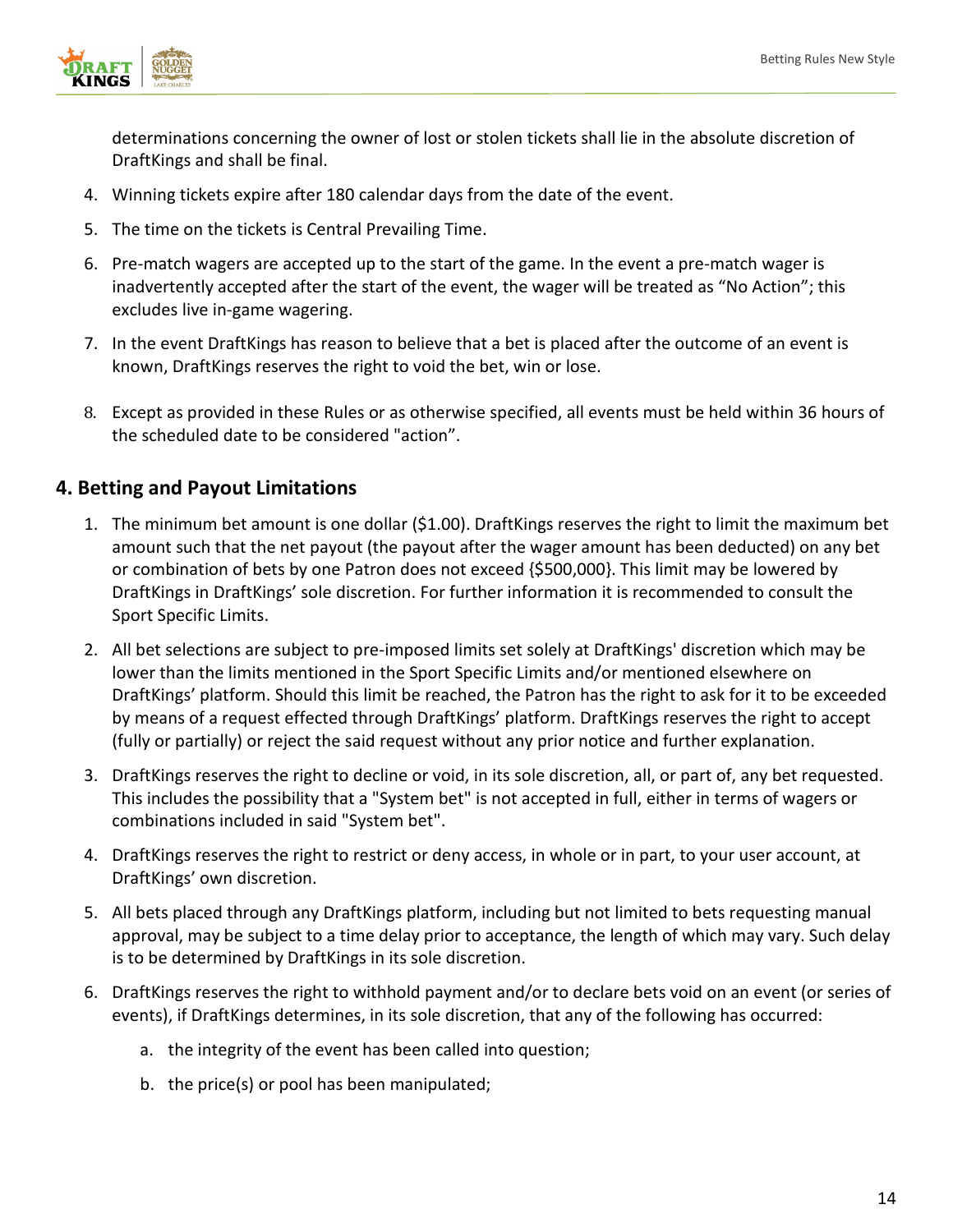determinations concerning the owner of lost or stolen tickets shall lie in the absolute discretion of DraftKings and shall be final.

4. Winning tickets expire after 180 calendar days from the date of the event.
5. The time on the tickets is Central Prevailing Time.
6. Pre-match wagers are accepted up to the start of the game. In the event a pre-match wager is inadvertently accepted after the start of the event, the wager will be treated as "No Action"; this excludes live in-game wagering.
7. In the event DraftKings has reason to believe that a bet is placed after the outcome of an event is known, DraftKings reserves the right to void the bet, win or lose.
8. Except as provided in these Rules or as otherwise specified, all events must be held within 36 hours of the scheduled date to be considered "action".

## 4. Betting and Payout Limitations

1. The minimum bet amount is one dollar ($1.00). DraftKings reserves the right to limit the maximum bet amount such that the net payout (the payout after the wager amount has been deducted) on any bet or combination of bets by one Patron does not exceed {$500,000}. This limit may be lowered by DraftKings in DraftKings' sole discretion. For further information it is recommended to consult the Sport Specific Limits.
2. All bet selections are subject to pre-imposed limits set solely at DraftKings' discretion which may be lower than the limits mentioned in the Sport Specific Limits and/or mentioned elsewhere on DraftKings' platform. Should this limit be reached, the Patron has the right to ask for it to be exceeded by means of a request effected through DraftKings' platform. DraftKings reserves the right to accept (fully or partially) or reject the said request without any prior notice and further explanation.
3. DraftKings reserves the right to decline or void, in its sole discretion, all, or part of, any bet requested. This includes the possibility that a "System bet" is not accepted in full, either in terms of wagers or combinations included in said "System bet".
4. DraftKings reserves the right to restrict or deny access, in whole or in part, to your user account, at DraftKings' own discretion.
5. All bets placed through any DraftKings platform, including but not limited to bets requesting manual approval, may be subject to a time delay prior to acceptance, the length of which may vary. Such delay is to be determined by DraftKings in its sole discretion.
6. DraftKings reserves the right to withhold payment and/or to declare bets void on an event (or series of events), if DraftKings determines, in its sole discretion, that any of the following has occurred:
   a. the integrity of the event has been called into question;
   b. the price(s) or pool has been manipulated;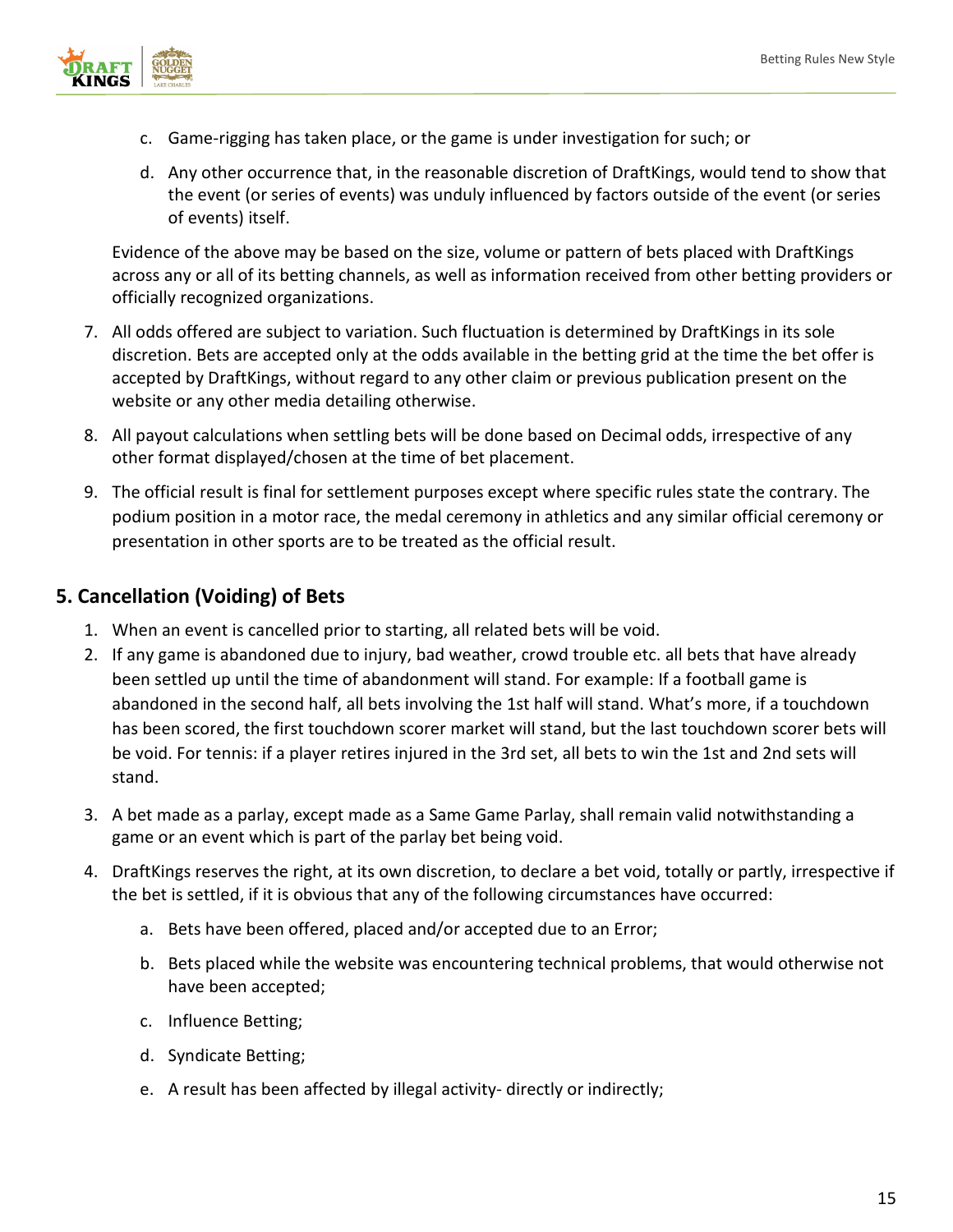c. Game-rigging has taken place, or the game is under investigation for such; or

d. Any other occurrence that, in the reasonable discretion of DraftKings, would tend to show that the event (or series of events) was unduly influenced by factors outside of the event (or series of events) itself.

Evidence of the above may be based on the size, volume or pattern of bets placed with DraftKings across any or all of its betting channels, as well as information received from other betting providers or officially recognized organizations.

7. All odds offered are subject to variation. Such fluctuation is determined by DraftKings in its sole discretion. Bets are accepted only at the odds available in the betting grid at the time the bet offer is accepted by DraftKings, without regard to any other claim or previous publication present on the website or any other media detailing otherwise.

8. All payout calculations when settling bets will be done based on Decimal odds, irrespective of any other format displayed/chosen at the time of bet placement.

9. The official result is final for settlement purposes except where specific rules state the contrary. The podium position in a motor race, the medal ceremony in athletics and any similar official ceremony or presentation in other sports are to be treated as the official result.

## 5. Cancellation (Voiding) of Bets

1. When an event is cancelled prior to starting, all related bets will be void.
2. If any game is abandoned due to injury, bad weather, crowd trouble etc. all bets that have already been settled up until the time of abandonment will stand. For example: If a football game is abandoned in the second half, all bets involving the 1st half will stand. What's more, if a touchdown has been scored, the first touchdown scorer market will stand, but the last touchdown scorer bets will be void. For tennis: if a player retires injured in the 3rd set, all bets to win the 1st and 2nd sets will stand.
3. A bet made as a parlay, except made as a Same Game Parlay, shall remain valid notwithstanding a game or an event which is part of the parlay bet being void.
4. DraftKings reserves the right, at its own discretion, to declare a bet void, totally or partly, irrespective if the bet is settled, if it is obvious that any of the following circumstances have occurred:

   a. Bets have been offered, placed and/or accepted due to an Error;

   b. Bets placed while the website was encountering technical problems, that would otherwise not have been accepted;

   c. Influence Betting;

   d. Syndicate Betting;

   e. A result has been affected by illegal activity- directly or indirectly;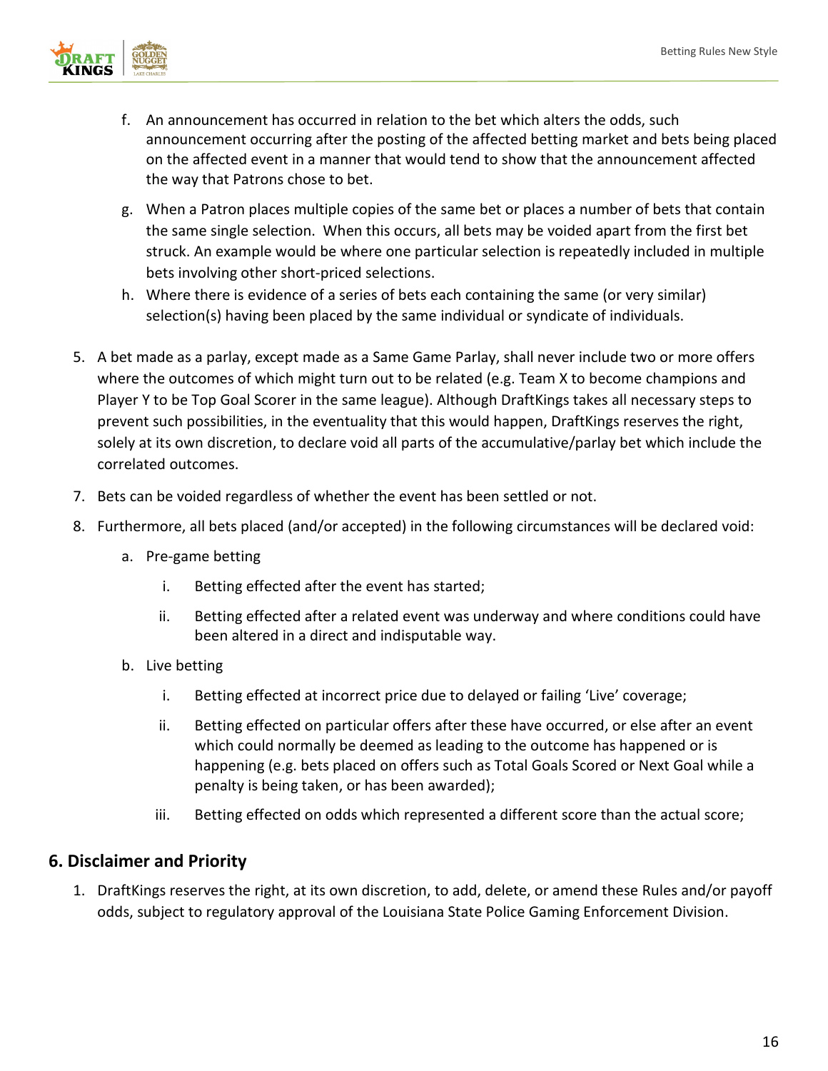f. An announcement has occurred in relation to the bet which alters the odds, such announcement occurring after the posting of the affected betting market and bets being placed on the affected event in a manner that would tend to show that the announcement affected the way that Patrons chose to bet.

g. When a Patron places multiple copies of the same bet or places a number of bets that contain the same single selection. When this occurs, all bets may be voided apart from the first bet struck. An example would be where one particular selection is repeatedly included in multiple bets involving other short-priced selections.

h. Where there is evidence of a series of bets each containing the same (or very similar) selection(s) having been placed by the same individual or syndicate of individuals.

5. A bet made as a parlay, except made as a Same Game Parlay, shall never include two or more offers where the outcomes of which might turn out to be related (e.g. Team X to become champions and Player Y to be Top Goal Scorer in the same league). Although DraftKings takes all necessary steps to prevent such possibilities, in the eventuality that this would happen, DraftKings reserves the right, solely at its own discretion, to declare void all parts of the accumulative/parlay bet which include the correlated outcomes.

7. Bets can be voided regardless of whether the event has been settled or not.

8. Furthermore, all bets placed (and/or accepted) in the following circumstances will be declared void:

   a. Pre-game betting

      i. Betting effected after the event has started;

      ii. Betting effected after a related event was underway and where conditions could have been altered in a direct and indisputable way.

   b. Live betting

      i. Betting effected at incorrect price due to delayed or failing 'Live' coverage;

      ii. Betting effected on particular offers after these have occurred, or else after an event which could normally be deemed as leading to the outcome has happened or is happening (e.g. bets placed on offers such as Total Goals Scored or Next Goal while a penalty is being taken, or has been awarded);

      iii. Betting effected on odds which represented a different score than the actual score;

## 6. Disclaimer and Priority

1. DraftKings reserves the right, at its own discretion, to add, delete, or amend these Rules and/or payoff odds, subject to regulatory approval of the Louisiana State Police Gaming Enforcement Division.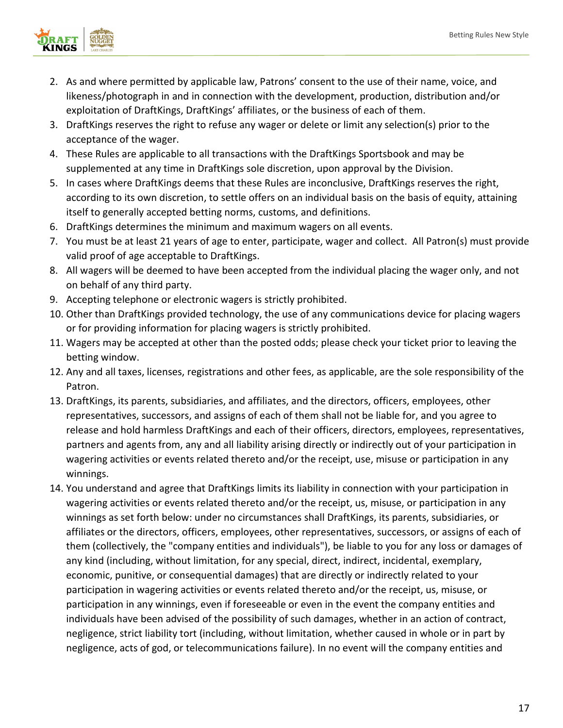2. As and where permitted by applicable law, Patrons' consent to the use of their name, voice, and likeness/photograph in and in connection with the development, production, distribution and/or exploitation of DraftKings, DraftKings' affiliates, or the business of each of them.
3. DraftKings reserves the right to refuse any wager or delete or limit any selection(s) prior to the acceptance of the wager.
4. These Rules are applicable to all transactions with the DraftKings Sportsbook and may be supplemented at any time in DraftKings sole discretion, upon approval by the Division.
5. In cases where DraftKings deems that these Rules are inconclusive, DraftKings reserves the right, according to its own discretion, to settle offers on an individual basis on the basis of equity, attaining itself to generally accepted betting norms, customs, and definitions.
6. DraftKings determines the minimum and maximum wagers on all events.
7. You must be at least 21 years of age to enter, participate, wager and collect. All Patron(s) must provide valid proof of age acceptable to DraftKings.
8. All wagers will be deemed to have been accepted from the individual placing the wager only, and not on behalf of any third party.
9. Accepting telephone or electronic wagers is strictly prohibited.
10. Other than DraftKings provided technology, the use of any communications device for placing wagers or for providing information for placing wagers is strictly prohibited.
11. Wagers may be accepted at other than the posted odds; please check your ticket prior to leaving the betting window.
12. Any and all taxes, licenses, registrations and other fees, as applicable, are the sole responsibility of the Patron.
13. DraftKings, its parents, subsidiaries, and affiliates, and the directors, officers, employees, other representatives, successors, and assigns of each of them shall not be liable for, and you agree to release and hold harmless DraftKings and each of their officers, directors, employees, representatives, partners and agents from, any and all liability arising directly or indirectly out of your participation in wagering activities or events related thereto and/or the receipt, use, misuse or participation in any winnings.
14. You understand and agree that DraftKings limits its liability in connection with your participation in wagering activities or events related thereto and/or the receipt, us, misuse, or participation in any winnings as set forth below: under no circumstances shall DraftKings, its parents, subsidiaries, or affiliates or the directors, officers, employees, other representatives, successors, or assigns of each of them (collectively, the "company entities and individuals"), be liable to you for any loss or damages of any kind (including, without limitation, for any special, direct, indirect, incidental, exemplary, economic, punitive, or consequential damages) that are directly or indirectly related to your participation in wagering activities or events related thereto and/or the receipt, us, misuse, or participation in any winnings, even if foreseeable or even in the event the company entities and individuals have been advised of the possibility of such damages, whether in an action of contract, negligence, strict liability tort (including, without limitation, whether caused in whole or in part by negligence, acts of god, or telecommunications failure). In no event will the company entities and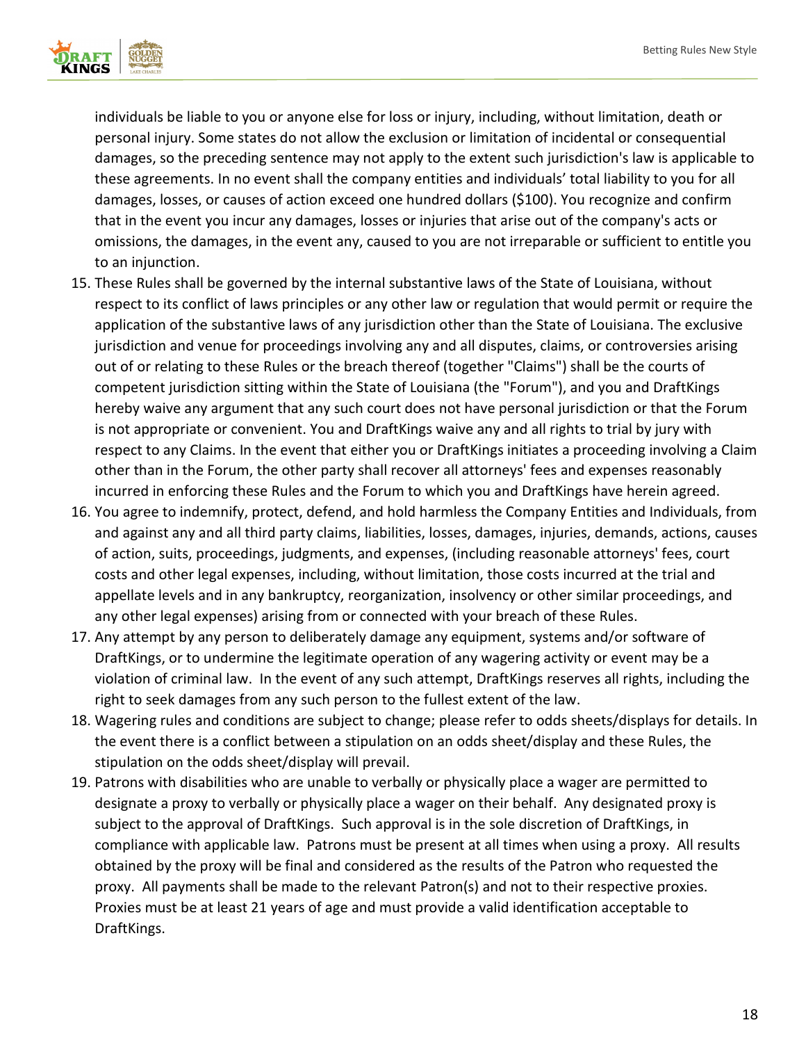individuals be liable to you or anyone else for loss or injury, including, without limitation, death or personal injury. Some states do not allow the exclusion or limitation of incidental or consequential damages, so the preceding sentence may not apply to the extent such jurisdiction's law is applicable to these agreements. In no event shall the company entities and individuals' total liability to you for all damages, losses, or causes of action exceed one hundred dollars ($100). You recognize and confirm that in the event you incur any damages, losses or injuries that arise out of the company's acts or omissions, the damages, in the event any, caused to you are not irreparable or sufficient to entitle you to an injunction.

15. These Rules shall be governed by the internal substantive laws of the State of Louisiana, without respect to its conflict of laws principles or any other law or regulation that would permit or require the application of the substantive laws of any jurisdiction other than the State of Louisiana. The exclusive jurisdiction and venue for proceedings involving any and all disputes, claims, or controversies arising out of or relating to these Rules or the breach thereof (together "Claims") shall be the courts of competent jurisdiction sitting within the State of Louisiana (the "Forum"), and you and DraftKings hereby waive any argument that any such court does not have personal jurisdiction or that the Forum is not appropriate or convenient. You and DraftKings waive any and all rights to trial by jury with respect to any Claims. In the event that either you or DraftKings initiates a proceeding involving a Claim other than in the Forum, the other party shall recover all attorneys' fees and expenses reasonably incurred in enforcing these Rules and the Forum to which you and DraftKings have herein agreed.
16. You agree to indemnify, protect, defend, and hold harmless the Company Entities and Individuals, from and against any and all third party claims, liabilities, losses, damages, injuries, demands, actions, causes of action, suits, proceedings, judgments, and expenses, (including reasonable attorneys' fees, court costs and other legal expenses, including, without limitation, those costs incurred at the trial and appellate levels and in any bankruptcy, reorganization, insolvency or other similar proceedings, and any other legal expenses) arising from or connected with your breach of these Rules.
17. Any attempt by any person to deliberately damage any equipment, systems and/or software of DraftKings, or to undermine the legitimate operation of any wagering activity or event may be a violation of criminal law. In the event of any such attempt, DraftKings reserves all rights, including the right to seek damages from any such person to the fullest extent of the law.
18. Wagering rules and conditions are subject to change; please refer to odds sheets/displays for details. In the event there is a conflict between a stipulation on an odds sheet/display and these Rules, the stipulation on the odds sheet/display will prevail.
19. Patrons with disabilities who are unable to verbally or physically place a wager are permitted to designate a proxy to verbally or physically place a wager on their behalf. Any designated proxy is subject to the approval of DraftKings. Such approval is in the sole discretion of DraftKings, in compliance with applicable law. Patrons must be present at all times when using a proxy. All results obtained by the proxy will be final and considered as the results of the Patron who requested the proxy. All payments shall be made to the relevant Patron(s) and not to their respective proxies. Proxies must be at least 21 years of age and must provide a valid identification acceptable to DraftKings.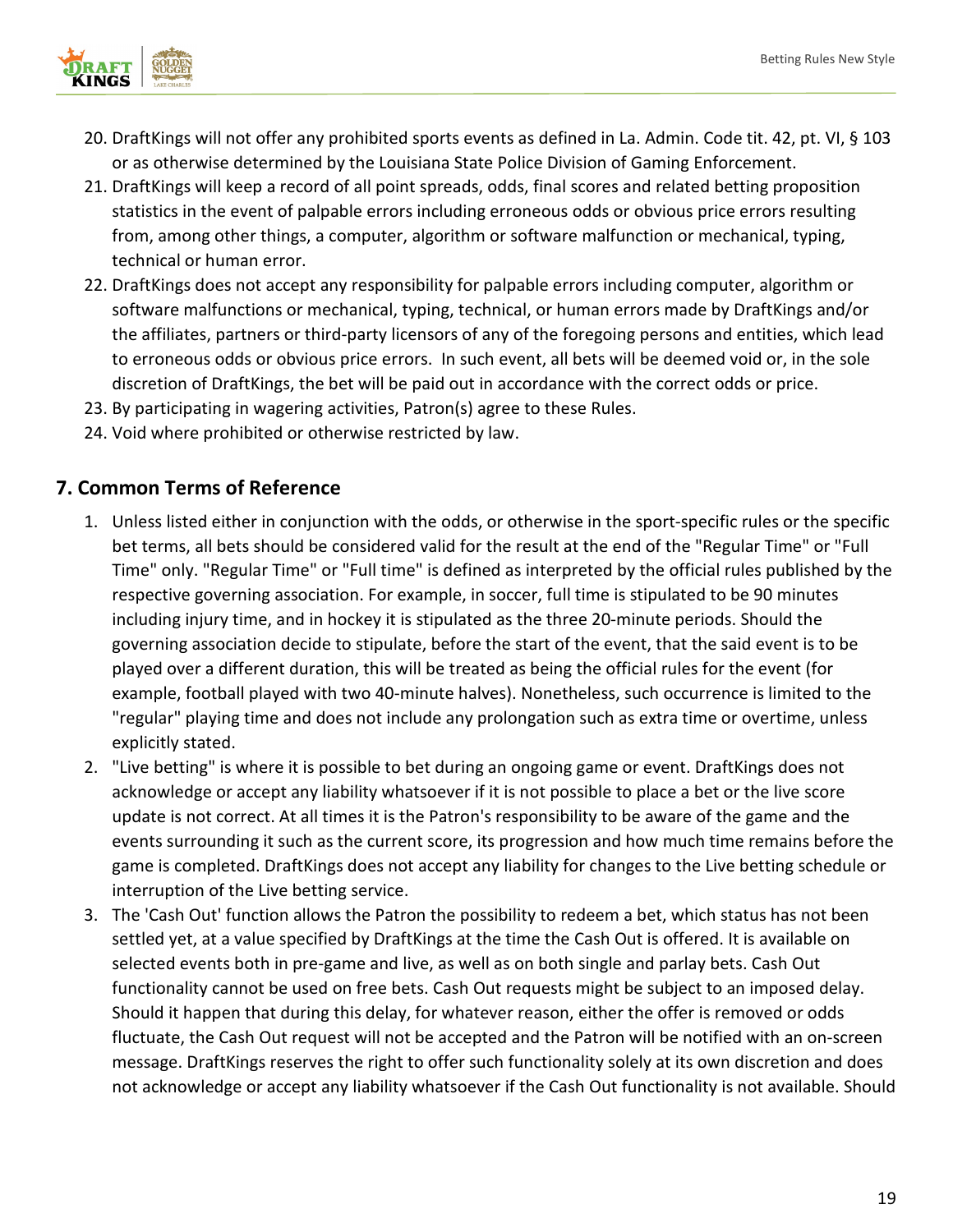20. DraftKings will not offer any prohibited sports events as defined in La. Admin. Code tit. 42, pt. VI, § 103 or as otherwise determined by the Louisiana State Police Division of Gaming Enforcement.
21. DraftKings will keep a record of all point spreads, odds, final scores and related betting proposition statistics in the event of palpable errors including erroneous odds or obvious price errors resulting from, among other things, a computer, algorithm or software malfunction or mechanical, typing, technical or human error.
22. DraftKings does not accept any responsibility for palpable errors including computer, algorithm or software malfunctions or mechanical, typing, technical, or human errors made by DraftKings and/or the affiliates, partners or third-party licensors of any of the foregoing persons and entities, which lead to erroneous odds or obvious price errors. In such event, all bets will be deemed void or, in the sole discretion of DraftKings, the bet will be paid out in accordance with the correct odds or price.
23. By participating in wagering activities, Patron(s) agree to these Rules.
24. Void where prohibited or otherwise restricted by law.

## 7. Common Terms of Reference

1. Unless listed either in conjunction with the odds, or otherwise in the sport-specific rules or the specific bet terms, all bets should be considered valid for the result at the end of the "Regular Time" or "Full Time" only. "Regular Time" or "Full time" is defined as interpreted by the official rules published by the respective governing association. For example, in soccer, full time is stipulated to be 90 minutes including injury time, and in hockey it is stipulated as the three 20-minute periods. Should the governing association decide to stipulate, before the start of the event, that the said event is to be played over a different duration, this will be treated as being the official rules for the event (for example, football played with two 40-minute halves). Nonetheless, such occurrence is limited to the "regular" playing time and does not include any prolongation such as extra time or overtime, unless explicitly stated.
2. "Live betting" is where it is possible to bet during an ongoing game or event. DraftKings does not acknowledge or accept any liability whatsoever if it is not possible to place a bet or the live score update is not correct. At all times it is the Patron's responsibility to be aware of the game and the events surrounding it such as the current score, its progression and how much time remains before the game is completed. DraftKings does not accept any liability for changes to the Live betting schedule or interruption of the Live betting service.
3. The 'Cash Out' function allows the Patron the possibility to redeem a bet, which status has not been settled yet, at a value specified by DraftKings at the time the Cash Out is offered. It is available on selected events both in pre-game and live, as well as on both single and parlay bets. Cash Out functionality cannot be used on free bets. Cash Out requests might be subject to an imposed delay. Should it happen that during this delay, for whatever reason, either the offer is removed or odds fluctuate, the Cash Out request will not be accepted and the Patron will be notified with an on-screen message. DraftKings reserves the right to offer such functionality solely at its own discretion and does not acknowledge or accept any liability whatsoever if the Cash Out functionality is not available. Should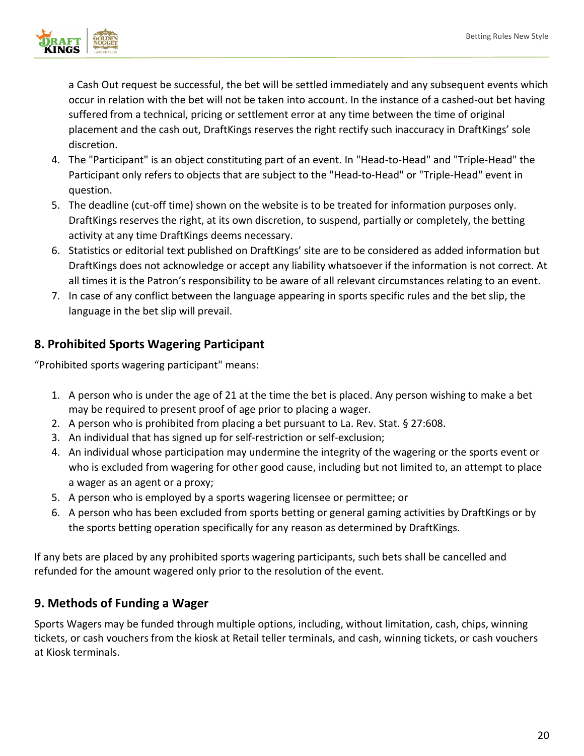a Cash Out request be successful, the bet will be settled immediately and any subsequent events which occur in relation with the bet will not be taken into account. In the instance of a cashed-out bet having suffered from a technical, pricing or settlement error at any time between the time of original placement and the cash out, DraftKings reserves the right rectify such inaccuracy in DraftKings' sole discretion.

4. The "Participant" is an object constituting part of an event. In "Head-to-Head" and "Triple-Head" the Participant only refers to objects that are subject to the "Head-to-Head" or "Triple-Head" event in question.
5. The deadline (cut-off time) shown on the website is to be treated for information purposes only. DraftKings reserves the right, at its own discretion, to suspend, partially or completely, the betting activity at any time DraftKings deems necessary.
6. Statistics or editorial text published on DraftKings' site are to be considered as added information but DraftKings does not acknowledge or accept any liability whatsoever if the information is not correct. At all times it is the Patron's responsibility to be aware of all relevant circumstances relating to an event.
7. In case of any conflict between the language appearing in sports specific rules and the bet slip, the language in the bet slip will prevail.

## 8. Prohibited Sports Wagering Participant

"Prohibited sports wagering participant" means:

1. A person who is under the age of 21 at the time the bet is placed. Any person wishing to make a bet may be required to present proof of age prior to placing a wager.
2. A person who is prohibited from placing a bet pursuant to La. Rev. Stat. § 27:608.
3. An individual that has signed up for self-restriction or self-exclusion;
4. An individual whose participation may undermine the integrity of the wagering or the sports event or who is excluded from wagering for other good cause, including but not limited to, an attempt to place a wager as an agent or a proxy;
5. A person who is employed by a sports wagering licensee or permittee; or
6. A person who has been excluded from sports betting or general gaming activities by DraftKings or by the sports betting operation specifically for any reason as determined by DraftKings.

If any bets are placed by any prohibited sports wagering participants, such bets shall be cancelled and refunded for the amount wagered only prior to the resolution of the event.

## 9. Methods of Funding a Wager

Sports Wagers may be funded through multiple options, including, without limitation, cash, chips, winning tickets, or cash vouchers from the kiosk at Retail teller terminals, and cash, winning tickets, or cash vouchers at Kiosk terminals.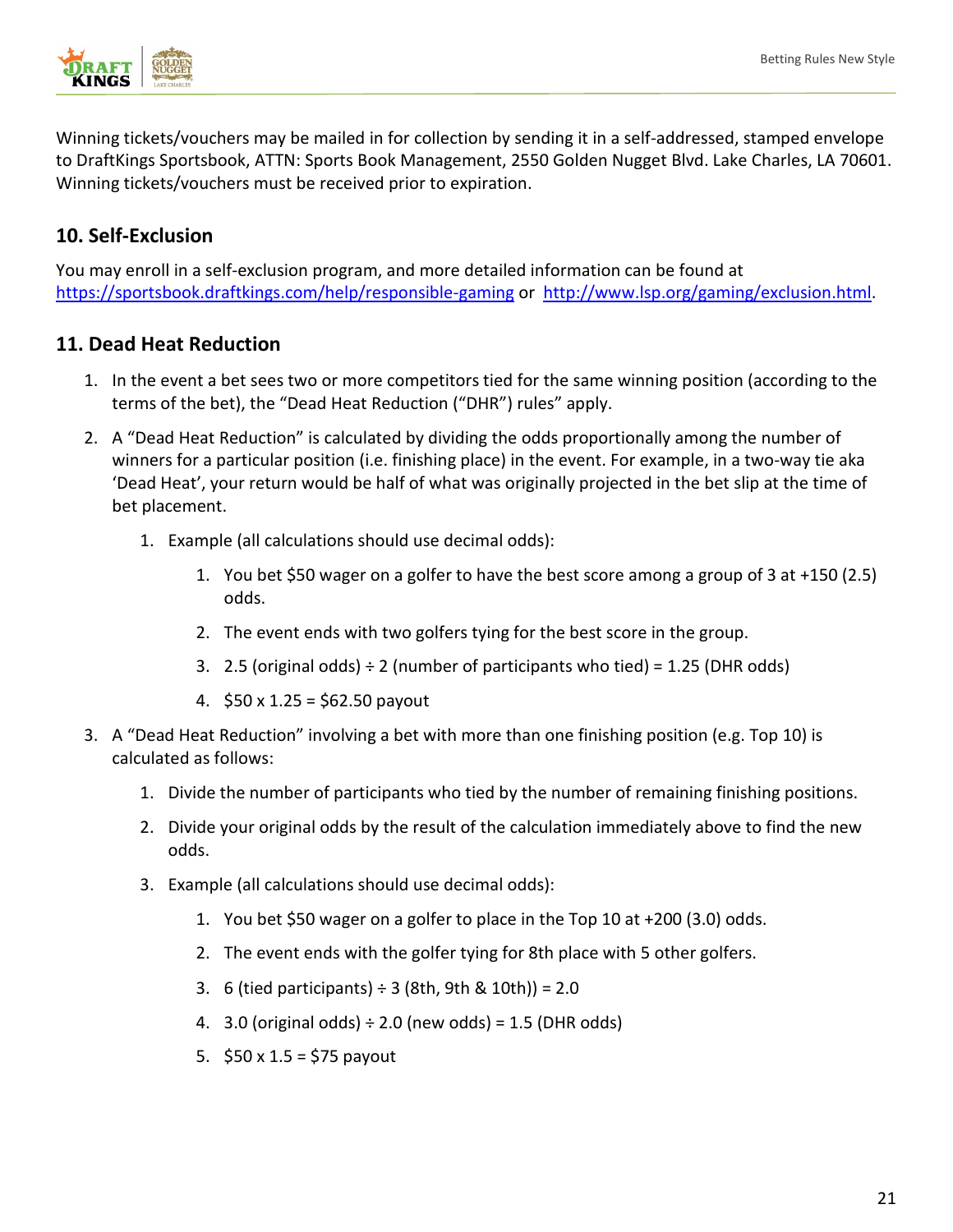Winning tickets/vouchers may be mailed in for collection by sending it in a self-addressed, stamped envelope to DraftKings Sportsbook, ATTN: Sports Book Management, 2550 Golden Nugget Blvd. Lake Charles, LA 70601. Winning tickets/vouchers must be received prior to expiration.

## 10. Self-Exclusion

You may enroll in a self-exclusion program, and more detailed information can be found at https://sportsbook.draftkings.com/help/responsible-gaming or http://www.lsp.org/gaming/exclusion.html.

## 11. Dead Heat Reduction

1. In the event a bet sees two or more competitors tied for the same winning position (according to the terms of the bet), the "Dead Heat Reduction ("DHR") rules" apply.
2. A "Dead Heat Reduction" is calculated by dividing the odds proportionally among the number of winners for a particular position (i.e. finishing place) in the event. For example, in a two-way tie aka 'Dead Heat', your return would be half of what was originally projected in the bet slip at the time of bet placement.
    1. Example (all calculations should use decimal odds):
        1. You bet $50 wager on a golfer to have the best score among a group of 3 at +150 (2.5) odds.
        2. The event ends with two golfers tying for the best score in the group.
        3. 2.5 (original odds) ÷ 2 (number of participants who tied) = 1.25 (DHR odds)
        4. $50 x 1.25 = $62.50 payout
3. A "Dead Heat Reduction" involving a bet with more than one finishing position (e.g. Top 10) is calculated as follows:
    1. Divide the number of participants who tied by the number of remaining finishing positions.
    2. Divide your original odds by the result of the calculation immediately above to find the new odds.
    3. Example (all calculations should use decimal odds):
        1. You bet $50 wager on a golfer to place in the Top 10 at +200 (3.0) odds.
        2. The event ends with the golfer tying for 8th place with 5 other golfers.
        3. 6 (tied participants) ÷ 3 (8th, 9th & 10th)) = 2.0
        4. 3.0 (original odds) ÷ 2.0 (new odds) = 1.5 (DHR odds)
        5. $50 x 1.5 = $75 payout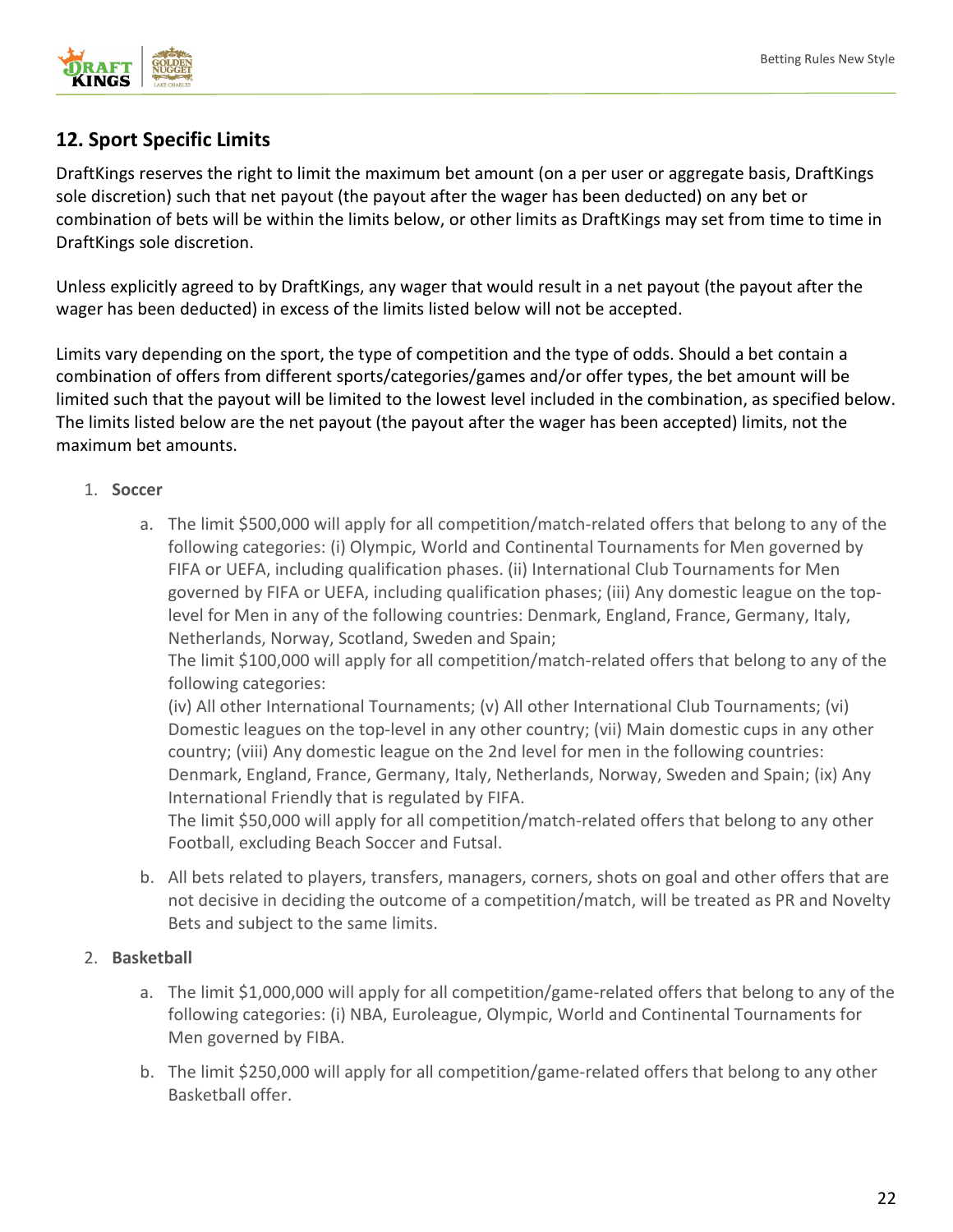## 12. Sport Specific Limits

DraftKings reserves the right to limit the maximum bet amount (on a per user or aggregate basis, DraftKings sole discretion) such that net payout (the payout after the wager has been deducted) on any bet or combination of bets will be within the limits below, or other limits as DraftKings may set from time to time in DraftKings sole discretion.

Unless explicitly agreed to by DraftKings, any wager that would result in a net payout (the payout after the wager has been deducted) in excess of the limits listed below will not be accepted.

Limits vary depending on the sport, the type of competition and the type of odds. Should a bet contain a combination of offers from different sports/categories/games and/or offer types, the bet amount will be limited such that the payout will be limited to the lowest level included in the combination, as specified below. The limits listed below are the net payout (the payout after the wager has been accepted) limits, not the maximum bet amounts.

1. **Soccer**

   a. The limit $500,000 will apply for all competition/match-related offers that belong to any of the following categories: (i) Olympic, World and Continental Tournaments for Men governed by FIFA or UEFA, including qualification phases. (ii) International Club Tournaments for Men governed by FIFA or UEFA, including qualification phases; (iii) Any domestic league on the top-level for Men in any of the following countries: Denmark, England, France, Germany, Italy, Netherlands, Norway, Scotland, Sweden and Spain;
   The limit $100,000 will apply for all competition/match-related offers that belong to any of the following categories:
   (iv) All other International Tournaments; (v) All other International Club Tournaments; (vi) Domestic leagues on the top-level in any other country; (vii) Main domestic cups in any other country; (viii) Any domestic league on the 2nd level for men in the following countries: Denmark, England, France, Germany, Italy, Netherlands, Norway, Sweden and Spain; (ix) Any International Friendly that is regulated by FIFA.
   The limit $50,000 will apply for all competition/match-related offers that belong to any other Football, excluding Beach Soccer and Futsal.

   b. All bets related to players, transfers, managers, corners, shots on goal and other offers that are not decisive in deciding the outcome of a competition/match, will be treated as PR and Novelty Bets and subject to the same limits.

2. **Basketball**

   a. The limit $1,000,000 will apply for all competition/game-related offers that belong to any of the following categories: (i) NBA, Euroleague, Olympic, World and Continental Tournaments for Men governed by FIBA.

   b. The limit $250,000 will apply for all competition/game-related offers that belong to any other Basketball offer.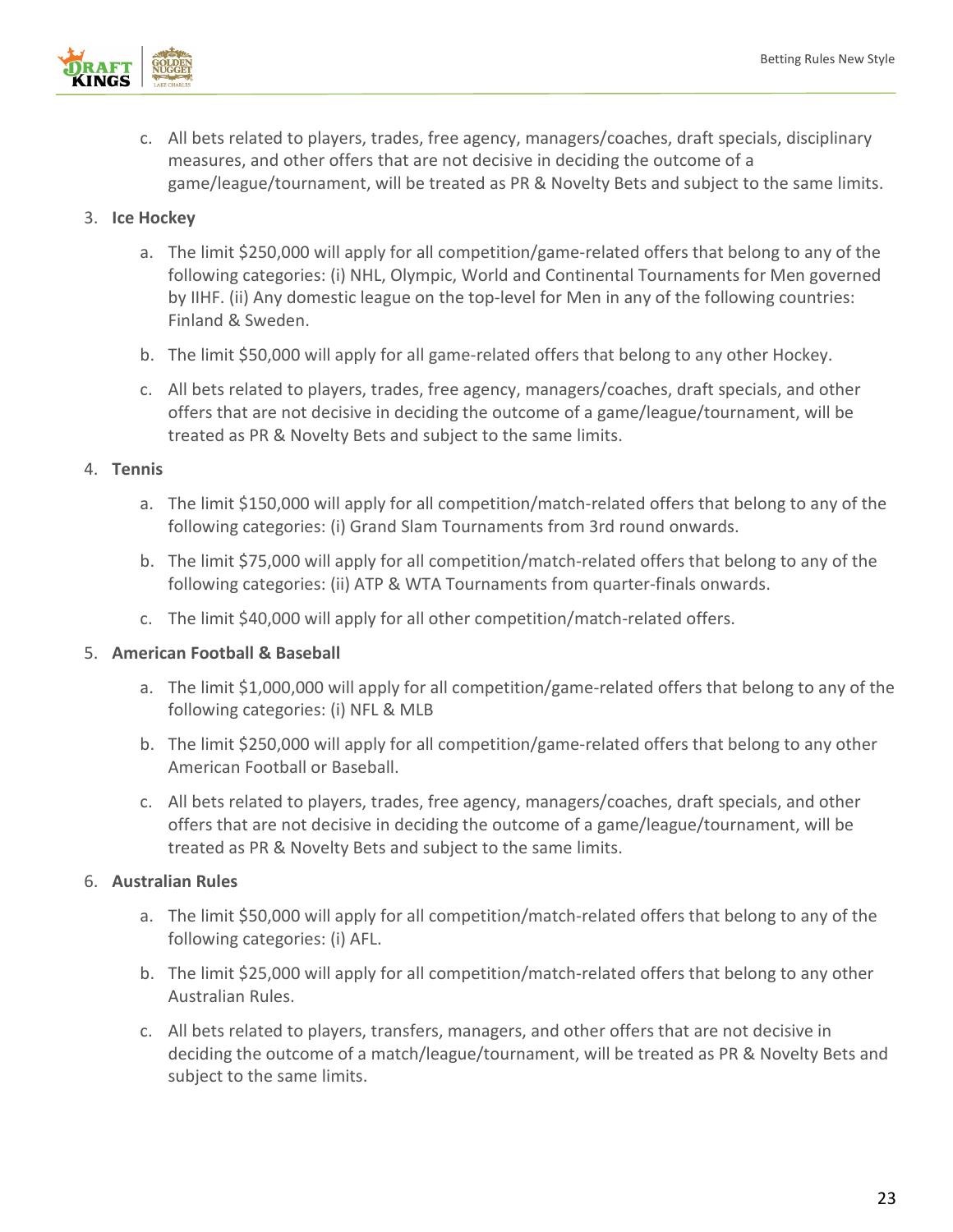c. All bets related to players, trades, free agency, managers/coaches, draft specials, disciplinary measures, and other offers that are not decisive in deciding the outcome of a game/league/tournament, will be treated as PR & Novelty Bets and subject to the same limits.

3. **Ice Hockey**

   a. The limit $250,000 will apply for all competition/game-related offers that belong to any of the following categories: (i) NHL, Olympic, World and Continental Tournaments for Men governed by IIHF. (ii) Any domestic league on the top-level for Men in any of the following countries: Finland & Sweden.

   b. The limit $50,000 will apply for all game-related offers that belong to any other Hockey.

   c. All bets related to players, trades, free agency, managers/coaches, draft specials, and other offers that are not decisive in deciding the outcome of a game/league/tournament, will be treated as PR & Novelty Bets and subject to the same limits.

4. **Tennis**

   a. The limit $150,000 will apply for all competition/match-related offers that belong to any of the following categories: (i) Grand Slam Tournaments from 3rd round onwards.

   b. The limit $75,000 will apply for all competition/match-related offers that belong to any of the following categories: (ii) ATP & WTA Tournaments from quarter-finals onwards.

   c. The limit $40,000 will apply for all other competition/match-related offers.

5. **American Football & Baseball**

   a. The limit $1,000,000 will apply for all competition/game-related offers that belong to any of the following categories: (i) NFL & MLB

   b. The limit $250,000 will apply for all competition/game-related offers that belong to any other American Football or Baseball.

   c. All bets related to players, trades, free agency, managers/coaches, draft specials, and other offers that are not decisive in deciding the outcome of a game/league/tournament, will be treated as PR & Novelty Bets and subject to the same limits.

6. **Australian Rules**

   a. The limit $50,000 will apply for all competition/match-related offers that belong to any of the following categories: (i) AFL.

   b. The limit $25,000 will apply for all competition/match-related offers that belong to any other Australian Rules.

   c. All bets related to players, transfers, managers, and other offers that are not decisive in deciding the outcome of a match/league/tournament, will be treated as PR & Novelty Bets and subject to the same limits.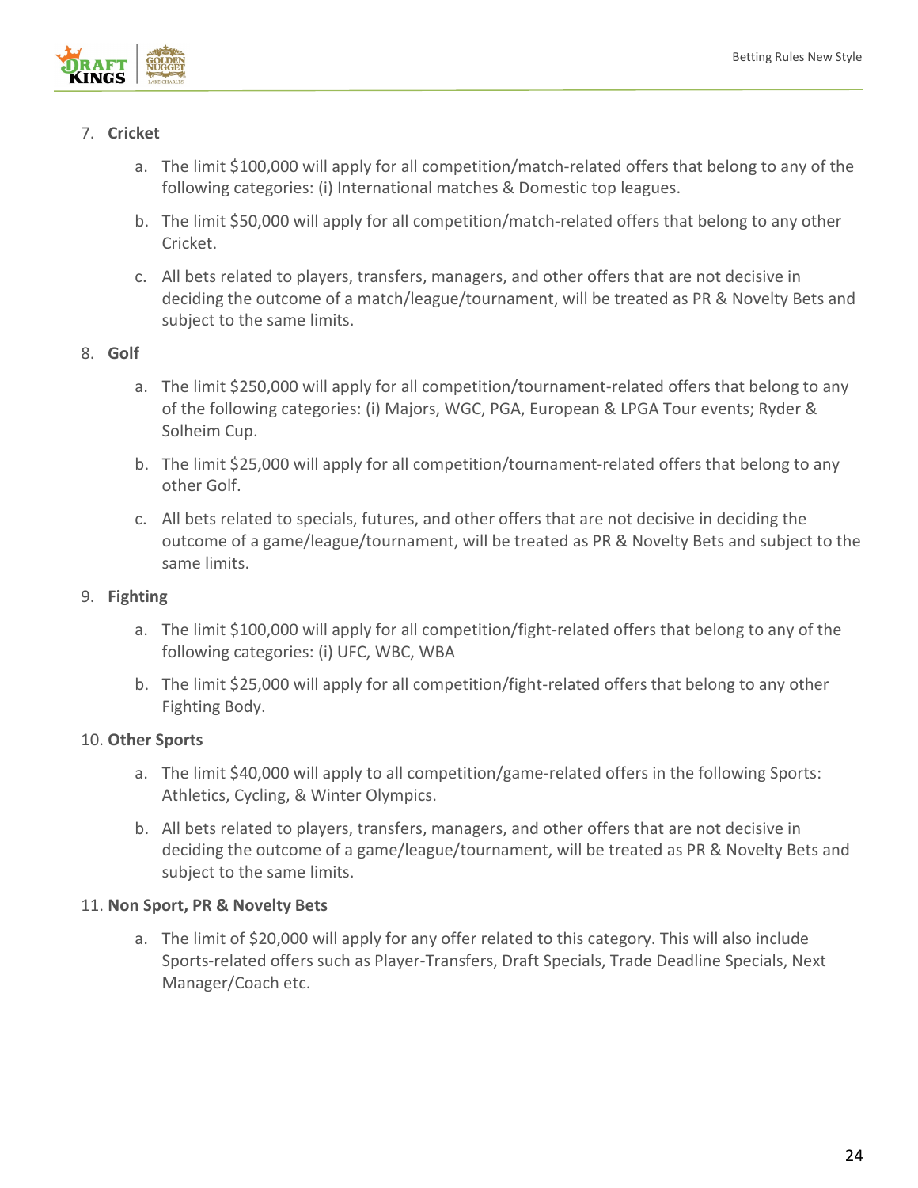7. **Cricket**

    a. The limit $100,000 will apply for all competition/match-related offers that belong to any of the following categories: (i) International matches & Domestic top leagues.

    b. The limit $50,000 will apply for all competition/match-related offers that belong to any other Cricket.

    c. All bets related to players, transfers, managers, and other offers that are not decisive in deciding the outcome of a match/league/tournament, will be treated as PR & Novelty Bets and subject to the same limits.

8. **Golf**

    a. The limit $250,000 will apply for all competition/tournament-related offers that belong to any of the following categories: (i) Majors, WGC, PGA, European & LPGA Tour events; Ryder & Solheim Cup.

    b. The limit $25,000 will apply for all competition/tournament-related offers that belong to any other Golf.

    c. All bets related to specials, futures, and other offers that are not decisive in deciding the outcome of a game/league/tournament, will be treated as PR & Novelty Bets and subject to the same limits.

9. **Fighting**

    a. The limit $100,000 will apply for all competition/fight-related offers that belong to any of the following categories: (i) UFC, WBC, WBA

    b. The limit $25,000 will apply for all competition/fight-related offers that belong to any other Fighting Body.

10. **Other Sports**

    a. The limit $40,000 will apply to all competition/game-related offers in the following Sports: Athletics, Cycling, & Winter Olympics.

    b. All bets related to players, transfers, managers, and other offers that are not decisive in deciding the outcome of a game/league/tournament, will be treated as PR & Novelty Bets and subject to the same limits.

11. **Non Sport, PR & Novelty Bets**

    a. The limit of $20,000 will apply for any offer related to this category. This will also include Sports-related offers such as Player-Transfers, Draft Specials, Trade Deadline Specials, Next Manager/Coach etc.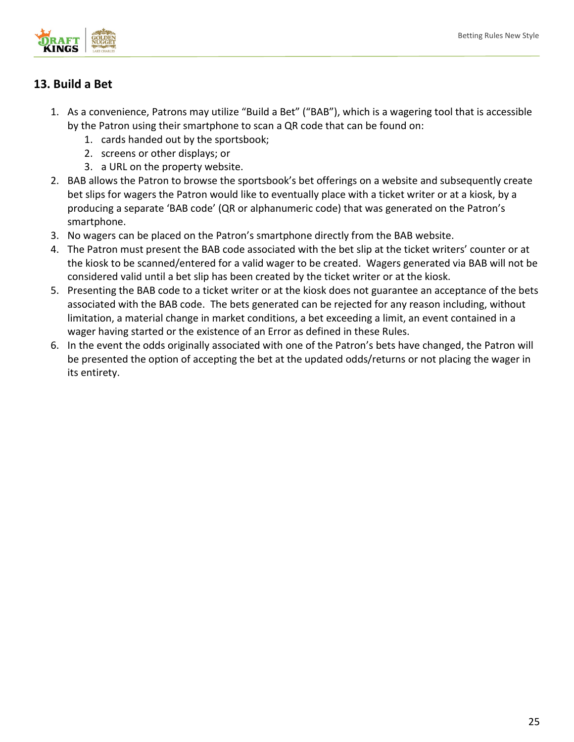## 13. Build a Bet

1. As a convenience, Patrons may utilize "Build a Bet" ("BAB"), which is a wagering tool that is accessible by the Patron using their smartphone to scan a QR code that can be found on:
    1. cards handed out by the sportsbook;
    2. screens or other displays; or
    3. a URL on the property website.
2. BAB allows the Patron to browse the sportsbook's bet offerings on a website and subsequently create bet slips for wagers the Patron would like to eventually place with a ticket writer or at a kiosk, by a producing a separate 'BAB code' (QR or alphanumeric code) that was generated on the Patron's smartphone.
3. No wagers can be placed on the Patron's smartphone directly from the BAB website.
4. The Patron must present the BAB code associated with the bet slip at the ticket writers' counter or at the kiosk to be scanned/entered for a valid wager to be created. Wagers generated via BAB will not be considered valid until a bet slip has been created by the ticket writer or at the kiosk.
5. Presenting the BAB code to a ticket writer or at the kiosk does not guarantee an acceptance of the bets associated with the BAB code. The bets generated can be rejected for any reason including, without limitation, a material change in market conditions, a bet exceeding a limit, an event contained in a wager having started or the existence of an Error as defined in these Rules.
6. In the event the odds originally associated with one of the Patron's bets have changed, the Patron will be presented the option of accepting the bet at the updated odds/returns or not placing the wager in its entirety.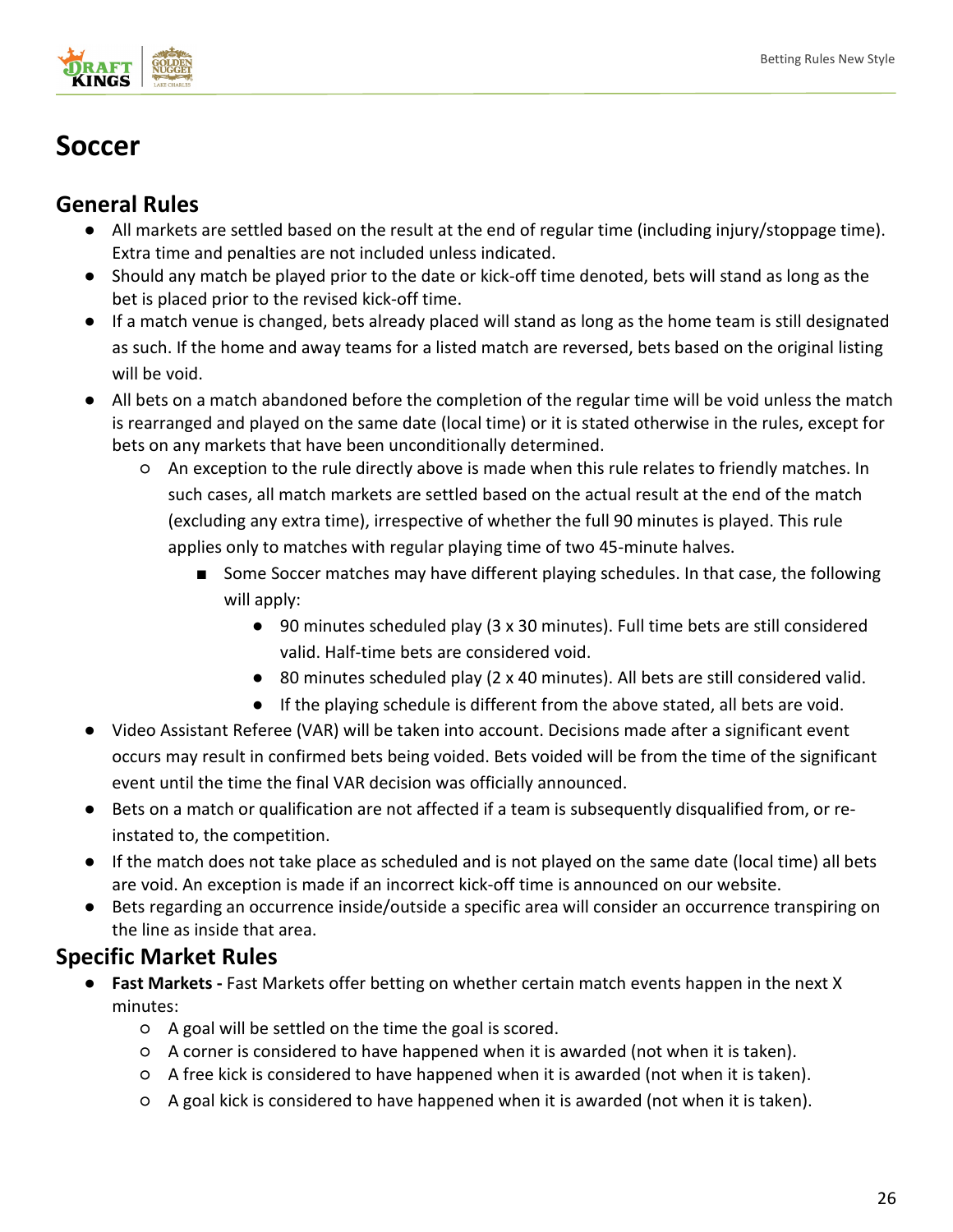# Soccer

## General Rules

- All markets are settled based on the result at the end of regular time (including injury/stoppage time). Extra time and penalties are not included unless indicated.
- Should any match be played prior to the date or kick-off time denoted, bets will stand as long as the bet is placed prior to the revised kick-off time.
- If a match venue is changed, bets already placed will stand as long as the home team is still designated as such. If the home and away teams for a listed match are reversed, bets based on the original listing will be void.
- All bets on a match abandoned before the completion of the regular time will be void unless the match is rearranged and played on the same date (local time) or it is stated otherwise in the rules, except for bets on any markets that have been unconditionally determined.
  - An exception to the rule directly above is made when this rule relates to friendly matches. In such cases, all match markets are settled based on the actual result at the end of the match (excluding any extra time), irrespective of whether the full 90 minutes is played. This rule applies only to matches with regular playing time of two 45-minute halves.
    - Some Soccer matches may have different playing schedules. In that case, the following will apply:
      - 90 minutes scheduled play (3 x 30 minutes). Full time bets are still considered valid. Half-time bets are considered void.
      - 80 minutes scheduled play (2 x 40 minutes). All bets are still considered valid.
      - If the playing schedule is different from the above stated, all bets are void.
- Video Assistant Referee (VAR) will be taken into account. Decisions made after a significant event occurs may result in confirmed bets being voided. Bets voided will be from the time of the significant event until the time the final VAR decision was officially announced.
- Bets on a match or qualification are not affected if a team is subsequently disqualified from, or re-instated to, the competition.
- If the match does not take place as scheduled and is not played on the same date (local time) all bets are void. An exception is made if an incorrect kick-off time is announced on our website.
- Bets regarding an occurrence inside/outside a specific area will consider an occurrence transpiring on the line as inside that area.

## Specific Market Rules

- **Fast Markets -** Fast Markets offer betting on whether certain match events happen in the next X minutes:
  - A goal will be settled on the time the goal is scored.
  - A corner is considered to have happened when it is awarded (not when it is taken).
  - A free kick is considered to have happened when it is awarded (not when it is taken).
  - A goal kick is considered to have happened when it is awarded (not when it is taken).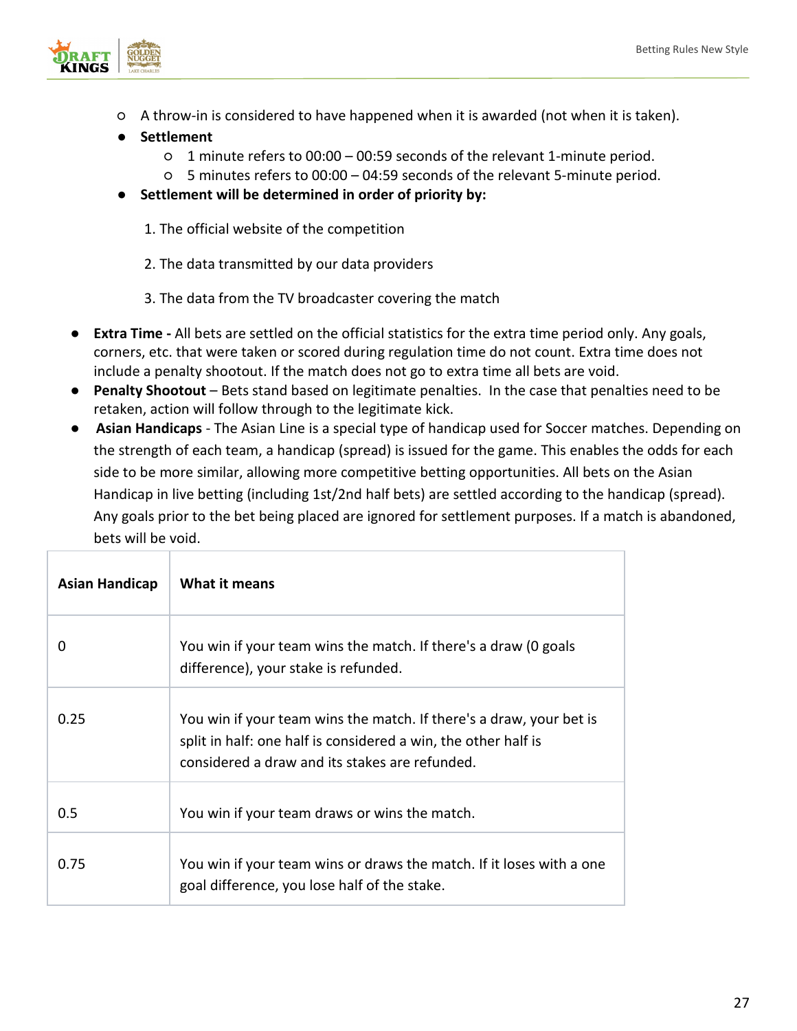- A throw-in is considered to have happened when it is awarded (not when it is taken).
  - **Settlement**
    - 1 minute refers to 00:00 – 00:59 seconds of the relevant 1-minute period.
    - 5 minutes refers to 00:00 – 04:59 seconds of the relevant 5-minute period.
  - **Settlement will be determined in order of priority by:**

    1. The official website of the competition

    2. The data transmitted by our data providers

    3. The data from the TV broadcaster covering the match

- **Extra Time -** All bets are settled on the official statistics for the extra time period only. Any goals, corners, etc. that were taken or scored during regulation time do not count. Extra time does not include a penalty shootout. If the match does not go to extra time all bets are void.
- **Penalty Shootout** – Bets stand based on legitimate penalties. In the case that penalties need to be retaken, action will follow through to the legitimate kick.
- **Asian Handicaps** - The Asian Line is a special type of handicap used for Soccer matches. Depending on the strength of each team, a handicap (spread) is issued for the game. This enables the odds for each side to be more similar, allowing more competitive betting opportunities. All bets on the Asian Handicap in live betting (including 1st/2nd half bets) are settled according to the handicap (spread). Any goals prior to the bet being placed are ignored for settlement purposes. If a match is abandoned, bets will be void.

| Asian Handicap | What it means |
|---|---|
| 0 | You win if your team wins the match. If there's a draw (0 goals difference), your stake is refunded. |
| 0.25 | You win if your team wins the match. If there's a draw, your bet is split in half: one half is considered a win, the other half is considered a draw and its stakes are refunded. |
| 0.5 | You win if your team draws or wins the match. |
| 0.75 | You win if your team wins or draws the match. If it loses with a one goal difference, you lose half of the stake. |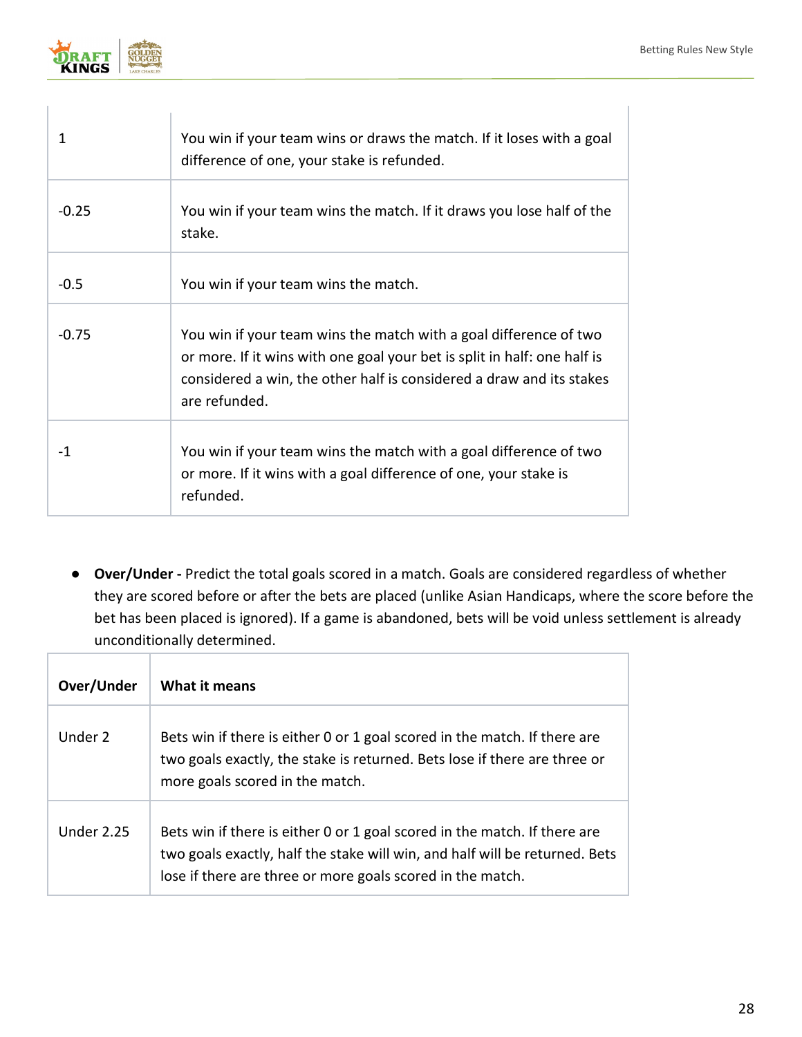| | |
|---|---|
| 1 | You win if your team wins or draws the match. If it loses with a goal difference of one, your stake is refunded. |
| -0.25 | You win if your team wins the match. If it draws you lose half of the stake. |
| -0.5 | You win if your team wins the match. |
| -0.75 | You win if your team wins the match with a goal difference of two or more. If it wins with one goal your bet is split in half: one half is considered a win, the other half is considered a draw and its stakes are refunded. |
| -1 | You win if your team wins the match with a goal difference of two or more. If it wins with a goal difference of one, your stake is refunded. |

- **Over/Under -** Predict the total goals scored in a match. Goals are considered regardless of whether they are scored before or after the bets are placed (unlike Asian Handicaps, where the score before the bet has been placed is ignored). If a game is abandoned, bets will be void unless settlement is already unconditionally determined.

| Over/Under | What it means |
|---|---|
| Under 2 | Bets win if there is either 0 or 1 goal scored in the match. If there are two goals exactly, the stake is returned. Bets lose if there are three or more goals scored in the match. |
| Under 2.25 | Bets win if there is either 0 or 1 goal scored in the match. If there are two goals exactly, half the stake will win, and half will be returned. Bets lose if there are three or more goals scored in the match. |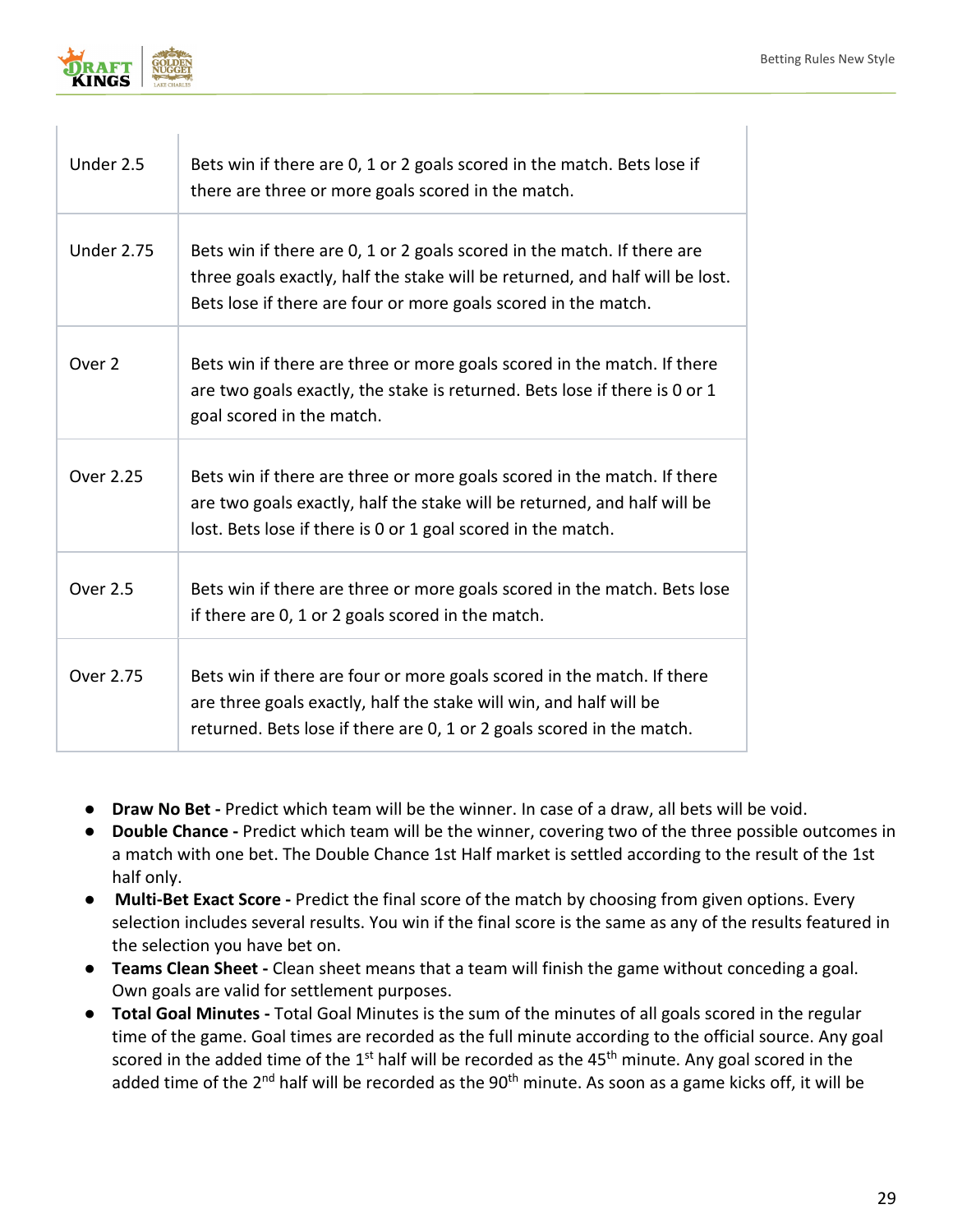| | |
|---|---|
| Under 2.5 | Bets win if there are 0, 1 or 2 goals scored in the match. Bets lose if there are three or more goals scored in the match. |
| Under 2.75 | Bets win if there are 0, 1 or 2 goals scored in the match. If there are three goals exactly, half the stake will be returned, and half will be lost. Bets lose if there are four or more goals scored in the match. |
| Over 2 | Bets win if there are three or more goals scored in the match. If there are two goals exactly, the stake is returned. Bets lose if there is 0 or 1 goal scored in the match. |
| Over 2.25 | Bets win if there are three or more goals scored in the match. If there are two goals exactly, half the stake will be returned, and half will be lost. Bets lose if there is 0 or 1 goal scored in the match. |
| Over 2.5 | Bets win if there are three or more goals scored in the match. Bets lose if there are 0, 1 or 2 goals scored in the match. |
| Over 2.75 | Bets win if there are four or more goals scored in the match. If there are three goals exactly, half the stake will win, and half will be returned. Bets lose if there are 0, 1 or 2 goals scored in the match. |

- **Draw No Bet -** Predict which team will be the winner. In case of a draw, all bets will be void.
- **Double Chance -** Predict which team will be the winner, covering two of the three possible outcomes in a match with one bet. The Double Chance 1st Half market is settled according to the result of the 1st half only.
- **Multi-Bet Exact Score -** Predict the final score of the match by choosing from given options. Every selection includes several results. You win if the final score is the same as any of the results featured in the selection you have bet on.
- **Teams Clean Sheet -** Clean sheet means that a team will finish the game without conceding a goal. Own goals are valid for settlement purposes.
- **Total Goal Minutes -** Total Goal Minutes is the sum of the minutes of all goals scored in the regular time of the game. Goal times are recorded as the full minute according to the official source. Any goal scored in the added time of the 1st half will be recorded as the 45th minute. Any goal scored in the added time of the 2nd half will be recorded as the 90th minute. As soon as a game kicks off, it will be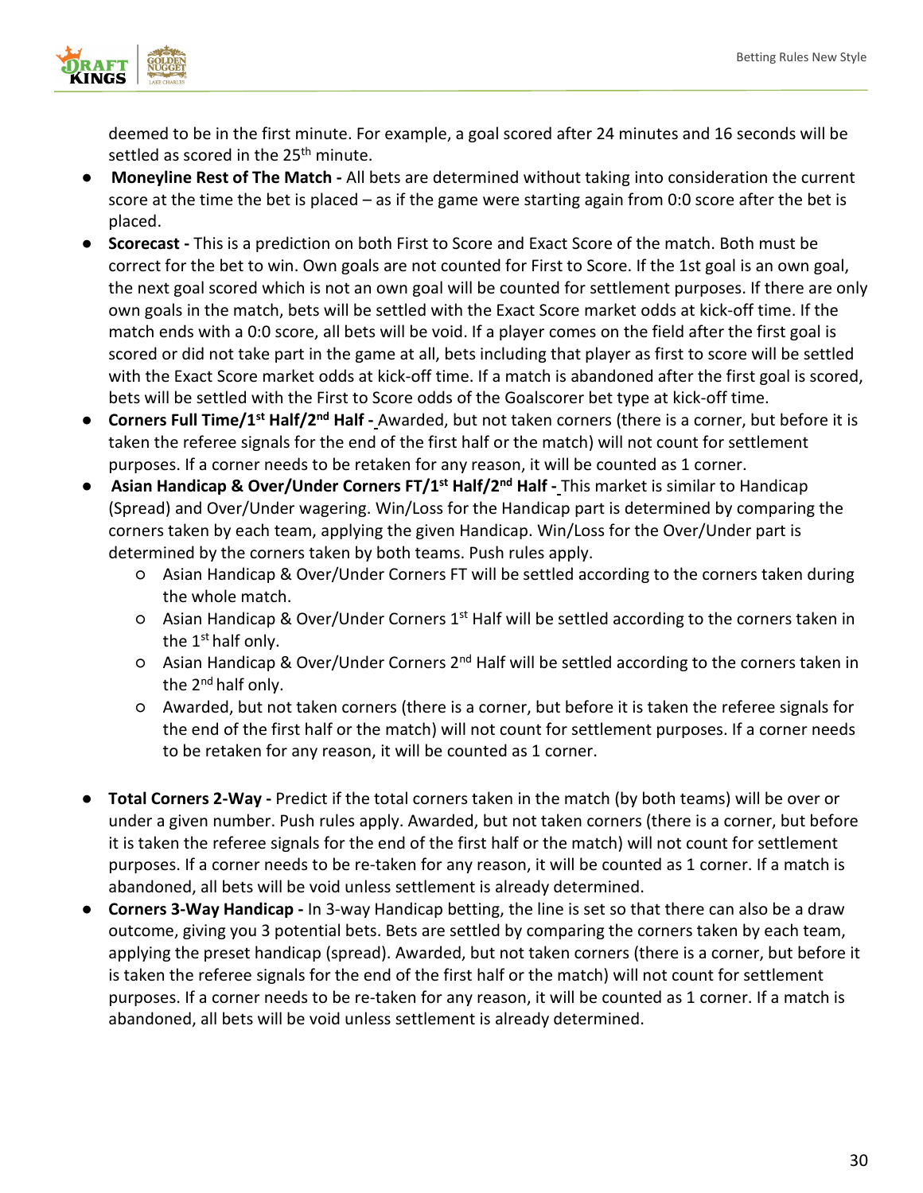deemed to be in the first minute. For example, a goal scored after 24 minutes and 16 seconds will be settled as scored in the 25th minute.

- **Moneyline Rest of The Match -** All bets are determined without taking into consideration the current score at the time the bet is placed – as if the game were starting again from 0:0 score after the bet is placed.
- **Scorecast -** This is a prediction on both First to Score and Exact Score of the match. Both must be correct for the bet to win. Own goals are not counted for First to Score. If the 1st goal is an own goal, the next goal scored which is not an own goal will be counted for settlement purposes. If there are only own goals in the match, bets will be settled with the Exact Score market odds at kick-off time. If the match ends with a 0:0 score, all bets will be void. If a player comes on the field after the first goal is scored or did not take part in the game at all, bets including that player as first to score will be settled with the Exact Score market odds at kick-off time. If a match is abandoned after the first goal is scored, bets will be settled with the First to Score odds of the Goalscorer bet type at kick-off time.
- **Corners Full Time/1st Half/2nd Half -** Awarded, but not taken corners (there is a corner, but before it is taken the referee signals for the end of the first half or the match) will not count for settlement purposes. If a corner needs to be retaken for any reason, it will be counted as 1 corner.
- **Asian Handicap & Over/Under Corners FT/1st Half/2nd Half -** This market is similar to Handicap (Spread) and Over/Under wagering. Win/Loss for the Handicap part is determined by comparing the corners taken by each team, applying the given Handicap. Win/Loss for the Over/Under part is determined by the corners taken by both teams. Push rules apply.
  - Asian Handicap & Over/Under Corners FT will be settled according to the corners taken during the whole match.
  - Asian Handicap & Over/Under Corners 1st Half will be settled according to the corners taken in the 1st half only.
  - Asian Handicap & Over/Under Corners 2nd Half will be settled according to the corners taken in the 2nd half only.
  - Awarded, but not taken corners (there is a corner, but before it is taken the referee signals for the end of the first half or the match) will not count for settlement purposes. If a corner needs to be retaken for any reason, it will be counted as 1 corner.
- **Total Corners 2-Way -** Predict if the total corners taken in the match (by both teams) will be over or under a given number. Push rules apply. Awarded, but not taken corners (there is a corner, but before it is taken the referee signals for the end of the first half or the match) will not count for settlement purposes. If a corner needs to be re-taken for any reason, it will be counted as 1 corner. If a match is abandoned, all bets will be void unless settlement is already determined.
- **Corners 3-Way Handicap -** In 3-way Handicap betting, the line is set so that there can also be a draw outcome, giving you 3 potential bets. Bets are settled by comparing the corners taken by each team, applying the preset handicap (spread). Awarded, but not taken corners (there is a corner, but before it is taken the referee signals for the end of the first half or the match) will not count for settlement purposes. If a corner needs to be re-taken for any reason, it will be counted as 1 corner. If a match is abandoned, all bets will be void unless settlement is already determined.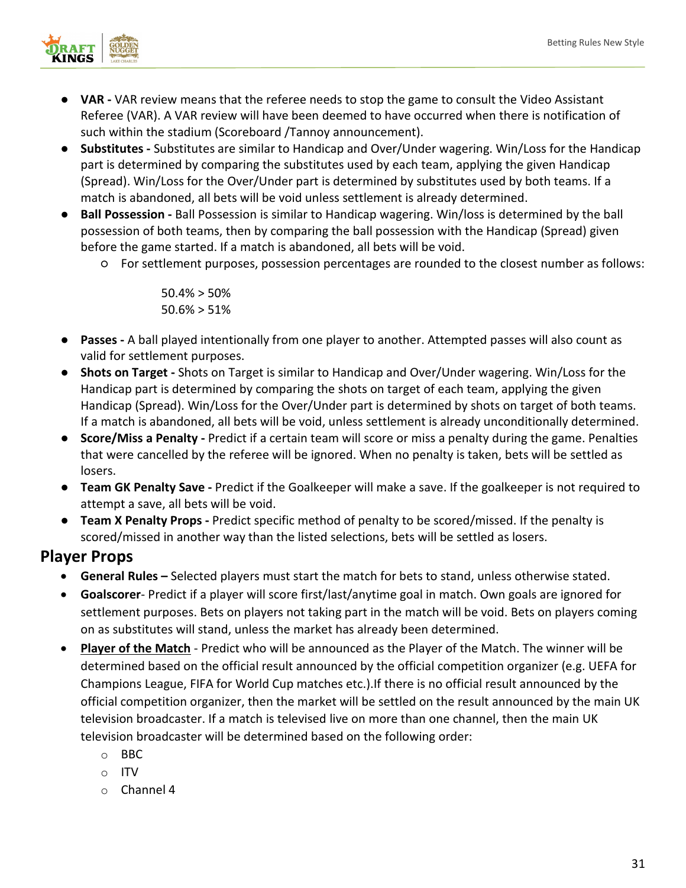- **VAR -** VAR review means that the referee needs to stop the game to consult the Video Assistant Referee (VAR). A VAR review will have been deemed to have occurred when there is notification of such within the stadium (Scoreboard /Tannoy announcement).
- **Substitutes -** Substitutes are similar to Handicap and Over/Under wagering. Win/Loss for the Handicap part is determined by comparing the substitutes used by each team, applying the given Handicap (Spread). Win/Loss for the Over/Under part is determined by substitutes used by both teams. If a match is abandoned, all bets will be void unless settlement is already determined.
- **Ball Possession -** Ball Possession is similar to Handicap wagering. Win/loss is determined by the ball possession of both teams, then by comparing the ball possession with the Handicap (Spread) given before the game started. If a match is abandoned, all bets will be void.
    - For settlement purposes, possession percentages are rounded to the closest number as follows:

      50.4% > 50%
      50.6% > 51%

- **Passes -** A ball played intentionally from one player to another. Attempted passes will also count as valid for settlement purposes.
- **Shots on Target -** Shots on Target is similar to Handicap and Over/Under wagering. Win/Loss for the Handicap part is determined by comparing the shots on target of each team, applying the given Handicap (Spread). Win/Loss for the Over/Under part is determined by shots on target of both teams. If a match is abandoned, all bets will be void, unless settlement is already unconditionally determined.
- **Score/Miss a Penalty -** Predict if a certain team will score or miss a penalty during the game. Penalties that were cancelled by the referee will be ignored. When no penalty is taken, bets will be settled as losers.
- **Team GK Penalty Save -** Predict if the Goalkeeper will make a save. If the goalkeeper is not required to attempt a save, all bets will be void.
- **Team X Penalty Props -** Predict specific method of penalty to be scored/missed. If the penalty is scored/missed in another way than the listed selections, bets will be settled as losers.

## Player Props

- **General Rules –** Selected players must start the match for bets to stand, unless otherwise stated.
- **Goalscorer**- Predict if a player will score first/last/anytime goal in match. Own goals are ignored for settlement purposes. Bets on players not taking part in the match will be void. Bets on players coming on as substitutes will stand, unless the market has already been determined.
- **Player of the Match** - Predict who will be announced as the Player of the Match. The winner will be determined based on the official result announced by the official competition organizer (e.g. UEFA for Champions League, FIFA for World Cup matches etc.).If there is no official result announced by the official competition organizer, then the market will be settled on the result announced by the main UK television broadcaster. If a match is televised live on more than one channel, then the main UK television broadcaster will be determined based on the following order:
    - BBC
    - ITV
    - Channel 4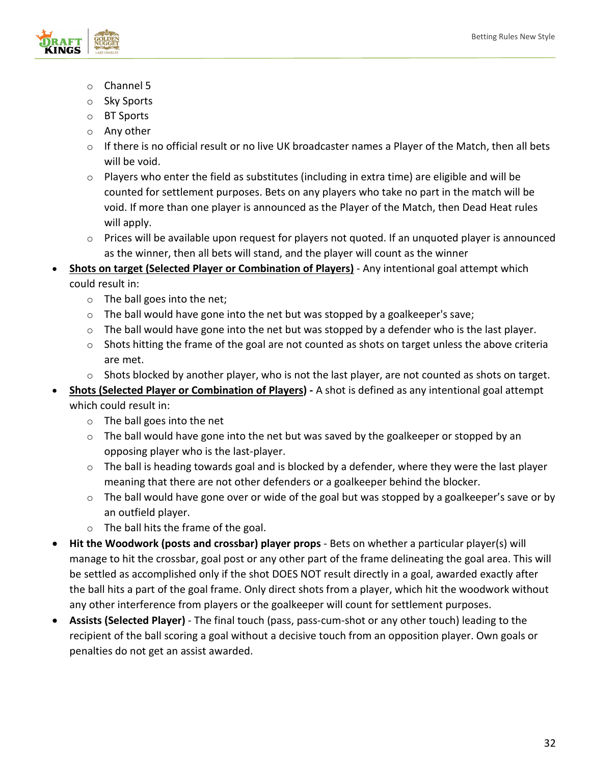- Channel 5
  - Sky Sports
  - BT Sports
  - Any other
  - If there is no official result or no live UK broadcaster names a Player of the Match, then all bets will be void.
  - Players who enter the field as substitutes (including in extra time) are eligible and will be counted for settlement purposes. Bets on any players who take no part in the match will be void. If more than one player is announced as the Player of the Match, then Dead Heat rules will apply.
  - Prices will be available upon request for players not quoted. If an unquoted player is announced as the winner, then all bets will stand, and the player will count as the winner
- **<u>Shots on target (Selected Player or Combination of Players)</u>** - Any intentional goal attempt which could result in:
  - The ball goes into the net;
  - The ball would have gone into the net but was stopped by a goalkeeper's save;
  - The ball would have gone into the net but was stopped by a defender who is the last player.
  - Shots hitting the frame of the goal are not counted as shots on target unless the above criteria are met.
  - Shots blocked by another player, who is not the last player, are not counted as shots on target.
- **<u>Shots (Selected Player or Combination of Players)</u> -** A shot is defined as any intentional goal attempt which could result in:
  - The ball goes into the net
  - The ball would have gone into the net but was saved by the goalkeeper or stopped by an opposing player who is the last-player.
  - The ball is heading towards goal and is blocked by a defender, where they were the last player meaning that there are not other defenders or a goalkeeper behind the blocker.
  - The ball would have gone over or wide of the goal but was stopped by a goalkeeper's save or by an outfield player.
  - The ball hits the frame of the goal.
- **Hit the Woodwork (posts and crossbar) player props** - Bets on whether a particular player(s) will manage to hit the crossbar, goal post or any other part of the frame delineating the goal area. This will be settled as accomplished only if the shot DOES NOT result directly in a goal, awarded exactly after the ball hits a part of the goal frame. Only direct shots from a player, which hit the woodwork without any other interference from players or the goalkeeper will count for settlement purposes.
- **Assists (Selected Player)** - The final touch (pass, pass-cum-shot or any other touch) leading to the recipient of the ball scoring a goal without a decisive touch from an opposition player. Own goals or penalties do not get an assist awarded.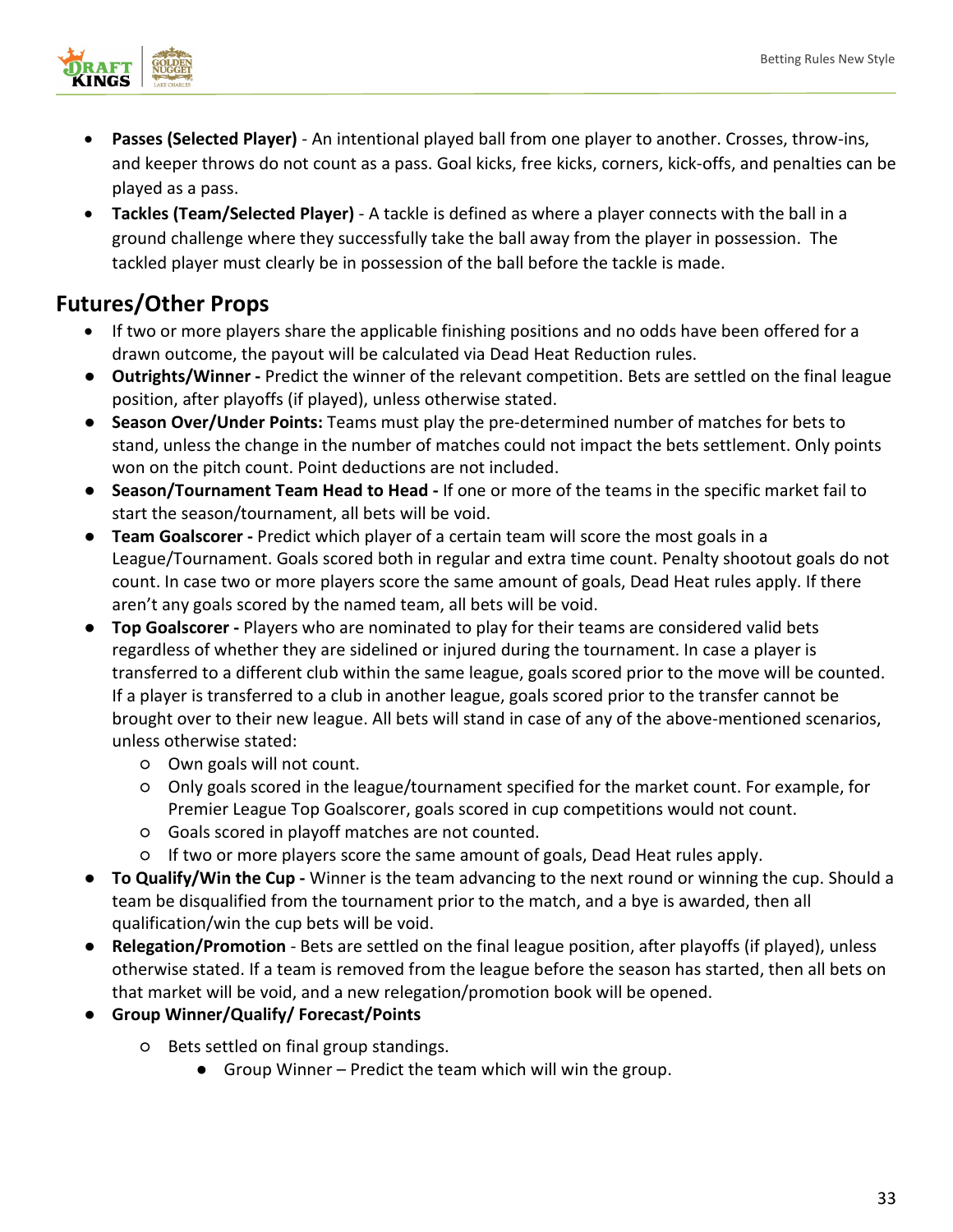- **Passes (Selected Player)** - An intentional played ball from one player to another. Crosses, throw-ins, and keeper throws do not count as a pass. Goal kicks, free kicks, corners, kick-offs, and penalties can be played as a pass.
- **Tackles (Team/Selected Player)** - A tackle is defined as where a player connects with the ball in a ground challenge where they successfully take the ball away from the player in possession. The tackled player must clearly be in possession of the ball before the tackle is made.

## Futures/Other Props

- If two or more players share the applicable finishing positions and no odds have been offered for a drawn outcome, the payout will be calculated via Dead Heat Reduction rules.
- **Outrights/Winner -** Predict the winner of the relevant competition. Bets are settled on the final league position, after playoffs (if played), unless otherwise stated.
- **Season Over/Under Points:** Teams must play the pre-determined number of matches for bets to stand, unless the change in the number of matches could not impact the bets settlement. Only points won on the pitch count. Point deductions are not included.
- **Season/Tournament Team Head to Head -** If one or more of the teams in the specific market fail to start the season/tournament, all bets will be void.
- **Team Goalscorer -** Predict which player of a certain team will score the most goals in a League/Tournament. Goals scored both in regular and extra time count. Penalty shootout goals do not count. In case two or more players score the same amount of goals, Dead Heat rules apply. If there aren't any goals scored by the named team, all bets will be void.
- **Top Goalscorer -** Players who are nominated to play for their teams are considered valid bets regardless of whether they are sidelined or injured during the tournament. In case a player is transferred to a different club within the same league, goals scored prior to the move will be counted. If a player is transferred to a club in another league, goals scored prior to the transfer cannot be brought over to their new league. All bets will stand in case of any of the above-mentioned scenarios, unless otherwise stated:
    - Own goals will not count.
    - Only goals scored in the league/tournament specified for the market count. For example, for Premier League Top Goalscorer, goals scored in cup competitions would not count.
    - Goals scored in playoff matches are not counted.
    - If two or more players score the same amount of goals, Dead Heat rules apply.
- **To Qualify/Win the Cup -** Winner is the team advancing to the next round or winning the cup. Should a team be disqualified from the tournament prior to the match, and a bye is awarded, then all qualification/win the cup bets will be void.
- **Relegation/Promotion** - Bets are settled on the final league position, after playoffs (if played), unless otherwise stated. If a team is removed from the league before the season has started, then all bets on that market will be void, and a new relegation/promotion book will be opened.
- **Group Winner/Qualify/ Forecast/Points**
    - Bets settled on final group standings.
        - Group Winner – Predict the team which will win the group.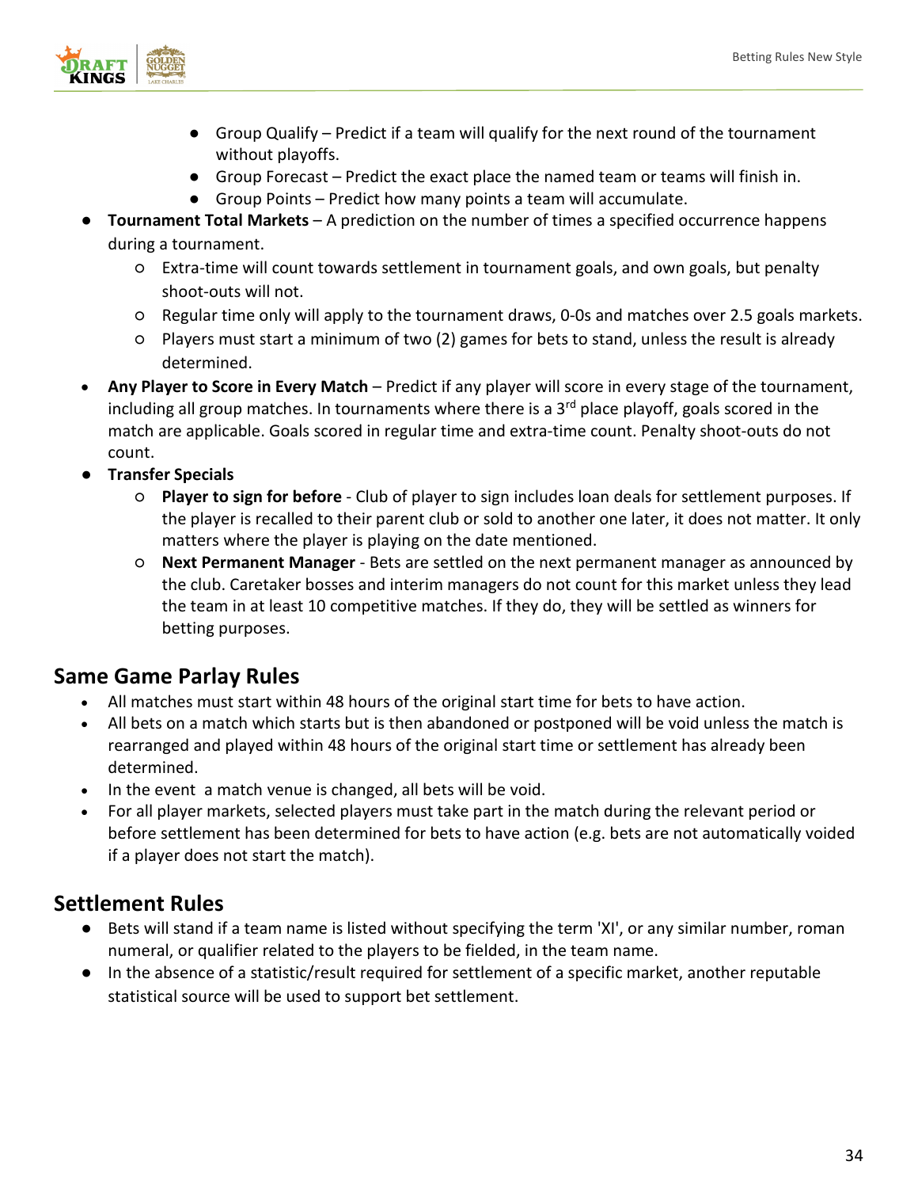- Group Qualify – Predict if a team will qualify for the next round of the tournament without playoffs.
    - Group Forecast – Predict the exact place the named team or teams will finish in.
    - Group Points – Predict how many points a team will accumulate.
- **Tournament Total Markets** – A prediction on the number of times a specified occurrence happens during a tournament.
    - Extra-time will count towards settlement in tournament goals, and own goals, but penalty shoot-outs will not.
    - Regular time only will apply to the tournament draws, 0-0s and matches over 2.5 goals markets.
    - Players must start a minimum of two (2) games for bets to stand, unless the result is already determined.
- **Any Player to Score in Every Match** – Predict if any player will score in every stage of the tournament, including all group matches. In tournaments where there is a 3rd place playoff, goals scored in the match are applicable. Goals scored in regular time and extra-time count. Penalty shoot-outs do not count.
- **Transfer Specials**
    - **Player to sign for before** - Club of player to sign includes loan deals for settlement purposes. If the player is recalled to their parent club or sold to another one later, it does not matter. It only matters where the player is playing on the date mentioned.
    - **Next Permanent Manager** - Bets are settled on the next permanent manager as announced by the club. Caretaker bosses and interim managers do not count for this market unless they lead the team in at least 10 competitive matches. If they do, they will be settled as winners for betting purposes.

## Same Game Parlay Rules

- All matches must start within 48 hours of the original start time for bets to have action.
- All bets on a match which starts but is then abandoned or postponed will be void unless the match is rearranged and played within 48 hours of the original start time or settlement has already been determined.
- In the event a match venue is changed, all bets will be void.
- For all player markets, selected players must take part in the match during the relevant period or before settlement has been determined for bets to have action (e.g. bets are not automatically voided if a player does not start the match).

## Settlement Rules

- Bets will stand if a team name is listed without specifying the term 'XI', or any similar number, roman numeral, or qualifier related to the players to be fielded, in the team name.
- In the absence of a statistic/result required for settlement of a specific market, another reputable statistical source will be used to support bet settlement.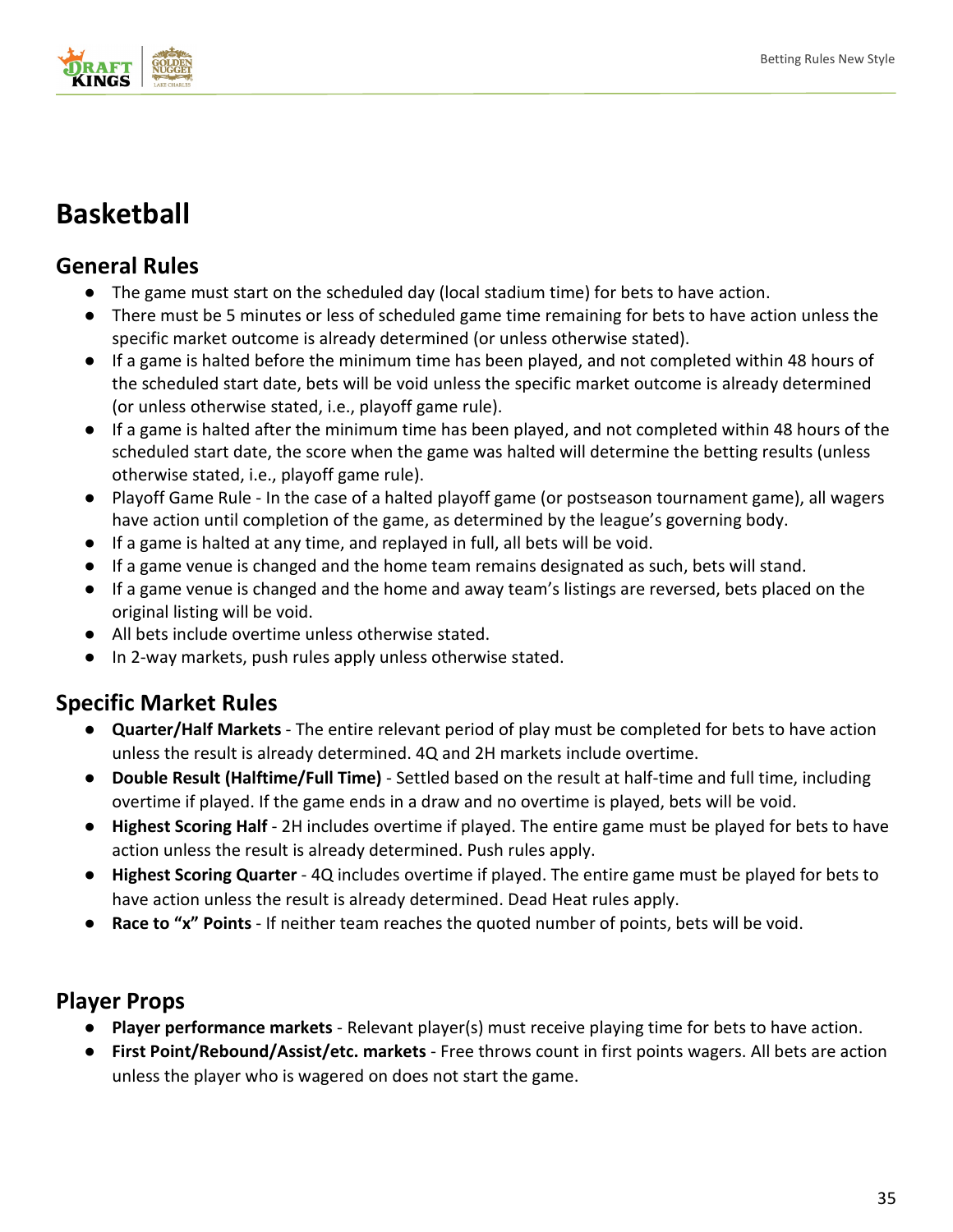# Basketball

## General Rules

- The game must start on the scheduled day (local stadium time) for bets to have action.
- There must be 5 minutes or less of scheduled game time remaining for bets to have action unless the specific market outcome is already determined (or unless otherwise stated).
- If a game is halted before the minimum time has been played, and not completed within 48 hours of the scheduled start date, bets will be void unless the specific market outcome is already determined (or unless otherwise stated, i.e., playoff game rule).
- If a game is halted after the minimum time has been played, and not completed within 48 hours of the scheduled start date, the score when the game was halted will determine the betting results (unless otherwise stated, i.e., playoff game rule).
- Playoff Game Rule - In the case of a halted playoff game (or postseason tournament game), all wagers have action until completion of the game, as determined by the league's governing body.
- If a game is halted at any time, and replayed in full, all bets will be void.
- If a game venue is changed and the home team remains designated as such, bets will stand.
- If a game venue is changed and the home and away team's listings are reversed, bets placed on the original listing will be void.
- All bets include overtime unless otherwise stated.
- In 2-way markets, push rules apply unless otherwise stated.

## Specific Market Rules

- **Quarter/Half Markets** - The entire relevant period of play must be completed for bets to have action unless the result is already determined. 4Q and 2H markets include overtime.
- **Double Result (Halftime/Full Time)** - Settled based on the result at half-time and full time, including overtime if played. If the game ends in a draw and no overtime is played, bets will be void.
- **Highest Scoring Half** - 2H includes overtime if played. The entire game must be played for bets to have action unless the result is already determined. Push rules apply.
- **Highest Scoring Quarter** - 4Q includes overtime if played. The entire game must be played for bets to have action unless the result is already determined. Dead Heat rules apply.
- **Race to "x" Points** - If neither team reaches the quoted number of points, bets will be void.

## Player Props

- **Player performance markets** - Relevant player(s) must receive playing time for bets to have action.
- **First Point/Rebound/Assist/etc. markets** - Free throws count in first points wagers. All bets are action unless the player who is wagered on does not start the game.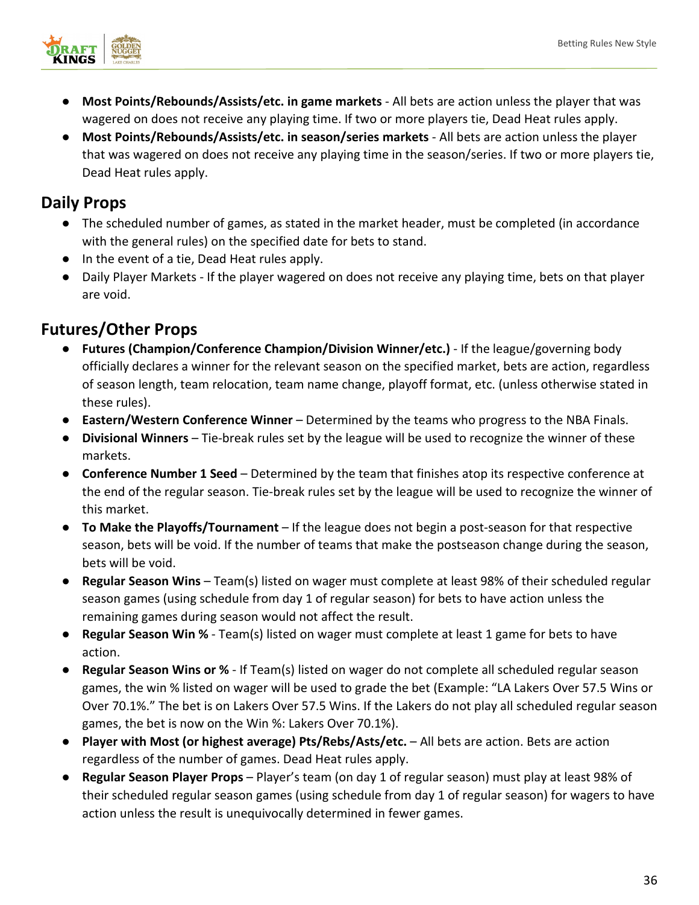- **Most Points/Rebounds/Assists/etc. in game markets** - All bets are action unless the player that was wagered on does not receive any playing time. If two or more players tie, Dead Heat rules apply.
- **Most Points/Rebounds/Assists/etc. in season/series markets** - All bets are action unless the player that was wagered on does not receive any playing time in the season/series. If two or more players tie, Dead Heat rules apply.

## Daily Props

- The scheduled number of games, as stated in the market header, must be completed (in accordance with the general rules) on the specified date for bets to stand.
- In the event of a tie, Dead Heat rules apply.
- Daily Player Markets - If the player wagered on does not receive any playing time, bets on that player are void.

## Futures/Other Props

- **Futures (Champion/Conference Champion/Division Winner/etc.)** - If the league/governing body officially declares a winner for the relevant season on the specified market, bets are action, regardless of season length, team relocation, team name change, playoff format, etc. (unless otherwise stated in these rules).
- **Eastern/Western Conference Winner** – Determined by the teams who progress to the NBA Finals.
- **Divisional Winners** – Tie-break rules set by the league will be used to recognize the winner of these markets.
- **Conference Number 1 Seed** – Determined by the team that finishes atop its respective conference at the end of the regular season. Tie-break rules set by the league will be used to recognize the winner of this market.
- **To Make the Playoffs/Tournament** – If the league does not begin a post-season for that respective season, bets will be void. If the number of teams that make the postseason change during the season, bets will be void.
- **Regular Season Wins** – Team(s) listed on wager must complete at least 98% of their scheduled regular season games (using schedule from day 1 of regular season) for bets to have action unless the remaining games during season would not affect the result.
- **Regular Season Win %** - Team(s) listed on wager must complete at least 1 game for bets to have action.
- **Regular Season Wins or %** - If Team(s) listed on wager do not complete all scheduled regular season games, the win % listed on wager will be used to grade the bet (Example: "LA Lakers Over 57.5 Wins or Over 70.1%." The bet is on Lakers Over 57.5 Wins. If the Lakers do not play all scheduled regular season games, the bet is now on the Win %: Lakers Over 70.1%).
- **Player with Most (or highest average) Pts/Rebs/Asts/etc.** – All bets are action. Bets are action regardless of the number of games. Dead Heat rules apply.
- **Regular Season Player Props** – Player's team (on day 1 of regular season) must play at least 98% of their scheduled regular season games (using schedule from day 1 of regular season) for wagers to have action unless the result is unequivocally determined in fewer games.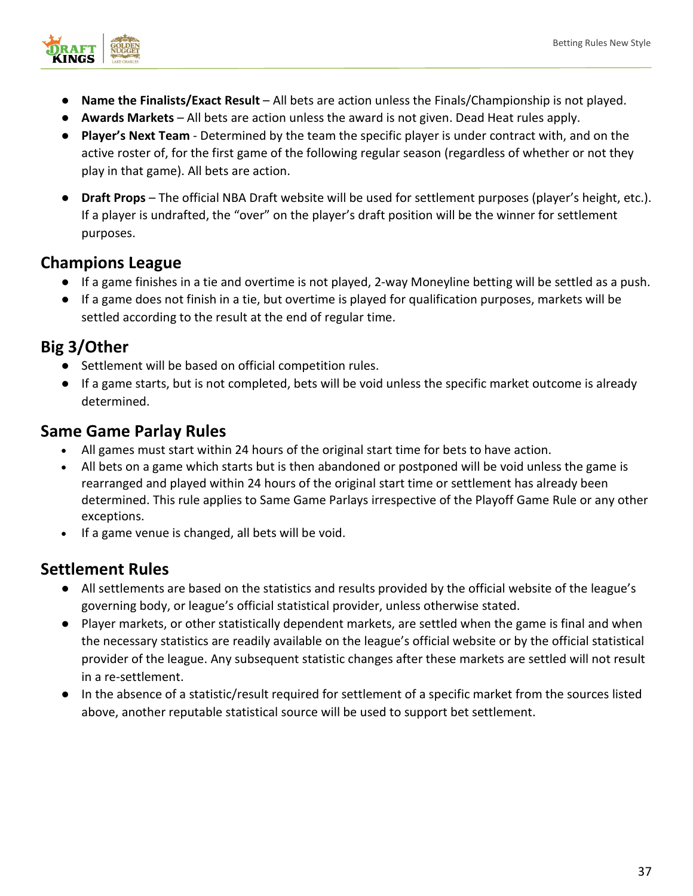- **Name the Finalists/Exact Result** – All bets are action unless the Finals/Championship is not played.
- **Awards Markets** – All bets are action unless the award is not given. Dead Heat rules apply.
- **Player's Next Team** - Determined by the team the specific player is under contract with, and on the active roster of, for the first game of the following regular season (regardless of whether or not they play in that game). All bets are action.
- **Draft Props** – The official NBA Draft website will be used for settlement purposes (player's height, etc.). If a player is undrafted, the "over" on the player's draft position will be the winner for settlement purposes.

## Champions League

- If a game finishes in a tie and overtime is not played, 2-way Moneyline betting will be settled as a push.
- If a game does not finish in a tie, but overtime is played for qualification purposes, markets will be settled according to the result at the end of regular time.

## Big 3/Other

- Settlement will be based on official competition rules.
- If a game starts, but is not completed, bets will be void unless the specific market outcome is already determined.

## Same Game Parlay Rules

- All games must start within 24 hours of the original start time for bets to have action.
- All bets on a game which starts but is then abandoned or postponed will be void unless the game is rearranged and played within 24 hours of the original start time or settlement has already been determined. This rule applies to Same Game Parlays irrespective of the Playoff Game Rule or any other exceptions.
- If a game venue is changed, all bets will be void.

## Settlement Rules

- All settlements are based on the statistics and results provided by the official website of the league's governing body, or league's official statistical provider, unless otherwise stated.
- Player markets, or other statistically dependent markets, are settled when the game is final and when the necessary statistics are readily available on the league's official website or by the official statistical provider of the league. Any subsequent statistic changes after these markets are settled will not result in a re-settlement.
- In the absence of a statistic/result required for settlement of a specific market from the sources listed above, another reputable statistical source will be used to support bet settlement.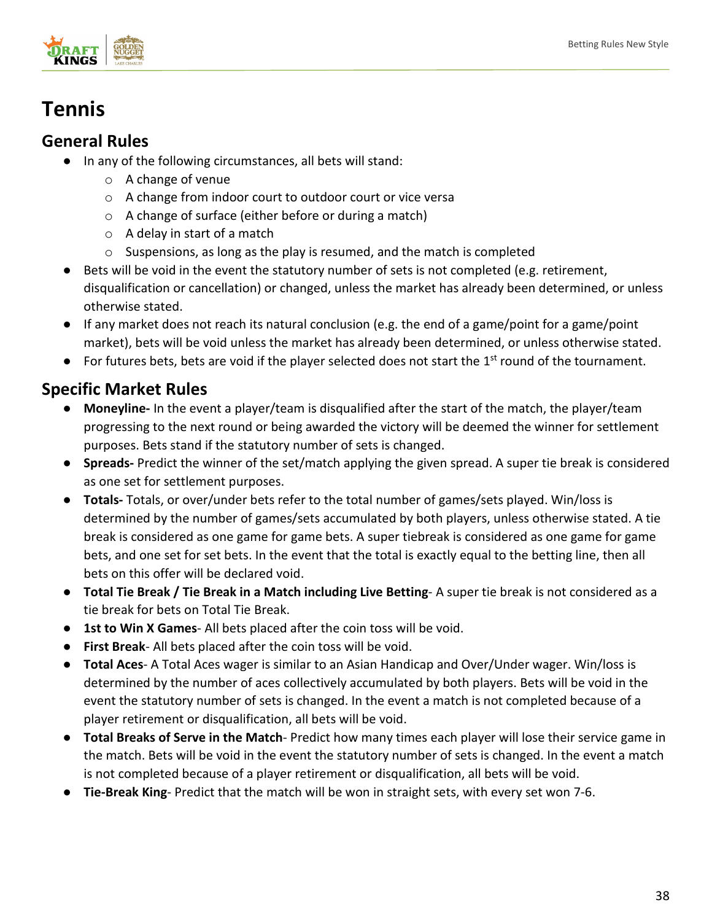# Tennis

## General Rules

- In any of the following circumstances, all bets will stand:
    - A change of venue
    - A change from indoor court to outdoor court or vice versa
    - A change of surface (either before or during a match)
    - A delay in start of a match
    - Suspensions, as long as the play is resumed, and the match is completed
- Bets will be void in the event the statutory number of sets is not completed (e.g. retirement, disqualification or cancellation) or changed, unless the market has already been determined, or unless otherwise stated.
- If any market does not reach its natural conclusion (e.g. the end of a game/point for a game/point market), bets will be void unless the market has already been determined, or unless otherwise stated.
- For futures bets, bets are void if the player selected does not start the 1st round of the tournament.

## Specific Market Rules

- **Moneyline-** In the event a player/team is disqualified after the start of the match, the player/team progressing to the next round or being awarded the victory will be deemed the winner for settlement purposes. Bets stand if the statutory number of sets is changed.
- **Spreads-** Predict the winner of the set/match applying the given spread. A super tie break is considered as one set for settlement purposes.
- **Totals-** Totals, or over/under bets refer to the total number of games/sets played. Win/loss is determined by the number of games/sets accumulated by both players, unless otherwise stated. A tie break is considered as one game for game bets. A super tiebreak is considered as one game for game bets, and one set for set bets. In the event that the total is exactly equal to the betting line, then all bets on this offer will be declared void.
- **Total Tie Break / Tie Break in a Match including Live Betting**- A super tie break is not considered as a tie break for bets on Total Tie Break.
- **1st to Win X Games**- All bets placed after the coin toss will be void.
- **First Break**- All bets placed after the coin toss will be void.
- **Total Aces**- A Total Aces wager is similar to an Asian Handicap and Over/Under wager. Win/loss is determined by the number of aces collectively accumulated by both players. Bets will be void in the event the statutory number of sets is changed. In the event a match is not completed because of a player retirement or disqualification, all bets will be void.
- **Total Breaks of Serve in the Match**- Predict how many times each player will lose their service game in the match. Bets will be void in the event the statutory number of sets is changed. In the event a match is not completed because of a player retirement or disqualification, all bets will be void.
- **Tie-Break King**- Predict that the match will be won in straight sets, with every set won 7-6.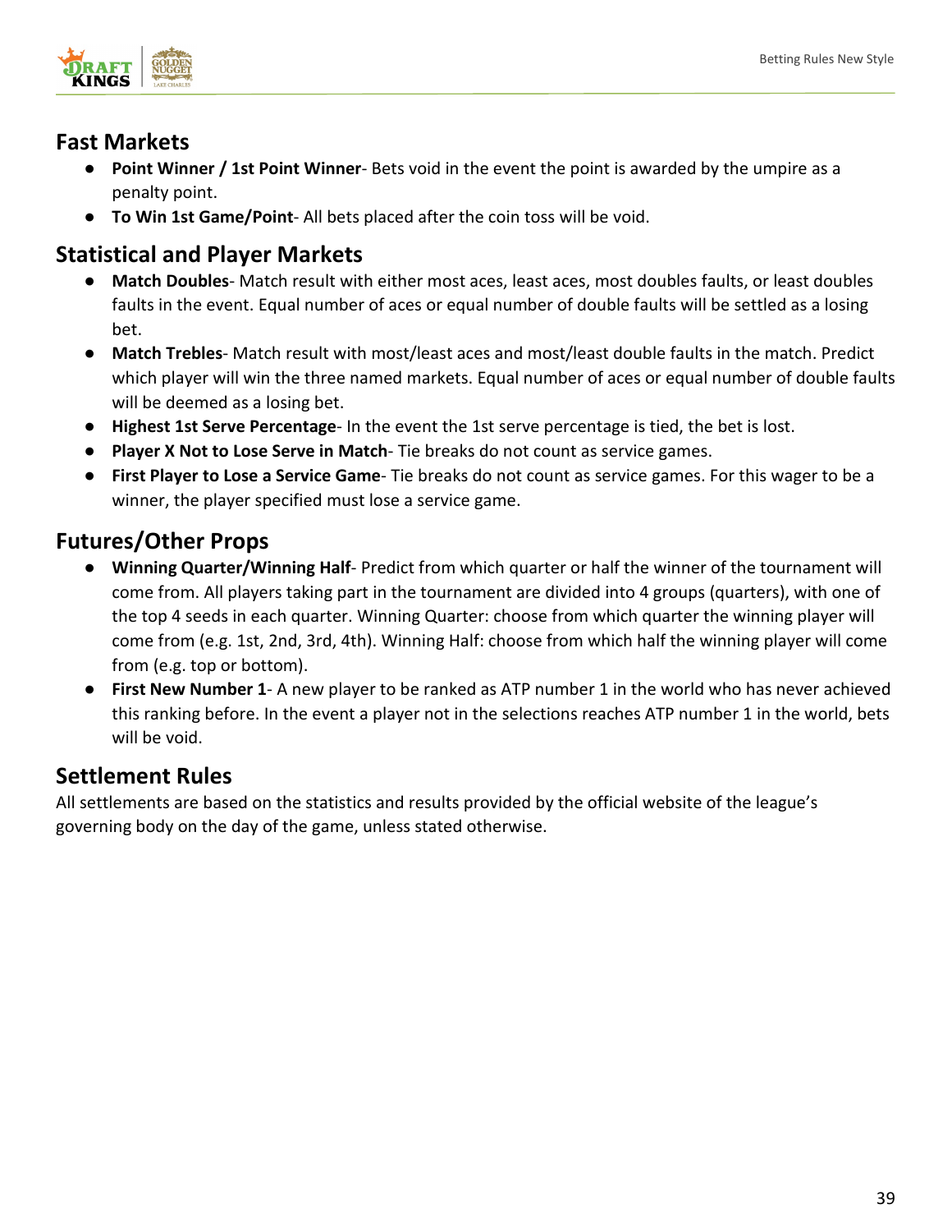## Fast Markets

- **Point Winner / 1st Point Winner**- Bets void in the event the point is awarded by the umpire as a penalty point.
- **To Win 1st Game/Point**- All bets placed after the coin toss will be void.

## Statistical and Player Markets

- **Match Doubles**- Match result with either most aces, least aces, most doubles faults, or least doubles faults in the event. Equal number of aces or equal number of double faults will be settled as a losing bet.
- **Match Trebles**- Match result with most/least aces and most/least double faults in the match. Predict which player will win the three named markets. Equal number of aces or equal number of double faults will be deemed as a losing bet.
- **Highest 1st Serve Percentage**- In the event the 1st serve percentage is tied, the bet is lost.
- **Player X Not to Lose Serve in Match**- Tie breaks do not count as service games.
- **First Player to Lose a Service Game**- Tie breaks do not count as service games. For this wager to be a winner, the player specified must lose a service game.

## Futures/Other Props

- **Winning Quarter/Winning Half**- Predict from which quarter or half the winner of the tournament will come from. All players taking part in the tournament are divided into 4 groups (quarters), with one of the top 4 seeds in each quarter. Winning Quarter: choose from which quarter the winning player will come from (e.g. 1st, 2nd, 3rd, 4th). Winning Half: choose from which half the winning player will come from (e.g. top or bottom).
- **First New Number 1**- A new player to be ranked as ATP number 1 in the world who has never achieved this ranking before. In the event a player not in the selections reaches ATP number 1 in the world, bets will be void.

## Settlement Rules

All settlements are based on the statistics and results provided by the official website of the league's governing body on the day of the game, unless stated otherwise.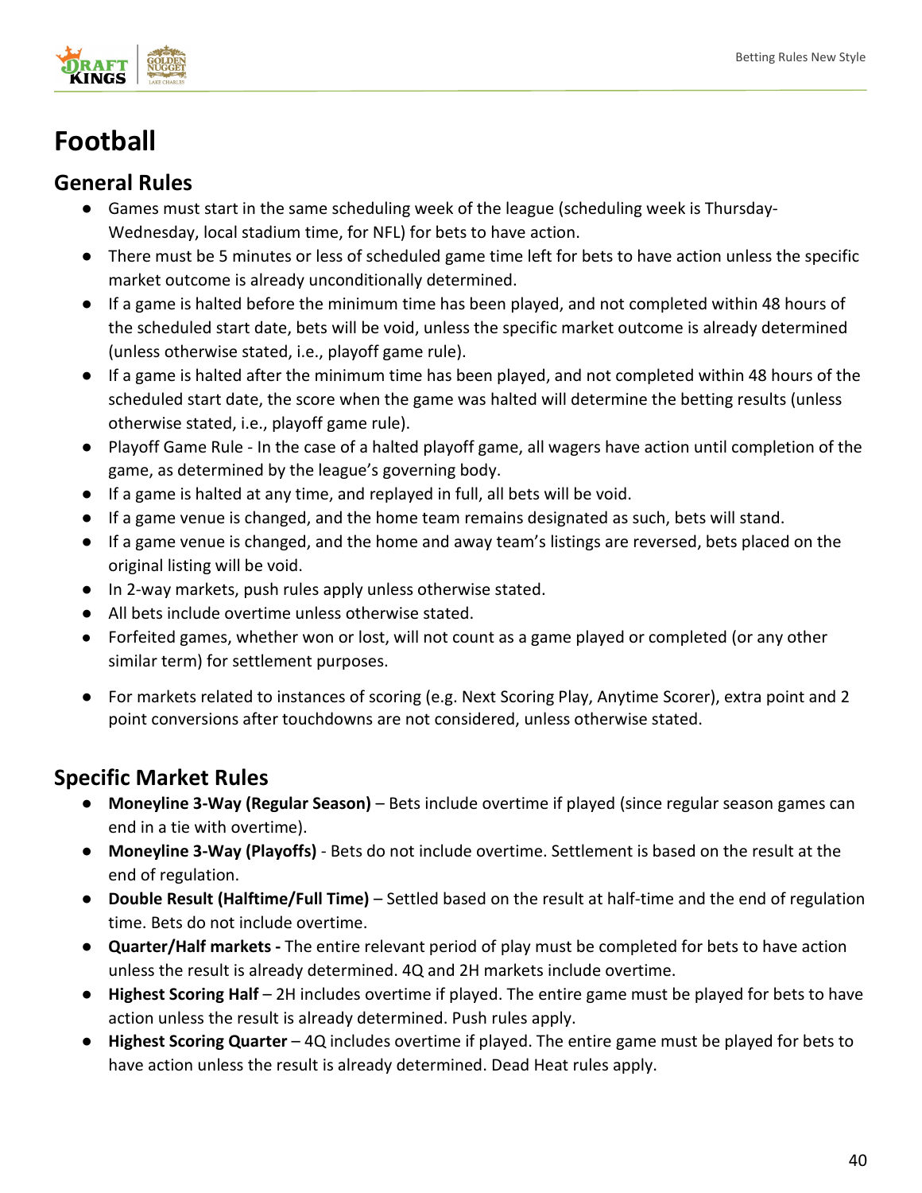# Football

## General Rules

- Games must start in the same scheduling week of the league (scheduling week is Thursday-Wednesday, local stadium time, for NFL) for bets to have action.
- There must be 5 minutes or less of scheduled game time left for bets to have action unless the specific market outcome is already unconditionally determined.
- If a game is halted before the minimum time has been played, and not completed within 48 hours of the scheduled start date, bets will be void, unless the specific market outcome is already determined (unless otherwise stated, i.e., playoff game rule).
- If a game is halted after the minimum time has been played, and not completed within 48 hours of the scheduled start date, the score when the game was halted will determine the betting results (unless otherwise stated, i.e., playoff game rule).
- Playoff Game Rule - In the case of a halted playoff game, all wagers have action until completion of the game, as determined by the league's governing body.
- If a game is halted at any time, and replayed in full, all bets will be void.
- If a game venue is changed, and the home team remains designated as such, bets will stand.
- If a game venue is changed, and the home and away team's listings are reversed, bets placed on the original listing will be void.
- In 2-way markets, push rules apply unless otherwise stated.
- All bets include overtime unless otherwise stated.
- Forfeited games, whether won or lost, will not count as a game played or completed (or any other similar term) for settlement purposes.
- For markets related to instances of scoring (e.g. Next Scoring Play, Anytime Scorer), extra point and 2 point conversions after touchdowns are not considered, unless otherwise stated.

## Specific Market Rules

- **Moneyline 3-Way (Regular Season)** – Bets include overtime if played (since regular season games can end in a tie with overtime).
- **Moneyline 3-Way (Playoffs)** - Bets do not include overtime. Settlement is based on the result at the end of regulation.
- **Double Result (Halftime/Full Time)** – Settled based on the result at half-time and the end of regulation time. Bets do not include overtime.
- **Quarter/Half markets -** The entire relevant period of play must be completed for bets to have action unless the result is already determined. 4Q and 2H markets include overtime.
- **Highest Scoring Half** – 2H includes overtime if played. The entire game must be played for bets to have action unless the result is already determined. Push rules apply.
- **Highest Scoring Quarter** – 4Q includes overtime if played. The entire game must be played for bets to have action unless the result is already determined. Dead Heat rules apply.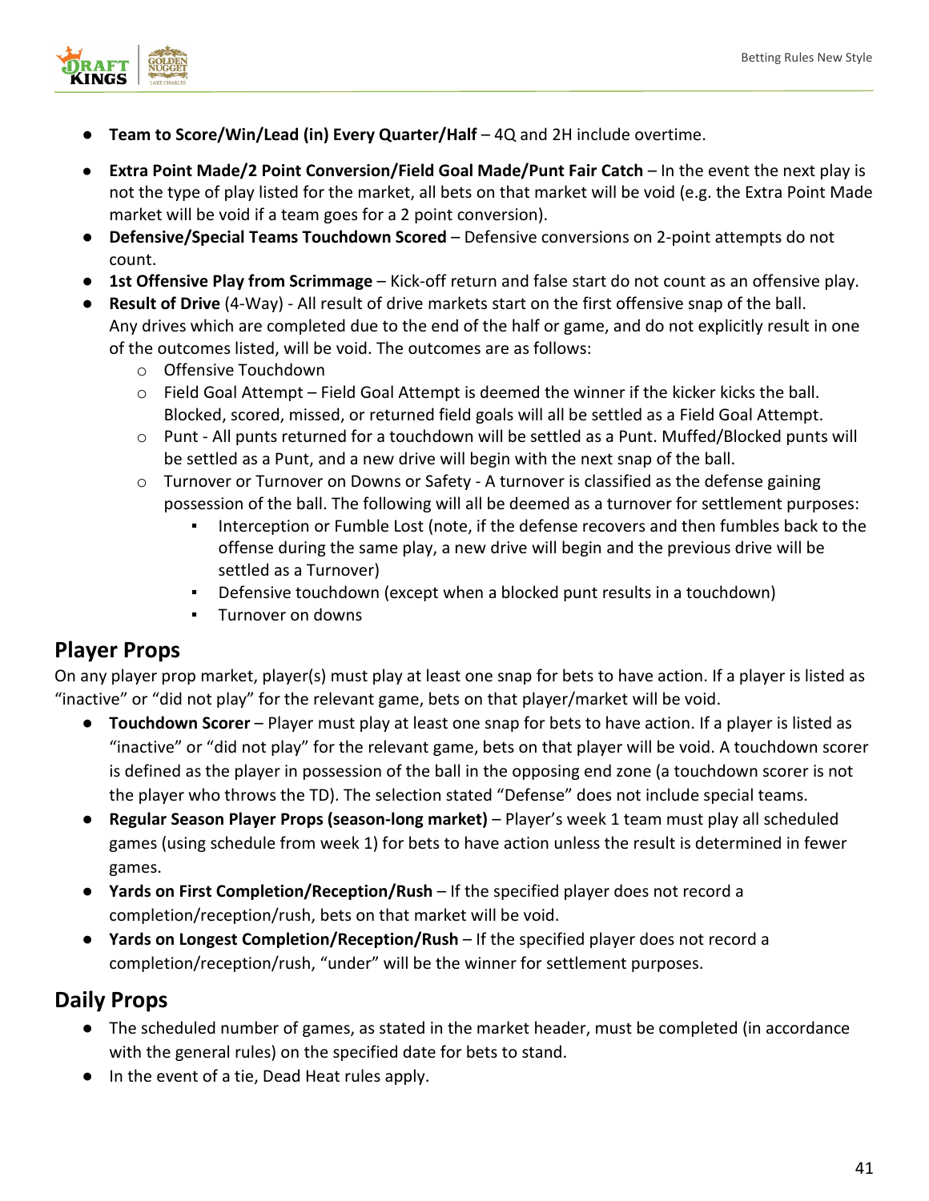- **Team to Score/Win/Lead (in) Every Quarter/Half** – 4Q and 2H include overtime.
- **Extra Point Made/2 Point Conversion/Field Goal Made/Punt Fair Catch** – In the event the next play is not the type of play listed for the market, all bets on that market will be void (e.g. the Extra Point Made market will be void if a team goes for a 2 point conversion).
- **Defensive/Special Teams Touchdown Scored** – Defensive conversions on 2-point attempts do not count.
- **1st Offensive Play from Scrimmage** – Kick-off return and false start do not count as an offensive play.
- **Result of Drive** (4-Way) - All result of drive markets start on the first offensive snap of the ball. Any drives which are completed due to the end of the half or game, and do not explicitly result in one of the outcomes listed, will be void. The outcomes are as follows:
  - Offensive Touchdown
  - Field Goal Attempt – Field Goal Attempt is deemed the winner if the kicker kicks the ball. Blocked, scored, missed, or returned field goals will all be settled as a Field Goal Attempt.
  - Punt - All punts returned for a touchdown will be settled as a Punt. Muffed/Blocked punts will be settled as a Punt, and a new drive will begin with the next snap of the ball.
  - Turnover or Turnover on Downs or Safety - A turnover is classified as the defense gaining possession of the ball. The following will all be deemed as a turnover for settlement purposes:
    - Interception or Fumble Lost (note, if the defense recovers and then fumbles back to the offense during the same play, a new drive will begin and the previous drive will be settled as a Turnover)
    - Defensive touchdown (except when a blocked punt results in a touchdown)
    - Turnover on downs

## Player Props

On any player prop market, player(s) must play at least one snap for bets to have action. If a player is listed as "inactive" or "did not play" for the relevant game, bets on that player/market will be void.

- **Touchdown Scorer** – Player must play at least one snap for bets to have action. If a player is listed as "inactive" or "did not play" for the relevant game, bets on that player will be void. A touchdown scorer is defined as the player in possession of the ball in the opposing end zone (a touchdown scorer is not the player who throws the TD). The selection stated "Defense" does not include special teams.
- **Regular Season Player Props (season-long market)** – Player's week 1 team must play all scheduled games (using schedule from week 1) for bets to have action unless the result is determined in fewer games.
- **Yards on First Completion/Reception/Rush** – If the specified player does not record a completion/reception/rush, bets on that market will be void.
- **Yards on Longest Completion/Reception/Rush** – If the specified player does not record a completion/reception/rush, "under" will be the winner for settlement purposes.

## Daily Props

- The scheduled number of games, as stated in the market header, must be completed (in accordance with the general rules) on the specified date for bets to stand.
- In the event of a tie, Dead Heat rules apply.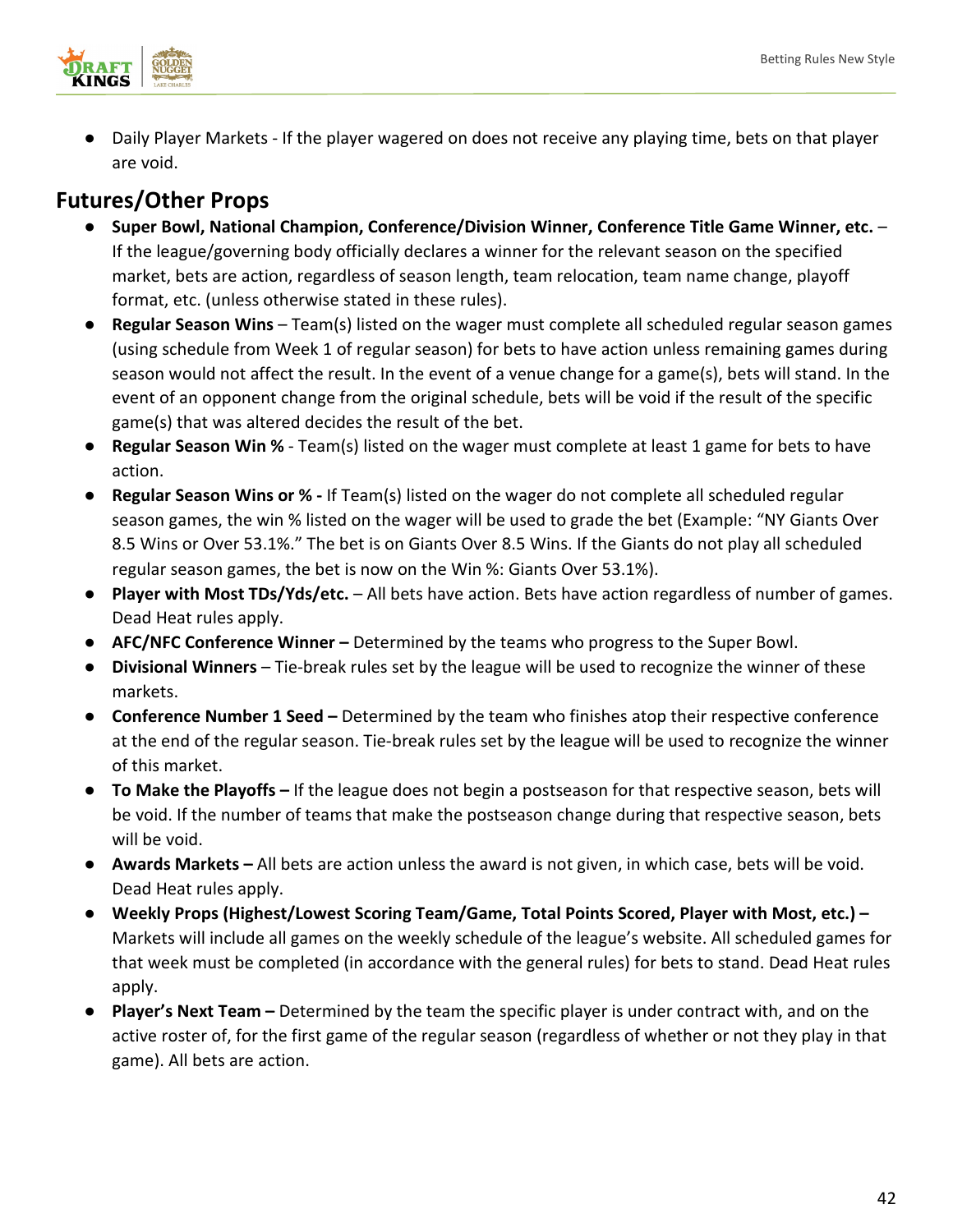- Daily Player Markets - If the player wagered on does not receive any playing time, bets on that player are void.

## Futures/Other Props

- **Super Bowl, National Champion, Conference/Division Winner, Conference Title Game Winner, etc.** – If the league/governing body officially declares a winner for the relevant season on the specified market, bets are action, regardless of season length, team relocation, team name change, playoff format, etc. (unless otherwise stated in these rules).
- **Regular Season Wins** – Team(s) listed on the wager must complete all scheduled regular season games (using schedule from Week 1 of regular season) for bets to have action unless remaining games during season would not affect the result. In the event of a venue change for a game(s), bets will stand. In the event of an opponent change from the original schedule, bets will be void if the result of the specific game(s) that was altered decides the result of the bet.
- **Regular Season Win %** - Team(s) listed on the wager must complete at least 1 game for bets to have action.
- **Regular Season Wins or % -** If Team(s) listed on the wager do not complete all scheduled regular season games, the win % listed on the wager will be used to grade the bet (Example: "NY Giants Over 8.5 Wins or Over 53.1%." The bet is on Giants Over 8.5 Wins. If the Giants do not play all scheduled regular season games, the bet is now on the Win %: Giants Over 53.1%).
- **Player with Most TDs/Yds/etc.** – All bets have action. Bets have action regardless of number of games. Dead Heat rules apply.
- **AFC/NFC Conference Winner –** Determined by the teams who progress to the Super Bowl.
- **Divisional Winners** – Tie-break rules set by the league will be used to recognize the winner of these markets.
- **Conference Number 1 Seed –** Determined by the team who finishes atop their respective conference at the end of the regular season. Tie-break rules set by the league will be used to recognize the winner of this market.
- **To Make the Playoffs –** If the league does not begin a postseason for that respective season, bets will be void. If the number of teams that make the postseason change during that respective season, bets will be void.
- **Awards Markets –** All bets are action unless the award is not given, in which case, bets will be void. Dead Heat rules apply.
- **Weekly Props (Highest/Lowest Scoring Team/Game, Total Points Scored, Player with Most, etc.) –** Markets will include all games on the weekly schedule of the league's website. All scheduled games for that week must be completed (in accordance with the general rules) for bets to stand. Dead Heat rules apply.
- **Player's Next Team –** Determined by the team the specific player is under contract with, and on the active roster of, for the first game of the regular season (regardless of whether or not they play in that game). All bets are action.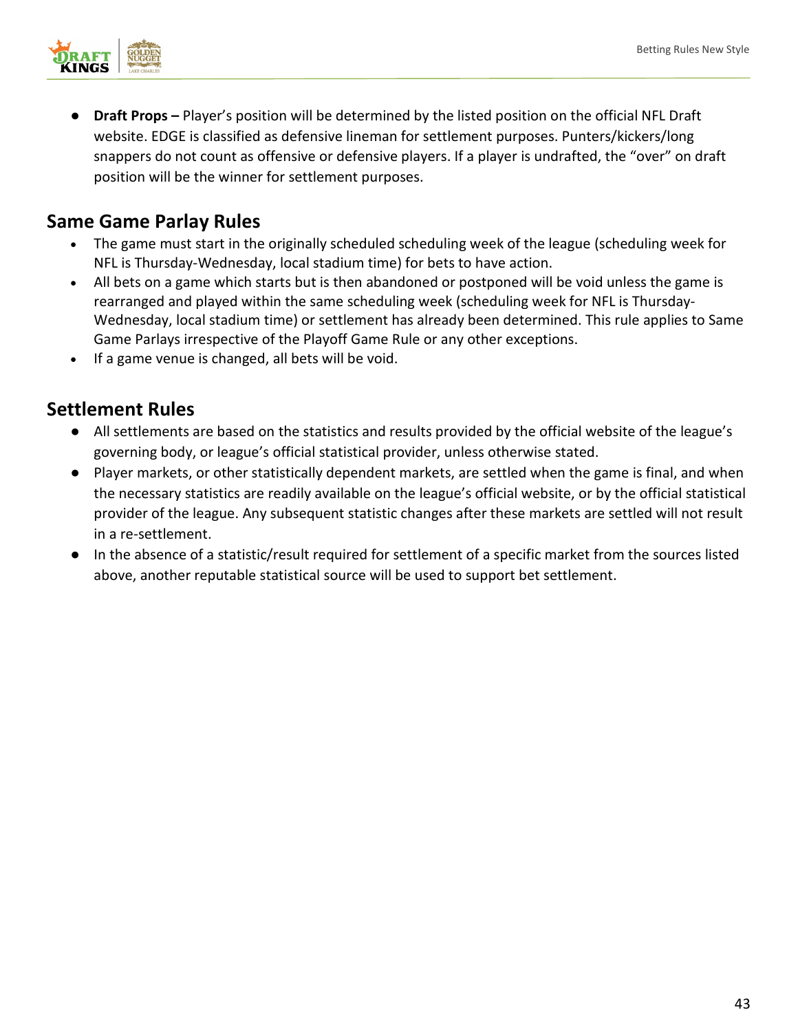- **Draft Props –** Player's position will be determined by the listed position on the official NFL Draft website. EDGE is classified as defensive lineman for settlement purposes. Punters/kickers/long snappers do not count as offensive or defensive players. If a player is undrafted, the "over" on draft position will be the winner for settlement purposes.

## Same Game Parlay Rules

- The game must start in the originally scheduled scheduling week of the league (scheduling week for NFL is Thursday-Wednesday, local stadium time) for bets to have action.
- All bets on a game which starts but is then abandoned or postponed will be void unless the game is rearranged and played within the same scheduling week (scheduling week for NFL is Thursday-Wednesday, local stadium time) or settlement has already been determined. This rule applies to Same Game Parlays irrespective of the Playoff Game Rule or any other exceptions.
- If a game venue is changed, all bets will be void.

## Settlement Rules

- All settlements are based on the statistics and results provided by the official website of the league's governing body, or league's official statistical provider, unless otherwise stated.
- Player markets, or other statistically dependent markets, are settled when the game is final, and when the necessary statistics are readily available on the league's official website, or by the official statistical provider of the league. Any subsequent statistic changes after these markets are settled will not result in a re-settlement.
- In the absence of a statistic/result required for settlement of a specific market from the sources listed above, another reputable statistical source will be used to support bet settlement.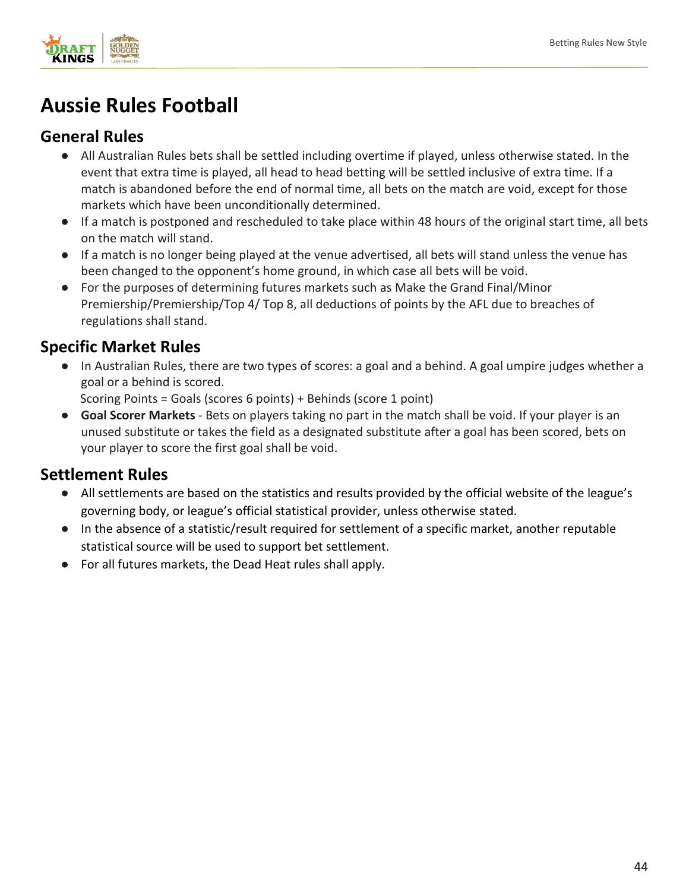# Aussie Rules Football

## General Rules

- All Australian Rules bets shall be settled including overtime if played, unless otherwise stated. In the event that extra time is played, all head to head betting will be settled inclusive of extra time. If a match is abandoned before the end of normal time, all bets on the match are void, except for those markets which have been unconditionally determined.
- If a match is postponed and rescheduled to take place within 48 hours of the original start time, all bets on the match will stand.
- If a match is no longer being played at the venue advertised, all bets will stand unless the venue has been changed to the opponent's home ground, in which case all bets will be void.
- For the purposes of determining futures markets such as Make the Grand Final/Minor Premiership/Premiership/Top 4/ Top 8, all deductions of points by the AFL due to breaches of regulations shall stand.

## Specific Market Rules

- In Australian Rules, there are two types of scores: a goal and a behind. A goal umpire judges whether a goal or a behind is scored.
  Scoring Points = Goals (scores 6 points) + Behinds (score 1 point)
- **Goal Scorer Markets** - Bets on players taking no part in the match shall be void. If your player is an unused substitute or takes the field as a designated substitute after a goal has been scored, bets on your player to score the first goal shall be void.

## Settlement Rules

- All settlements are based on the statistics and results provided by the official website of the league's governing body, or league's official statistical provider, unless otherwise stated.
- In the absence of a statistic/result required for settlement of a specific market, another reputable statistical source will be used to support bet settlement.
- For all futures markets, the Dead Heat rules shall apply.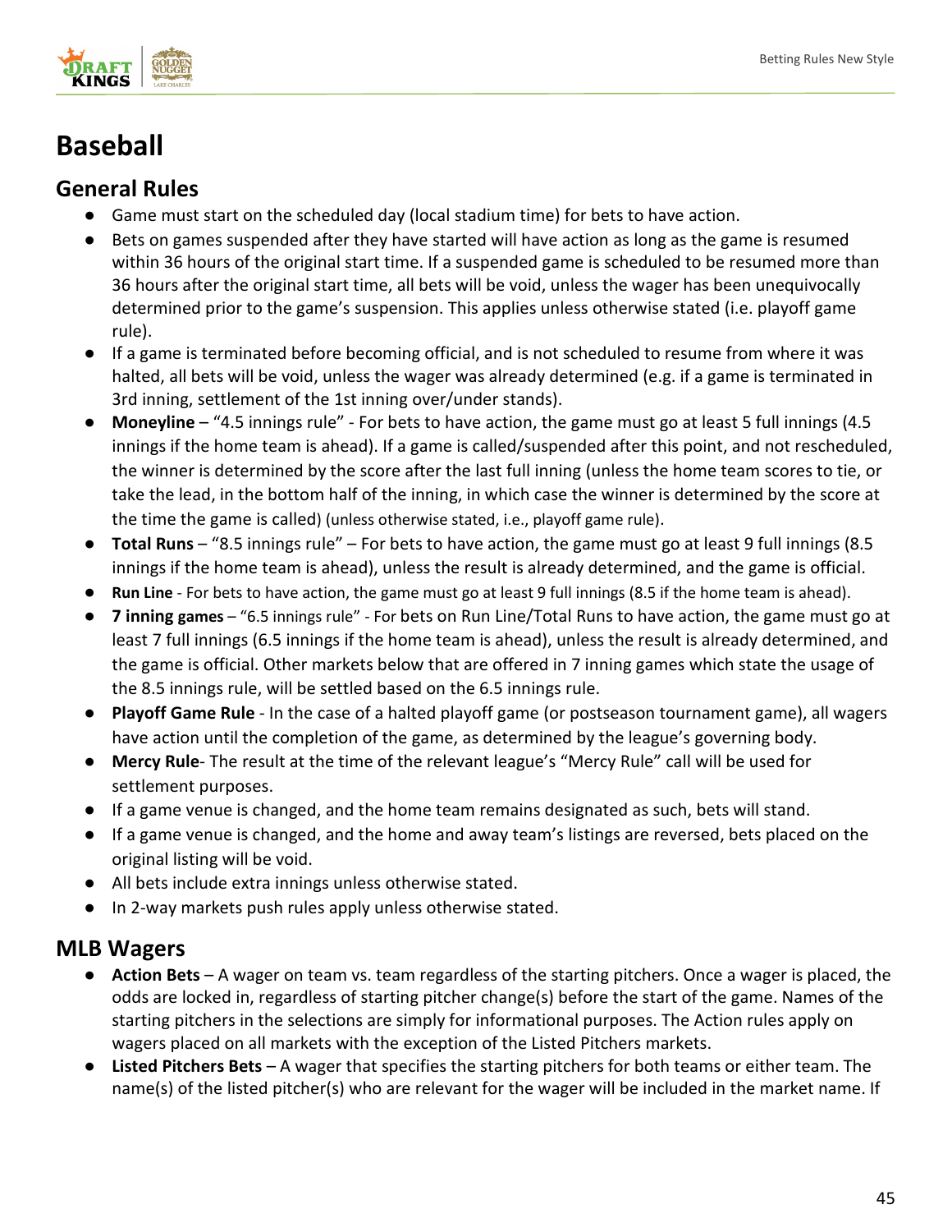# Baseball

## General Rules

- Game must start on the scheduled day (local stadium time) for bets to have action.
- Bets on games suspended after they have started will have action as long as the game is resumed within 36 hours of the original start time. If a suspended game is scheduled to be resumed more than 36 hours after the original start time, all bets will be void, unless the wager has been unequivocally determined prior to the game's suspension. This applies unless otherwise stated (i.e. playoff game rule).
- If a game is terminated before becoming official, and is not scheduled to resume from where it was halted, all bets will be void, unless the wager was already determined (e.g. if a game is terminated in 3rd inning, settlement of the 1st inning over/under stands).
- **Moneyline** – "4.5 innings rule" - For bets to have action, the game must go at least 5 full innings (4.5 innings if the home team is ahead). If a game is called/suspended after this point, and not rescheduled, the winner is determined by the score after the last full inning (unless the home team scores to tie, or take the lead, in the bottom half of the inning, in which case the winner is determined by the score at the time the game is called) (unless otherwise stated, i.e., playoff game rule).
- **Total Runs** – "8.5 innings rule" – For bets to have action, the game must go at least 9 full innings (8.5 innings if the home team is ahead), unless the result is already determined, and the game is official.
- **Run Line** - For bets to have action, the game must go at least 9 full innings (8.5 if the home team is ahead).
- **7 inning games** – "6.5 innings rule" - For bets on Run Line/Total Runs to have action, the game must go at least 7 full innings (6.5 innings if the home team is ahead), unless the result is already determined, and the game is official. Other markets below that are offered in 7 inning games which state the usage of the 8.5 innings rule, will be settled based on the 6.5 innings rule.
- **Playoff Game Rule** - In the case of a halted playoff game (or postseason tournament game), all wagers have action until the completion of the game, as determined by the league's governing body.
- **Mercy Rule**- The result at the time of the relevant league's "Mercy Rule" call will be used for settlement purposes.
- If a game venue is changed, and the home team remains designated as such, bets will stand.
- If a game venue is changed, and the home and away team's listings are reversed, bets placed on the original listing will be void.
- All bets include extra innings unless otherwise stated.
- In 2-way markets push rules apply unless otherwise stated.

## MLB Wagers

- **Action Bets** – A wager on team vs. team regardless of the starting pitchers. Once a wager is placed, the odds are locked in, regardless of starting pitcher change(s) before the start of the game. Names of the starting pitchers in the selections are simply for informational purposes. The Action rules apply on wagers placed on all markets with the exception of the Listed Pitchers markets.
- **Listed Pitchers Bets** – A wager that specifies the starting pitchers for both teams or either team. The name(s) of the listed pitcher(s) who are relevant for the wager will be included in the market name. If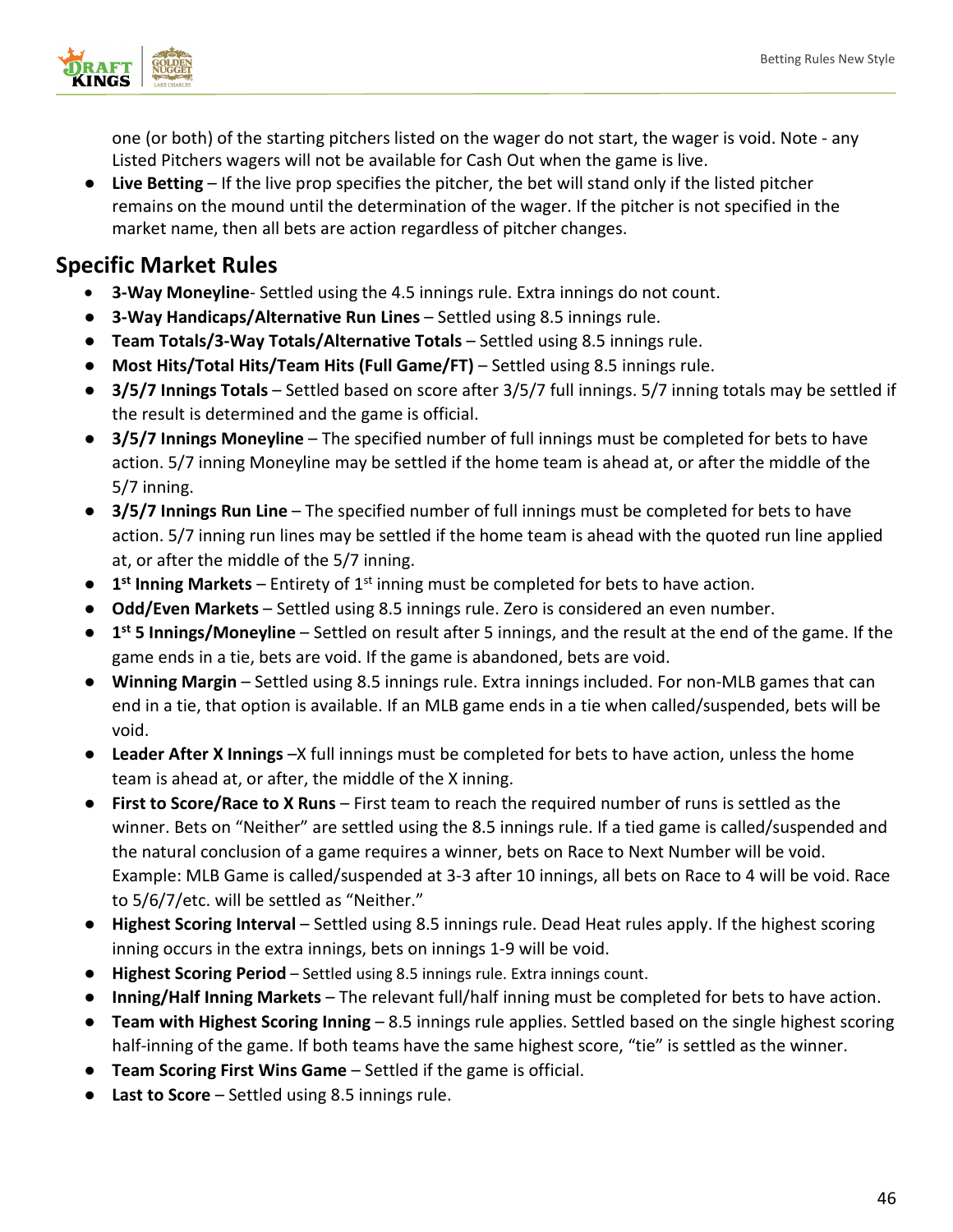one (or both) of the starting pitchers listed on the wager do not start, the wager is void. Note - any Listed Pitchers wagers will not be available for Cash Out when the game is live.

- **Live Betting** – If the live prop specifies the pitcher, the bet will stand only if the listed pitcher remains on the mound until the determination of the wager. If the pitcher is not specified in the market name, then all bets are action regardless of pitcher changes.

## Specific Market Rules

- **3-Way Moneyline**- Settled using the 4.5 innings rule. Extra innings do not count.
- **3-Way Handicaps/Alternative Run Lines** – Settled using 8.5 innings rule.
- **Team Totals/3-Way Totals/Alternative Totals** – Settled using 8.5 innings rule.
- **Most Hits/Total Hits/Team Hits (Full Game/FT)** – Settled using 8.5 innings rule.
- **3/5/7 Innings Totals** – Settled based on score after 3/5/7 full innings. 5/7 inning totals may be settled if the result is determined and the game is official.
- **3/5/7 Innings Moneyline** – The specified number of full innings must be completed for bets to have action. 5/7 inning Moneyline may be settled if the home team is ahead at, or after the middle of the 5/7 inning.
- **3/5/7 Innings Run Line** – The specified number of full innings must be completed for bets to have action. 5/7 inning run lines may be settled if the home team is ahead with the quoted run line applied at, or after the middle of the 5/7 inning.
- **1st Inning Markets** – Entirety of 1st inning must be completed for bets to have action.
- **Odd/Even Markets** – Settled using 8.5 innings rule. Zero is considered an even number.
- **1st 5 Innings/Moneyline** – Settled on result after 5 innings, and the result at the end of the game. If the game ends in a tie, bets are void. If the game is abandoned, bets are void.
- **Winning Margin** – Settled using 8.5 innings rule. Extra innings included. For non-MLB games that can end in a tie, that option is available. If an MLB game ends in a tie when called/suspended, bets will be void.
- **Leader After X Innings** –X full innings must be completed for bets to have action, unless the home team is ahead at, or after, the middle of the X inning.
- **First to Score/Race to X Runs** – First team to reach the required number of runs is settled as the winner. Bets on "Neither" are settled using the 8.5 innings rule. If a tied game is called/suspended and the natural conclusion of a game requires a winner, bets on Race to Next Number will be void. Example: MLB Game is called/suspended at 3-3 after 10 innings, all bets on Race to 4 will be void. Race to 5/6/7/etc. will be settled as "Neither."
- **Highest Scoring Interval** – Settled using 8.5 innings rule. Dead Heat rules apply. If the highest scoring inning occurs in the extra innings, bets on innings 1-9 will be void.
- **Highest Scoring Period** – Settled using 8.5 innings rule. Extra innings count.
- **Inning/Half Inning Markets** – The relevant full/half inning must be completed for bets to have action.
- **Team with Highest Scoring Inning** – 8.5 innings rule applies. Settled based on the single highest scoring half-inning of the game. If both teams have the same highest score, "tie" is settled as the winner.
- **Team Scoring First Wins Game** – Settled if the game is official.
- **Last to Score** – Settled using 8.5 innings rule.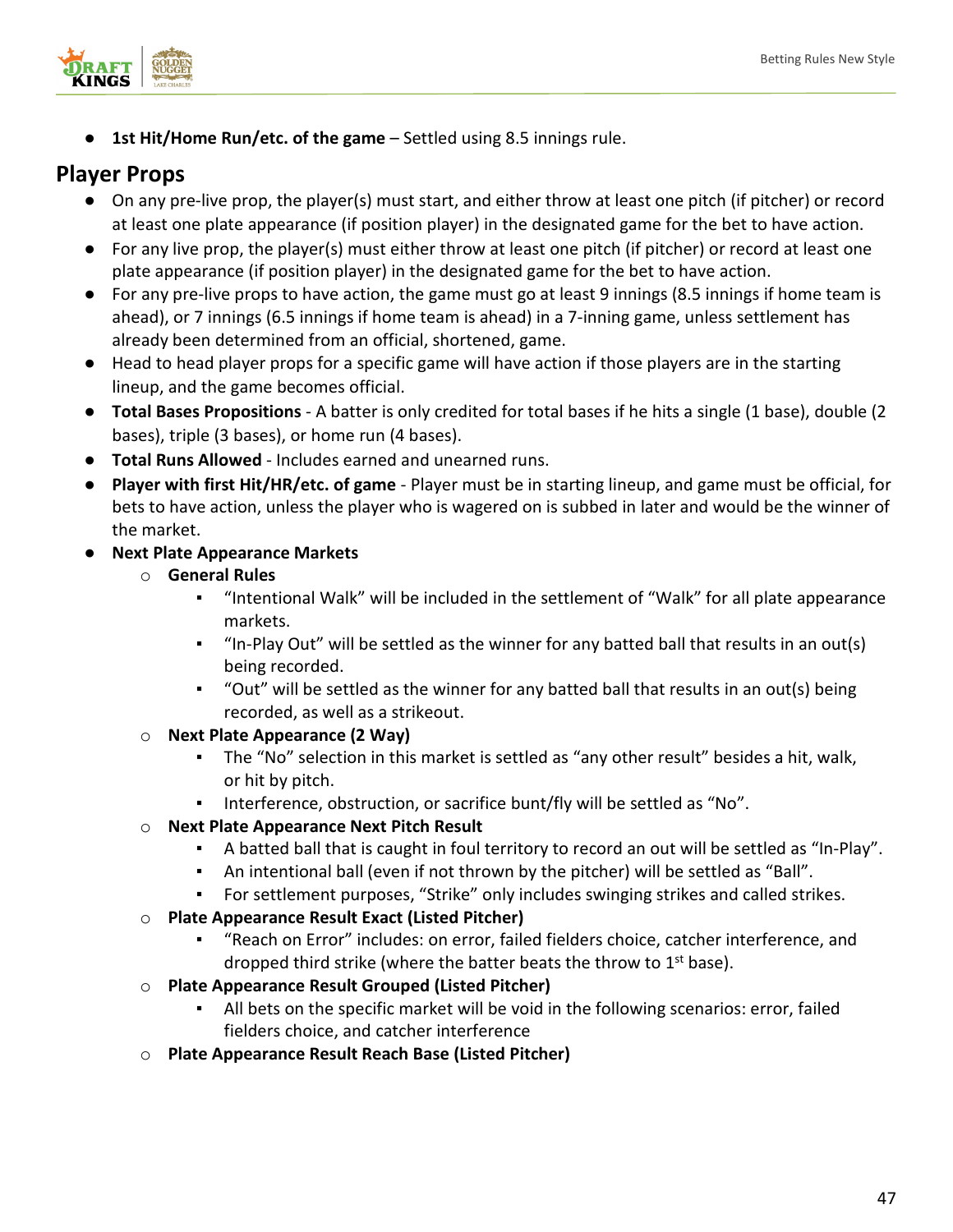- **1st Hit/Home Run/etc. of the game** – Settled using 8.5 innings rule.

## Player Props

- On any pre-live prop, the player(s) must start, and either throw at least one pitch (if pitcher) or record at least one plate appearance (if position player) in the designated game for the bet to have action.
- For any live prop, the player(s) must either throw at least one pitch (if pitcher) or record at least one plate appearance (if position player) in the designated game for the bet to have action.
- For any pre-live props to have action, the game must go at least 9 innings (8.5 innings if home team is ahead), or 7 innings (6.5 innings if home team is ahead) in a 7-inning game, unless settlement has already been determined from an official, shortened, game.
- Head to head player props for a specific game will have action if those players are in the starting lineup, and the game becomes official.
- **Total Bases Propositions** - A batter is only credited for total bases if he hits a single (1 base), double (2 bases), triple (3 bases), or home run (4 bases).
- **Total Runs Allowed** - Includes earned and unearned runs.
- **Player with first Hit/HR/etc. of game** - Player must be in starting lineup, and game must be official, for bets to have action, unless the player who is wagered on is subbed in later and would be the winner of the market.
- **Next Plate Appearance Markets**
  - **General Rules**
    - "Intentional Walk" will be included in the settlement of "Walk" for all plate appearance markets.
    - "In-Play Out" will be settled as the winner for any batted ball that results in an out(s) being recorded.
    - "Out" will be settled as the winner for any batted ball that results in an out(s) being recorded, as well as a strikeout.
  - **Next Plate Appearance (2 Way)**
    - The "No" selection in this market is settled as "any other result" besides a hit, walk, or hit by pitch.
    - Interference, obstruction, or sacrifice bunt/fly will be settled as "No".
  - **Next Plate Appearance Next Pitch Result**
    - A batted ball that is caught in foul territory to record an out will be settled as "In-Play".
    - An intentional ball (even if not thrown by the pitcher) will be settled as "Ball".
    - For settlement purposes, "Strike" only includes swinging strikes and called strikes.
  - **Plate Appearance Result Exact (Listed Pitcher)**
    - "Reach on Error" includes: on error, failed fielders choice, catcher interference, and dropped third strike (where the batter beats the throw to 1st base).
  - **Plate Appearance Result Grouped (Listed Pitcher)**
    - All bets on the specific market will be void in the following scenarios: error, failed fielders choice, and catcher interference
  - **Plate Appearance Result Reach Base (Listed Pitcher)**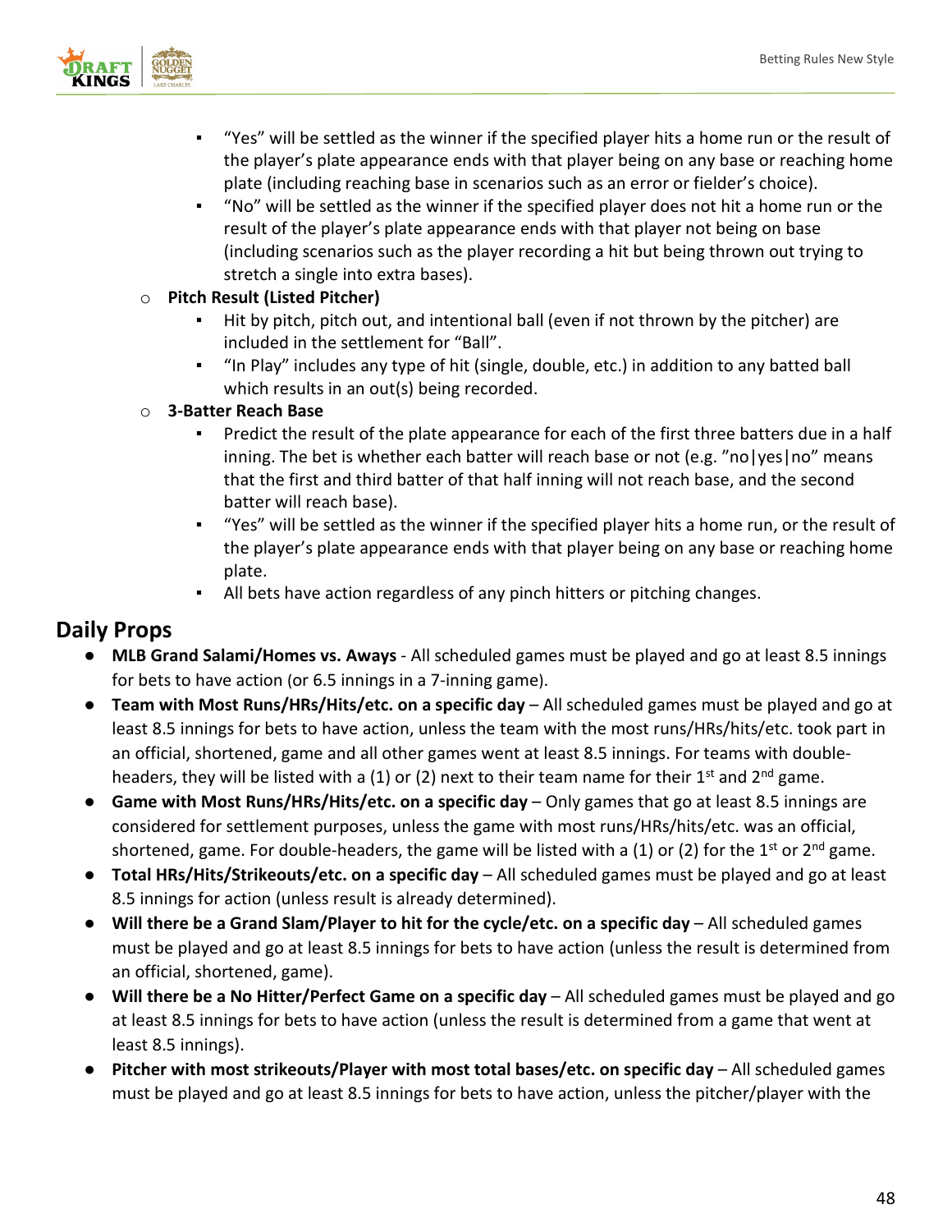- "Yes" will be settled as the winner if the specified player hits a home run or the result of the player's plate appearance ends with that player being on any base or reaching home plate (including reaching base in scenarios such as an error or fielder's choice).
    - "No" will be settled as the winner if the specified player does not hit a home run or the result of the player's plate appearance ends with that player not being on base (including scenarios such as the player recording a hit but being thrown out trying to stretch a single into extra bases).
  - **Pitch Result (Listed Pitcher)**
    - Hit by pitch, pitch out, and intentional ball (even if not thrown by the pitcher) are included in the settlement for "Ball".
    - "In Play" includes any type of hit (single, double, etc.) in addition to any batted ball which results in an out(s) being recorded.
  - **3-Batter Reach Base**
    - Predict the result of the plate appearance for each of the first three batters due in a half inning. The bet is whether each batter will reach base or not (e.g. "no|yes|no" means that the first and third batter of that half inning will not reach base, and the second batter will reach base).
    - "Yes" will be settled as the winner if the specified player hits a home run, or the result of the player's plate appearance ends with that player being on any base or reaching home plate.
    - All bets have action regardless of any pinch hitters or pitching changes.

## Daily Props

- **MLB Grand Salami/Homes vs. Aways** - All scheduled games must be played and go at least 8.5 innings for bets to have action (or 6.5 innings in a 7-inning game).
- **Team with Most Runs/HRs/Hits/etc. on a specific day** – All scheduled games must be played and go at least 8.5 innings for bets to have action, unless the team with the most runs/HRs/hits/etc. took part in an official, shortened, game and all other games went at least 8.5 innings. For teams with double-headers, they will be listed with a (1) or (2) next to their team name for their 1st and 2nd game.
- **Game with Most Runs/HRs/Hits/etc. on a specific day** – Only games that go at least 8.5 innings are considered for settlement purposes, unless the game with most runs/HRs/hits/etc. was an official, shortened, game. For double-headers, the game will be listed with a (1) or (2) for the 1st or 2nd game.
- **Total HRs/Hits/Strikeouts/etc. on a specific day** – All scheduled games must be played and go at least 8.5 innings for action (unless result is already determined).
- **Will there be a Grand Slam/Player to hit for the cycle/etc. on a specific day** – All scheduled games must be played and go at least 8.5 innings for bets to have action (unless the result is determined from an official, shortened, game).
- **Will there be a No Hitter/Perfect Game on a specific day** – All scheduled games must be played and go at least 8.5 innings for bets to have action (unless the result is determined from a game that went at least 8.5 innings).
- **Pitcher with most strikeouts/Player with most total bases/etc. on specific day** – All scheduled games must be played and go at least 8.5 innings for bets to have action, unless the pitcher/player with the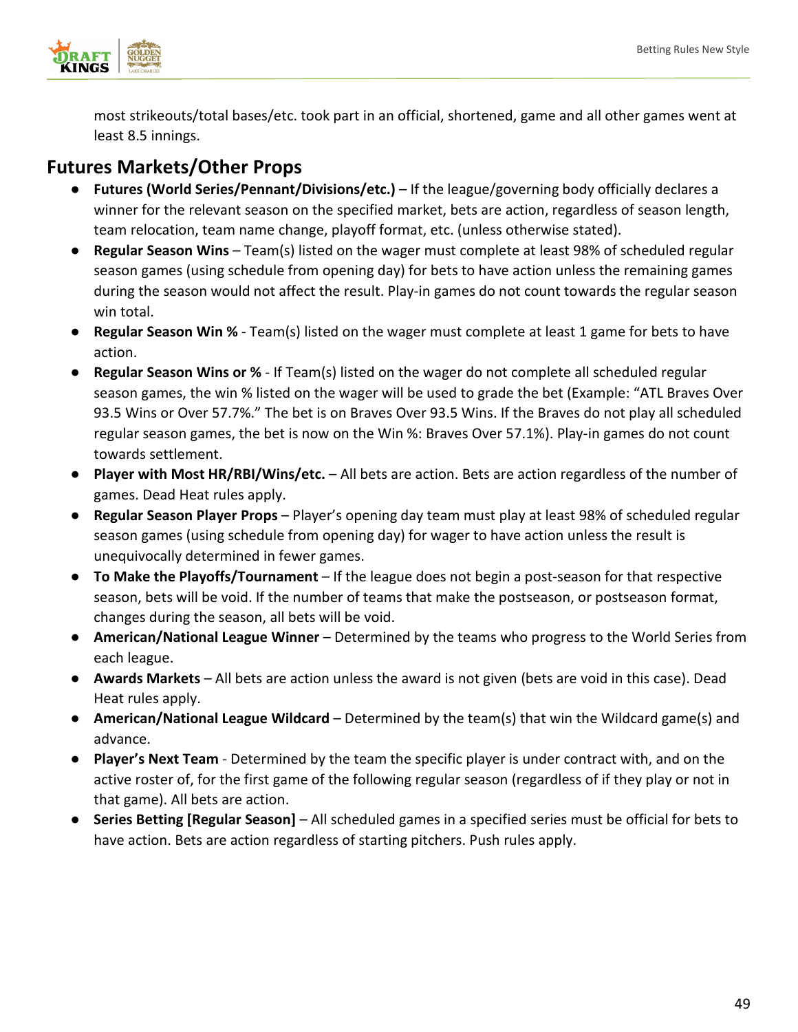most strikeouts/total bases/etc. took part in an official, shortened, game and all other games went at least 8.5 innings.

## Futures Markets/Other Props

- **Futures (World Series/Pennant/Divisions/etc.)** – If the league/governing body officially declares a winner for the relevant season on the specified market, bets are action, regardless of season length, team relocation, team name change, playoff format, etc. (unless otherwise stated).
- **Regular Season Wins** – Team(s) listed on the wager must complete at least 98% of scheduled regular season games (using schedule from opening day) for bets to have action unless the remaining games during the season would not affect the result. Play-in games do not count towards the regular season win total.
- **Regular Season Win %** - Team(s) listed on the wager must complete at least 1 game for bets to have action.
- **Regular Season Wins or %** - If Team(s) listed on the wager do not complete all scheduled regular season games, the win % listed on the wager will be used to grade the bet (Example: "ATL Braves Over 93.5 Wins or Over 57.7%." The bet is on Braves Over 93.5 Wins. If the Braves do not play all scheduled regular season games, the bet is now on the Win %: Braves Over 57.1%). Play-in games do not count towards settlement.
- **Player with Most HR/RBI/Wins/etc.** – All bets are action. Bets are action regardless of the number of games. Dead Heat rules apply.
- **Regular Season Player Props** – Player's opening day team must play at least 98% of scheduled regular season games (using schedule from opening day) for wager to have action unless the result is unequivocally determined in fewer games.
- **To Make the Playoffs/Tournament** – If the league does not begin a post-season for that respective season, bets will be void. If the number of teams that make the postseason, or postseason format, changes during the season, all bets will be void.
- **American/National League Winner** – Determined by the teams who progress to the World Series from each league.
- **Awards Markets** – All bets are action unless the award is not given (bets are void in this case). Dead Heat rules apply.
- **American/National League Wildcard** – Determined by the team(s) that win the Wildcard game(s) and advance.
- **Player's Next Team** - Determined by the team the specific player is under contract with, and on the active roster of, for the first game of the following regular season (regardless of if they play or not in that game). All bets are action.
- **Series Betting [Regular Season]** – All scheduled games in a specified series must be official for bets to have action. Bets are action regardless of starting pitchers. Push rules apply.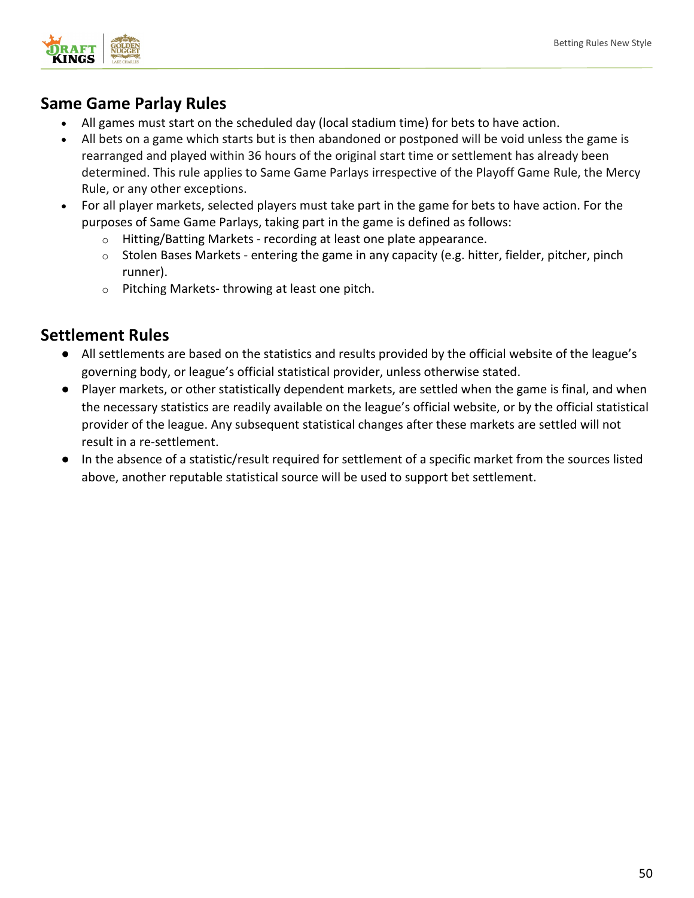## Same Game Parlay Rules

- All games must start on the scheduled day (local stadium time) for bets to have action.
- All bets on a game which starts but is then abandoned or postponed will be void unless the game is rearranged and played within 36 hours of the original start time or settlement has already been determined. This rule applies to Same Game Parlays irrespective of the Playoff Game Rule, the Mercy Rule, or any other exceptions.
- For all player markets, selected players must take part in the game for bets to have action. For the purposes of Same Game Parlays, taking part in the game is defined as follows:
  - Hitting/Batting Markets - recording at least one plate appearance.
  - Stolen Bases Markets - entering the game in any capacity (e.g. hitter, fielder, pitcher, pinch runner).
  - Pitching Markets- throwing at least one pitch.

## Settlement Rules

- All settlements are based on the statistics and results provided by the official website of the league's governing body, or league's official statistical provider, unless otherwise stated.
- Player markets, or other statistically dependent markets, are settled when the game is final, and when the necessary statistics are readily available on the league's official website, or by the official statistical provider of the league. Any subsequent statistical changes after these markets are settled will not result in a re-settlement.
- In the absence of a statistic/result required for settlement of a specific market from the sources listed above, another reputable statistical source will be used to support bet settlement.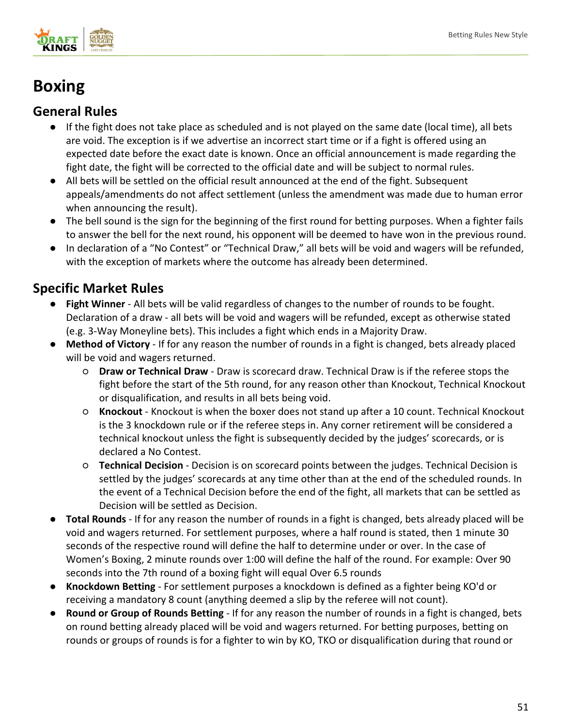# Boxing

## General Rules

- If the fight does not take place as scheduled and is not played on the same date (local time), all bets are void. The exception is if we advertise an incorrect start time or if a fight is offered using an expected date before the exact date is known. Once an official announcement is made regarding the fight date, the fight will be corrected to the official date and will be subject to normal rules.
- All bets will be settled on the official result announced at the end of the fight. Subsequent appeals/amendments do not affect settlement (unless the amendment was made due to human error when announcing the result).
- The bell sound is the sign for the beginning of the first round for betting purposes. When a fighter fails to answer the bell for the next round, his opponent will be deemed to have won in the previous round.
- In declaration of a "No Contest" or "Technical Draw," all bets will be void and wagers will be refunded, with the exception of markets where the outcome has already been determined.

## Specific Market Rules

- **Fight Winner** - All bets will be valid regardless of changes to the number of rounds to be fought. Declaration of a draw - all bets will be void and wagers will be refunded, except as otherwise stated (e.g. 3-Way Moneyline bets). This includes a fight which ends in a Majority Draw.
- **Method of Victory** - If for any reason the number of rounds in a fight is changed, bets already placed will be void and wagers returned.
  - **Draw or Technical Draw** - Draw is scorecard draw. Technical Draw is if the referee stops the fight before the start of the 5th round, for any reason other than Knockout, Technical Knockout or disqualification, and results in all bets being void.
  - **Knockout** - Knockout is when the boxer does not stand up after a 10 count. Technical Knockout is the 3 knockdown rule or if the referee steps in. Any corner retirement will be considered a technical knockout unless the fight is subsequently decided by the judges' scorecards, or is declared a No Contest.
  - **Technical Decision** - Decision is on scorecard points between the judges. Technical Decision is settled by the judges' scorecards at any time other than at the end of the scheduled rounds. In the event of a Technical Decision before the end of the fight, all markets that can be settled as Decision will be settled as Decision.
- **Total Rounds** - If for any reason the number of rounds in a fight is changed, bets already placed will be void and wagers returned. For settlement purposes, where a half round is stated, then 1 minute 30 seconds of the respective round will define the half to determine under or over. In the case of Women's Boxing, 2 minute rounds over 1:00 will define the half of the round. For example: Over 90 seconds into the 7th round of a boxing fight will equal Over 6.5 rounds
- **Knockdown Betting** - For settlement purposes a knockdown is defined as a fighter being KO'd or receiving a mandatory 8 count (anything deemed a slip by the referee will not count).
- **Round or Group of Rounds Betting** - If for any reason the number of rounds in a fight is changed, bets on round betting already placed will be void and wagers returned. For betting purposes, betting on rounds or groups of rounds is for a fighter to win by KO, TKO or disqualification during that round or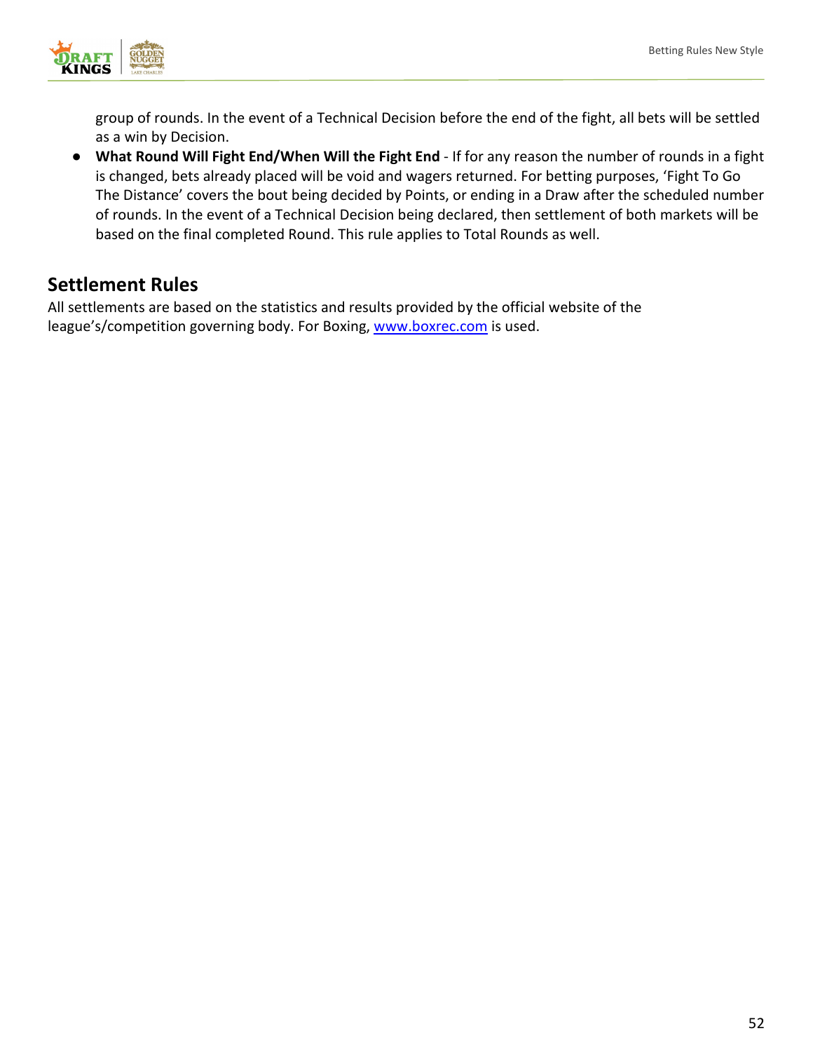group of rounds. In the event of a Technical Decision before the end of the fight, all bets will be settled as a win by Decision.

- **What Round Will Fight End/When Will the Fight End** - If for any reason the number of rounds in a fight is changed, bets already placed will be void and wagers returned. For betting purposes, 'Fight To Go The Distance' covers the bout being decided by Points, or ending in a Draw after the scheduled number of rounds. In the event of a Technical Decision being declared, then settlement of both markets will be based on the final completed Round. This rule applies to Total Rounds as well.

## Settlement Rules

All settlements are based on the statistics and results provided by the official website of the league's/competition governing body. For Boxing, [www.boxrec.com](http://www.boxrec.com) is used.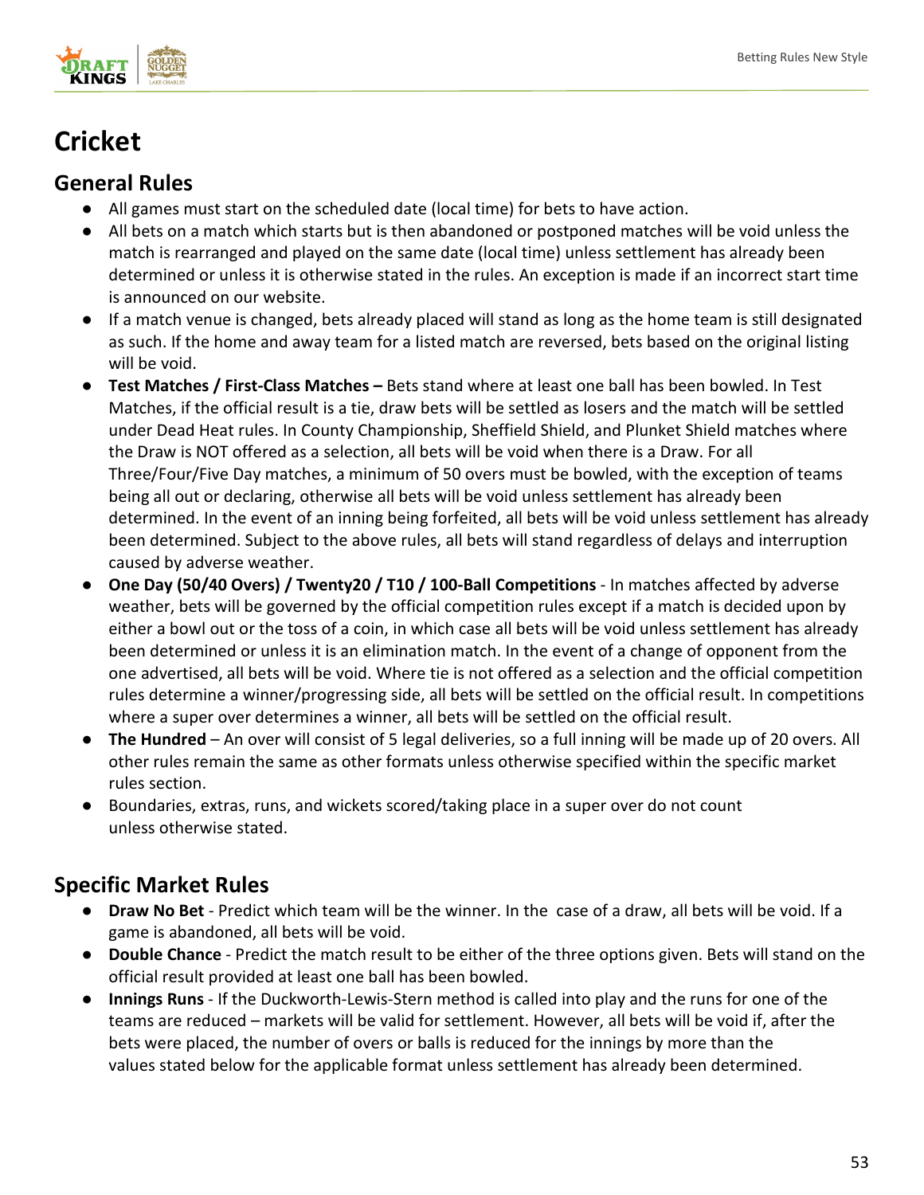# Cricket

## General Rules

- All games must start on the scheduled date (local time) for bets to have action.
- All bets on a match which starts but is then abandoned or postponed matches will be void unless the match is rearranged and played on the same date (local time) unless settlement has already been determined or unless it is otherwise stated in the rules. An exception is made if an incorrect start time is announced on our website.
- If a match venue is changed, bets already placed will stand as long as the home team is still designated as such. If the home and away team for a listed match are reversed, bets based on the original listing will be void.
- **Test Matches / First-Class Matches –** Bets stand where at least one ball has been bowled. In Test Matches, if the official result is a tie, draw bets will be settled as losers and the match will be settled under Dead Heat rules. In County Championship, Sheffield Shield, and Plunket Shield matches where the Draw is NOT offered as a selection, all bets will be void when there is a Draw. For all Three/Four/Five Day matches, a minimum of 50 overs must be bowled, with the exception of teams being all out or declaring, otherwise all bets will be void unless settlement has already been determined. In the event of an inning being forfeited, all bets will be void unless settlement has already been determined. Subject to the above rules, all bets will stand regardless of delays and interruption caused by adverse weather.
- **One Day (50/40 Overs) / Twenty20 / T10 / 100-Ball Competitions** - In matches affected by adverse weather, bets will be governed by the official competition rules except if a match is decided upon by either a bowl out or the toss of a coin, in which case all bets will be void unless settlement has already been determined or unless it is an elimination match. In the event of a change of opponent from the one advertised, all bets will be void. Where tie is not offered as a selection and the official competition rules determine a winner/progressing side, all bets will be settled on the official result. In competitions where a super over determines a winner, all bets will be settled on the official result.
- **The Hundred** – An over will consist of 5 legal deliveries, so a full inning will be made up of 20 overs. All other rules remain the same as other formats unless otherwise specified within the specific market rules section.
- Boundaries, extras, runs, and wickets scored/taking place in a super over do not count unless otherwise stated.

## Specific Market Rules

- **Draw No Bet** - Predict which team will be the winner. In the case of a draw, all bets will be void. If a game is abandoned, all bets will be void.
- **Double Chance** - Predict the match result to be either of the three options given. Bets will stand on the official result provided at least one ball has been bowled.
- **Innings Runs** - If the Duckworth-Lewis-Stern method is called into play and the runs for one of the teams are reduced – markets will be valid for settlement. However, all bets will be void if, after the bets were placed, the number of overs or balls is reduced for the innings by more than the values stated below for the applicable format unless settlement has already been determined.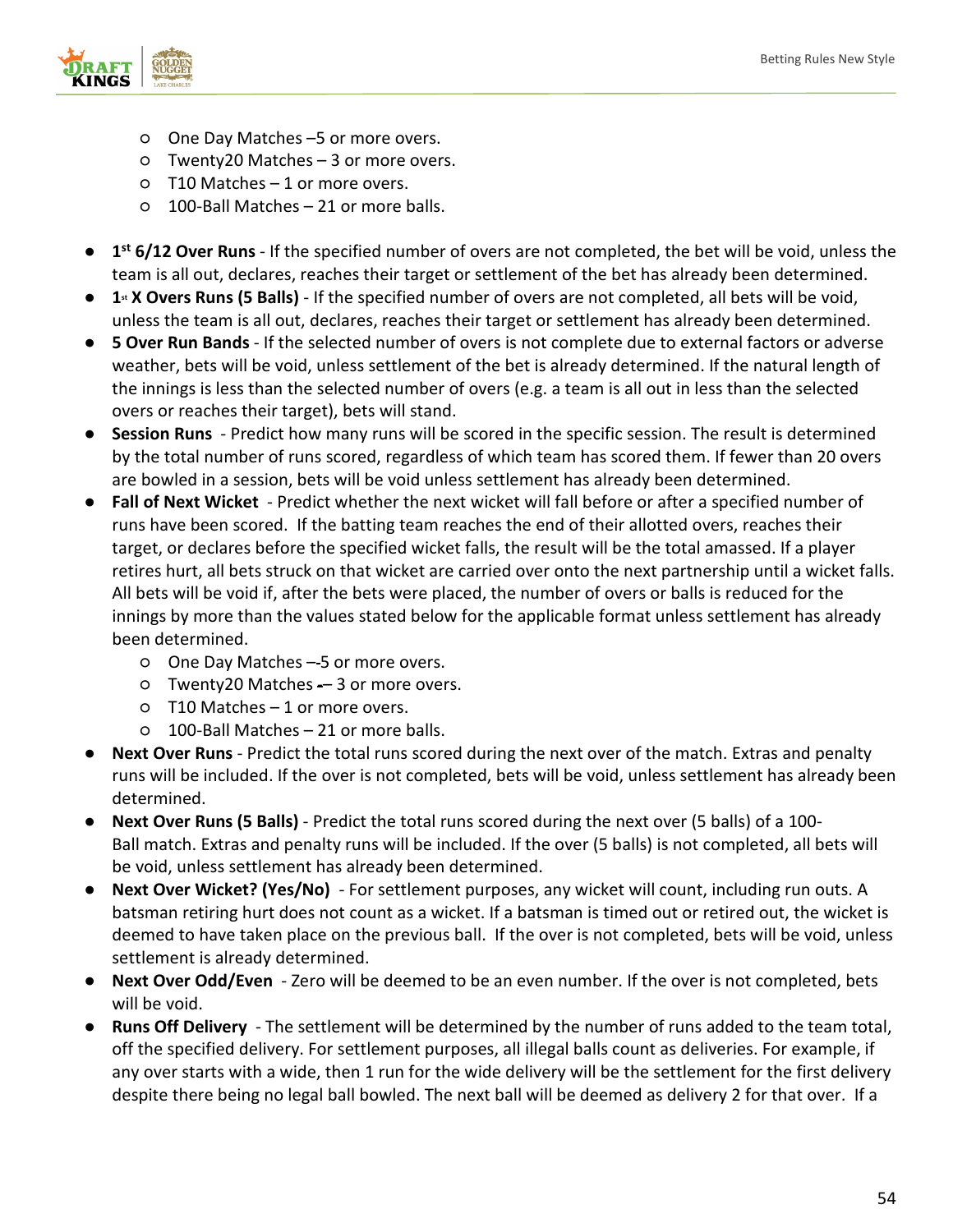- One Day Matches –5 or more overs.
   - Twenty20 Matches – 3 or more overs.
   - T10 Matches – 1 or more overs.
   - 100-Ball Matches – 21 or more balls.

- **1st 6/12 Over Runs** - If the specified number of overs are not completed, the bet will be void, unless the team is all out, declares, reaches their target or settlement of the bet has already been determined.
- **1st X Overs Runs (5 Balls)** - If the specified number of overs are not completed, all bets will be void, unless the team is all out, declares, reaches their target or settlement has already been determined.
- **5 Over Run Bands** - If the selected number of overs is not complete due to external factors or adverse weather, bets will be void, unless settlement of the bet is already determined. If the natural length of the innings is less than the selected number of overs (e.g. a team is all out in less than the selected overs or reaches their target), bets will stand.
- **Session Runs** - Predict how many runs will be scored in the specific session. The result is determined by the total number of runs scored, regardless of which team has scored them. If fewer than 20 overs are bowled in a session, bets will be void unless settlement has already been determined.
- **Fall of Next Wicket** - Predict whether the next wicket will fall before or after a specified number of runs have been scored. If the batting team reaches the end of their allotted overs, reaches their target, or declares before the specified wicket falls, the result will be the total amassed. If a player retires hurt, all bets struck on that wicket are carried over onto the next partnership until a wicket falls. All bets will be void if, after the bets were placed, the number of overs or balls is reduced for the innings by more than the values stated below for the applicable format unless settlement has already been determined.
   - One Day Matches –-5 or more overs.
   - Twenty20 Matches -– 3 or more overs.
   - T10 Matches – 1 or more overs.
   - 100-Ball Matches – 21 or more balls.
- **Next Over Runs** - Predict the total runs scored during the next over of the match. Extras and penalty runs will be included. If the over is not completed, bets will be void, unless settlement has already been determined.
- **Next Over Runs (5 Balls)** - Predict the total runs scored during the next over (5 balls) of a 100-Ball match. Extras and penalty runs will be included. If the over (5 balls) is not completed, all bets will be void, unless settlement has already been determined.
- **Next Over Wicket? (Yes/No)** - For settlement purposes, any wicket will count, including run outs. A batsman retiring hurt does not count as a wicket. If a batsman is timed out or retired out, the wicket is deemed to have taken place on the previous ball. If the over is not completed, bets will be void, unless settlement is already determined.
- **Next Over Odd/Even** - Zero will be deemed to be an even number. If the over is not completed, bets will be void.
- **Runs Off Delivery** - The settlement will be determined by the number of runs added to the team total, off the specified delivery. For settlement purposes, all illegal balls count as deliveries. For example, if any over starts with a wide, then 1 run for the wide delivery will be the settlement for the first delivery despite there being no legal ball bowled. The next ball will be deemed as delivery 2 for that over. If a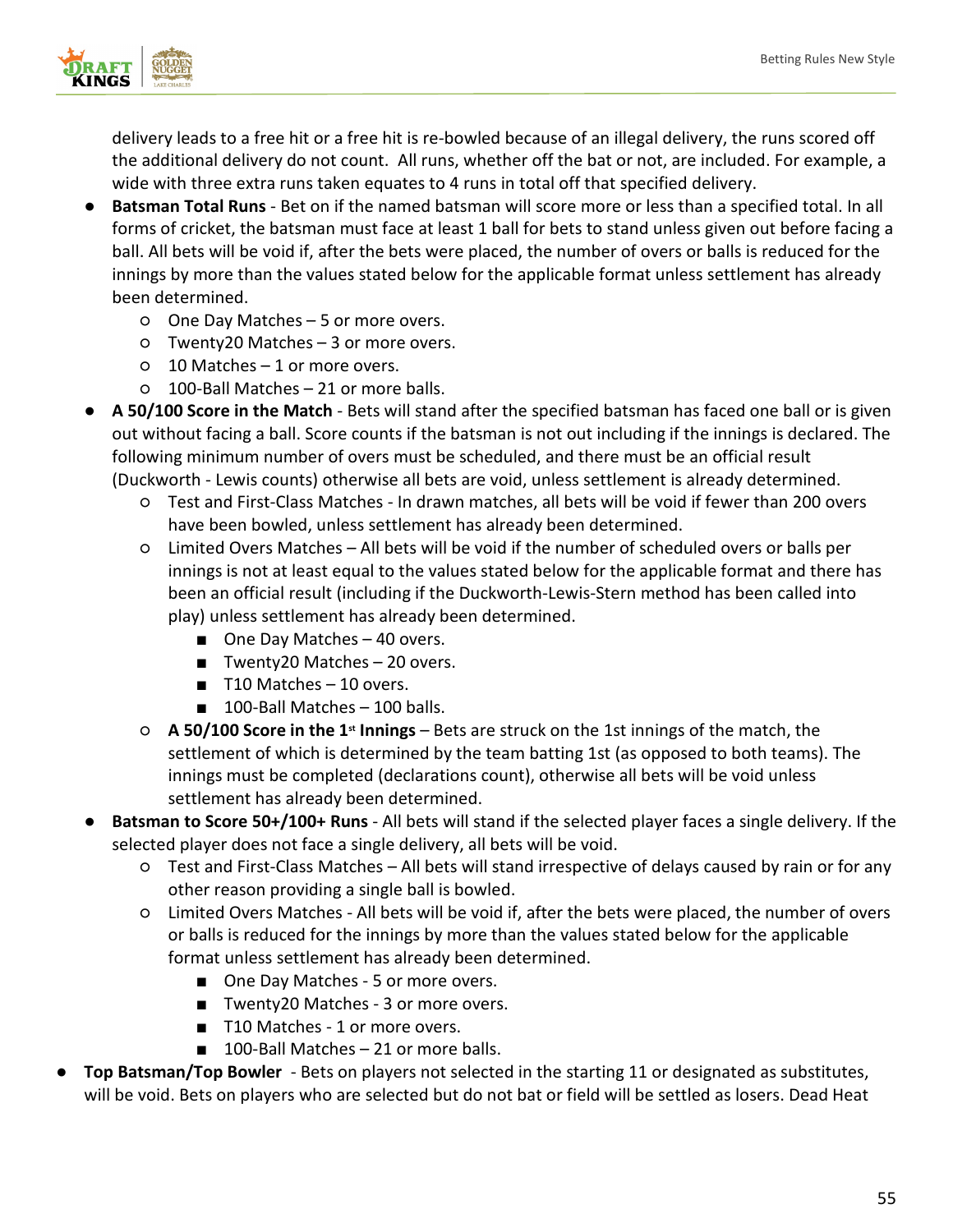delivery leads to a free hit or a free hit is re-bowled because of an illegal delivery, the runs scored off the additional delivery do not count. All runs, whether off the bat or not, are included. For example, a wide with three extra runs taken equates to 4 runs in total off that specified delivery.

- **Batsman Total Runs** - Bet on if the named batsman will score more or less than a specified total. In all forms of cricket, the batsman must face at least 1 ball for bets to stand unless given out before facing a ball. All bets will be void if, after the bets were placed, the number of overs or balls is reduced for the innings by more than the values stated below for the applicable format unless settlement has already been determined.
    - One Day Matches – 5 or more overs.
    - Twenty20 Matches – 3 or more overs.
    - 10 Matches – 1 or more overs.
    - 100-Ball Matches – 21 or more balls.
- **A 50/100 Score in the Match** - Bets will stand after the specified batsman has faced one ball or is given out without facing a ball. Score counts if the batsman is not out including if the innings is declared. The following minimum number of overs must be scheduled, and there must be an official result (Duckworth - Lewis counts) otherwise all bets are void, unless settlement is already determined.
    - Test and First-Class Matches - In drawn matches, all bets will be void if fewer than 200 overs have been bowled, unless settlement has already been determined.
    - Limited Overs Matches – All bets will be void if the number of scheduled overs or balls per innings is not at least equal to the values stated below for the applicable format and there has been an official result (including if the Duckworth-Lewis-Stern method has been called into play) unless settlement has already been determined.
        - One Day Matches – 40 overs.
        - Twenty20 Matches – 20 overs.
        - T10 Matches – 10 overs.
        - 100-Ball Matches – 100 balls.
    - **A 50/100 Score in the 1st Innings** – Bets are struck on the 1st innings of the match, the settlement of which is determined by the team batting 1st (as opposed to both teams). The innings must be completed (declarations count), otherwise all bets will be void unless settlement has already been determined.
- **Batsman to Score 50+/100+ Runs** - All bets will stand if the selected player faces a single delivery. If the selected player does not face a single delivery, all bets will be void.
    - Test and First-Class Matches – All bets will stand irrespective of delays caused by rain or for any other reason providing a single ball is bowled.
    - Limited Overs Matches - All bets will be void if, after the bets were placed, the number of overs or balls is reduced for the innings by more than the values stated below for the applicable format unless settlement has already been determined.
        - One Day Matches - 5 or more overs.
        - Twenty20 Matches - 3 or more overs.
        - T10 Matches - 1 or more overs.
        - 100-Ball Matches – 21 or more balls.

- **Top Batsman/Top Bowler** - Bets on players not selected in the starting 11 or designated as substitutes, will be void. Bets on players who are selected but do not bat or field will be settled as losers. Dead Heat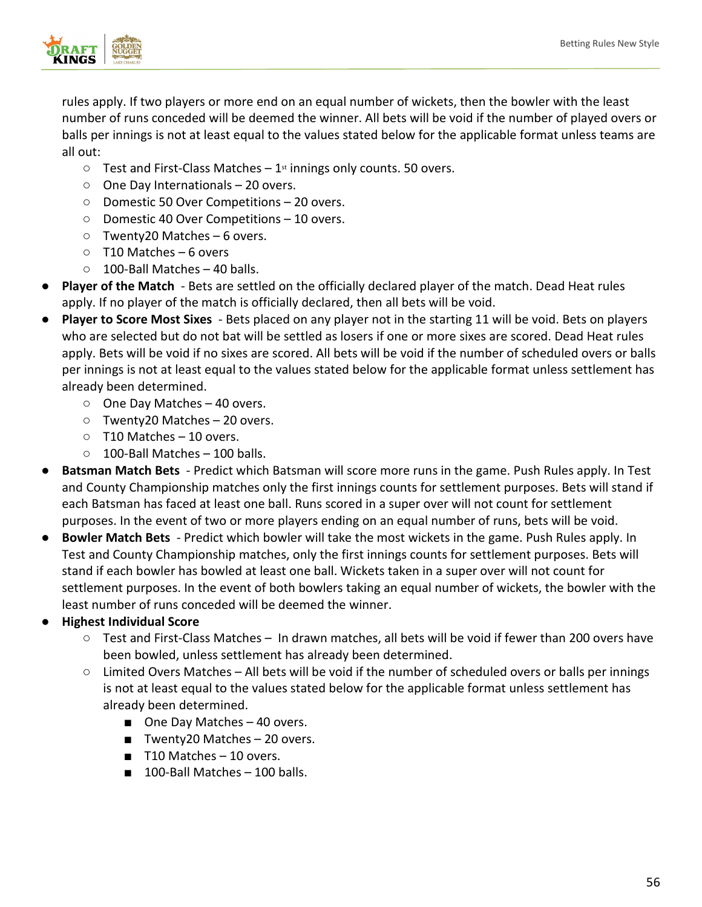rules apply. If two players or more end on an equal number of wickets, then the bowler with the least number of runs conceded will be deemed the winner. All bets will be void if the number of played overs or balls per innings is not at least equal to the values stated below for the applicable format unless teams are all out:

- Test and First-Class Matches – 1st innings only counts. 50 overs.
- One Day Internationals – 20 overs.
- Domestic 50 Over Competitions – 20 overs.
- Domestic 40 Over Competitions – 10 overs.
- Twenty20 Matches – 6 overs.
- T10 Matches – 6 overs
- 100-Ball Matches – 40 balls.

- **Player of the Match** - Bets are settled on the officially declared player of the match. Dead Heat rules apply. If no player of the match is officially declared, then all bets will be void.
- **Player to Score Most Sixes** - Bets placed on any player not in the starting 11 will be void. Bets on players who are selected but do not bat will be settled as losers if one or more sixes are scored. Dead Heat rules apply. Bets will be void if no sixes are scored. All bets will be void if the number of scheduled overs or balls per innings is not at least equal to the values stated below for the applicable format unless settlement has already been determined.
  - One Day Matches – 40 overs.
  - Twenty20 Matches – 20 overs.
  - T10 Matches – 10 overs.
  - 100-Ball Matches – 100 balls.
- **Batsman Match Bets** - Predict which Batsman will score more runs in the game. Push Rules apply. In Test and County Championship matches only the first innings counts for settlement purposes. Bets will stand if each Batsman has faced at least one ball. Runs scored in a super over will not count for settlement purposes. In the event of two or more players ending on an equal number of runs, bets will be void.
- **Bowler Match Bets** - Predict which bowler will take the most wickets in the game. Push Rules apply. In Test and County Championship matches, only the first innings counts for settlement purposes. Bets will stand if each bowler has bowled at least one ball. Wickets taken in a super over will not count for settlement purposes. In the event of both bowlers taking an equal number of wickets, the bowler with the least number of runs conceded will be deemed the winner.
- **Highest Individual Score**
  - Test and First-Class Matches – In drawn matches, all bets will be void if fewer than 200 overs have been bowled, unless settlement has already been determined.
  - Limited Overs Matches – All bets will be void if the number of scheduled overs or balls per innings is not at least equal to the values stated below for the applicable format unless settlement has already been determined.
    - One Day Matches – 40 overs.
    - Twenty20 Matches – 20 overs.
    - T10 Matches – 10 overs.
    - 100-Ball Matches – 100 balls.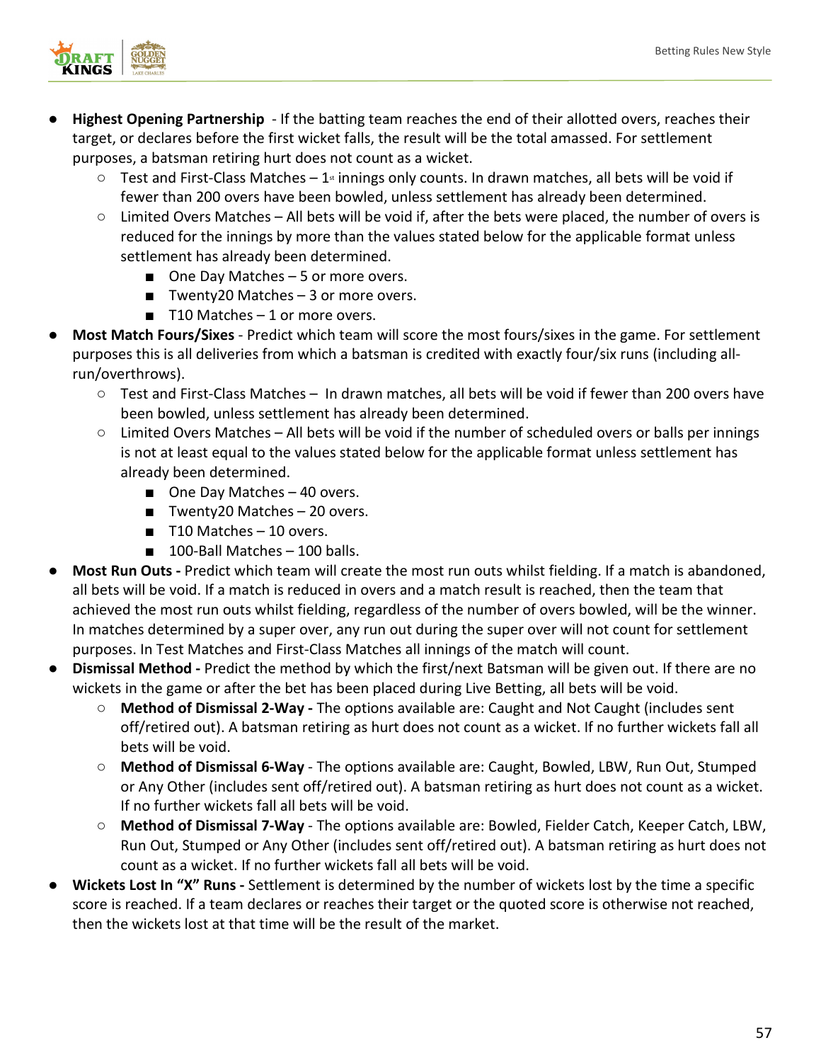- **Highest Opening Partnership** - If the batting team reaches the end of their allotted overs, reaches their target, or declares before the first wicket falls, the result will be the total amassed. For settlement purposes, a batsman retiring hurt does not count as a wicket.
  - Test and First-Class Matches – 1st innings only counts. In drawn matches, all bets will be void if fewer than 200 overs have been bowled, unless settlement has already been determined.
  - Limited Overs Matches – All bets will be void if, after the bets were placed, the number of overs is reduced for the innings by more than the values stated below for the applicable format unless settlement has already been determined.
    - One Day Matches – 5 or more overs.
    - Twenty20 Matches – 3 or more overs.
    - T10 Matches – 1 or more overs.
- **Most Match Fours/Sixes** - Predict which team will score the most fours/sixes in the game. For settlement purposes this is all deliveries from which a batsman is credited with exactly four/six runs (including all-run/overthrows).
  - Test and First-Class Matches – In drawn matches, all bets will be void if fewer than 200 overs have been bowled, unless settlement has already been determined.
  - Limited Overs Matches – All bets will be void if the number of scheduled overs or balls per innings is not at least equal to the values stated below for the applicable format unless settlement has already been determined.
    - One Day Matches – 40 overs.
    - Twenty20 Matches – 20 overs.
    - T10 Matches – 10 overs.
    - 100-Ball Matches – 100 balls.
- **Most Run Outs -** Predict which team will create the most run outs whilst fielding. If a match is abandoned, all bets will be void. If a match is reduced in overs and a match result is reached, then the team that achieved the most run outs whilst fielding, regardless of the number of overs bowled, will be the winner. In matches determined by a super over, any run out during the super over will not count for settlement purposes. In Test Matches and First-Class Matches all innings of the match will count.
- **Dismissal Method -** Predict the method by which the first/next Batsman will be given out. If there are no wickets in the game or after the bet has been placed during Live Betting, all bets will be void.
  - **Method of Dismissal 2-Way -** The options available are: Caught and Not Caught (includes sent off/retired out). A batsman retiring as hurt does not count as a wicket. If no further wickets fall all bets will be void.
  - **Method of Dismissal 6-Way** - The options available are: Caught, Bowled, LBW, Run Out, Stumped or Any Other (includes sent off/retired out). A batsman retiring as hurt does not count as a wicket. If no further wickets fall all bets will be void.
  - **Method of Dismissal 7-Way** - The options available are: Bowled, Fielder Catch, Keeper Catch, LBW, Run Out, Stumped or Any Other (includes sent off/retired out). A batsman retiring as hurt does not count as a wicket. If no further wickets fall all bets will be void.
- **Wickets Lost In "X" Runs -** Settlement is determined by the number of wickets lost by the time a specific score is reached. If a team declares or reaches their target or the quoted score is otherwise not reached, then the wickets lost at that time will be the result of the market.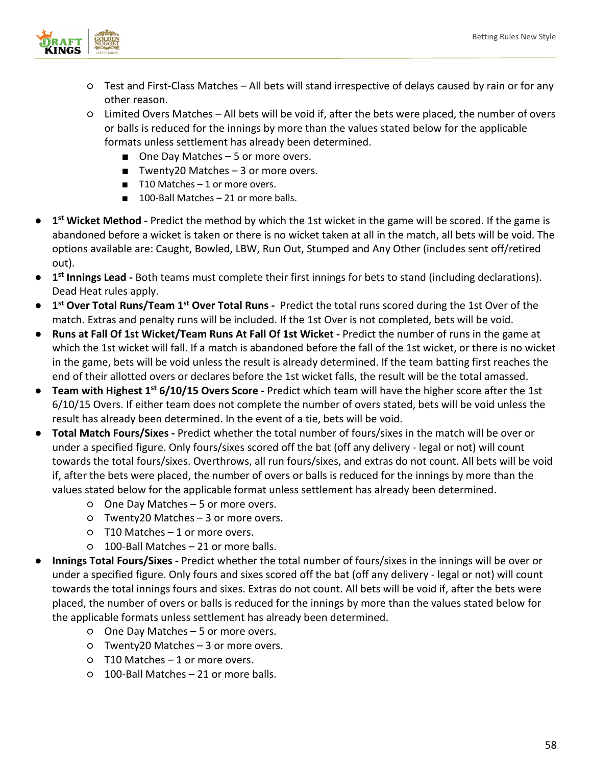- Test and First-Class Matches – All bets will stand irrespective of delays caused by rain or for any other reason.
    - Limited Overs Matches – All bets will be void if, after the bets were placed, the number of overs or balls is reduced for the innings by more than the values stated below for the applicable formats unless settlement has already been determined.
        - One Day Matches – 5 or more overs.
        - Twenty20 Matches – 3 or more overs.
        - T10 Matches – 1 or more overs.
        - 100-Ball Matches – 21 or more balls.

- **1st Wicket Method -** Predict the method by which the 1st wicket in the game will be scored. If the game is abandoned before a wicket is taken or there is no wicket taken at all in the match, all bets will be void. The options available are: Caught, Bowled, LBW, Run Out, Stumped and Any Other (includes sent off/retired out).
- **1st Innings Lead -** Both teams must complete their first innings for bets to stand (including declarations). Dead Heat rules apply.
- **1st Over Total Runs/Team 1st Over Total Runs -** Predict the total runs scored during the 1st Over of the match. Extras and penalty runs will be included. If the 1st Over is not completed, bets will be void.
- **Runs at Fall Of 1st Wicket/Team Runs At Fall Of 1st Wicket -** Predict the number of runs in the game at which the 1st wicket will fall. If a match is abandoned before the fall of the 1st wicket, or there is no wicket in the game, bets will be void unless the result is already determined. If the team batting first reaches the end of their allotted overs or declares before the 1st wicket falls, the result will be the total amassed.
- **Team with Highest 1st 6/10/15 Overs Score -** Predict which team will have the higher score after the 1st 6/10/15 Overs. If either team does not complete the number of overs stated, bets will be void unless the result has already been determined. In the event of a tie, bets will be void.
- **Total Match Fours/Sixes -** Predict whether the total number of fours/sixes in the match will be over or under a specified figure. Only fours/sixes scored off the bat (off any delivery - legal or not) will count towards the total fours/sixes. Overthrows, all run fours/sixes, and extras do not count. All bets will be void if, after the bets were placed, the number of overs or balls is reduced for the innings by more than the values stated below for the applicable format unless settlement has already been determined.
    - One Day Matches – 5 or more overs.
    - Twenty20 Matches – 3 or more overs.
    - T10 Matches – 1 or more overs.
    - 100-Ball Matches – 21 or more balls.
- **Innings Total Fours/Sixes -** Predict whether the total number of fours/sixes in the innings will be over or under a specified figure. Only fours and sixes scored off the bat (off any delivery - legal or not) will count towards the total innings fours and sixes. Extras do not count. All bets will be void if, after the bets were placed, the number of overs or balls is reduced for the innings by more than the values stated below for the applicable formats unless settlement has already been determined.
    - One Day Matches – 5 or more overs.
    - Twenty20 Matches – 3 or more overs.
    - T10 Matches – 1 or more overs.
    - 100-Ball Matches – 21 or more balls.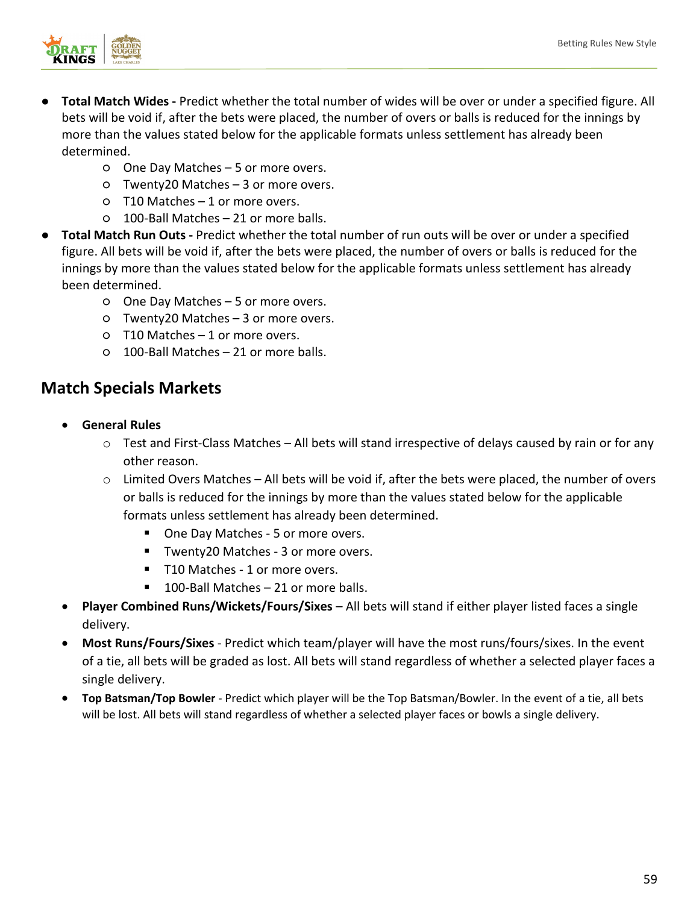- **Total Match Wides -** Predict whether the total number of wides will be over or under a specified figure. All bets will be void if, after the bets were placed, the number of overs or balls is reduced for the innings by more than the values stated below for the applicable formats unless settlement has already been determined.
  - One Day Matches – 5 or more overs.
  - Twenty20 Matches – 3 or more overs.
  - T10 Matches – 1 or more overs.
  - 100-Ball Matches – 21 or more balls.
- **Total Match Run Outs -** Predict whether the total number of run outs will be over or under a specified figure. All bets will be void if, after the bets were placed, the number of overs or balls is reduced for the innings by more than the values stated below for the applicable formats unless settlement has already been determined.
  - One Day Matches – 5 or more overs.
  - Twenty20 Matches – 3 or more overs.
  - T10 Matches – 1 or more overs.
  - 100-Ball Matches – 21 or more balls.

## Match Specials Markets

- **General Rules**
  - Test and First-Class Matches – All bets will stand irrespective of delays caused by rain or for any other reason.
  - Limited Overs Matches – All bets will be void if, after the bets were placed, the number of overs or balls is reduced for the innings by more than the values stated below for the applicable formats unless settlement has already been determined.
    - One Day Matches - 5 or more overs.
    - Twenty20 Matches - 3 or more overs.
    - T10 Matches - 1 or more overs.
    - 100-Ball Matches – 21 or more balls.
- **Player Combined Runs/Wickets/Fours/Sixes** – All bets will stand if either player listed faces a single delivery.
- **Most Runs/Fours/Sixes** - Predict which team/player will have the most runs/fours/sixes. In the event of a tie, all bets will be graded as lost. All bets will stand regardless of whether a selected player faces a single delivery.
- **Top Batsman/Top Bowler** - Predict which player will be the Top Batsman/Bowler. In the event of a tie, all bets will be lost. All bets will stand regardless of whether a selected player faces or bowls a single delivery.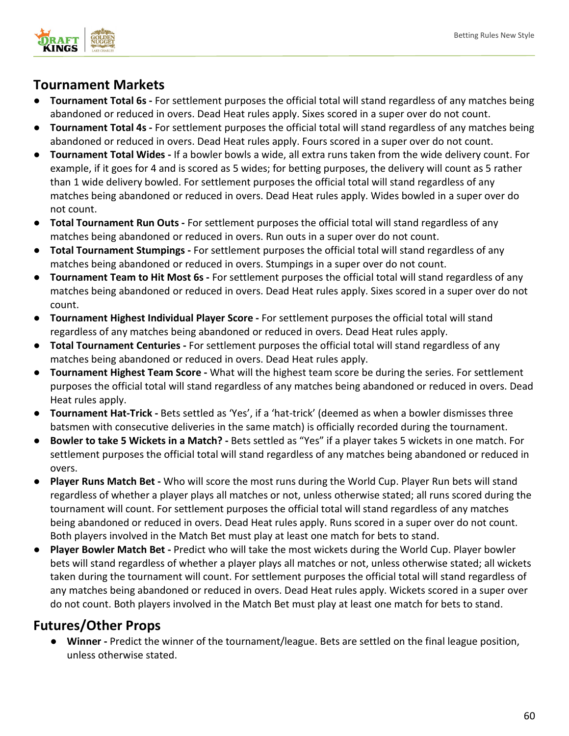## Tournament Markets

- **Tournament Total 6s -** For settlement purposes the official total will stand regardless of any matches being abandoned or reduced in overs. Dead Heat rules apply. Sixes scored in a super over do not count.
- **Tournament Total 4s -** For settlement purposes the official total will stand regardless of any matches being abandoned or reduced in overs. Dead Heat rules apply. Fours scored in a super over do not count.
- **Tournament Total Wides -** If a bowler bowls a wide, all extra runs taken from the wide delivery count. For example, if it goes for 4 and is scored as 5 wides; for betting purposes, the delivery will count as 5 rather than 1 wide delivery bowled. For settlement purposes the official total will stand regardless of any matches being abandoned or reduced in overs. Dead Heat rules apply. Wides bowled in a super over do not count.
- **Total Tournament Run Outs -** For settlement purposes the official total will stand regardless of any matches being abandoned or reduced in overs. Run outs in a super over do not count.
- **Total Tournament Stumpings -** For settlement purposes the official total will stand regardless of any matches being abandoned or reduced in overs. Stumpings in a super over do not count.
- **Tournament Team to Hit Most 6s -** For settlement purposes the official total will stand regardless of any matches being abandoned or reduced in overs. Dead Heat rules apply. Sixes scored in a super over do not count.
- **Tournament Highest Individual Player Score -** For settlement purposes the official total will stand regardless of any matches being abandoned or reduced in overs. Dead Heat rules apply.
- **Total Tournament Centuries -** For settlement purposes the official total will stand regardless of any matches being abandoned or reduced in overs. Dead Heat rules apply.
- **Tournament Highest Team Score -** What will the highest team score be during the series. For settlement purposes the official total will stand regardless of any matches being abandoned or reduced in overs. Dead Heat rules apply.
- **Tournament Hat-Trick -** Bets settled as 'Yes', if a 'hat-trick' (deemed as when a bowler dismisses three batsmen with consecutive deliveries in the same match) is officially recorded during the tournament.
- **Bowler to take 5 Wickets in a Match? -** Bets settled as "Yes" if a player takes 5 wickets in one match. For settlement purposes the official total will stand regardless of any matches being abandoned or reduced in overs.
- **Player Runs Match Bet -** Who will score the most runs during the World Cup. Player Run bets will stand regardless of whether a player plays all matches or not, unless otherwise stated; all runs scored during the tournament will count. For settlement purposes the official total will stand regardless of any matches being abandoned or reduced in overs. Dead Heat rules apply. Runs scored in a super over do not count. Both players involved in the Match Bet must play at least one match for bets to stand.
- **Player Bowler Match Bet -** Predict who will take the most wickets during the World Cup. Player bowler bets will stand regardless of whether a player plays all matches or not, unless otherwise stated; all wickets taken during the tournament will count. For settlement purposes the official total will stand regardless of any matches being abandoned or reduced in overs. Dead Heat rules apply. Wickets scored in a super over do not count. Both players involved in the Match Bet must play at least one match for bets to stand.

## Futures/Other Props

- **Winner -** Predict the winner of the tournament/league. Bets are settled on the final league position, unless otherwise stated.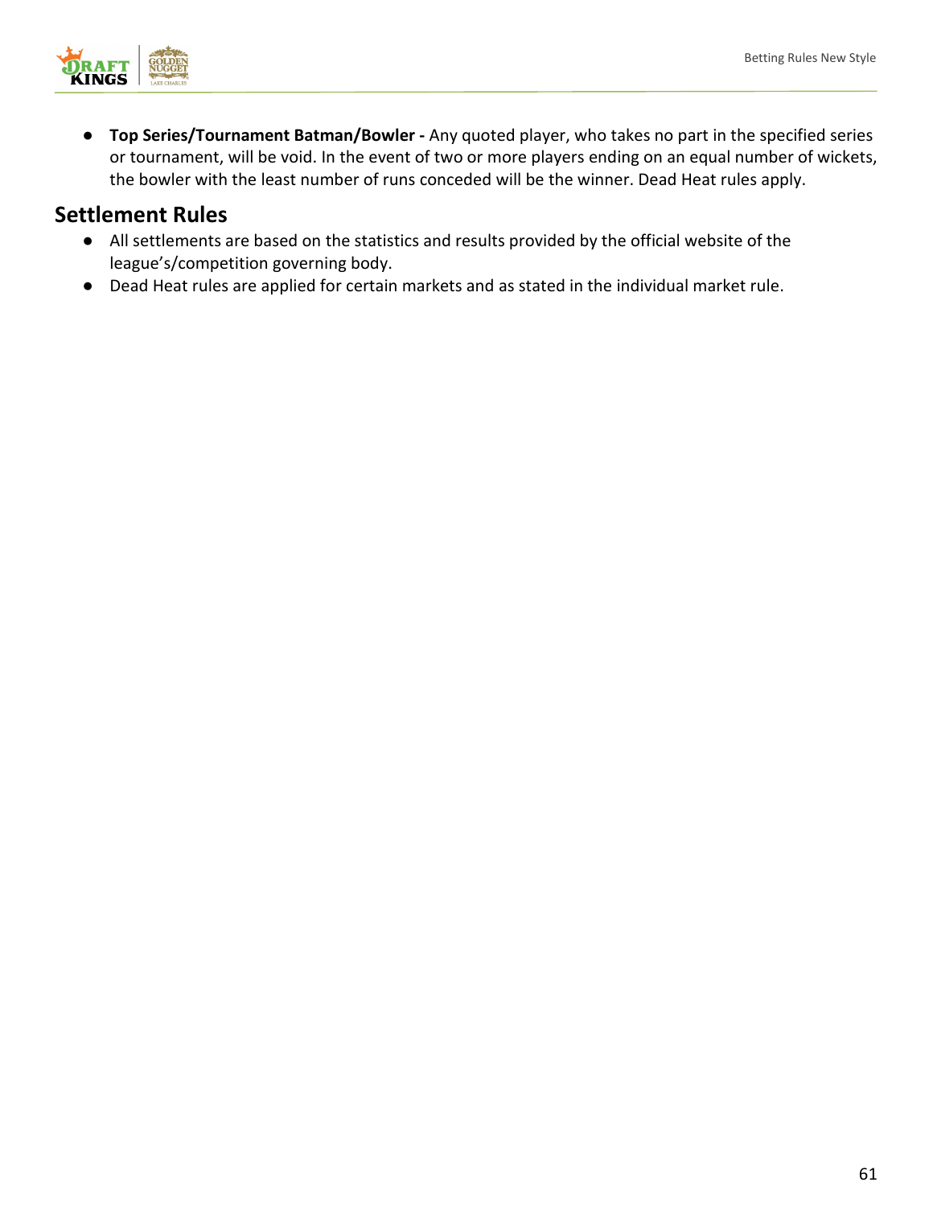- **Top Series/Tournament Batman/Bowler -** Any quoted player, who takes no part in the specified series or tournament, will be void. In the event of two or more players ending on an equal number of wickets, the bowler with the least number of runs conceded will be the winner. Dead Heat rules apply.

## Settlement Rules

- All settlements are based on the statistics and results provided by the official website of the league's/competition governing body.
- Dead Heat rules are applied for certain markets and as stated in the individual market rule.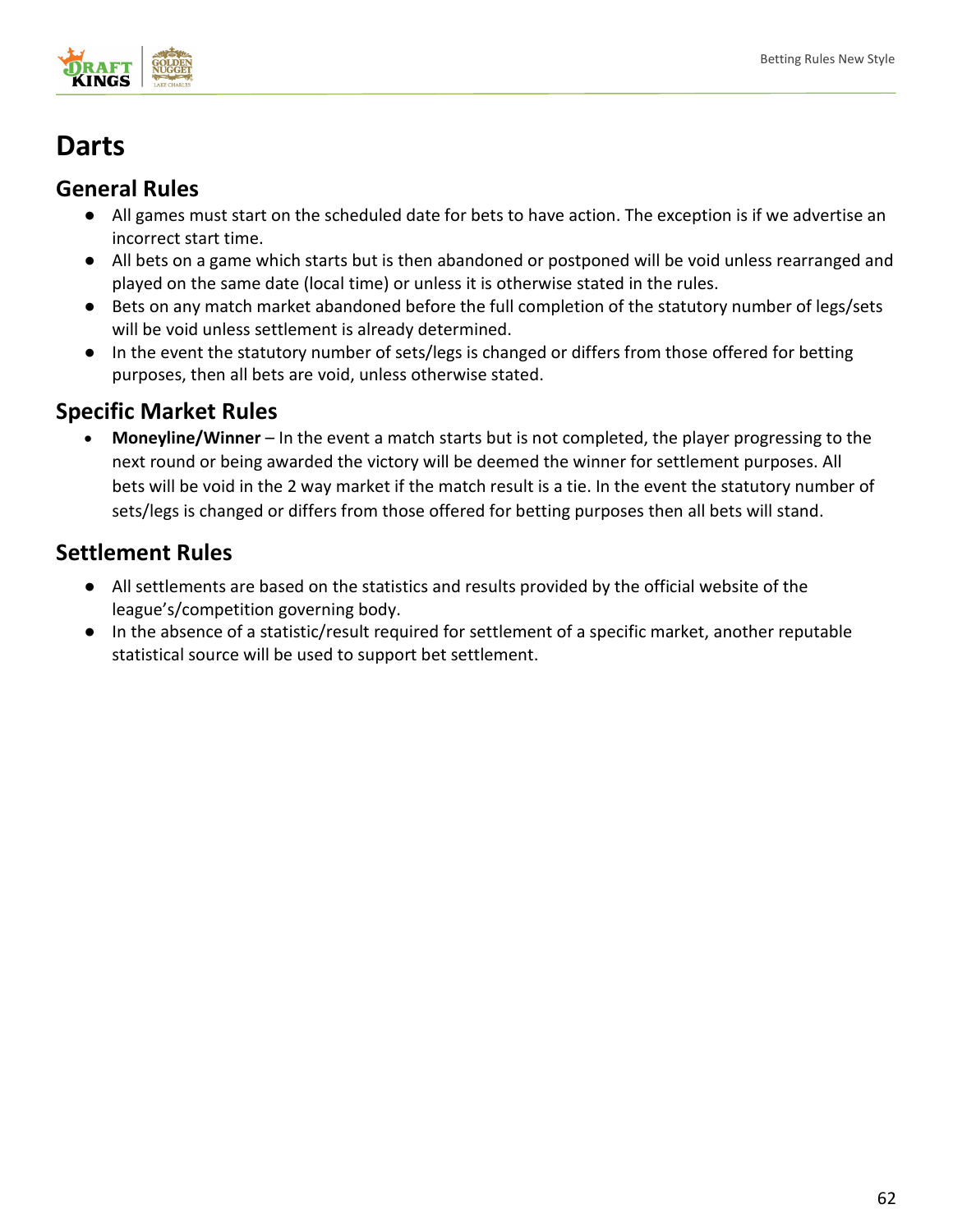# Darts

## General Rules

- All games must start on the scheduled date for bets to have action. The exception is if we advertise an incorrect start time.
- All bets on a game which starts but is then abandoned or postponed will be void unless rearranged and played on the same date (local time) or unless it is otherwise stated in the rules.
- Bets on any match market abandoned before the full completion of the statutory number of legs/sets will be void unless settlement is already determined.
- In the event the statutory number of sets/legs is changed or differs from those offered for betting purposes, then all bets are void, unless otherwise stated.

## Specific Market Rules

- **Moneyline/Winner** – In the event a match starts but is not completed, the player progressing to the next round or being awarded the victory will be deemed the winner for settlement purposes. All bets will be void in the 2 way market if the match result is a tie. In the event the statutory number of sets/legs is changed or differs from those offered for betting purposes then all bets will stand.

## Settlement Rules

- All settlements are based on the statistics and results provided by the official website of the league's/competition governing body.
- In the absence of a statistic/result required for settlement of a specific market, another reputable statistical source will be used to support bet settlement.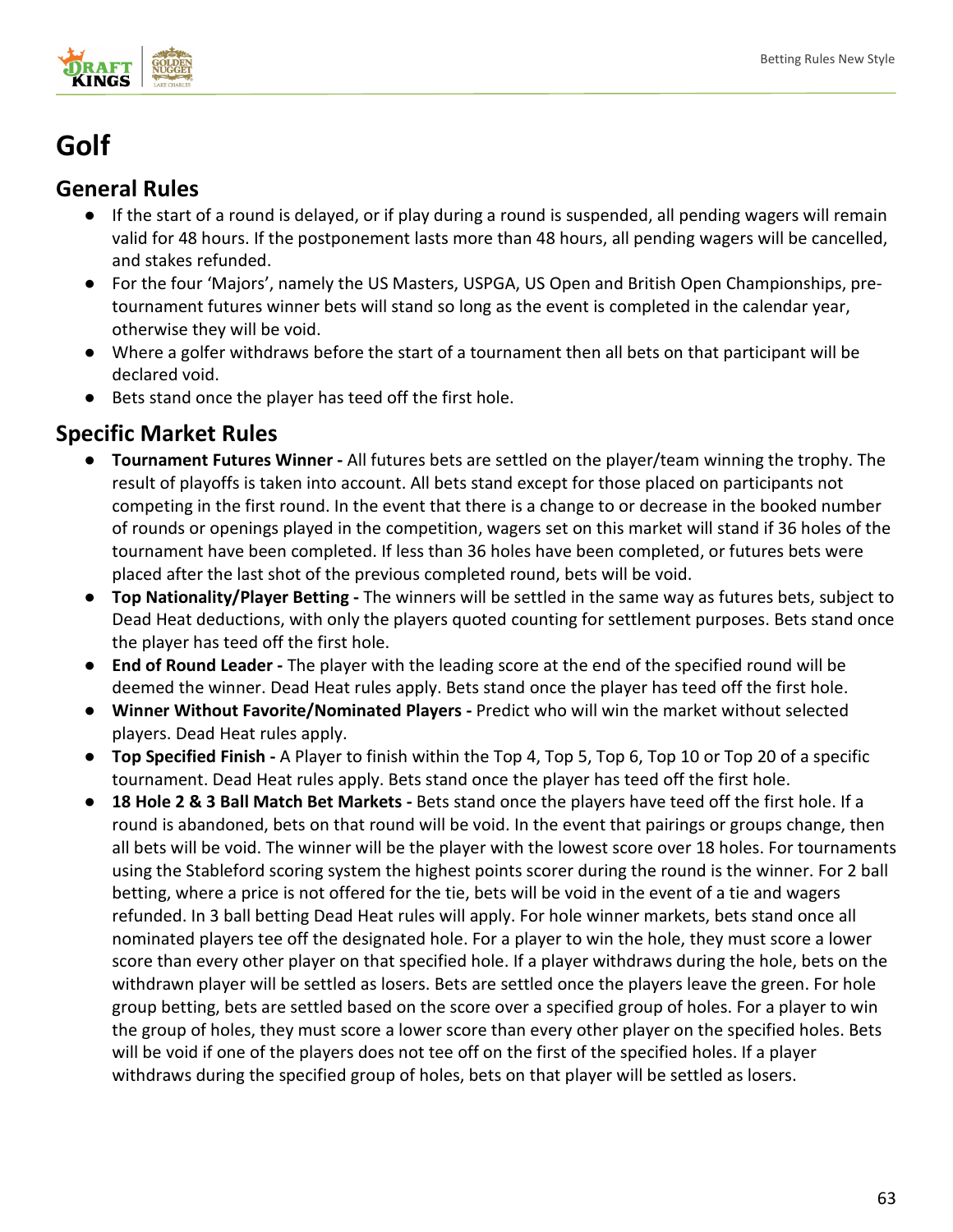# Golf

## General Rules

- If the start of a round is delayed, or if play during a round is suspended, all pending wagers will remain valid for 48 hours. If the postponement lasts more than 48 hours, all pending wagers will be cancelled, and stakes refunded.
- For the four 'Majors', namely the US Masters, USPGA, US Open and British Open Championships, pre-tournament futures winner bets will stand so long as the event is completed in the calendar year, otherwise they will be void.
- Where a golfer withdraws before the start of a tournament then all bets on that participant will be declared void.
- Bets stand once the player has teed off the first hole.

## Specific Market Rules

- **Tournament Futures Winner -** All futures bets are settled on the player/team winning the trophy. The result of playoffs is taken into account. All bets stand except for those placed on participants not competing in the first round. In the event that there is a change to or decrease in the booked number of rounds or openings played in the competition, wagers set on this market will stand if 36 holes of the tournament have been completed. If less than 36 holes have been completed, or futures bets were placed after the last shot of the previous completed round, bets will be void.
- **Top Nationality/Player Betting -** The winners will be settled in the same way as futures bets, subject to Dead Heat deductions, with only the players quoted counting for settlement purposes. Bets stand once the player has teed off the first hole.
- **End of Round Leader -** The player with the leading score at the end of the specified round will be deemed the winner. Dead Heat rules apply. Bets stand once the player has teed off the first hole.
- **Winner Without Favorite/Nominated Players -** Predict who will win the market without selected players. Dead Heat rules apply.
- **Top Specified Finish -** A Player to finish within the Top 4, Top 5, Top 6, Top 10 or Top 20 of a specific tournament. Dead Heat rules apply. Bets stand once the player has teed off the first hole.
- **18 Hole 2 & 3 Ball Match Bet Markets -** Bets stand once the players have teed off the first hole. If a round is abandoned, bets on that round will be void. In the event that pairings or groups change, then all bets will be void. The winner will be the player with the lowest score over 18 holes. For tournaments using the Stableford scoring system the highest points scorer during the round is the winner. For 2 ball betting, where a price is not offered for the tie, bets will be void in the event of a tie and wagers refunded. In 3 ball betting Dead Heat rules will apply. For hole winner markets, bets stand once all nominated players tee off the designated hole. For a player to win the hole, they must score a lower score than every other player on that specified hole. If a player withdraws during the hole, bets on the withdrawn player will be settled as losers. Bets are settled once the players leave the green. For hole group betting, bets are settled based on the score over a specified group of holes. For a player to win the group of holes, they must score a lower score than every other player on the specified holes. Bets will be void if one of the players does not tee off on the first of the specified holes. If a player withdraws during the specified group of holes, bets on that player will be settled as losers.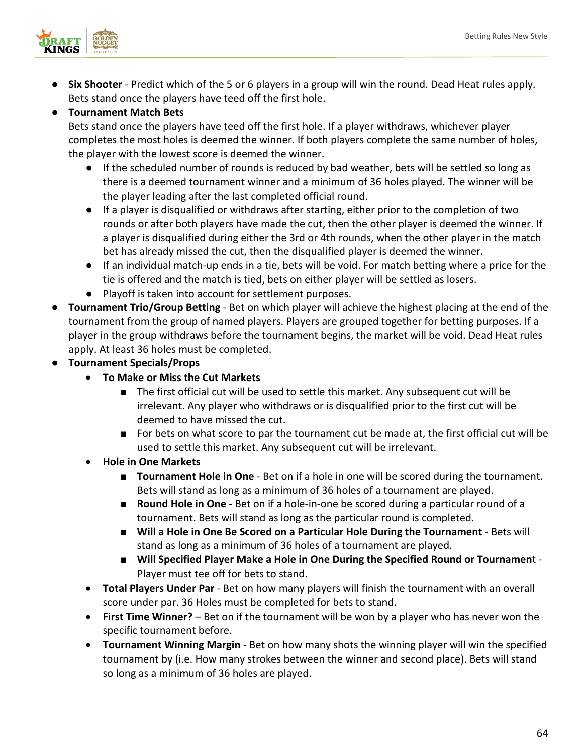- **Six Shooter** - Predict which of the 5 or 6 players in a group will win the round. Dead Heat rules apply. Bets stand once the players have teed off the first hole.
- **Tournament Match Bets**
  Bets stand once the players have teed off the first hole. If a player withdraws, whichever player completes the most holes is deemed the winner. If both players complete the same number of holes, the player with the lowest score is deemed the winner.
  - If the scheduled number of rounds is reduced by bad weather, bets will be settled so long as there is a deemed tournament winner and a minimum of 36 holes played. The winner will be the player leading after the last completed official round.
  - If a player is disqualified or withdraws after starting, either prior to the completion of two rounds or after both players have made the cut, then the other player is deemed the winner. If a player is disqualified during either the 3rd or 4th rounds, when the other player in the match bet has already missed the cut, then the disqualified player is deemed the winner.
  - If an individual match-up ends in a tie, bets will be void. For match betting where a price for the tie is offered and the match is tied, bets on either player will be settled as losers.
  - Playoff is taken into account for settlement purposes.
- **Tournament Trio/Group Betting** - Bet on which player will achieve the highest placing at the end of the tournament from the group of named players. Players are grouped together for betting purposes. If a player in the group withdraws before the tournament begins, the market will be void. Dead Heat rules apply. At least 36 holes must be completed.
- **Tournament Specials/Props**
  - **To Make or Miss the Cut Markets**
    - The first official cut will be used to settle this market. Any subsequent cut will be irrelevant. Any player who withdraws or is disqualified prior to the first cut will be deemed to have missed the cut.
    - For bets on what score to par the tournament cut be made at, the first official cut will be used to settle this market. Any subsequent cut will be irrelevant.
  - **Hole in One Markets**
    - **Tournament Hole in One** - Bet on if a hole in one will be scored during the tournament. Bets will stand as long as a minimum of 36 holes of a tournament are played.
    - **Round Hole in One** - Bet on if a hole-in-one be scored during a particular round of a tournament. Bets will stand as long as the particular round is completed.
    - **Will a Hole in One Be Scored on a Particular Hole During the Tournament -** Bets will stand as long as a minimum of 36 holes of a tournament are played.
    - **Will Specified Player Make a Hole in One During the Specified Round or Tournamen**t - Player must tee off for bets to stand.
  - **Total Players Under Par** - Bet on how many players will finish the tournament with an overall score under par. 36 Holes must be completed for bets to stand.
  - **First Time Winner?** – Bet on if the tournament will be won by a player who has never won the specific tournament before.
  - **Tournament Winning Margin** - Bet on how many shots the winning player will win the specified tournament by (i.e. How many strokes between the winner and second place). Bets will stand so long as a minimum of 36 holes are played.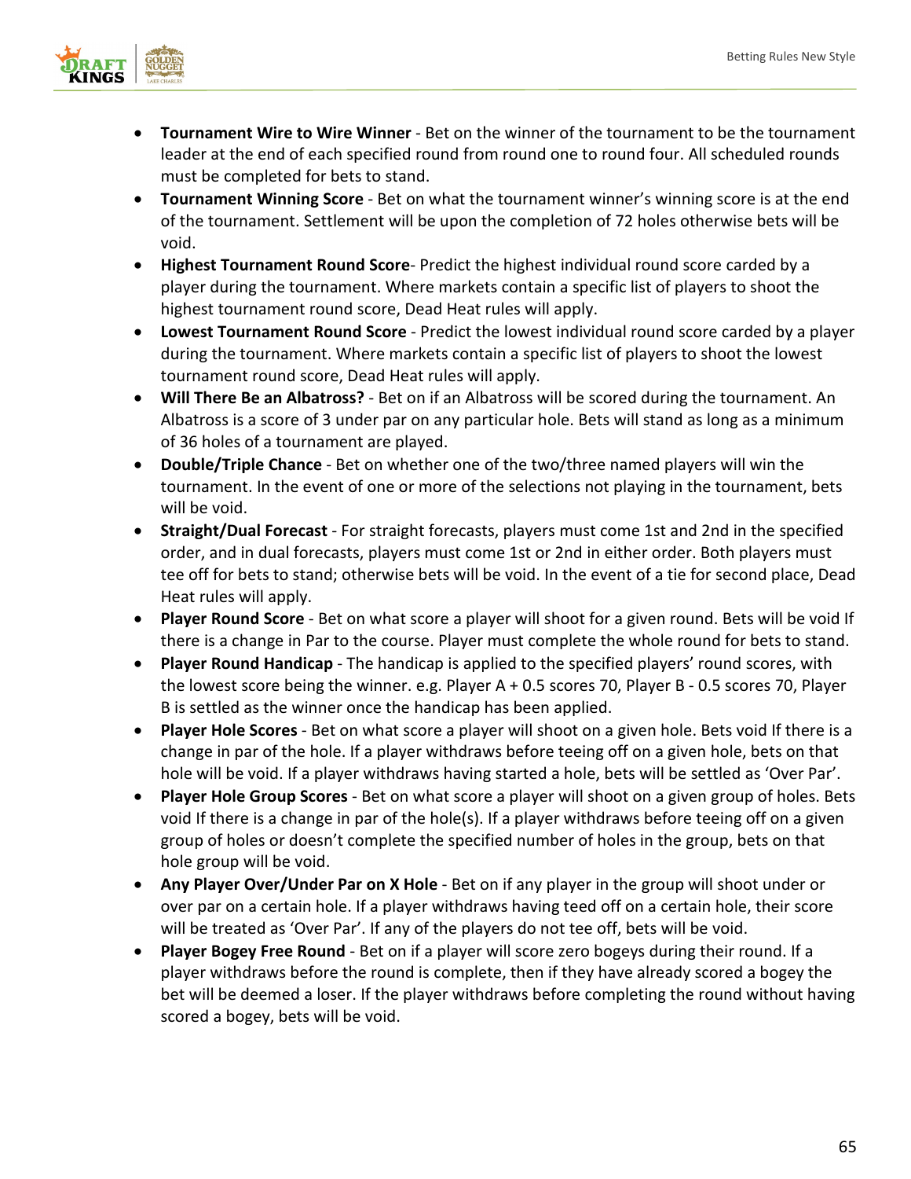- **Tournament Wire to Wire Winner** - Bet on the winner of the tournament to be the tournament leader at the end of each specified round from round one to round four. All scheduled rounds must be completed for bets to stand.
- **Tournament Winning Score** - Bet on what the tournament winner's winning score is at the end of the tournament. Settlement will be upon the completion of 72 holes otherwise bets will be void.
- **Highest Tournament Round Score**- Predict the highest individual round score carded by a player during the tournament. Where markets contain a specific list of players to shoot the highest tournament round score, Dead Heat rules will apply.
- **Lowest Tournament Round Score** - Predict the lowest individual round score carded by a player during the tournament. Where markets contain a specific list of players to shoot the lowest tournament round score, Dead Heat rules will apply.
- **Will There Be an Albatross?** - Bet on if an Albatross will be scored during the tournament. An Albatross is a score of 3 under par on any particular hole. Bets will stand as long as a minimum of 36 holes of a tournament are played.
- **Double/Triple Chance** - Bet on whether one of the two/three named players will win the tournament. In the event of one or more of the selections not playing in the tournament, bets will be void.
- **Straight/Dual Forecast** - For straight forecasts, players must come 1st and 2nd in the specified order, and in dual forecasts, players must come 1st or 2nd in either order. Both players must tee off for bets to stand; otherwise bets will be void. In the event of a tie for second place, Dead Heat rules will apply.
- **Player Round Score** - Bet on what score a player will shoot for a given round. Bets will be void If there is a change in Par to the course. Player must complete the whole round for bets to stand.
- **Player Round Handicap** - The handicap is applied to the specified players' round scores, with the lowest score being the winner. e.g. Player A + 0.5 scores 70, Player B - 0.5 scores 70, Player B is settled as the winner once the handicap has been applied.
- **Player Hole Scores** - Bet on what score a player will shoot on a given hole. Bets void If there is a change in par of the hole. If a player withdraws before teeing off on a given hole, bets on that hole will be void. If a player withdraws having started a hole, bets will be settled as 'Over Par'.
- **Player Hole Group Scores** - Bet on what score a player will shoot on a given group of holes. Bets void If there is a change in par of the hole(s). If a player withdraws before teeing off on a given group of holes or doesn't complete the specified number of holes in the group, bets on that hole group will be void.
- **Any Player Over/Under Par on X Hole** - Bet on if any player in the group will shoot under or over par on a certain hole. If a player withdraws having teed off on a certain hole, their score will be treated as 'Over Par'. If any of the players do not tee off, bets will be void.
- **Player Bogey Free Round** - Bet on if a player will score zero bogeys during their round. If a player withdraws before the round is complete, then if they have already scored a bogey the bet will be deemed a loser. If the player withdraws before completing the round without having scored a bogey, bets will be void.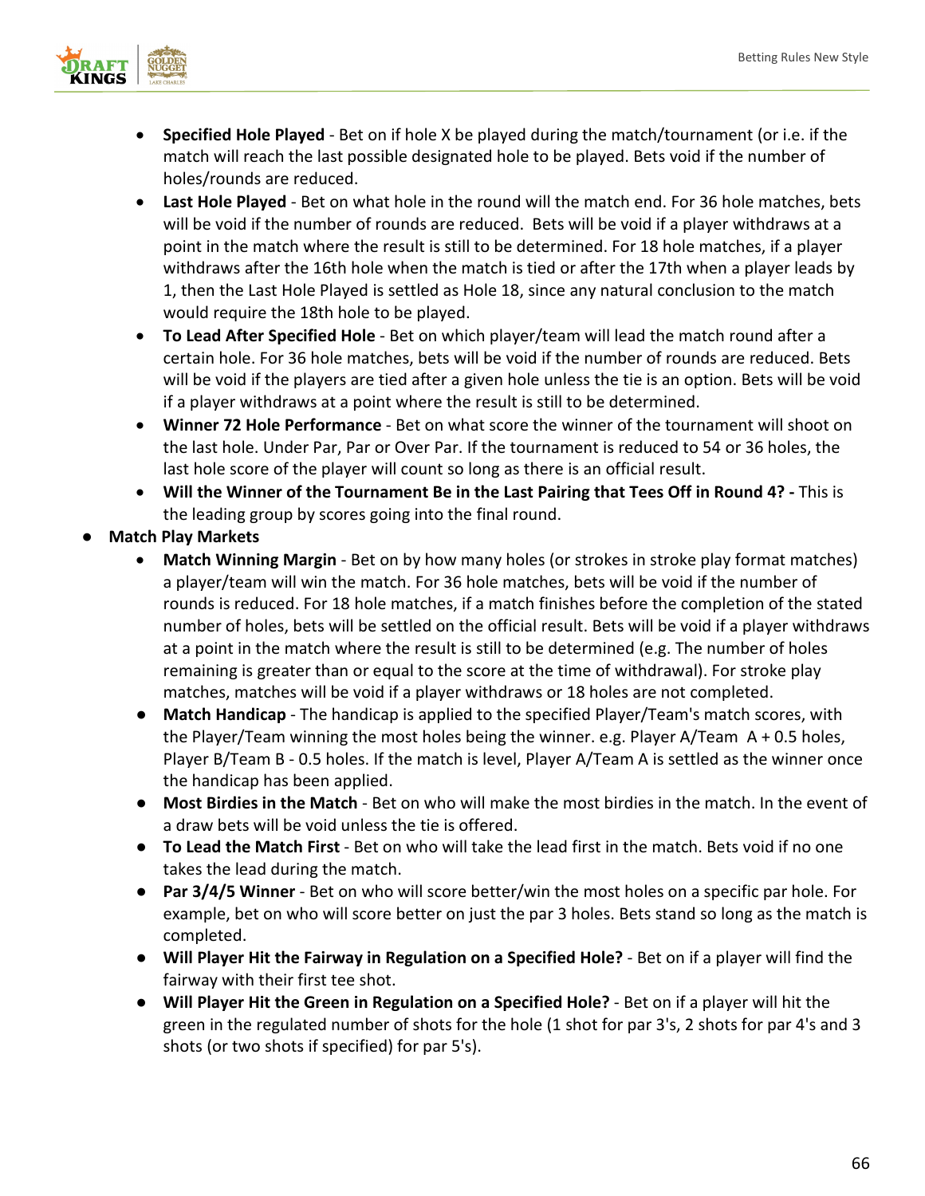- **Specified Hole Played** - Bet on if hole X be played during the match/tournament (or i.e. if the match will reach the last possible designated hole to be played. Bets void if the number of holes/rounds are reduced.
- **Last Hole Played** - Bet on what hole in the round will the match end. For 36 hole matches, bets will be void if the number of rounds are reduced. Bets will be void if a player withdraws at a point in the match where the result is still to be determined. For 18 hole matches, if a player withdraws after the 16th hole when the match is tied or after the 17th when a player leads by 1, then the Last Hole Played is settled as Hole 18, since any natural conclusion to the match would require the 18th hole to be played.
- **To Lead After Specified Hole** - Bet on which player/team will lead the match round after a certain hole. For 36 hole matches, bets will be void if the number of rounds are reduced. Bets will be void if the players are tied after a given hole unless the tie is an option. Bets will be void if a player withdraws at a point where the result is still to be determined.
- **Winner 72 Hole Performance** - Bet on what score the winner of the tournament will shoot on the last hole. Under Par, Par or Over Par. If the tournament is reduced to 54 or 36 holes, the last hole score of the player will count so long as there is an official result.
- **Will the Winner of the Tournament Be in the Last Pairing that Tees Off in Round 4? -** This is the leading group by scores going into the final round.

- **Match Play Markets**
  - **Match Winning Margin** - Bet on by how many holes (or strokes in stroke play format matches) a player/team will win the match. For 36 hole matches, bets will be void if the number of rounds is reduced. For 18 hole matches, if a match finishes before the completion of the stated number of holes, bets will be settled on the official result. Bets will be void if a player withdraws at a point in the match where the result is still to be determined (e.g. The number of holes remaining is greater than or equal to the score at the time of withdrawal). For stroke play matches, matches will be void if a player withdraws or 18 holes are not completed.
  - **Match Handicap** - The handicap is applied to the specified Player/Team's match scores, with the Player/Team winning the most holes being the winner. e.g. Player A/Team A + 0.5 holes, Player B/Team B - 0.5 holes. If the match is level, Player A/Team A is settled as the winner once the handicap has been applied.
  - **Most Birdies in the Match** - Bet on who will make the most birdies in the match. In the event of a draw bets will be void unless the tie is offered.
  - **To Lead the Match First** - Bet on who will take the lead first in the match. Bets void if no one takes the lead during the match.
  - **Par 3/4/5 Winner** - Bet on who will score better/win the most holes on a specific par hole. For example, bet on who will score better on just the par 3 holes. Bets stand so long as the match is completed.
  - **Will Player Hit the Fairway in Regulation on a Specified Hole?** - Bet on if a player will find the fairway with their first tee shot.
  - **Will Player Hit the Green in Regulation on a Specified Hole?** - Bet on if a player will hit the green in the regulated number of shots for the hole (1 shot for par 3's, 2 shots for par 4's and 3 shots (or two shots if specified) for par 5's).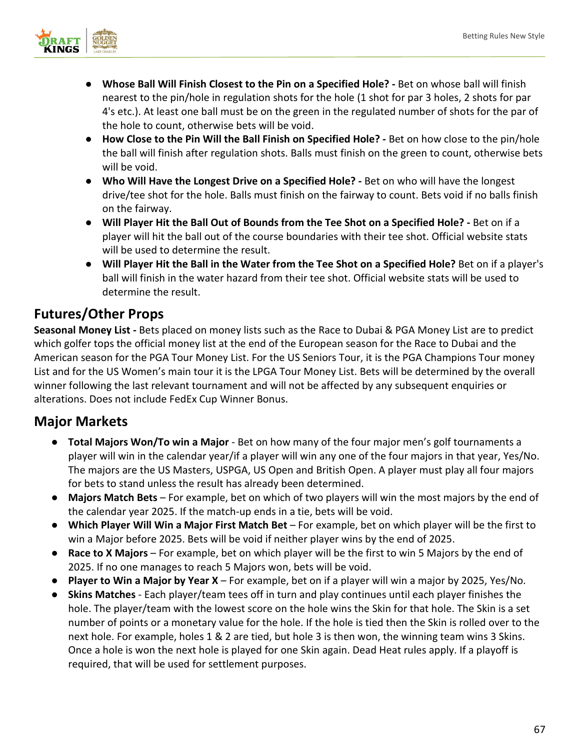- **Whose Ball Will Finish Closest to the Pin on a Specified Hole? -** Bet on whose ball will finish nearest to the pin/hole in regulation shots for the hole (1 shot for par 3 holes, 2 shots for par 4's etc.). At least one ball must be on the green in the regulated number of shots for the par of the hole to count, otherwise bets will be void.
- **How Close to the Pin Will the Ball Finish on Specified Hole? -** Bet on how close to the pin/hole the ball will finish after regulation shots. Balls must finish on the green to count, otherwise bets will be void.
- **Who Will Have the Longest Drive on a Specified Hole? -** Bet on who will have the longest drive/tee shot for the hole. Balls must finish on the fairway to count. Bets void if no balls finish on the fairway.
- **Will Player Hit the Ball Out of Bounds from the Tee Shot on a Specified Hole? -** Bet on if a player will hit the ball out of the course boundaries with their tee shot. Official website stats will be used to determine the result.
- **Will Player Hit the Ball in the Water from the Tee Shot on a Specified Hole?** Bet on if a player's ball will finish in the water hazard from their tee shot. Official website stats will be used to determine the result.

## Futures/Other Props

**Seasonal Money List -** Bets placed on money lists such as the Race to Dubai & PGA Money List are to predict which golfer tops the official money list at the end of the European season for the Race to Dubai and the American season for the PGA Tour Money List. For the US Seniors Tour, it is the PGA Champions Tour money List and for the US Women's main tour it is the LPGA Tour Money List. Bets will be determined by the overall winner following the last relevant tournament and will not be affected by any subsequent enquiries or alterations. Does not include FedEx Cup Winner Bonus.

## Major Markets

- **Total Majors Won/To win a Major** - Bet on how many of the four major men's golf tournaments a player will win in the calendar year/if a player will win any one of the four majors in that year, Yes/No. The majors are the US Masters, USPGA, US Open and British Open. A player must play all four majors for bets to stand unless the result has already been determined.
- **Majors Match Bets** – For example, bet on which of two players will win the most majors by the end of the calendar year 2025. If the match-up ends in a tie, bets will be void.
- **Which Player Will Win a Major First Match Bet** – For example, bet on which player will be the first to win a Major before 2025. Bets will be void if neither player wins by the end of 2025.
- **Race to X Majors** – For example, bet on which player will be the first to win 5 Majors by the end of 2025. If no one manages to reach 5 Majors won, bets will be void.
- **Player to Win a Major by Year X** – For example, bet on if a player will win a major by 2025, Yes/No.
- **Skins Matches** - Each player/team tees off in turn and play continues until each player finishes the hole. The player/team with the lowest score on the hole wins the Skin for that hole. The Skin is a set number of points or a monetary value for the hole. If the hole is tied then the Skin is rolled over to the next hole. For example, holes 1 & 2 are tied, but hole 3 is then won, the winning team wins 3 Skins. Once a hole is won the next hole is played for one Skin again. Dead Heat rules apply. If a playoff is required, that will be used for settlement purposes.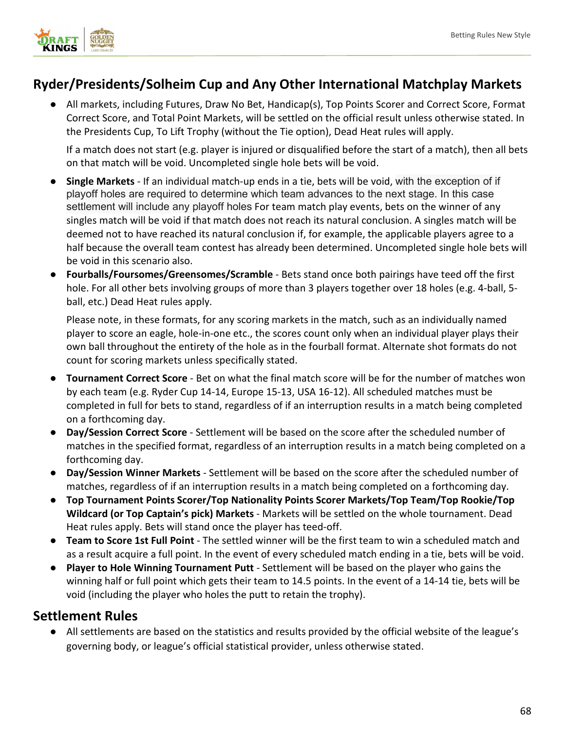## Ryder/Presidents/Solheim Cup and Any Other International Matchplay Markets

- All markets, including Futures, Draw No Bet, Handicap(s), Top Points Scorer and Correct Score, Format Correct Score, and Total Point Markets, will be settled on the official result unless otherwise stated. In the Presidents Cup, To Lift Trophy (without the Tie option), Dead Heat rules will apply.

  If a match does not start (e.g. player is injured or disqualified before the start of a match), then all bets on that match will be void. Uncompleted single hole bets will be void.

- **Single Markets** - If an individual match-up ends in a tie, bets will be void, with the exception of if playoff holes are required to determine which team advances to the next stage. In this case settlement will include any playoff holes For team match play events, bets on the winner of any singles match will be void if that match does not reach its natural conclusion. A singles match will be deemed not to have reached its natural conclusion if, for example, the applicable players agree to a half because the overall team contest has already been determined. Uncompleted single hole bets will be void in this scenario also.
- **Fourballs/Foursomes/Greensomes/Scramble** - Bets stand once both pairings have teed off the first hole. For all other bets involving groups of more than 3 players together over 18 holes (e.g. 4-ball, 5-ball, etc.) Dead Heat rules apply.

  Please note, in these formats, for any scoring markets in the match, such as an individually named player to score an eagle, hole-in-one etc., the scores count only when an individual player plays their own ball throughout the entirety of the hole as in the fourball format. Alternate shot formats do not count for scoring markets unless specifically stated.

- **Tournament Correct Score** - Bet on what the final match score will be for the number of matches won by each team (e.g. Ryder Cup 14-14, Europe 15-13, USA 16-12). All scheduled matches must be completed in full for bets to stand, regardless of if an interruption results in a match being completed on a forthcoming day.
- **Day/Session Correct Score** - Settlement will be based on the score after the scheduled number of matches in the specified format, regardless of an interruption results in a match being completed on a forthcoming day.
- **Day/Session Winner Markets** - Settlement will be based on the score after the scheduled number of matches, regardless of if an interruption results in a match being completed on a forthcoming day.
- **Top Tournament Points Scorer/Top Nationality Points Scorer Markets/Top Team/Top Rookie/Top Wildcard (or Top Captain's pick) Markets** - Markets will be settled on the whole tournament. Dead Heat rules apply. Bets will stand once the player has teed-off.
- **Team to Score 1st Full Point** - The settled winner will be the first team to win a scheduled match and as a result acquire a full point. In the event of every scheduled match ending in a tie, bets will be void.
- **Player to Hole Winning Tournament Putt** - Settlement will be based on the player who gains the winning half or full point which gets their team to 14.5 points. In the event of a 14-14 tie, bets will be void (including the player who holes the putt to retain the trophy).

## Settlement Rules

- All settlements are based on the statistics and results provided by the official website of the league's governing body, or league's official statistical provider, unless otherwise stated.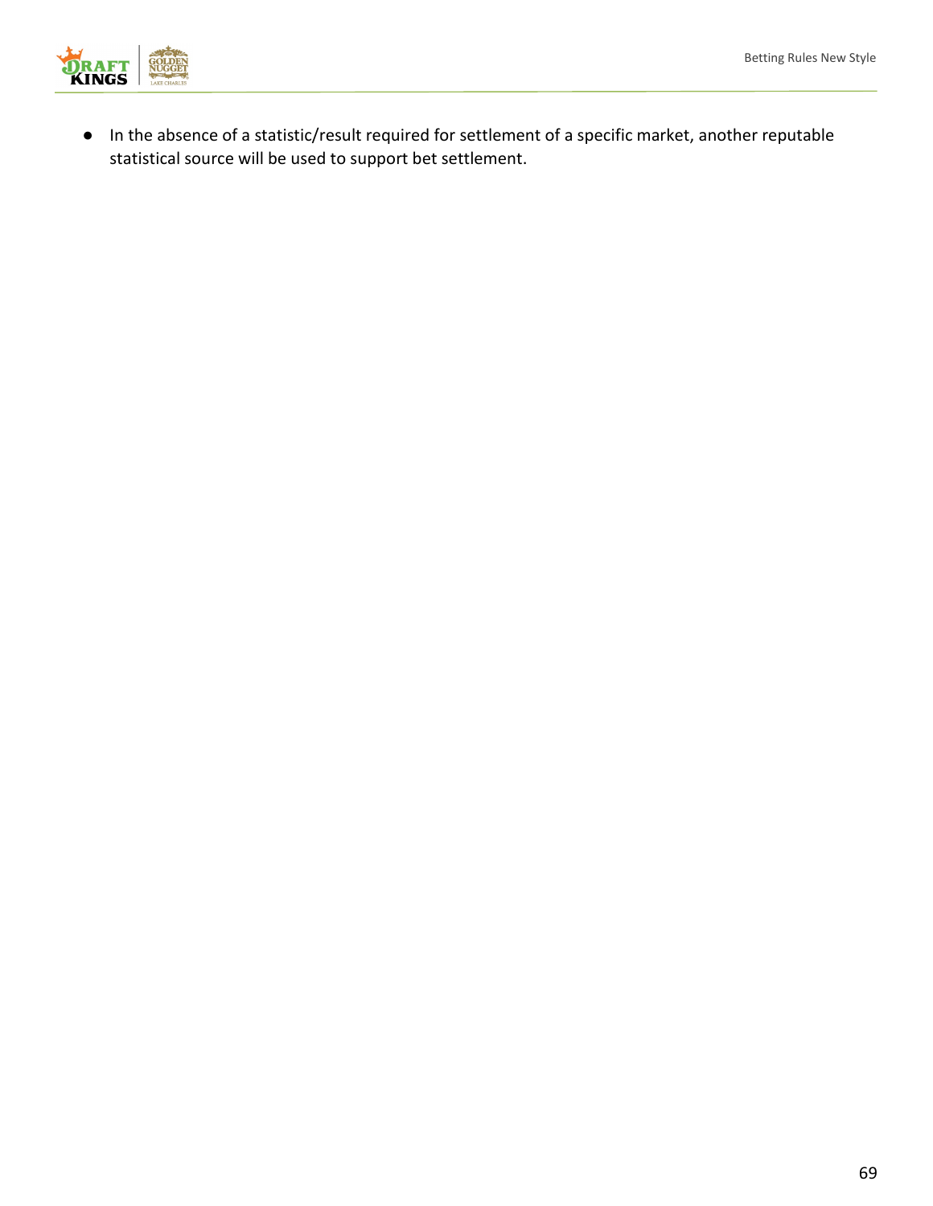- In the absence of a statistic/result required for settlement of a specific market, another reputable statistical source will be used to support bet settlement.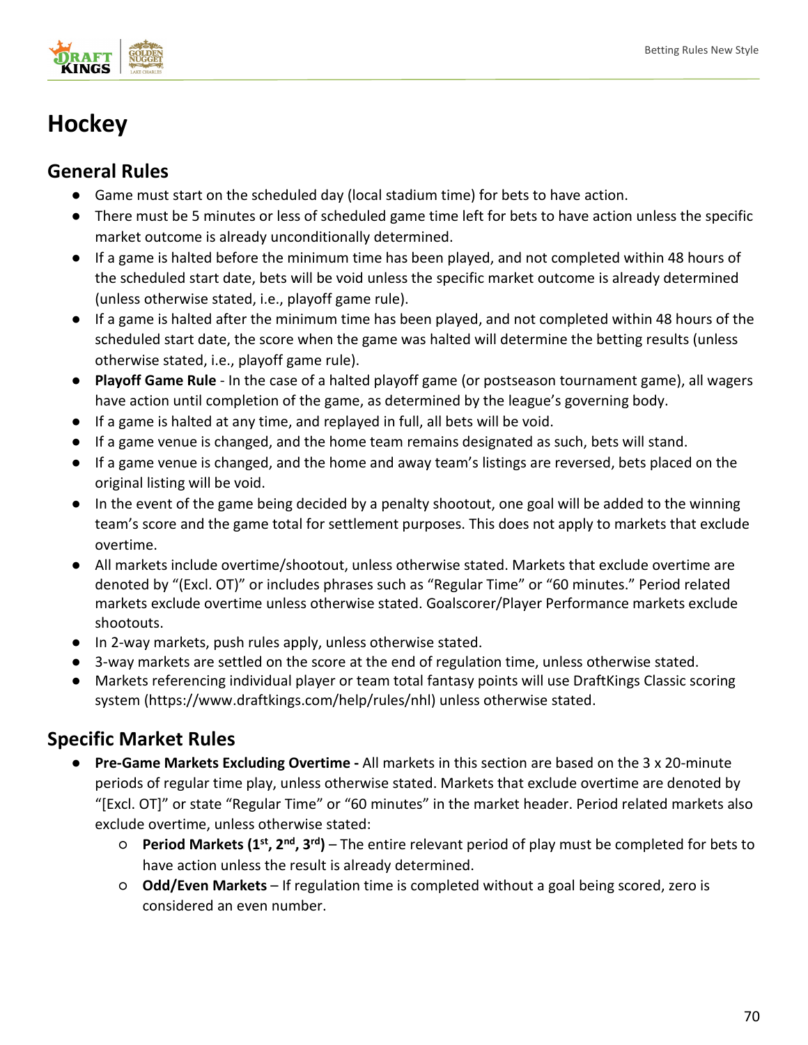# Hockey

## General Rules

- Game must start on the scheduled day (local stadium time) for bets to have action.
- There must be 5 minutes or less of scheduled game time left for bets to have action unless the specific market outcome is already unconditionally determined.
- If a game is halted before the minimum time has been played, and not completed within 48 hours of the scheduled start date, bets will be void unless the specific market outcome is already determined (unless otherwise stated, i.e., playoff game rule).
- If a game is halted after the minimum time has been played, and not completed within 48 hours of the scheduled start date, the score when the game was halted will determine the betting results (unless otherwise stated, i.e., playoff game rule).
- **Playoff Game Rule** - In the case of a halted playoff game (or postseason tournament game), all wagers have action until completion of the game, as determined by the league's governing body.
- If a game is halted at any time, and replayed in full, all bets will be void.
- If a game venue is changed, and the home team remains designated as such, bets will stand.
- If a game venue is changed, and the home and away team's listings are reversed, bets placed on the original listing will be void.
- In the event of the game being decided by a penalty shootout, one goal will be added to the winning team's score and the game total for settlement purposes. This does not apply to markets that exclude overtime.
- All markets include overtime/shootout, unless otherwise stated. Markets that exclude overtime are denoted by "(Excl. OT)" or includes phrases such as "Regular Time" or "60 minutes." Period related markets exclude overtime unless otherwise stated. Goalscorer/Player Performance markets exclude shootouts.
- In 2-way markets, push rules apply, unless otherwise stated.
- 3-way markets are settled on the score at the end of regulation time, unless otherwise stated.
- Markets referencing individual player or team total fantasy points will use DraftKings Classic scoring system (https://www.draftkings.com/help/rules/nhl) unless otherwise stated.

## Specific Market Rules

- **Pre-Game Markets Excluding Overtime -** All markets in this section are based on the 3 x 20-minute periods of regular time play, unless otherwise stated. Markets that exclude overtime are denoted by "[Excl. OT]" or state "Regular Time" or "60 minutes" in the market header. Period related markets also exclude overtime, unless otherwise stated:
  - **Period Markets (1st, 2nd, 3rd)** – The entire relevant period of play must be completed for bets to have action unless the result is already determined.
  - **Odd/Even Markets** – If regulation time is completed without a goal being scored, zero is considered an even number.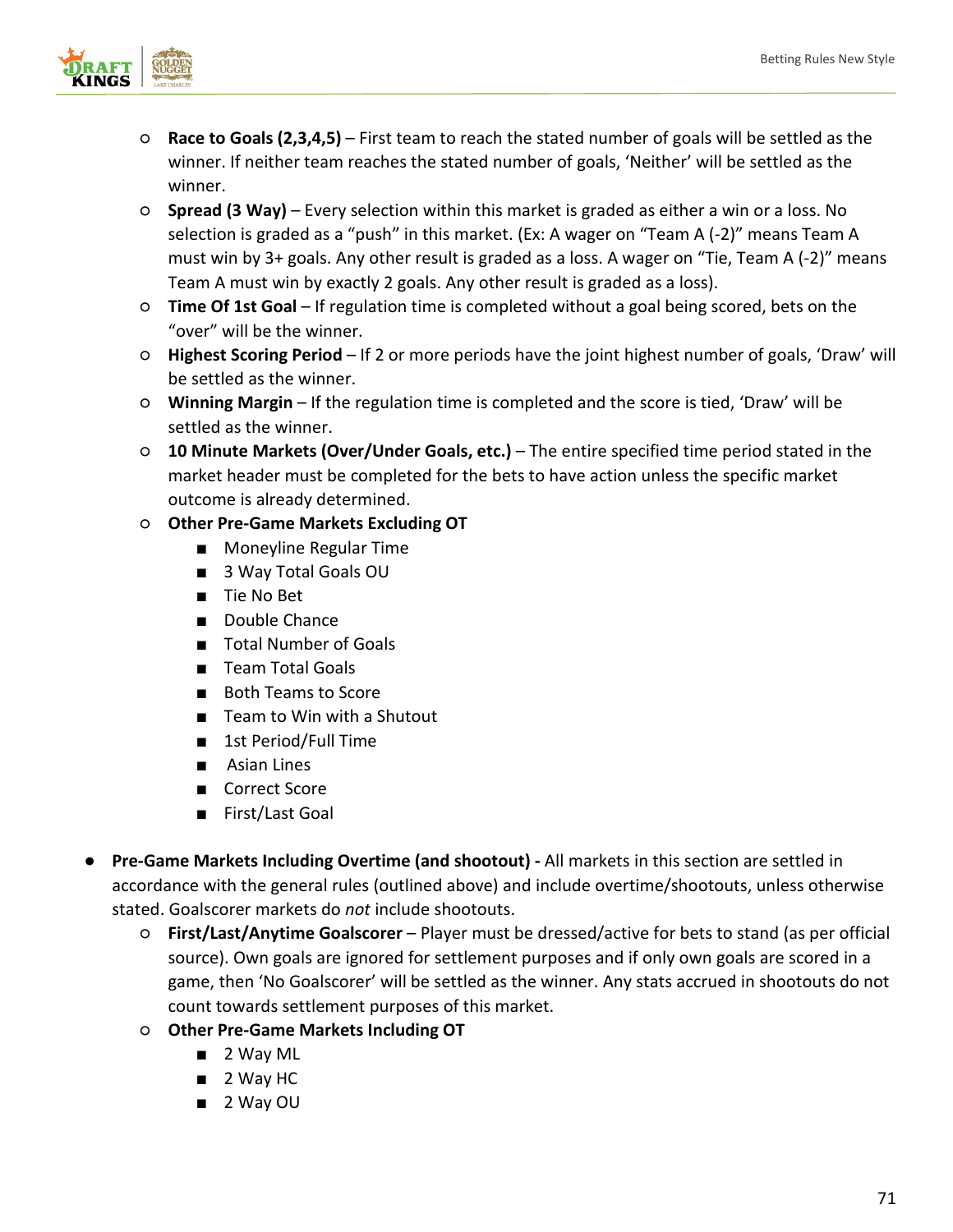- **Race to Goals (2,3,4,5)** – First team to reach the stated number of goals will be settled as the winner. If neither team reaches the stated number of goals, 'Neither' will be settled as the winner.
- **Spread (3 Way)** – Every selection within this market is graded as either a win or a loss. No selection is graded as a "push" in this market. (Ex: A wager on "Team A (-2)" means Team A must win by 3+ goals. Any other result is graded as a loss. A wager on "Tie, Team A (-2)" means Team A must win by exactly 2 goals. Any other result is graded as a loss).
- **Time Of 1st Goal** – If regulation time is completed without a goal being scored, bets on the "over" will be the winner.
- **Highest Scoring Period** – If 2 or more periods have the joint highest number of goals, 'Draw' will be settled as the winner.
- **Winning Margin** – If the regulation time is completed and the score is tied, 'Draw' will be settled as the winner.
- **10 Minute Markets (Over/Under Goals, etc.)** – The entire specified time period stated in the market header must be completed for the bets to have action unless the specific market outcome is already determined.
- **Other Pre-Game Markets Excluding OT**
  - Moneyline Regular Time
  - 3 Way Total Goals OU
  - Tie No Bet
  - Double Chance
  - Total Number of Goals
  - Team Total Goals
  - Both Teams to Score
  - Team to Win with a Shutout
  - 1st Period/Full Time
  - Asian Lines
  - Correct Score
  - First/Last Goal

- **Pre-Game Markets Including Overtime (and shootout) -** All markets in this section are settled in accordance with the general rules (outlined above) and include overtime/shootouts, unless otherwise stated. Goalscorer markets do *not* include shootouts.
  - **First/Last/Anytime Goalscorer** – Player must be dressed/active for bets to stand (as per official source). Own goals are ignored for settlement purposes and if only own goals are scored in a game, then 'No Goalscorer' will be settled as the winner. Any stats accrued in shootouts do not count towards settlement purposes of this market.
  - **Other Pre-Game Markets Including OT**
    - 2 Way ML
    - 2 Way HC
    - 2 Way OU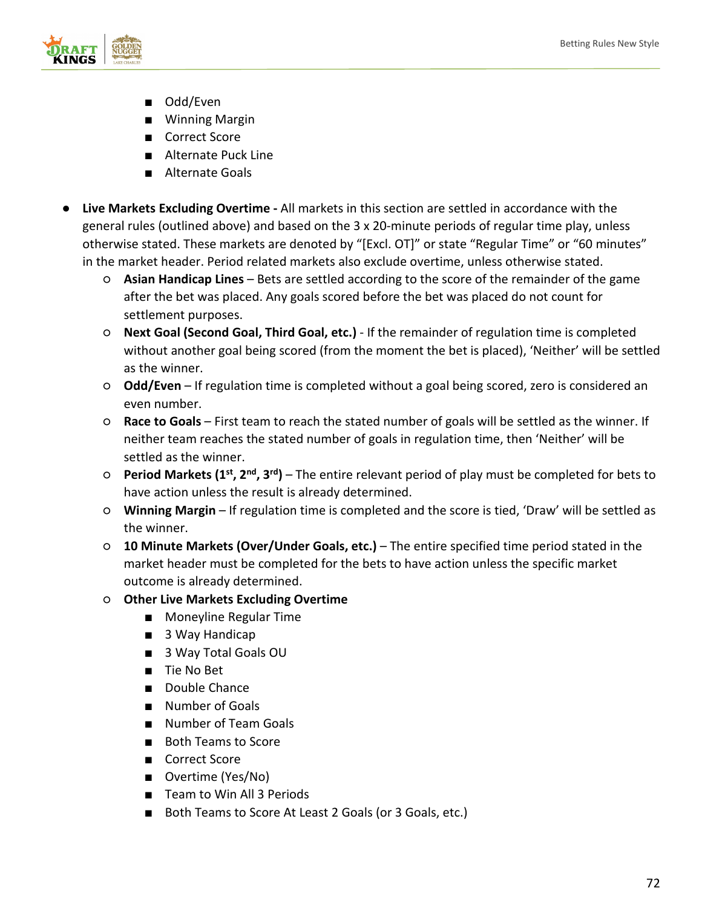- Odd/Even
        - Winning Margin
        - Correct Score
        - Alternate Puck Line
        - Alternate Goals

- **Live Markets Excluding Overtime -** All markets in this section are settled in accordance with the general rules (outlined above) and based on the 3 x 20-minute periods of regular time play, unless otherwise stated. These markets are denoted by "[Excl. OT]" or state "Regular Time" or "60 minutes" in the market header. Period related markets also exclude overtime, unless otherwise stated.
    - **Asian Handicap Lines** – Bets are settled according to the score of the remainder of the game after the bet was placed. Any goals scored before the bet was placed do not count for settlement purposes.
    - **Next Goal (Second Goal, Third Goal, etc.)** - If the remainder of regulation time is completed without another goal being scored (from the moment the bet is placed), 'Neither' will be settled as the winner.
    - **Odd/Even** – If regulation time is completed without a goal being scored, zero is considered an even number.
    - **Race to Goals** – First team to reach the stated number of goals will be settled as the winner. If neither team reaches the stated number of goals in regulation time, then 'Neither' will be settled as the winner.
    - **Period Markets (1st, 2nd, 3rd)** – The entire relevant period of play must be completed for bets to have action unless the result is already determined.
    - **Winning Margin** – If regulation time is completed and the score is tied, 'Draw' will be settled as the winner.
    - **10 Minute Markets (Over/Under Goals, etc.)** – The entire specified time period stated in the market header must be completed for the bets to have action unless the specific market outcome is already determined.
    - **Other Live Markets Excluding Overtime**
        - Moneyline Regular Time
        - 3 Way Handicap
        - 3 Way Total Goals OU
        - Tie No Bet
        - Double Chance
        - Number of Goals
        - Number of Team Goals
        - Both Teams to Score
        - Correct Score
        - Overtime (Yes/No)
        - Team to Win All 3 Periods
        - Both Teams to Score At Least 2 Goals (or 3 Goals, etc.)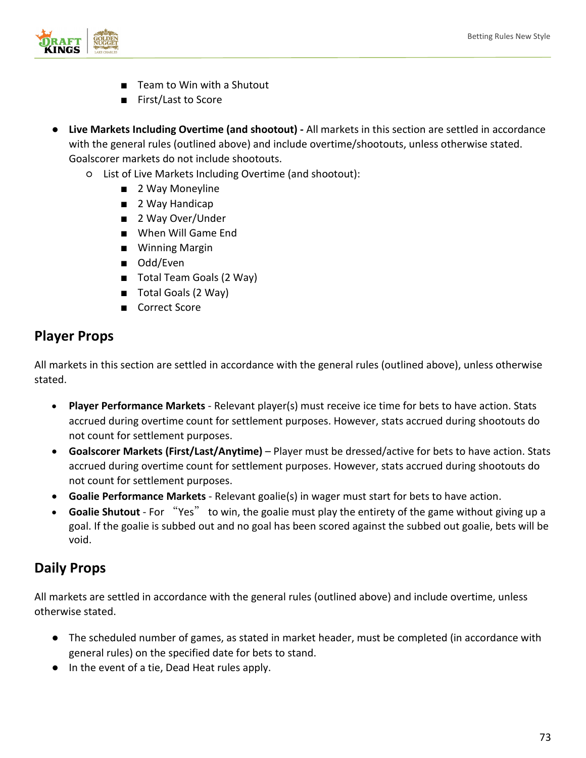- Team to Win with a Shutout
        - First/Last to Score

- **Live Markets Including Overtime (and shootout) -** All markets in this section are settled in accordance with the general rules (outlined above) and include overtime/shootouts, unless otherwise stated. Goalscorer markets do not include shootouts.
    - List of Live Markets Including Overtime (and shootout):
        - 2 Way Moneyline
        - 2 Way Handicap
        - 2 Way Over/Under
        - When Will Game End
        - Winning Margin
        - Odd/Even
        - Total Team Goals (2 Way)
        - Total Goals (2 Way)
        - Correct Score

## Player Props

All markets in this section are settled in accordance with the general rules (outlined above), unless otherwise stated.

- **Player Performance Markets** - Relevant player(s) must receive ice time for bets to have action. Stats accrued during overtime count for settlement purposes. However, stats accrued during shootouts do not count for settlement purposes.
- **Goalscorer Markets (First/Last/Anytime)** – Player must be dressed/active for bets to have action. Stats accrued during overtime count for settlement purposes. However, stats accrued during shootouts do not count for settlement purposes.
- **Goalie Performance Markets** - Relevant goalie(s) in wager must start for bets to have action.
- **Goalie Shutout** - For "Yes" to win, the goalie must play the entirety of the game without giving up a goal. If the goalie is subbed out and no goal has been scored against the subbed out goalie, bets will be void.

## Daily Props

All markets are settled in accordance with the general rules (outlined above) and include overtime, unless otherwise stated.

- The scheduled number of games, as stated in market header, must be completed (in accordance with general rules) on the specified date for bets to stand.
- In the event of a tie, Dead Heat rules apply.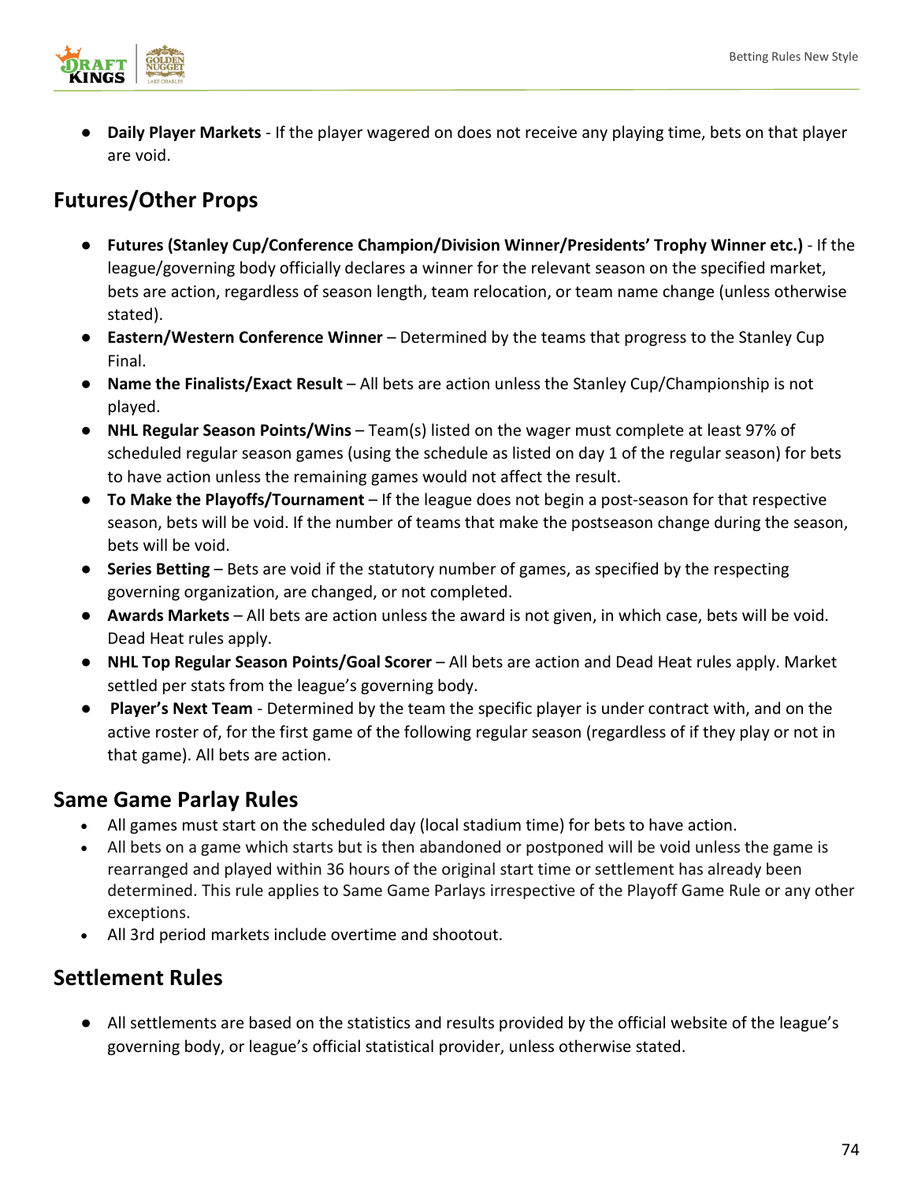- **Daily Player Markets** - If the player wagered on does not receive any playing time, bets on that player are void.

## Futures/Other Props

- **Futures (Stanley Cup/Conference Champion/Division Winner/Presidents' Trophy Winner etc.)** - If the league/governing body officially declares a winner for the relevant season on the specified market, bets are action, regardless of season length, team relocation, or team name change (unless otherwise stated).
- **Eastern/Western Conference Winner** – Determined by the teams that progress to the Stanley Cup Final.
- **Name the Finalists/Exact Result** – All bets are action unless the Stanley Cup/Championship is not played.
- **NHL Regular Season Points/Wins** – Team(s) listed on the wager must complete at least 97% of scheduled regular season games (using the schedule as listed on day 1 of the regular season) for bets to have action unless the remaining games would not affect the result.
- **To Make the Playoffs/Tournament** – If the league does not begin a post-season for that respective season, bets will be void. If the number of teams that make the postseason change during the season, bets will be void.
- **Series Betting** – Bets are void if the statutory number of games, as specified by the respecting governing organization, are changed, or not completed.
- **Awards Markets** – All bets are action unless the award is not given, in which case, bets will be void. Dead Heat rules apply.
- **NHL Top Regular Season Points/Goal Scorer** – All bets are action and Dead Heat rules apply. Market settled per stats from the league's governing body.
- **Player's Next Team** - Determined by the team the specific player is under contract with, and on the active roster of, for the first game of the following regular season (regardless of if they play or not in that game). All bets are action.

## Same Game Parlay Rules

- All games must start on the scheduled day (local stadium time) for bets to have action.
- All bets on a game which starts but is then abandoned or postponed will be void unless the game is rearranged and played within 36 hours of the original start time or settlement has already been determined. This rule applies to Same Game Parlays irrespective of the Playoff Game Rule or any other exceptions.
- All 3rd period markets include overtime and shootout.

## Settlement Rules

- All settlements are based on the statistics and results provided by the official website of the league's governing body, or league's official statistical provider, unless otherwise stated.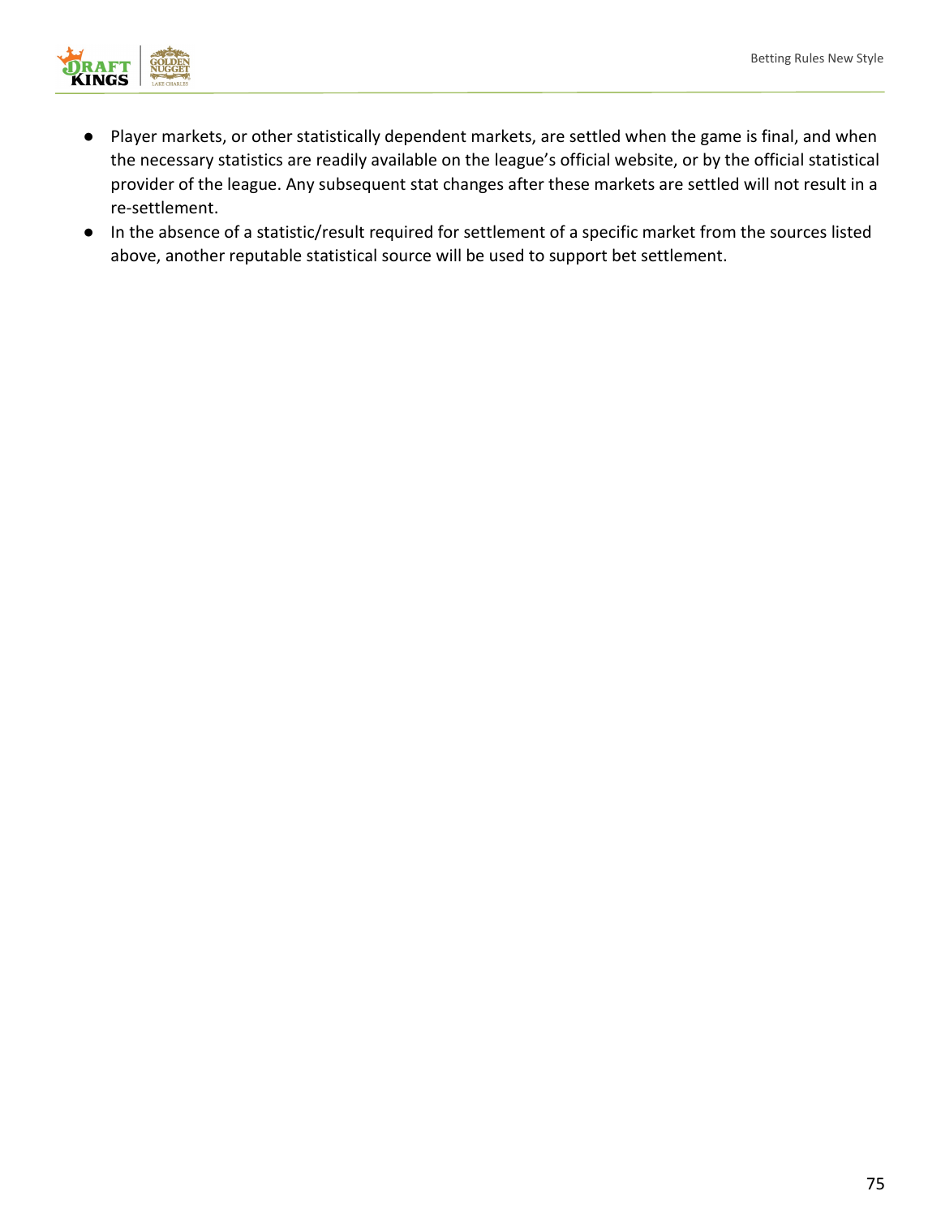- Player markets, or other statistically dependent markets, are settled when the game is final, and when the necessary statistics are readily available on the league's official website, or by the official statistical provider of the league. Any subsequent stat changes after these markets are settled will not result in a re-settlement.
- In the absence of a statistic/result required for settlement of a specific market from the sources listed above, another reputable statistical source will be used to support bet settlement.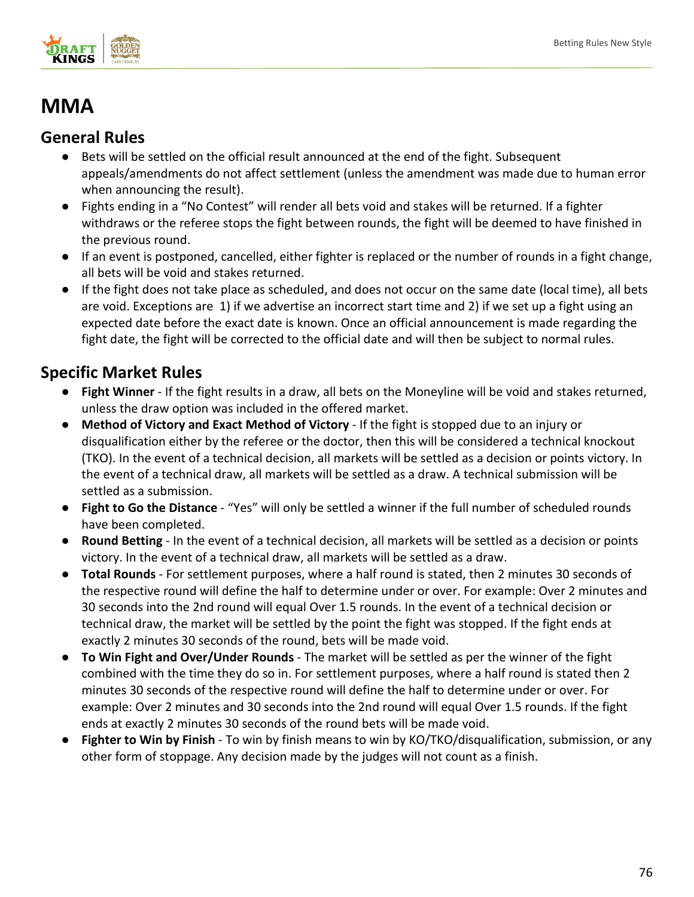# MMA

## General Rules

- Bets will be settled on the official result announced at the end of the fight. Subsequent appeals/amendments do not affect settlement (unless the amendment was made due to human error when announcing the result).
- Fights ending in a "No Contest" will render all bets void and stakes will be returned. If a fighter withdraws or the referee stops the fight between rounds, the fight will be deemed to have finished in the previous round.
- If an event is postponed, cancelled, either fighter is replaced or the number of rounds in a fight change, all bets will be void and stakes returned.
- If the fight does not take place as scheduled, and does not occur on the same date (local time), all bets are void. Exceptions are 1) if we advertise an incorrect start time and 2) if we set up a fight using an expected date before the exact date is known. Once an official announcement is made regarding the fight date, the fight will be corrected to the official date and will then be subject to normal rules.

## Specific Market Rules

- **Fight Winner** - If the fight results in a draw, all bets on the Moneyline will be void and stakes returned, unless the draw option was included in the offered market.
- **Method of Victory and Exact Method of Victory** - If the fight is stopped due to an injury or disqualification either by the referee or the doctor, then this will be considered a technical knockout (TKO). In the event of a technical decision, all markets will be settled as a decision or points victory. In the event of a technical draw, all markets will be settled as a draw. A technical submission will be settled as a submission.
- **Fight to Go the Distance** - "Yes" will only be settled a winner if the full number of scheduled rounds have been completed.
- **Round Betting** - In the event of a technical decision, all markets will be settled as a decision or points victory. In the event of a technical draw, all markets will be settled as a draw.
- **Total Rounds** - For settlement purposes, where a half round is stated, then 2 minutes 30 seconds of the respective round will define the half to determine under or over. For example: Over 2 minutes and 30 seconds into the 2nd round will equal Over 1.5 rounds. In the event of a technical decision or technical draw, the market will be settled by the point the fight was stopped. If the fight ends at exactly 2 minutes 30 seconds of the round, bets will be made void.
- **To Win Fight and Over/Under Rounds** - The market will be settled as per the winner of the fight combined with the time they do so in. For settlement purposes, where a half round is stated then 2 minutes 30 seconds of the respective round will define the half to determine under or over. For example: Over 2 minutes and 30 seconds into the 2nd round will equal Over 1.5 rounds. If the fight ends at exactly 2 minutes 30 seconds of the round bets will be made void.
- **Fighter to Win by Finish** - To win by finish means to win by KO/TKO/disqualification, submission, or any other form of stoppage. Any decision made by the judges will not count as a finish.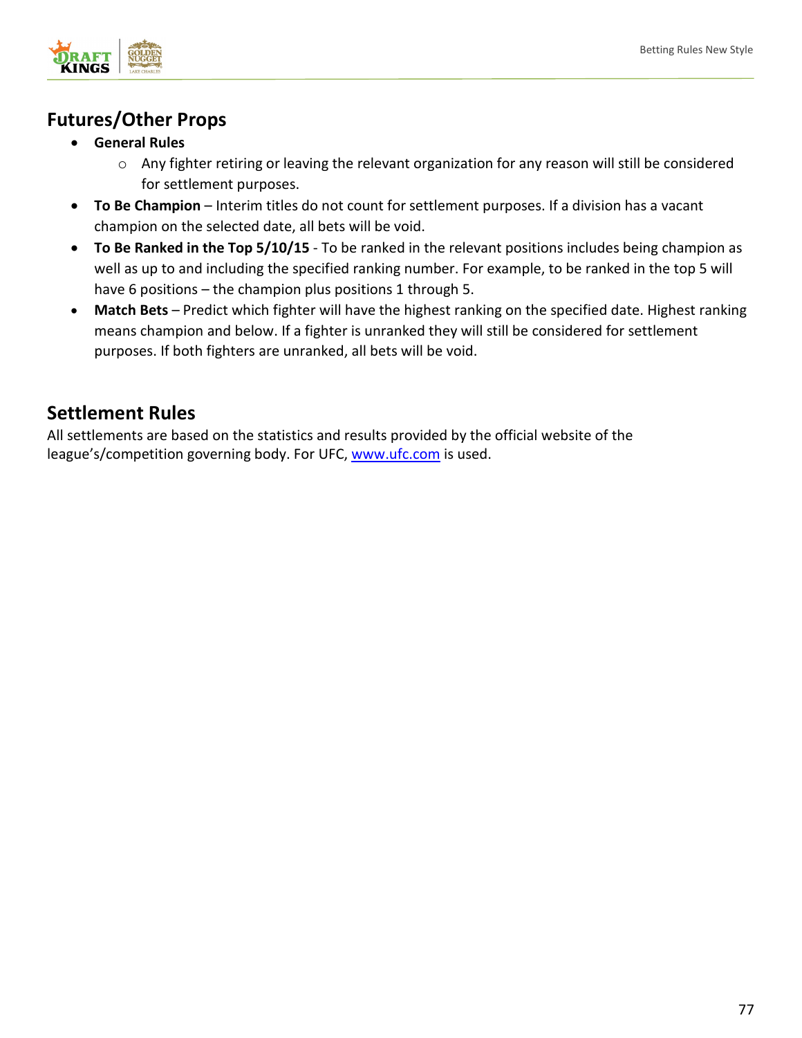## Futures/Other Props

- **General Rules**
  - Any fighter retiring or leaving the relevant organization for any reason will still be considered for settlement purposes.
- **To Be Champion** – Interim titles do not count for settlement purposes. If a division has a vacant champion on the selected date, all bets will be void.
- **To Be Ranked in the Top 5/10/15** - To be ranked in the relevant positions includes being champion as well as up to and including the specified ranking number. For example, to be ranked in the top 5 will have 6 positions – the champion plus positions 1 through 5.
- **Match Bets** – Predict which fighter will have the highest ranking on the specified date. Highest ranking means champion and below. If a fighter is unranked they will still be considered for settlement purposes. If both fighters are unranked, all bets will be void.

## Settlement Rules

All settlements are based on the statistics and results provided by the official website of the league's/competition governing body. For UFC, [www.ufc.com](www.ufc.com) is used.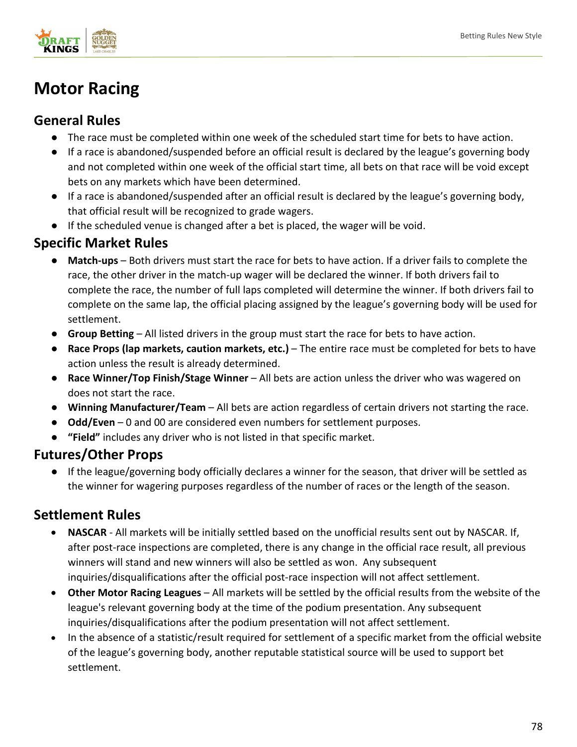# Motor Racing

## General Rules

- The race must be completed within one week of the scheduled start time for bets to have action.
- If a race is abandoned/suspended before an official result is declared by the league's governing body and not completed within one week of the official start time, all bets on that race will be void except bets on any markets which have been determined.
- If a race is abandoned/suspended after an official result is declared by the league's governing body, that official result will be recognized to grade wagers.
- If the scheduled venue is changed after a bet is placed, the wager will be void.

## Specific Market Rules

- **Match-ups** – Both drivers must start the race for bets to have action. If a driver fails to complete the race, the other driver in the match-up wager will be declared the winner. If both drivers fail to complete the race, the number of full laps completed will determine the winner. If both drivers fail to complete on the same lap, the official placing assigned by the league's governing body will be used for settlement.
- **Group Betting** – All listed drivers in the group must start the race for bets to have action.
- **Race Props (lap markets, caution markets, etc.)** – The entire race must be completed for bets to have action unless the result is already determined.
- **Race Winner/Top Finish/Stage Winner** – All bets are action unless the driver who was wagered on does not start the race.
- **Winning Manufacturer/Team** – All bets are action regardless of certain drivers not starting the race.
- **Odd/Even** – 0 and 00 are considered even numbers for settlement purposes.
- **"Field"** includes any driver who is not listed in that specific market.

## Futures/Other Props

- If the league/governing body officially declares a winner for the season, that driver will be settled as the winner for wagering purposes regardless of the number of races or the length of the season.

## Settlement Rules

- **NASCAR** - All markets will be initially settled based on the unofficial results sent out by NASCAR. If, after post-race inspections are completed, there is any change in the official race result, all previous winners will stand and new winners will also be settled as won. Any subsequent inquiries/disqualifications after the official post-race inspection will not affect settlement.
- **Other Motor Racing Leagues** – All markets will be settled by the official results from the website of the league's relevant governing body at the time of the podium presentation. Any subsequent inquiries/disqualifications after the podium presentation will not affect settlement.
- In the absence of a statistic/result required for settlement of a specific market from the official website of the league's governing body, another reputable statistical source will be used to support bet settlement.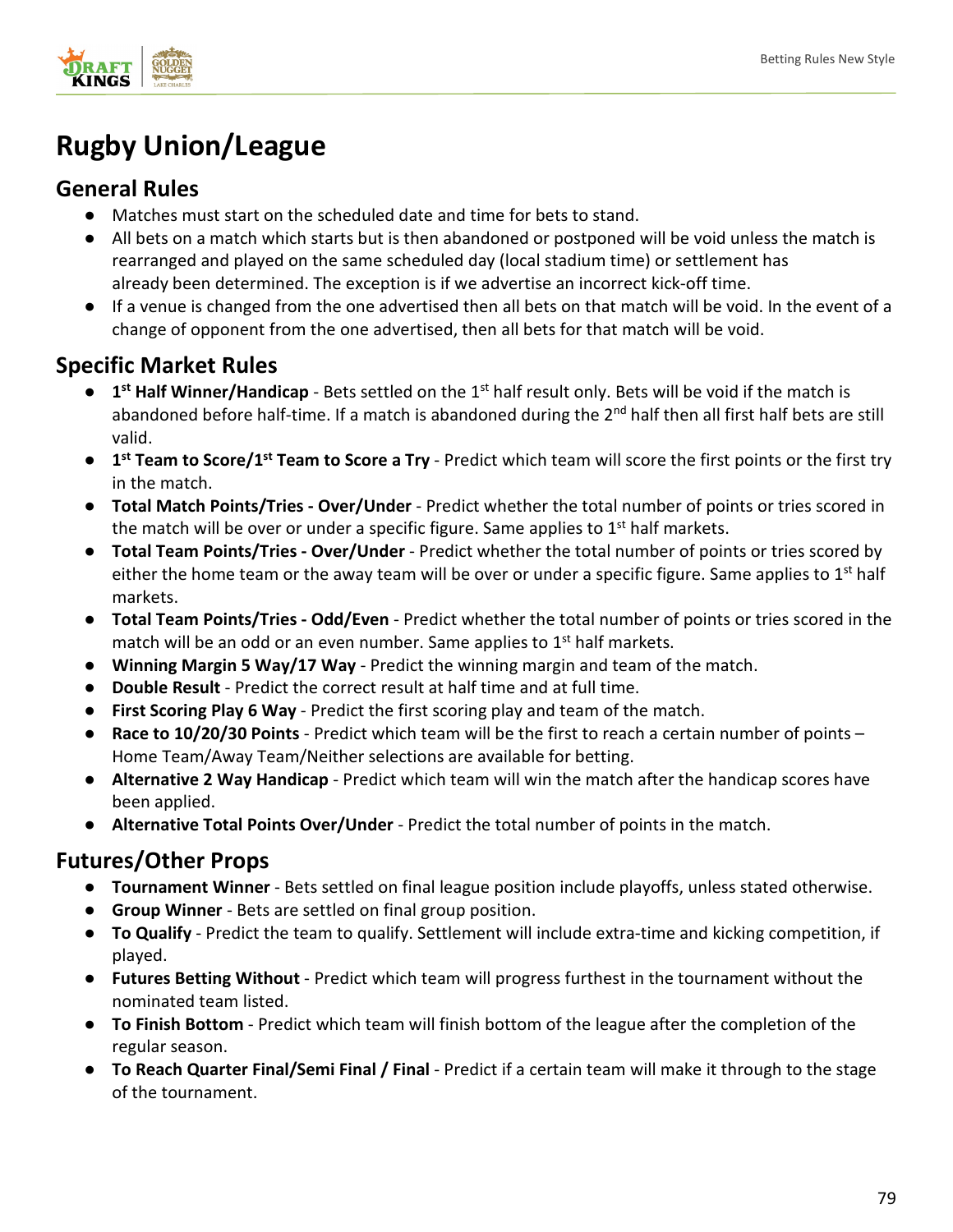# Rugby Union/League

## General Rules

- Matches must start on the scheduled date and time for bets to stand.
- All bets on a match which starts but is then abandoned or postponed will be void unless the match is rearranged and played on the same scheduled day (local stadium time) or settlement has already been determined. The exception is if we advertise an incorrect kick-off time.
- If a venue is changed from the one advertised then all bets on that match will be void. In the event of a change of opponent from the one advertised, then all bets for that match will be void.

## Specific Market Rules

- **1st Half Winner/Handicap** - Bets settled on the 1st half result only. Bets will be void if the match is abandoned before half-time. If a match is abandoned during the 2nd half then all first half bets are still valid.
- **1st Team to Score/1st Team to Score a Try** - Predict which team will score the first points or the first try in the match.
- **Total Match Points/Tries - Over/Under** - Predict whether the total number of points or tries scored in the match will be over or under a specific figure. Same applies to 1st half markets.
- **Total Team Points/Tries - Over/Under** - Predict whether the total number of points or tries scored by either the home team or the away team will be over or under a specific figure. Same applies to 1st half markets.
- **Total Team Points/Tries - Odd/Even** - Predict whether the total number of points or tries scored in the match will be an odd or an even number. Same applies to 1st half markets.
- **Winning Margin 5 Way/17 Way** - Predict the winning margin and team of the match.
- **Double Result** - Predict the correct result at half time and at full time.
- **First Scoring Play 6 Way** - Predict the first scoring play and team of the match.
- **Race to 10/20/30 Points** - Predict which team will be the first to reach a certain number of points – Home Team/Away Team/Neither selections are available for betting.
- **Alternative 2 Way Handicap** - Predict which team will win the match after the handicap scores have been applied.
- **Alternative Total Points Over/Under** - Predict the total number of points in the match.

## Futures/Other Props

- **Tournament Winner** - Bets settled on final league position include playoffs, unless stated otherwise.
- **Group Winner** - Bets are settled on final group position.
- **To Qualify** - Predict the team to qualify. Settlement will include extra-time and kicking competition, if played.
- **Futures Betting Without** - Predict which team will progress furthest in the tournament without the nominated team listed.
- **To Finish Bottom** - Predict which team will finish bottom of the league after the completion of the regular season.
- **To Reach Quarter Final/Semi Final / Final** - Predict if a certain team will make it through to the stage of the tournament.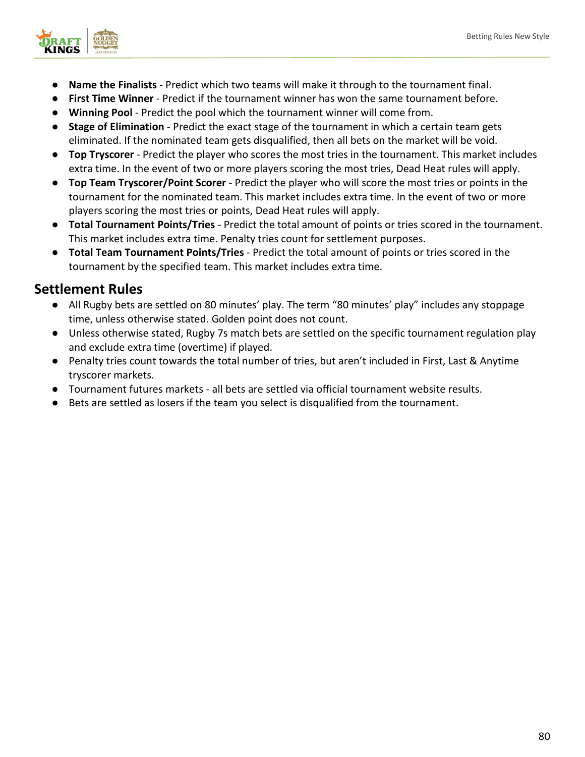- **Name the Finalists** - Predict which two teams will make it through to the tournament final.
- **First Time Winner** - Predict if the tournament winner has won the same tournament before.
- **Winning Pool** - Predict the pool which the tournament winner will come from.
- **Stage of Elimination** - Predict the exact stage of the tournament in which a certain team gets eliminated. If the nominated team gets disqualified, then all bets on the market will be void.
- **Top Tryscorer** - Predict the player who scores the most tries in the tournament. This market includes extra time. In the event of two or more players scoring the most tries, Dead Heat rules will apply.
- **Top Team Tryscorer/Point Scorer** - Predict the player who will score the most tries or points in the tournament for the nominated team. This market includes extra time. In the event of two or more players scoring the most tries or points, Dead Heat rules will apply.
- **Total Tournament Points/Tries** - Predict the total amount of points or tries scored in the tournament. This market includes extra time. Penalty tries count for settlement purposes.
- **Total Team Tournament Points/Tries** - Predict the total amount of points or tries scored in the tournament by the specified team. This market includes extra time.

## Settlement Rules

- All Rugby bets are settled on 80 minutes' play. The term "80 minutes' play" includes any stoppage time, unless otherwise stated. Golden point does not count.
- Unless otherwise stated, Rugby 7s match bets are settled on the specific tournament regulation play and exclude extra time (overtime) if played.
- Penalty tries count towards the total number of tries, but aren't included in First, Last & Anytime tryscorer markets.
- Tournament futures markets - all bets are settled via official tournament website results.
- Bets are settled as losers if the team you select is disqualified from the tournament.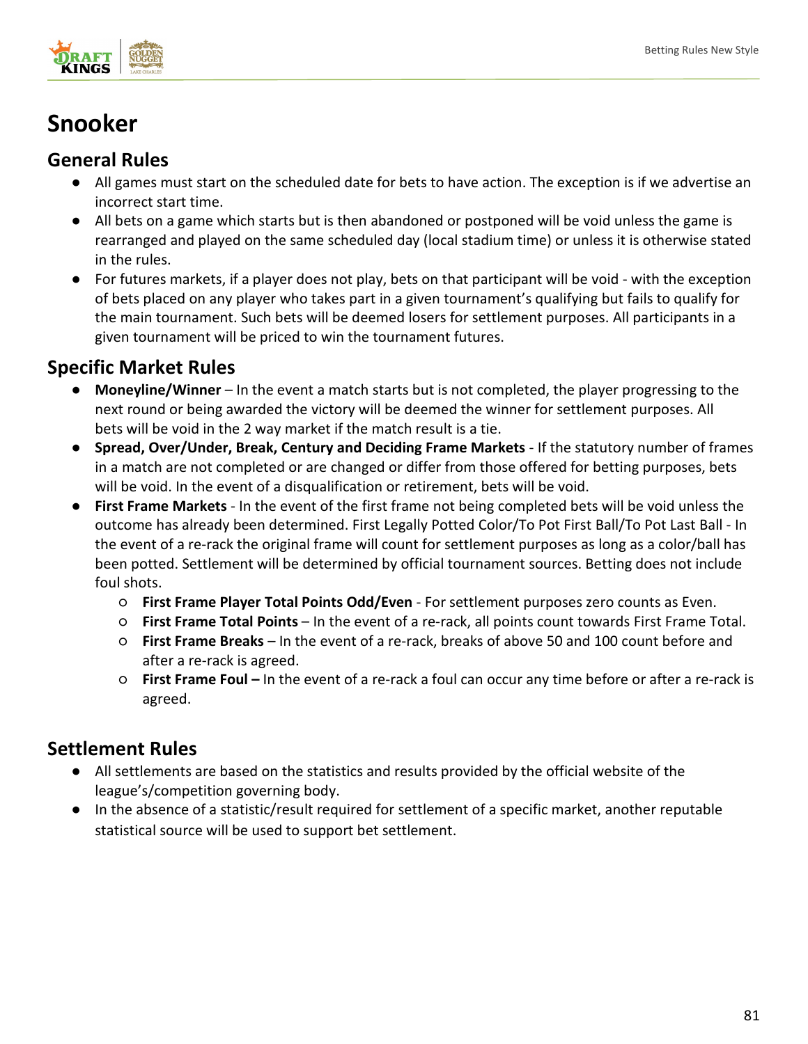# Snooker

## General Rules

- All games must start on the scheduled date for bets to have action. The exception is if we advertise an incorrect start time.
- All bets on a game which starts but is then abandoned or postponed will be void unless the game is rearranged and played on the same scheduled day (local stadium time) or unless it is otherwise stated in the rules.
- For futures markets, if a player does not play, bets on that participant will be void - with the exception of bets placed on any player who takes part in a given tournament's qualifying but fails to qualify for the main tournament. Such bets will be deemed losers for settlement purposes. All participants in a given tournament will be priced to win the tournament futures.

## Specific Market Rules

- **Moneyline/Winner** – In the event a match starts but is not completed, the player progressing to the next round or being awarded the victory will be deemed the winner for settlement purposes. All bets will be void in the 2 way market if the match result is a tie.
- **Spread, Over/Under, Break, Century and Deciding Frame Markets** - If the statutory number of frames in a match are not completed or are changed or differ from those offered for betting purposes, bets will be void. In the event of a disqualification or retirement, bets will be void.
- **First Frame Markets** - In the event of the first frame not being completed bets will be void unless the outcome has already been determined. First Legally Potted Color/To Pot First Ball/To Pot Last Ball - In the event of a re-rack the original frame will count for settlement purposes as long as a color/ball has been potted. Settlement will be determined by official tournament sources. Betting does not include foul shots.
    - **First Frame Player Total Points Odd/Even** - For settlement purposes zero counts as Even.
    - **First Frame Total Points** – In the event of a re-rack, all points count towards First Frame Total.
    - **First Frame Breaks** – In the event of a re-rack, breaks of above 50 and 100 count before and after a re-rack is agreed.
    - **First Frame Foul –** In the event of a re-rack a foul can occur any time before or after a re-rack is agreed.

## Settlement Rules

- All settlements are based on the statistics and results provided by the official website of the league's/competition governing body.
- In the absence of a statistic/result required for settlement of a specific market, another reputable statistical source will be used to support bet settlement.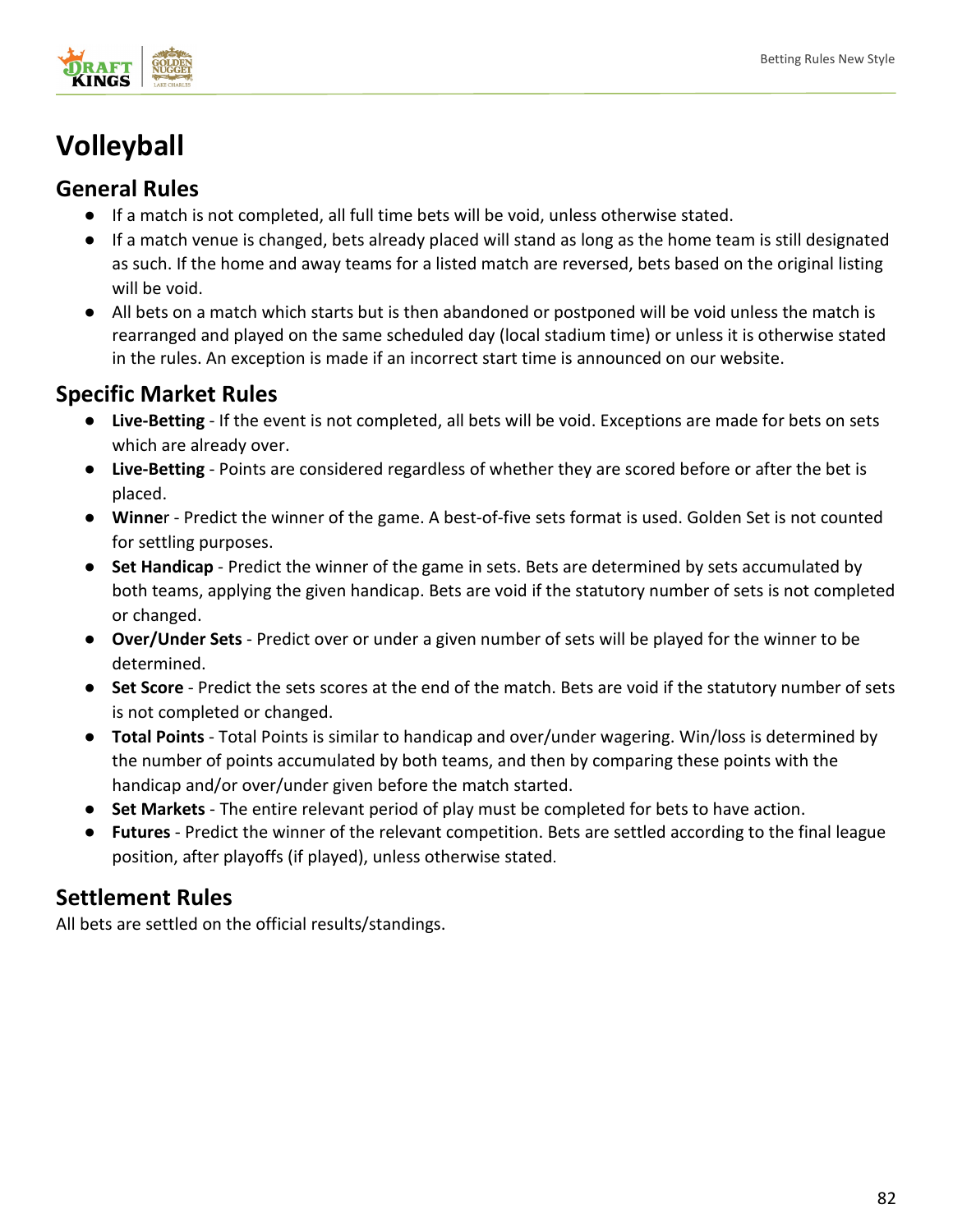# Volleyball

## General Rules

- If a match is not completed, all full time bets will be void, unless otherwise stated.
- If a match venue is changed, bets already placed will stand as long as the home team is still designated as such. If the home and away teams for a listed match are reversed, bets based on the original listing will be void.
- All bets on a match which starts but is then abandoned or postponed will be void unless the match is rearranged and played on the same scheduled day (local stadium time) or unless it is otherwise stated in the rules. An exception is made if an incorrect start time is announced on our website.

## Specific Market Rules

- **Live-Betting** - If the event is not completed, all bets will be void. Exceptions are made for bets on sets which are already over.
- **Live-Betting** - Points are considered regardless of whether they are scored before or after the bet is placed.
- **Winner** - Predict the winner of the game. A best-of-five sets format is used. Golden Set is not counted for settling purposes.
- **Set Handicap** - Predict the winner of the game in sets. Bets are determined by sets accumulated by both teams, applying the given handicap. Bets are void if the statutory number of sets is not completed or changed.
- **Over/Under Sets** - Predict over or under a given number of sets will be played for the winner to be determined.
- **Set Score** - Predict the sets scores at the end of the match. Bets are void if the statutory number of sets is not completed or changed.
- **Total Points** - Total Points is similar to handicap and over/under wagering. Win/loss is determined by the number of points accumulated by both teams, and then by comparing these points with the handicap and/or over/under given before the match started.
- **Set Markets** - The entire relevant period of play must be completed for bets to have action.
- **Futures** - Predict the winner of the relevant competition. Bets are settled according to the final league position, after playoffs (if played), unless otherwise stated.

## Settlement Rules

All bets are settled on the official results/standings.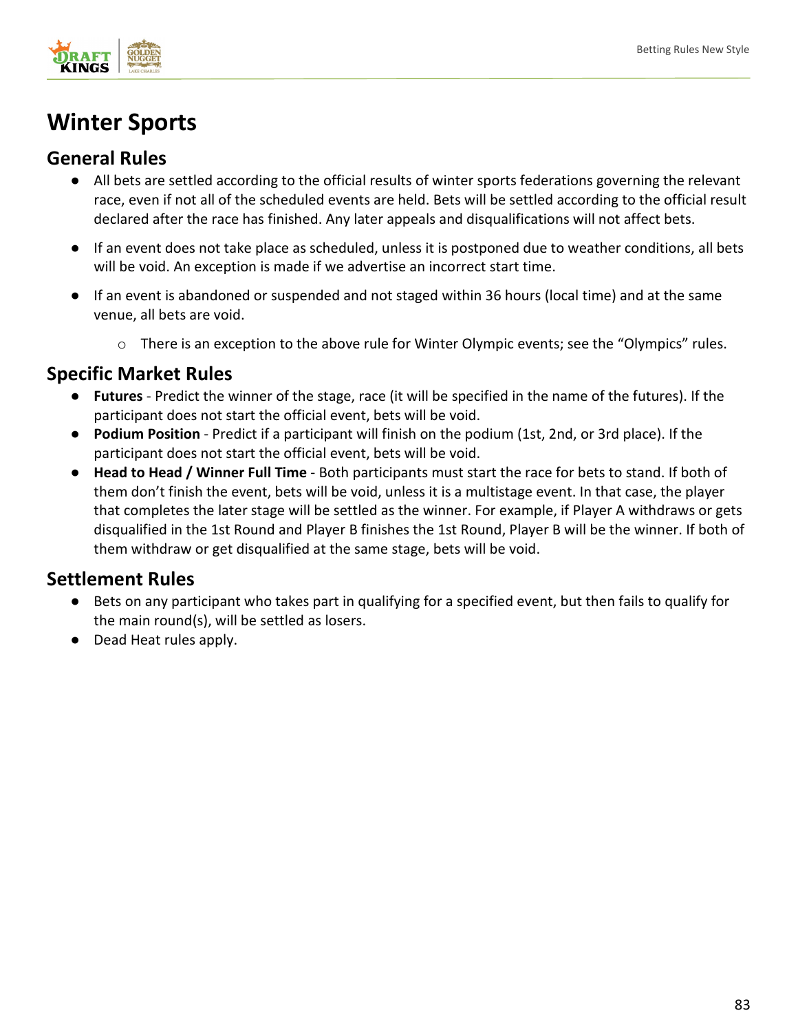# Winter Sports

## General Rules

- All bets are settled according to the official results of winter sports federations governing the relevant race, even if not all of the scheduled events are held. Bets will be settled according to the official result declared after the race has finished. Any later appeals and disqualifications will not affect bets.
- If an event does not take place as scheduled, unless it is postponed due to weather conditions, all bets will be void. An exception is made if we advertise an incorrect start time.
- If an event is abandoned or suspended and not staged within 36 hours (local time) and at the same venue, all bets are void.
  - There is an exception to the above rule for Winter Olympic events; see the "Olympics" rules.

## Specific Market Rules

- **Futures** - Predict the winner of the stage, race (it will be specified in the name of the futures). If the participant does not start the official event, bets will be void.
- **Podium Position** - Predict if a participant will finish on the podium (1st, 2nd, or 3rd place). If the participant does not start the official event, bets will be void.
- **Head to Head / Winner Full Time** - Both participants must start the race for bets to stand. If both of them don't finish the event, bets will be void, unless it is a multistage event. In that case, the player that completes the later stage will be settled as the winner. For example, if Player A withdraws or gets disqualified in the 1st Round and Player B finishes the 1st Round, Player B will be the winner. If both of them withdraw or get disqualified at the same stage, bets will be void.

## Settlement Rules

- Bets on any participant who takes part in qualifying for a specified event, but then fails to qualify for the main round(s), will be settled as losers.
- Dead Heat rules apply.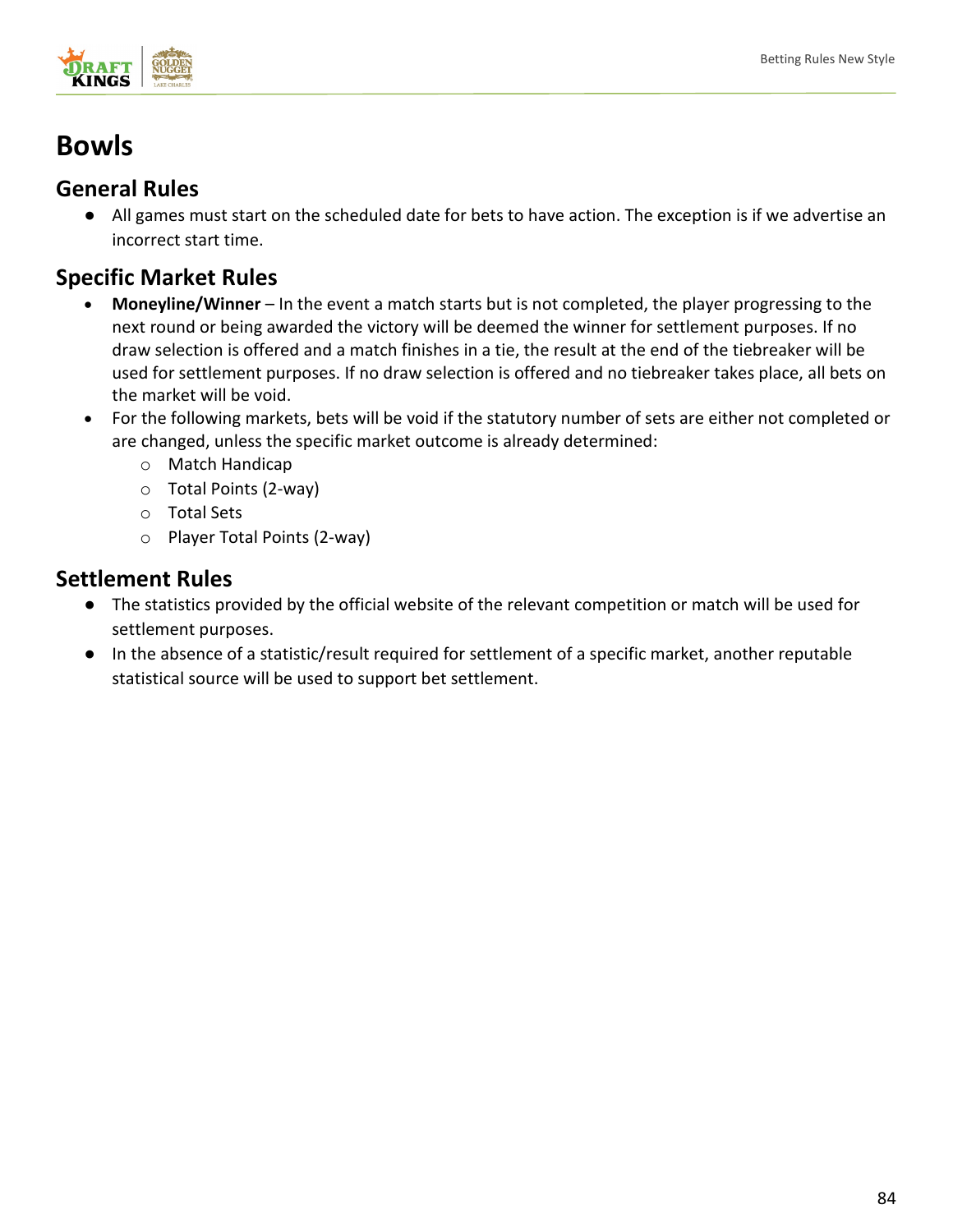# Bowls

## General Rules

- All games must start on the scheduled date for bets to have action. The exception is if we advertise an incorrect start time.

## Specific Market Rules

- **Moneyline/Winner** – In the event a match starts but is not completed, the player progressing to the next round or being awarded the victory will be deemed the winner for settlement purposes. If no draw selection is offered and a match finishes in a tie, the result at the end of the tiebreaker will be used for settlement purposes. If no draw selection is offered and no tiebreaker takes place, all bets on the market will be void.
- For the following markets, bets will be void if the statutory number of sets are either not completed or are changed, unless the specific market outcome is already determined:
  - Match Handicap
  - Total Points (2-way)
  - Total Sets
  - Player Total Points (2-way)

## Settlement Rules

- The statistics provided by the official website of the relevant competition or match will be used for settlement purposes.
- In the absence of a statistic/result required for settlement of a specific market, another reputable statistical source will be used to support bet settlement.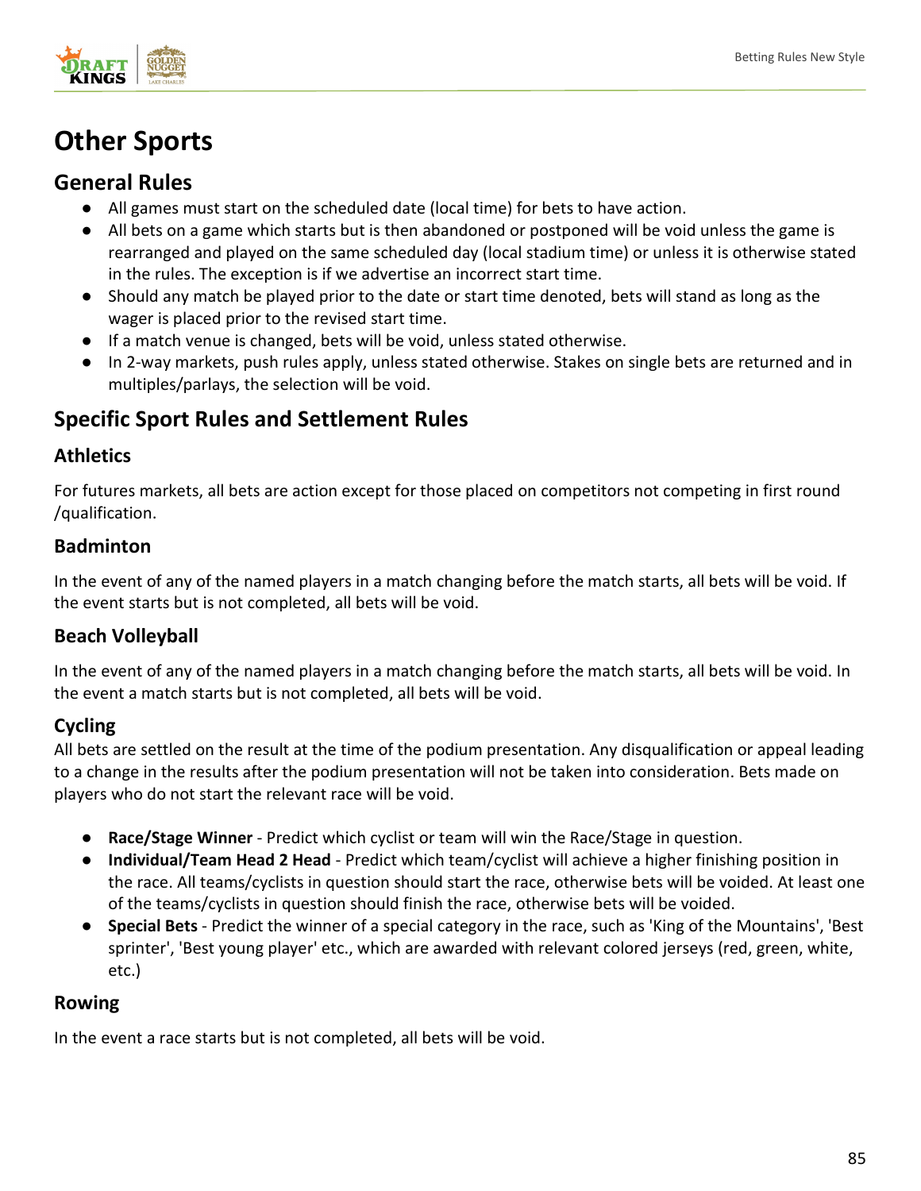# Other Sports

## General Rules

- All games must start on the scheduled date (local time) for bets to have action.
- All bets on a game which starts but is then abandoned or postponed will be void unless the game is rearranged and played on the same scheduled day (local stadium time) or unless it is otherwise stated in the rules. The exception is if we advertise an incorrect start time.
- Should any match be played prior to the date or start time denoted, bets will stand as long as the wager is placed prior to the revised start time.
- If a match venue is changed, bets will be void, unless stated otherwise.
- In 2-way markets, push rules apply, unless stated otherwise. Stakes on single bets are returned and in multiples/parlays, the selection will be void.

## Specific Sport Rules and Settlement Rules

### Athletics

For futures markets, all bets are action except for those placed on competitors not competing in first round /qualification.

### Badminton

In the event of any of the named players in a match changing before the match starts, all bets will be void. If the event starts but is not completed, all bets will be void.

### Beach Volleyball

In the event of any of the named players in a match changing before the match starts, all bets will be void. In the event a match starts but is not completed, all bets will be void.

### Cycling

All bets are settled on the result at the time of the podium presentation. Any disqualification or appeal leading to a change in the results after the podium presentation will not be taken into consideration. Bets made on players who do not start the relevant race will be void.

- **Race/Stage Winner** - Predict which cyclist or team will win the Race/Stage in question.
- **Individual/Team Head 2 Head** - Predict which team/cyclist will achieve a higher finishing position in the race. All teams/cyclists in question should start the race, otherwise bets will be voided. At least one of the teams/cyclists in question should finish the race, otherwise bets will be voided.
- **Special Bets** - Predict the winner of a special category in the race, such as 'King of the Mountains', 'Best sprinter', 'Best young player' etc., which are awarded with relevant colored jerseys (red, green, white, etc.)

### Rowing

In the event a race starts but is not completed, all bets will be void.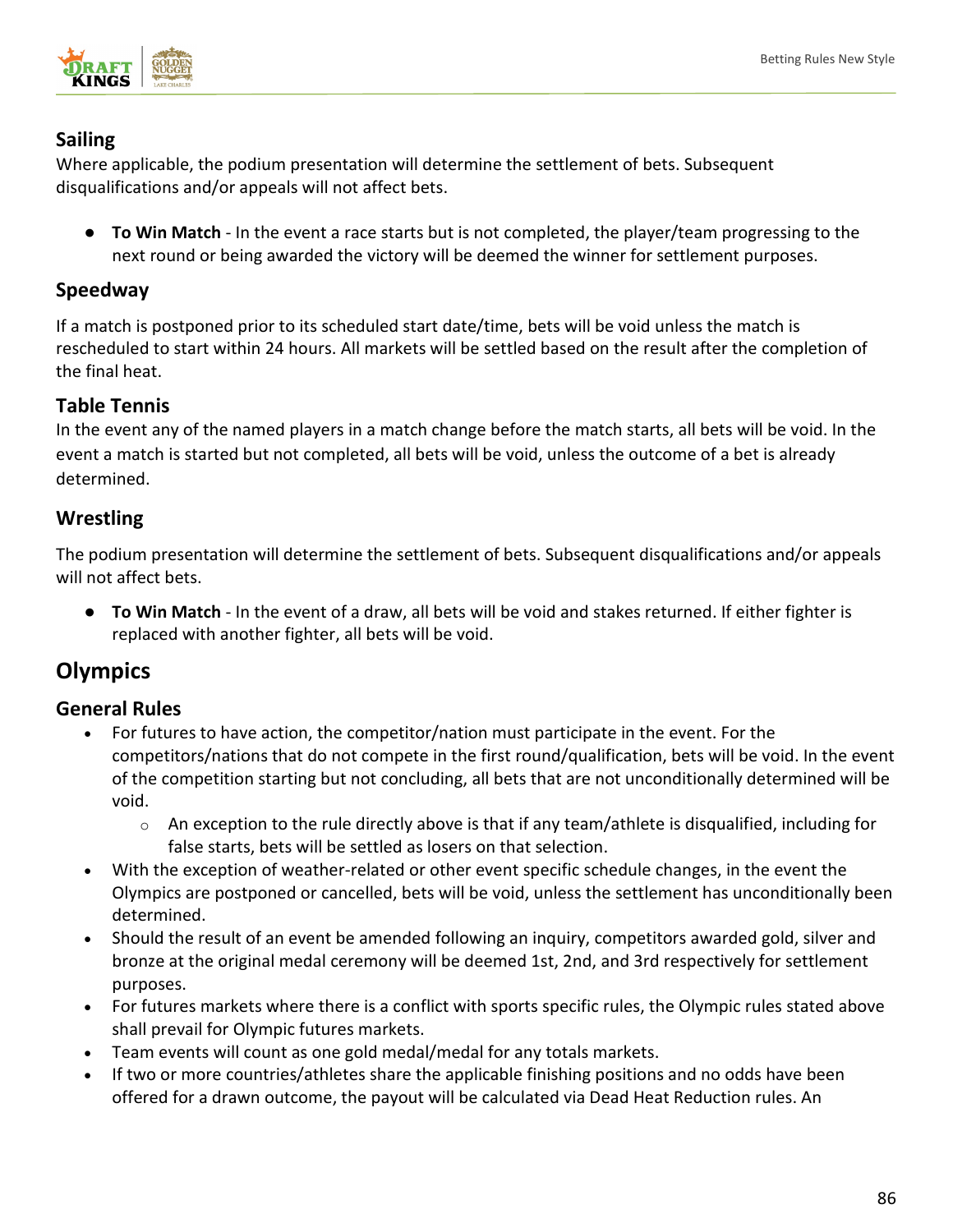### Sailing

Where applicable, the podium presentation will determine the settlement of bets. Subsequent disqualifications and/or appeals will not affect bets.

- **To Win Match** - In the event a race starts but is not completed, the player/team progressing to the next round or being awarded the victory will be deemed the winner for settlement purposes.

### Speedway

If a match is postponed prior to its scheduled start date/time, bets will be void unless the match is rescheduled to start within 24 hours. All markets will be settled based on the result after the completion of the final heat.

### Table Tennis

In the event any of the named players in a match change before the match starts, all bets will be void. In the event a match is started but not completed, all bets will be void, unless the outcome of a bet is already determined.

### Wrestling

The podium presentation will determine the settlement of bets. Subsequent disqualifications and/or appeals will not affect bets.

- **To Win Match** - In the event of a draw, all bets will be void and stakes returned. If either fighter is replaced with another fighter, all bets will be void.

## Olympics

### General Rules

- For futures to have action, the competitor/nation must participate in the event. For the competitors/nations that do not compete in the first round/qualification, bets will be void. In the event of the competition starting but not concluding, all bets that are not unconditionally determined will be void.
  - An exception to the rule directly above is that if any team/athlete is disqualified, including for false starts, bets will be settled as losers on that selection.
- With the exception of weather-related or other event specific schedule changes, in the event the Olympics are postponed or cancelled, bets will be void, unless the settlement has unconditionally been determined.
- Should the result of an event be amended following an inquiry, competitors awarded gold, silver and bronze at the original medal ceremony will be deemed 1st, 2nd, and 3rd respectively for settlement purposes.
- For futures markets where there is a conflict with sports specific rules, the Olympic rules stated above shall prevail for Olympic futures markets.
- Team events will count as one gold medal/medal for any totals markets.
- If two or more countries/athletes share the applicable finishing positions and no odds have been offered for a drawn outcome, the payout will be calculated via Dead Heat Reduction rules. An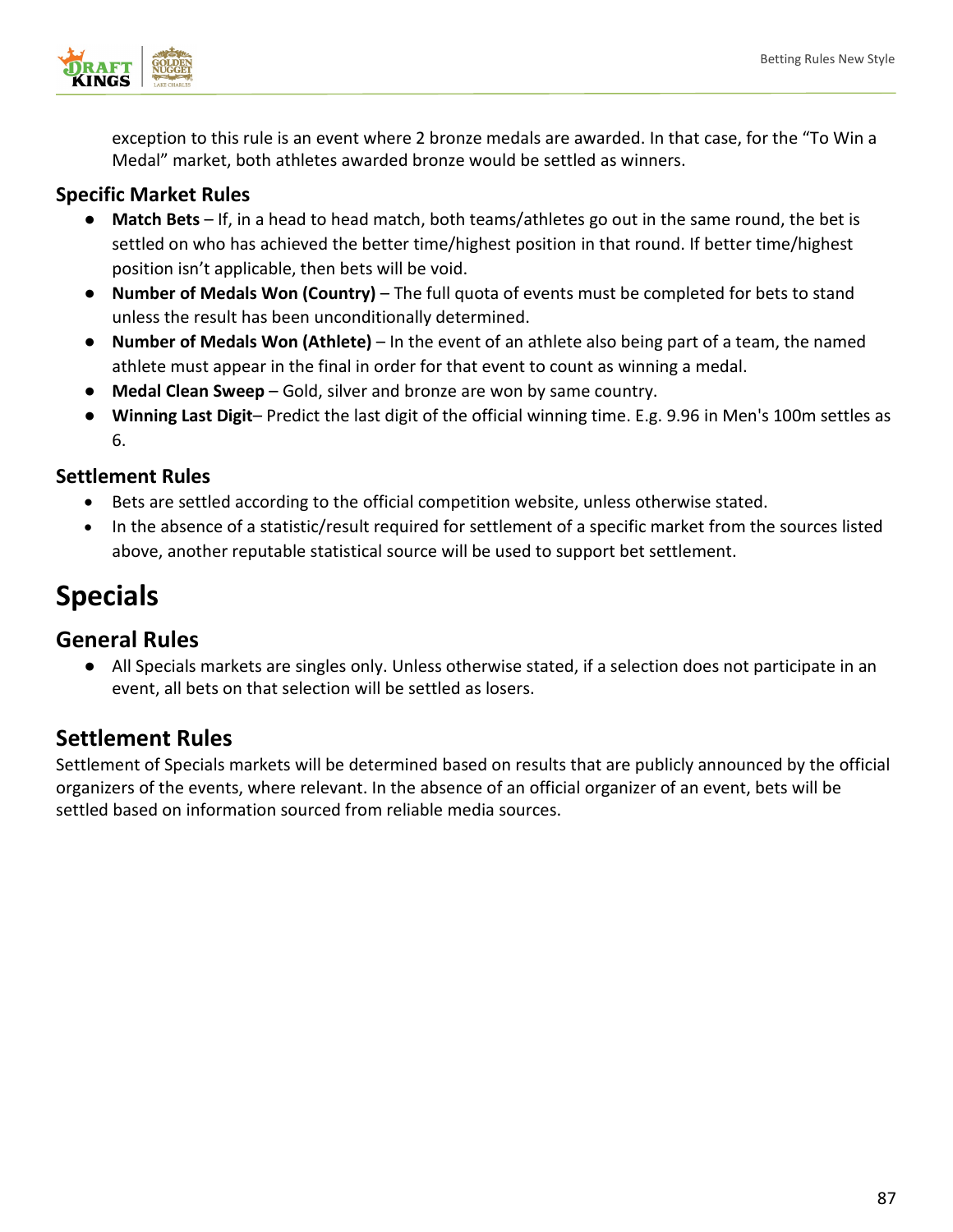exception to this rule is an event where 2 bronze medals are awarded. In that case, for the "To Win a Medal" market, both athletes awarded bronze would be settled as winners.

### Specific Market Rules

- **Match Bets** – If, in a head to head match, both teams/athletes go out in the same round, the bet is settled on who has achieved the better time/highest position in that round. If better time/highest position isn't applicable, then bets will be void.
- **Number of Medals Won (Country)** – The full quota of events must be completed for bets to stand unless the result has been unconditionally determined.
- **Number of Medals Won (Athlete)** – In the event of an athlete also being part of a team, the named athlete must appear in the final in order for that event to count as winning a medal.
- **Medal Clean Sweep** – Gold, silver and bronze are won by same country.
- **Winning Last Digit**– Predict the last digit of the official winning time. E.g. 9.96 in Men's 100m settles as 6.

### Settlement Rules

- Bets are settled according to the official competition website, unless otherwise stated.
- In the absence of a statistic/result required for settlement of a specific market from the sources listed above, another reputable statistical source will be used to support bet settlement.

# Specials

### General Rules

- All Specials markets are singles only. Unless otherwise stated, if a selection does not participate in an event, all bets on that selection will be settled as losers.

### Settlement Rules

Settlement of Specials markets will be determined based on results that are publicly announced by the official organizers of the events, where relevant. In the absence of an official organizer of an event, bets will be settled based on information sourced from reliable media sources.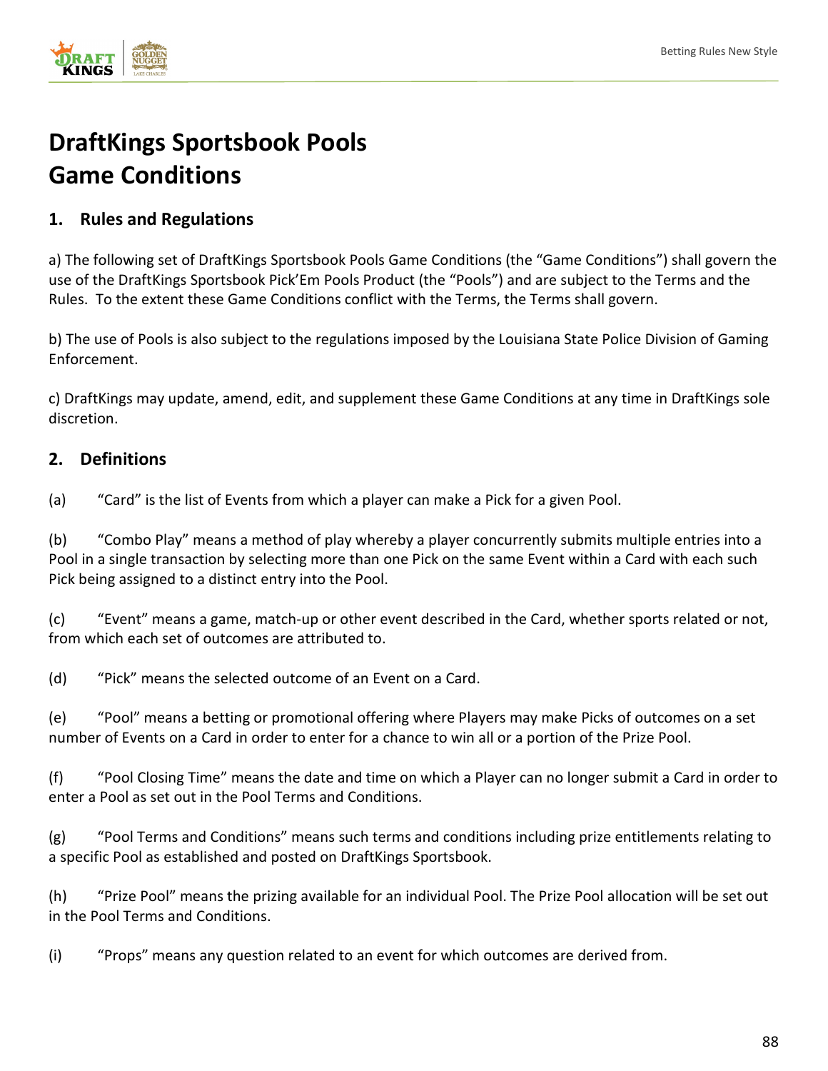# DraftKings Sportsbook Pools Game Conditions

## 1. Rules and Regulations

a) The following set of DraftKings Sportsbook Pools Game Conditions (the "Game Conditions") shall govern the use of the DraftKings Sportsbook Pick'Em Pools Product (the "Pools") and are subject to the Terms and the Rules. To the extent these Game Conditions conflict with the Terms, the Terms shall govern.

b) The use of Pools is also subject to the regulations imposed by the Louisiana State Police Division of Gaming Enforcement.

c) DraftKings may update, amend, edit, and supplement these Game Conditions at any time in DraftKings sole discretion.

## 2. Definitions

(a) "Card" is the list of Events from which a player can make a Pick for a given Pool.

(b) "Combo Play" means a method of play whereby a player concurrently submits multiple entries into a Pool in a single transaction by selecting more than one Pick on the same Event within a Card with each such Pick being assigned to a distinct entry into the Pool.

(c) "Event" means a game, match-up or other event described in the Card, whether sports related or not, from which each set of outcomes are attributed to.

(d) "Pick" means the selected outcome of an Event on a Card.

(e) "Pool" means a betting or promotional offering where Players may make Picks of outcomes on a set number of Events on a Card in order to enter for a chance to win all or a portion of the Prize Pool.

(f) "Pool Closing Time" means the date and time on which a Player can no longer submit a Card in order to enter a Pool as set out in the Pool Terms and Conditions.

(g) "Pool Terms and Conditions" means such terms and conditions including prize entitlements relating to a specific Pool as established and posted on DraftKings Sportsbook.

(h) "Prize Pool" means the prizing available for an individual Pool. The Prize Pool allocation will be set out in the Pool Terms and Conditions.

(i) "Props" means any question related to an event for which outcomes are derived from.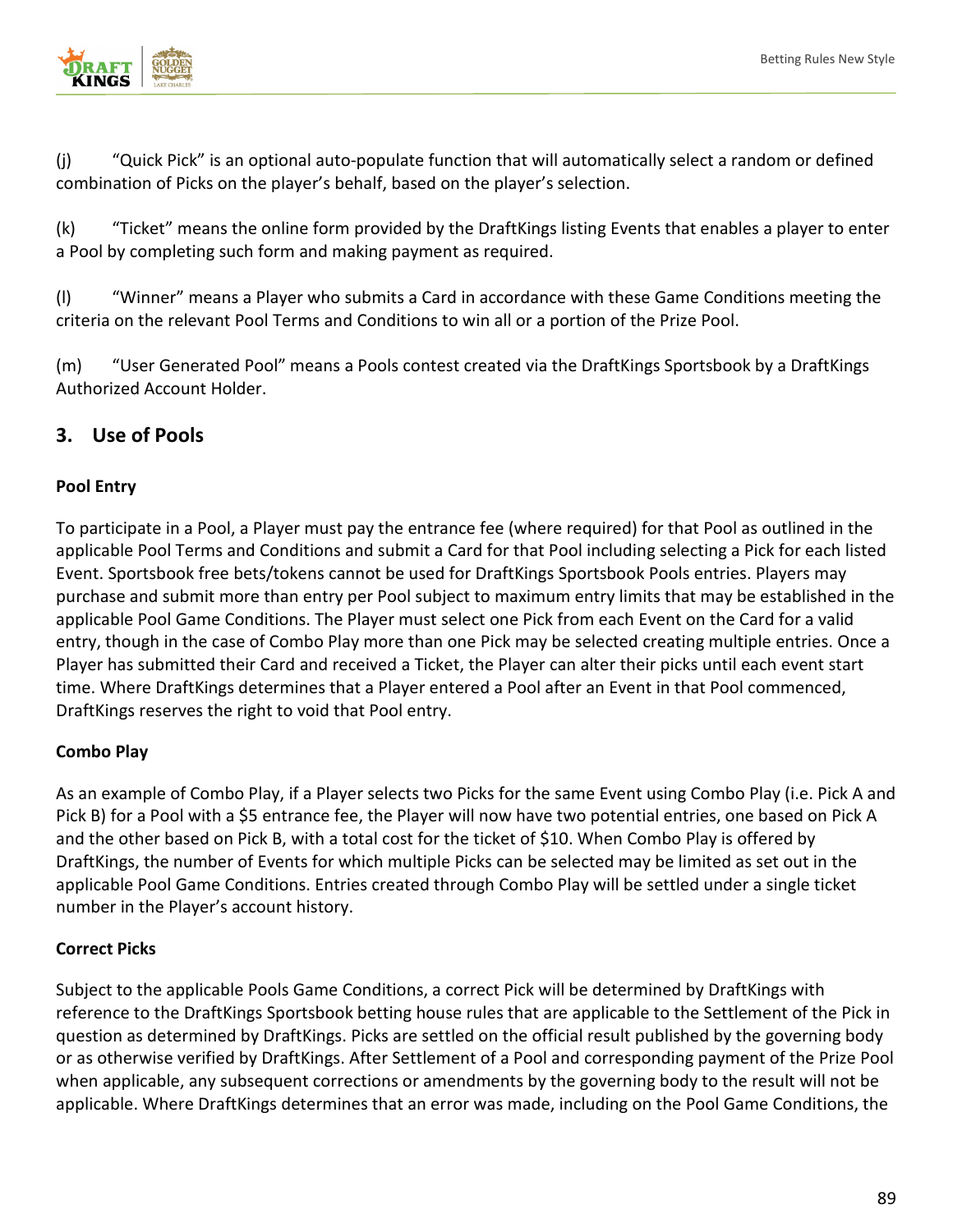(j) "Quick Pick" is an optional auto-populate function that will automatically select a random or defined combination of Picks on the player's behalf, based on the player's selection.

(k) "Ticket" means the online form provided by the DraftKings listing Events that enables a player to enter a Pool by completing such form and making payment as required.

(l) "Winner" means a Player who submits a Card in accordance with these Game Conditions meeting the criteria on the relevant Pool Terms and Conditions to win all or a portion of the Prize Pool.

(m) "User Generated Pool" means a Pools contest created via the DraftKings Sportsbook by a DraftKings Authorized Account Holder.

## 3. Use of Pools

**Pool Entry**

To participate in a Pool, a Player must pay the entrance fee (where required) for that Pool as outlined in the applicable Pool Terms and Conditions and submit a Card for that Pool including selecting a Pick for each listed Event. Sportsbook free bets/tokens cannot be used for DraftKings Sportsbook Pools entries. Players may purchase and submit more than entry per Pool subject to maximum entry limits that may be established in the applicable Pool Game Conditions. The Player must select one Pick from each Event on the Card for a valid entry, though in the case of Combo Play more than one Pick may be selected creating multiple entries. Once a Player has submitted their Card and received a Ticket, the Player can alter their picks until each event start time. Where DraftKings determines that a Player entered a Pool after an Event in that Pool commenced, DraftKings reserves the right to void that Pool entry.

**Combo Play**

As an example of Combo Play, if a Player selects two Picks for the same Event using Combo Play (i.e. Pick A and Pick B) for a Pool with a $5 entrance fee, the Player will now have two potential entries, one based on Pick A and the other based on Pick B, with a total cost for the ticket of $10. When Combo Play is offered by DraftKings, the number of Events for which multiple Picks can be selected may be limited as set out in the applicable Pool Game Conditions. Entries created through Combo Play will be settled under a single ticket number in the Player's account history.

**Correct Picks**

Subject to the applicable Pools Game Conditions, a correct Pick will be determined by DraftKings with reference to the DraftKings Sportsbook betting house rules that are applicable to the Settlement of the Pick in question as determined by DraftKings. Picks are settled on the official result published by the governing body or as otherwise verified by DraftKings. After Settlement of a Pool and corresponding payment of the Prize Pool when applicable, any subsequent corrections or amendments by the governing body to the result will not be applicable. Where DraftKings determines that an error was made, including on the Pool Game Conditions, the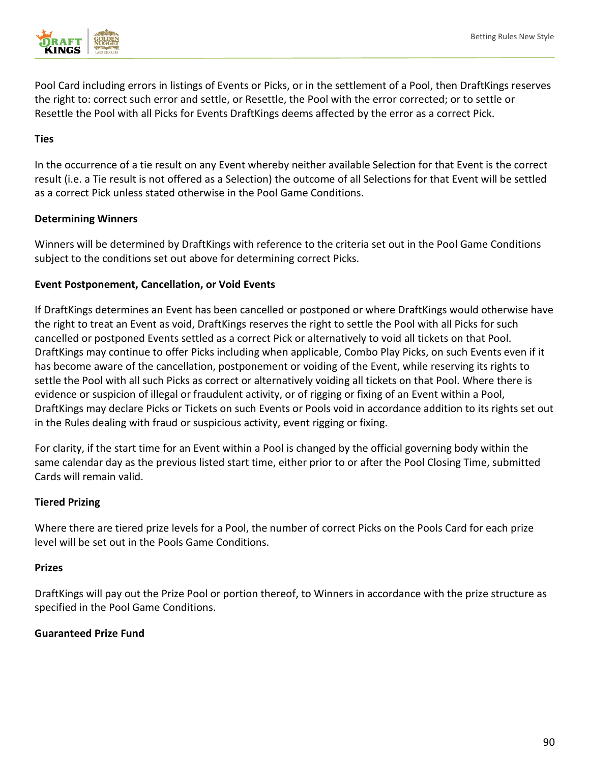Pool Card including errors in listings of Events or Picks, or in the settlement of a Pool, then DraftKings reserves the right to: correct such error and settle, or Resettle, the Pool with the error corrected; or to settle or Resettle the Pool with all Picks for Events DraftKings deems affected by the error as a correct Pick.

**Ties**

In the occurrence of a tie result on any Event whereby neither available Selection for that Event is the correct result (i.e. a Tie result is not offered as a Selection) the outcome of all Selections for that Event will be settled as a correct Pick unless stated otherwise in the Pool Game Conditions.

**Determining Winners**

Winners will be determined by DraftKings with reference to the criteria set out in the Pool Game Conditions subject to the conditions set out above for determining correct Picks.

**Event Postponement, Cancellation, or Void Events**

If DraftKings determines an Event has been cancelled or postponed or where DraftKings would otherwise have the right to treat an Event as void, DraftKings reserves the right to settle the Pool with all Picks for such cancelled or postponed Events settled as a correct Pick or alternatively to void all tickets on that Pool. DraftKings may continue to offer Picks including when applicable, Combo Play Picks, on such Events even if it has become aware of the cancellation, postponement or voiding of the Event, while reserving its rights to settle the Pool with all such Picks as correct or alternatively voiding all tickets on that Pool. Where there is evidence or suspicion of illegal or fraudulent activity, or of rigging or fixing of an Event within a Pool, DraftKings may declare Picks or Tickets on such Events or Pools void in accordance addition to its rights set out in the Rules dealing with fraud or suspicious activity, event rigging or fixing.

For clarity, if the start time for an Event within a Pool is changed by the official governing body within the same calendar day as the previous listed start time, either prior to or after the Pool Closing Time, submitted Cards will remain valid.

**Tiered Prizing**

Where there are tiered prize levels for a Pool, the number of correct Picks on the Pools Card for each prize level will be set out in the Pools Game Conditions.

**Prizes**

DraftKings will pay out the Prize Pool or portion thereof, to Winners in accordance with the prize structure as specified in the Pool Game Conditions.

**Guaranteed Prize Fund**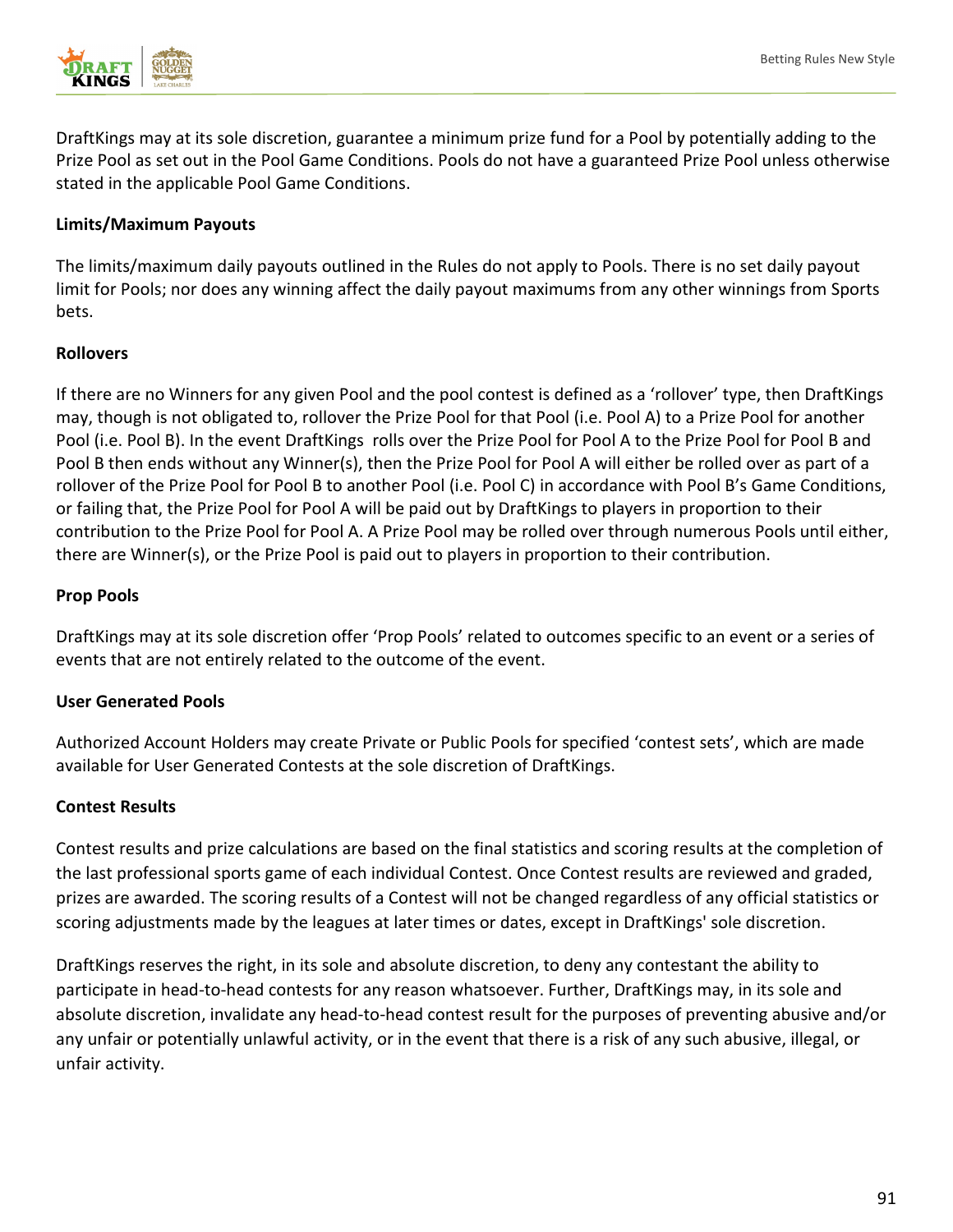DraftKings may at its sole discretion, guarantee a minimum prize fund for a Pool by potentially adding to the Prize Pool as set out in the Pool Game Conditions. Pools do not have a guaranteed Prize Pool unless otherwise stated in the applicable Pool Game Conditions.

**Limits/Maximum Payouts**

The limits/maximum daily payouts outlined in the Rules do not apply to Pools. There is no set daily payout limit for Pools; nor does any winning affect the daily payout maximums from any other winnings from Sports bets.

**Rollovers**

If there are no Winners for any given Pool and the pool contest is defined as a 'rollover' type, then DraftKings may, though is not obligated to, rollover the Prize Pool for that Pool (i.e. Pool A) to a Prize Pool for another Pool (i.e. Pool B). In the event DraftKings rolls over the Prize Pool for Pool A to the Prize Pool for Pool B and Pool B then ends without any Winner(s), then the Prize Pool for Pool A will either be rolled over as part of a rollover of the Prize Pool for Pool B to another Pool (i.e. Pool C) in accordance with Pool B's Game Conditions, or failing that, the Prize Pool for Pool A will be paid out by DraftKings to players in proportion to their contribution to the Prize Pool for Pool A. A Prize Pool may be rolled over through numerous Pools until either, there are Winner(s), or the Prize Pool is paid out to players in proportion to their contribution.

**Prop Pools**

DraftKings may at its sole discretion offer 'Prop Pools' related to outcomes specific to an event or a series of events that are not entirely related to the outcome of the event.

**User Generated Pools**

Authorized Account Holders may create Private or Public Pools for specified 'contest sets', which are made available for User Generated Contests at the sole discretion of DraftKings.

**Contest Results**

Contest results and prize calculations are based on the final statistics and scoring results at the completion of the last professional sports game of each individual Contest. Once Contest results are reviewed and graded, prizes are awarded. The scoring results of a Contest will not be changed regardless of any official statistics or scoring adjustments made by the leagues at later times or dates, except in DraftKings' sole discretion.

DraftKings reserves the right, in its sole and absolute discretion, to deny any contestant the ability to participate in head-to-head contests for any reason whatsoever. Further, DraftKings may, in its sole and absolute discretion, invalidate any head-to-head contest result for the purposes of preventing abusive and/or any unfair or potentially unlawful activity, or in the event that there is a risk of any such abusive, illegal, or unfair activity.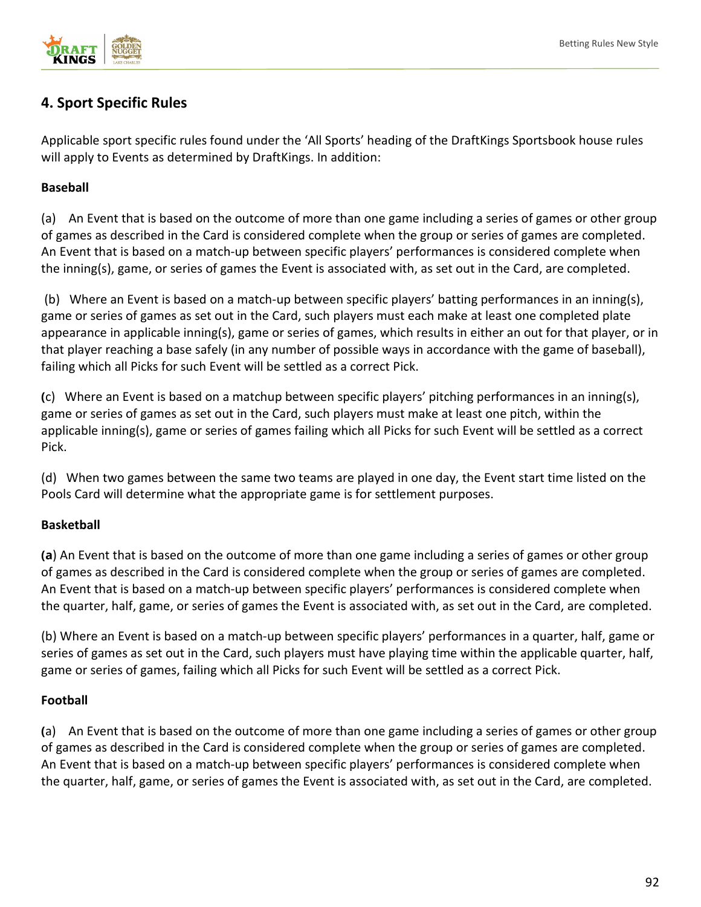## 4. Sport Specific Rules

Applicable sport specific rules found under the 'All Sports' heading of the DraftKings Sportsbook house rules will apply to Events as determined by DraftKings. In addition:

**Baseball**

(a) An Event that is based on the outcome of more than one game including a series of games or other group of games as described in the Card is considered complete when the group or series of games are completed. An Event that is based on a match-up between specific players' performances is considered complete when the inning(s), game, or series of games the Event is associated with, as set out in the Card, are completed.

(b) Where an Event is based on a match-up between specific players' batting performances in an inning(s), game or series of games as set out in the Card, such players must each make at least one completed plate appearance in applicable inning(s), game or series of games, which results in either an out for that player, or in that player reaching a base safely (in any number of possible ways in accordance with the game of baseball), failing which all Picks for such Event will be settled as a correct Pick.

(c) Where an Event is based on a matchup between specific players' pitching performances in an inning(s), game or series of games as set out in the Card, such players must make at least one pitch, within the applicable inning(s), game or series of games failing which all Picks for such Event will be settled as a correct Pick.

(d) When two games between the same two teams are played in one day, the Event start time listed on the Pools Card will determine what the appropriate game is for settlement purposes.

**Basketball**

(**a**) An Event that is based on the outcome of more than one game including a series of games or other group of games as described in the Card is considered complete when the group or series of games are completed. An Event that is based on a match-up between specific players' performances is considered complete when the quarter, half, game, or series of games the Event is associated with, as set out in the Card, are completed.

(b) Where an Event is based on a match-up between specific players' performances in a quarter, half, game or series of games as set out in the Card, such players must have playing time within the applicable quarter, half, game or series of games, failing which all Picks for such Event will be settled as a correct Pick.

**Football**

(a) An Event that is based on the outcome of more than one game including a series of games or other group of games as described in the Card is considered complete when the group or series of games are completed. An Event that is based on a match-up between specific players' performances is considered complete when the quarter, half, game, or series of games the Event is associated with, as set out in the Card, are completed.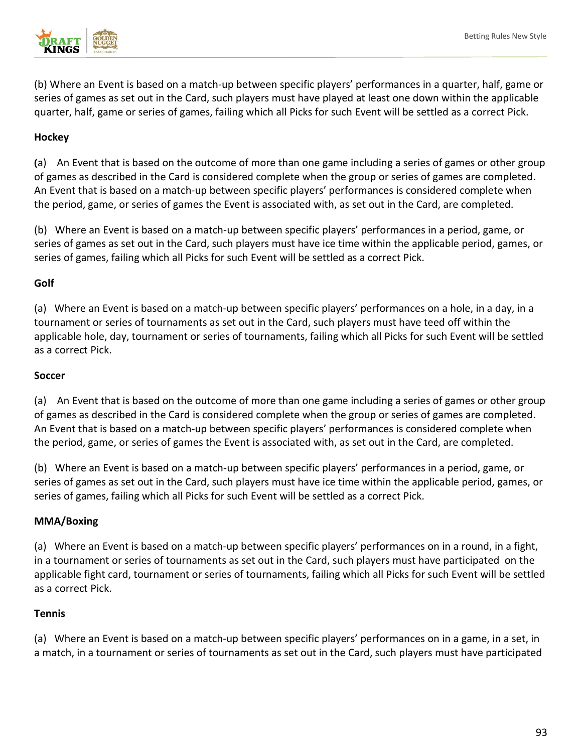(b) Where an Event is based on a match-up between specific players' performances in a quarter, half, game or series of games as set out in the Card, such players must have played at least one down within the applicable quarter, half, game or series of games, failing which all Picks for such Event will be settled as a correct Pick.

**Hockey**

(a) An Event that is based on the outcome of more than one game including a series of games or other group of games as described in the Card is considered complete when the group or series of games are completed. An Event that is based on a match-up between specific players' performances is considered complete when the period, game, or series of games the Event is associated with, as set out in the Card, are completed.

(b) Where an Event is based on a match-up between specific players' performances in a period, game, or series of games as set out in the Card, such players must have ice time within the applicable period, games, or series of games, failing which all Picks for such Event will be settled as a correct Pick.

**Golf**

(a) Where an Event is based on a match-up between specific players' performances on a hole, in a day, in a tournament or series of tournaments as set out in the Card, such players must have teed off within the applicable hole, day, tournament or series of tournaments, failing which all Picks for such Event will be settled as a correct Pick.

**Soccer**

(a) An Event that is based on the outcome of more than one game including a series of games or other group of games as described in the Card is considered complete when the group or series of games are completed. An Event that is based on a match-up between specific players' performances is considered complete when the period, game, or series of games the Event is associated with, as set out in the Card, are completed.

(b) Where an Event is based on a match-up between specific players' performances in a period, game, or series of games as set out in the Card, such players must have ice time within the applicable period, games, or series of games, failing which all Picks for such Event will be settled as a correct Pick.

**MMA/Boxing**

(a) Where an Event is based on a match-up between specific players' performances on in a round, in a fight, in a tournament or series of tournaments as set out in the Card, such players must have participated on the applicable fight card, tournament or series of tournaments, failing which all Picks for such Event will be settled as a correct Pick.

**Tennis**

(a) Where an Event is based on a match-up between specific players' performances on in a game, in a set, in a match, in a tournament or series of tournaments as set out in the Card, such players must have participated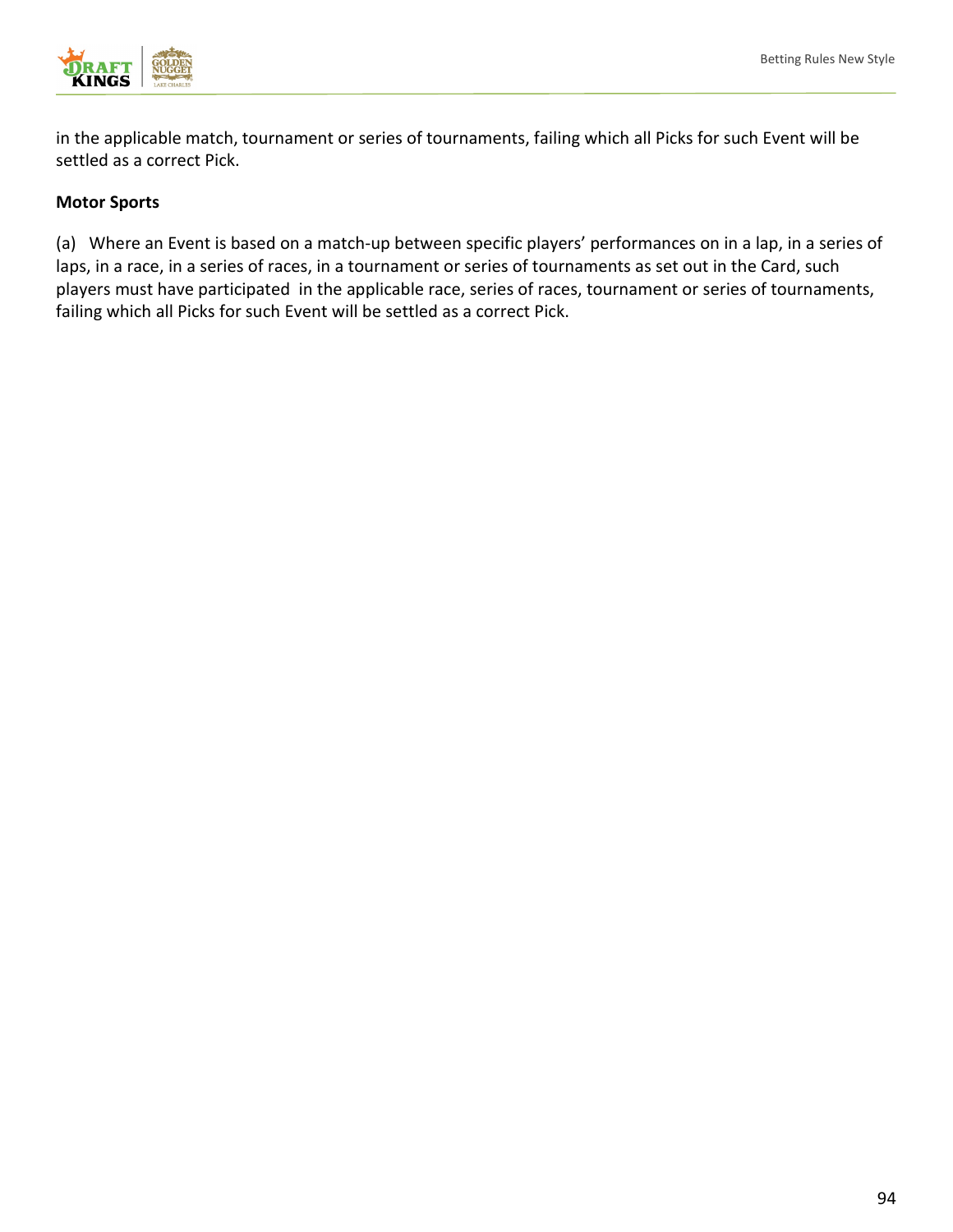in the applicable match, tournament or series of tournaments, failing which all Picks for such Event will be settled as a correct Pick.

**Motor Sports**

(a) Where an Event is based on a match-up between specific players' performances on in a lap, in a series of laps, in a race, in a series of races, in a tournament or series of tournaments as set out in the Card, such players must have participated in the applicable race, series of races, tournament or series of tournaments, failing which all Picks for such Event will be settled as a correct Pick.